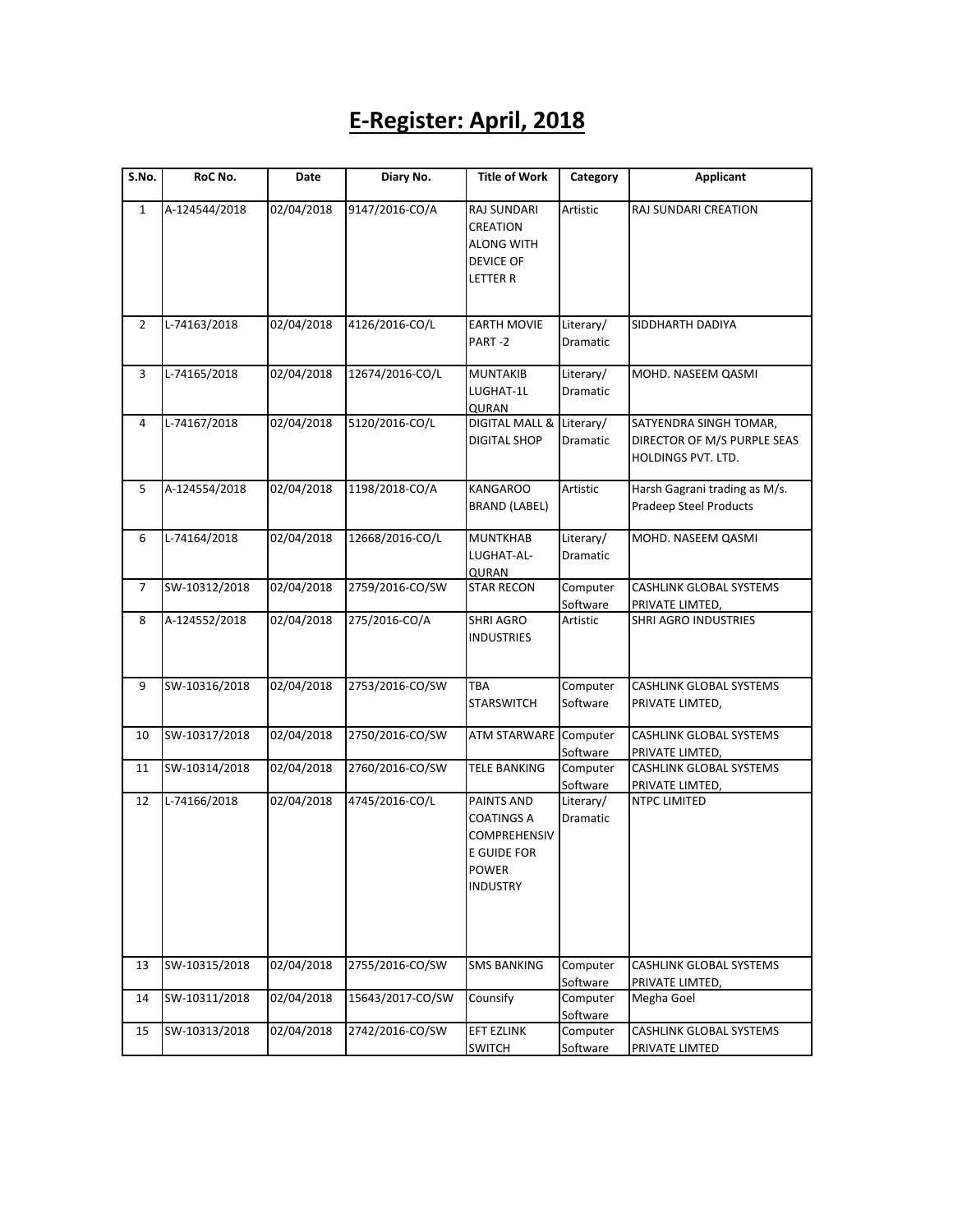# E-Register: April, 2018

| S.No. | RoC No. | Date | Diary No. | Title of Work | Category | Applicant |
|---|---|---|---|---|---|---|
| 1 | A-124544/2018 | 02/04/2018 | 9147/2016-CO/A | RAJ SUNDARI CREATION ALONG WITH DEVICE OF LETTER R | Artistic | RAJ SUNDARI CREATION |
| 2 | L-74163/2018 | 02/04/2018 | 4126/2016-CO/L | EARTH MOVIE PART -2 | Literary/ Dramatic | SIDDHARTH DADIYA |
| 3 | L-74165/2018 | 02/04/2018 | 12674/2016-CO/L | MUNTAKIB LUGHAT-1L QURAN | Literary/ Dramatic | MOHD. NASEEM QASMI |
| 4 | L-74167/2018 | 02/04/2018 | 5120/2016-CO/L | DIGITAL MALL & DIGITAL SHOP | Literary/ Dramatic | SATYENDRA SINGH TOMAR, DIRECTOR OF M/S PURPLE SEAS HOLDINGS PVT. LTD. |
| 5 | A-124554/2018 | 02/04/2018 | 1198/2018-CO/A | KANGAROO BRAND (LABEL) | Artistic | Harsh Gagrani trading as M/s. Pradeep Steel Products |
| 6 | L-74164/2018 | 02/04/2018 | 12668/2016-CO/L | MUNTKHAB LUGHAT-AL-QURAN | Literary/ Dramatic | MOHD. NASEEM QASMI |
| 7 | SW-10312/2018 | 02/04/2018 | 2759/2016-CO/SW | STAR RECON | Computer Software | CASHLINK GLOBAL SYSTEMS PRIVATE LIMTED, |
| 8 | A-124552/2018 | 02/04/2018 | 275/2016-CO/A | SHRI AGRO INDUSTRIES | Artistic | SHRI AGRO INDUSTRIES |
| 9 | SW-10316/2018 | 02/04/2018 | 2753/2016-CO/SW | TBA STARSWITCH | Computer Software | CASHLINK GLOBAL SYSTEMS PRIVATE LIMTED, |
| 10 | SW-10317/2018 | 02/04/2018 | 2750/2016-CO/SW | ATM STARWARE | Computer Software | CASHLINK GLOBAL SYSTEMS PRIVATE LIMTED, |
| 11 | SW-10314/2018 | 02/04/2018 | 2760/2016-CO/SW | TELE BANKING | Computer Software | CASHLINK GLOBAL SYSTEMS PRIVATE LIMTED, |
| 12 | L-74166/2018 | 02/04/2018 | 4745/2016-CO/L | PAINTS AND COATINGS A COMPREHENSIVE GUIDE FOR POWER INDUSTRY | Literary/ Dramatic | NTPC LIMITED |
| 13 | SW-10315/2018 | 02/04/2018 | 2755/2016-CO/SW | SMS BANKING | Computer Software | CASHLINK GLOBAL SYSTEMS PRIVATE LIMTED, |
| 14 | SW-10311/2018 | 02/04/2018 | 15643/2017-CO/SW | Counsify | Computer Software | Megha Goel |
| 15 | SW-10313/2018 | 02/04/2018 | 2742/2016-CO/SW | EFT EZLINK SWITCH | Computer Software | CASHLINK GLOBAL SYSTEMS PRIVATE LIMTED |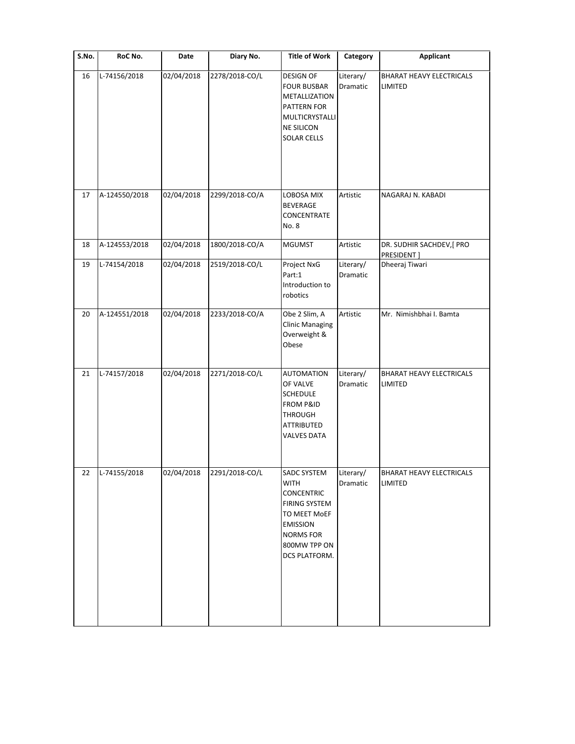| S.No. | RoC No. | Date | Diary No. | Title of Work | Category | Applicant |
|---|---|---|---|---|---|---|
| 16 | L-74156/2018 | 02/04/2018 | 2278/2018-CO/L | DESIGN OF FOUR BUSBAR METALLIZATION PATTERN FOR MULTICRYSTALLINE SILICON SOLAR CELLS | Literary/ Dramatic | BHARAT HEAVY ELECTRICALS LIMITED |
| 17 | A-124550/2018 | 02/04/2018 | 2299/2018-CO/A | LOBOSA MIX BEVERAGE CONCENTRATE No. 8 | Artistic | NAGARAJ N. KABADI |
| 18 | A-124553/2018 | 02/04/2018 | 1800/2018-CO/A | MGUMST | Artistic | DR. SUDHIR SACHDEV,[ PRO PRESIDENT ] |
| 19 | L-74154/2018 | 02/04/2018 | 2519/2018-CO/L | Project NxG Part:1 Introduction to robotics | Literary/ Dramatic | Dheeraj Tiwari |
| 20 | A-124551/2018 | 02/04/2018 | 2233/2018-CO/A | Obe 2 Slim, A Clinic Managing Overweight & Obese | Artistic | Mr. Nimishbhai I. Bamta |
| 21 | L-74157/2018 | 02/04/2018 | 2271/2018-CO/L | AUTOMATION OF VALVE SCHEDULE FROM P&ID THROUGH ATTRIBUTED VALVES DATA | Literary/ Dramatic | BHARAT HEAVY ELECTRICALS LIMITED |
| 22 | L-74155/2018 | 02/04/2018 | 2291/2018-CO/L | SADC SYSTEM WITH CONCENTRIC FIRING SYSTEM TO MEET MoEF EMISSION NORMS FOR 800MW TPP ON DCS PLATFORM. | Literary/ Dramatic | BHARAT HEAVY ELECTRICALS LIMITED |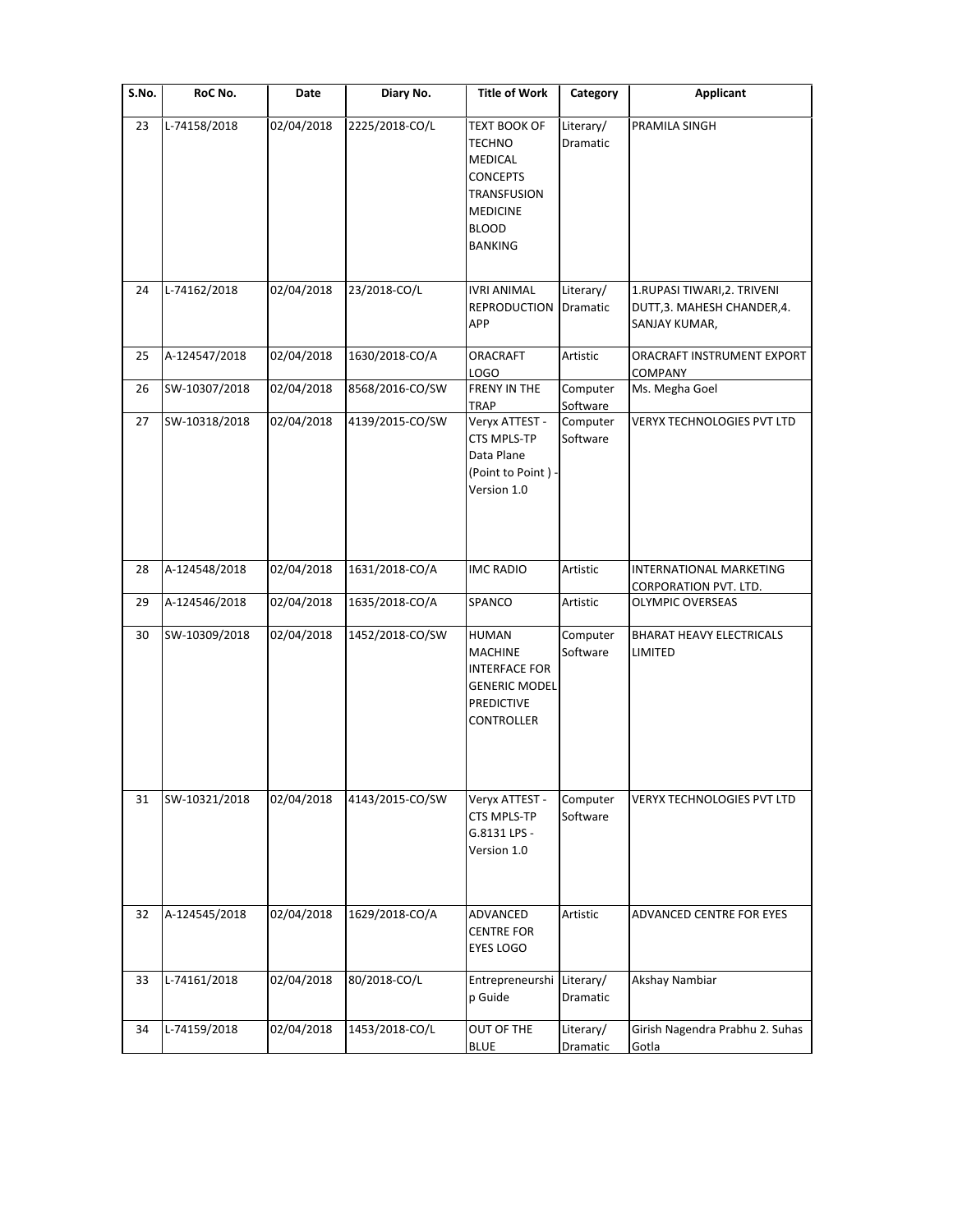| S.No. | RoC No. | Date | Diary No. | Title of Work | Category | Applicant |
|---|---|---|---|---|---|---|
| 23 | L-74158/2018 | 02/04/2018 | 2225/2018-CO/L | TEXT BOOK OF TECHNO MEDICAL CONCEPTS TRANSFUSION MEDICINE BLOOD BANKING | Literary/ Dramatic | PRAMILA SINGH |
| 24 | L-74162/2018 | 02/04/2018 | 23/2018-CO/L | IVRI ANIMAL REPRODUCTION APP | Literary/ Dramatic | 1.RUPASI TIWARI,2. TRIVENI DUTT,3. MAHESH CHANDER,4. SANJAY KUMAR, |
| 25 | A-124547/2018 | 02/04/2018 | 1630/2018-CO/A | ORACRAFT LOGO | Artistic | ORACRAFT INSTRUMENT EXPORT COMPANY |
| 26 | SW-10307/2018 | 02/04/2018 | 8568/2016-CO/SW | FRENY IN THE TRAP | Computer Software | Ms. Megha Goel |
| 27 | SW-10318/2018 | 02/04/2018 | 4139/2015-CO/SW | Veryx ATTEST - CTS MPLS-TP Data Plane (Point to Point ) - Version 1.0 | Computer Software | VERYX TECHNOLOGIES PVT LTD |
| 28 | A-124548/2018 | 02/04/2018 | 1631/2018-CO/A | IMC RADIO | Artistic | INTERNATIONAL MARKETING CORPORATION PVT. LTD. |
| 29 | A-124546/2018 | 02/04/2018 | 1635/2018-CO/A | SPANCO | Artistic | OLYMPIC OVERSEAS |
| 30 | SW-10309/2018 | 02/04/2018 | 1452/2018-CO/SW | HUMAN MACHINE INTERFACE FOR GENERIC MODEL PREDICTIVE CONTROLLER | Computer Software | BHARAT HEAVY ELECTRICALS LIMITED |
| 31 | SW-10321/2018 | 02/04/2018 | 4143/2015-CO/SW | Veryx ATTEST - CTS MPLS-TP G.8131 LPS - Version 1.0 | Computer Software | VERYX TECHNOLOGIES PVT LTD |
| 32 | A-124545/2018 | 02/04/2018 | 1629/2018-CO/A | ADVANCED CENTRE FOR EYES LOGO | Artistic | ADVANCED CENTRE FOR EYES |
| 33 | L-74161/2018 | 02/04/2018 | 80/2018-CO/L | Entrepreneurship Guide | Literary/ Dramatic | Akshay Nambiar |
| 34 | L-74159/2018 | 02/04/2018 | 1453/2018-CO/L | OUT OF THE BLUE | Literary/ Dramatic | Girish Nagendra Prabhu 2. Suhas Gotla |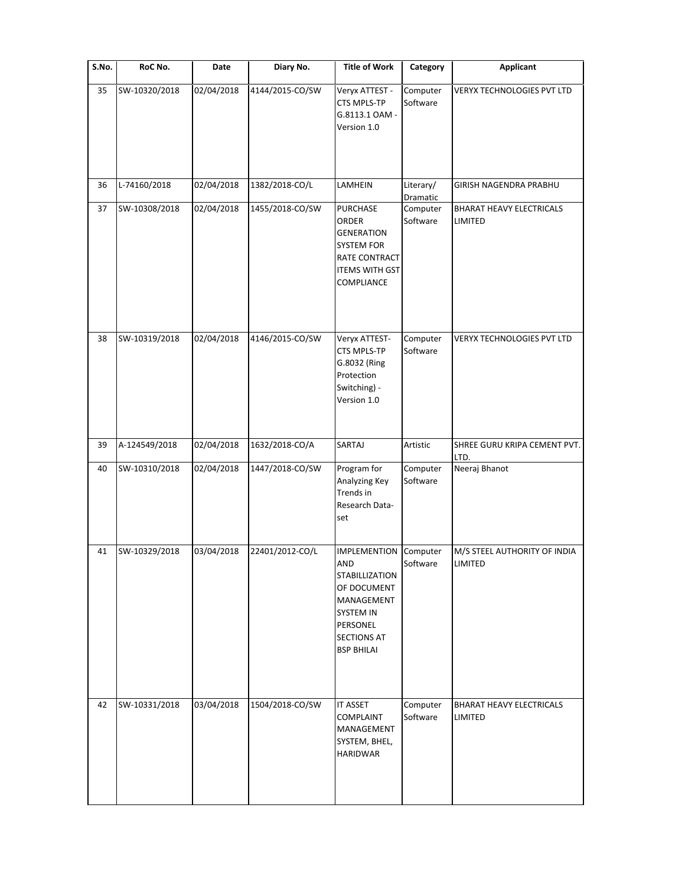| S.No. | RoC No. | Date | Diary No. | Title of Work | Category | Applicant |
|---|---|---|---|---|---|---|
| 35 | SW-10320/2018 | 02/04/2018 | 4144/2015-CO/SW | Veryx ATTEST - CTS MPLS-TP G.8113.1 OAM - Version 1.0 | Computer Software | VERYX TECHNOLOGIES PVT LTD |
| 36 | L-74160/2018 | 02/04/2018 | 1382/2018-CO/L | LAMHEIN | Literary/ Dramatic | GIRISH NAGENDRA PRABHU |
| 37 | SW-10308/2018 | 02/04/2018 | 1455/2018-CO/SW | PURCHASE ORDER GENERATION SYSTEM FOR RATE CONTRACT ITEMS WITH GST COMPLIANCE | Computer Software | BHARAT HEAVY ELECTRICALS LIMITED |
| 38 | SW-10319/2018 | 02/04/2018 | 4146/2015-CO/SW | Veryx ATTEST- CTS MPLS-TP G.8032 (Ring Protection Switching) - Version 1.0 | Computer Software | VERYX TECHNOLOGIES PVT LTD |
| 39 | A-124549/2018 | 02/04/2018 | 1632/2018-CO/A | SARTAJ | Artistic | SHREE GURU KRIPA CEMENT PVT. LTD. |
| 40 | SW-10310/2018 | 02/04/2018 | 1447/2018-CO/SW | Program for Analyzing Key Trends in Research Data-set | Computer Software | Neeraj Bhanot |
| 41 | SW-10329/2018 | 03/04/2018 | 22401/2012-CO/L | IMPLEMENTION AND STABILLIZATION OF DOCUMENT MANAGEMENT SYSTEM IN PERSONEL SECTIONS AT BSP BHILAI | Computer Software | M/S STEEL AUTHORITY OF INDIA LIMITED |
| 42 | SW-10331/2018 | 03/04/2018 | 1504/2018-CO/SW | IT ASSET COMPLAINT MANAGEMENT SYSTEM, BHEL, HARIDWAR | Computer Software | BHARAT HEAVY ELECTRICALS LIMITED |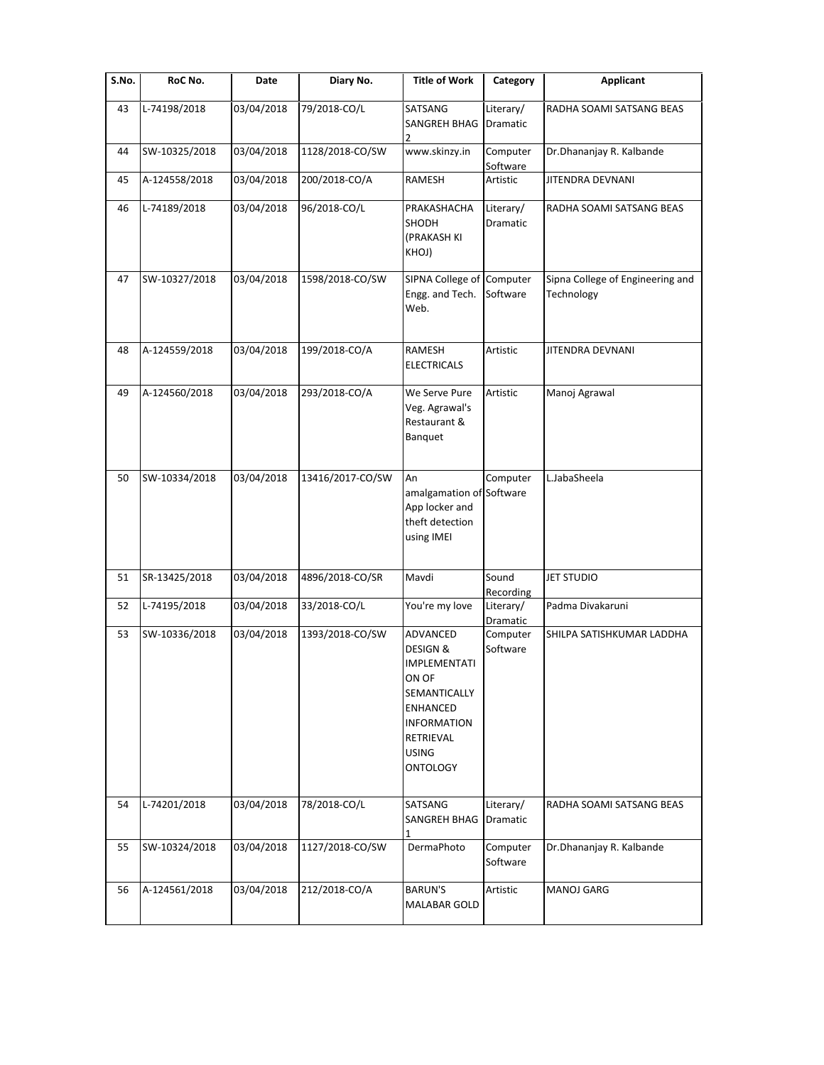| S.No. | RoC No. | Date | Diary No. | Title of Work | Category | Applicant |
|---|---|---|---|---|---|---|
| 43 | L-74198/2018 | 03/04/2018 | 79/2018-CO/L | SATSANG SANGREH BHAG 2 | Literary/ Dramatic | RADHA SOAMI SATSANG BEAS |
| 44 | SW-10325/2018 | 03/04/2018 | 1128/2018-CO/SW | www.skinzy.in | Computer Software | Dr.Dhananjay R. Kalbande |
| 45 | A-124558/2018 | 03/04/2018 | 200/2018-CO/A | RAMESH | Artistic | JITENDRA DEVNANI |
| 46 | L-74189/2018 | 03/04/2018 | 96/2018-CO/L | PRAKASHACHA SHODH (PRAKASH KI KHOJ) | Literary/ Dramatic | RADHA SOAMI SATSANG BEAS |
| 47 | SW-10327/2018 | 03/04/2018 | 1598/2018-CO/SW | SIPNA College of Engg. and Tech. Web. | Computer Software | Sipna College of Engineering and Technology |
| 48 | A-124559/2018 | 03/04/2018 | 199/2018-CO/A | RAMESH ELECTRICALS | Artistic | JITENDRA DEVNANI |
| 49 | A-124560/2018 | 03/04/2018 | 293/2018-CO/A | We Serve Pure Veg. Agrawal's Restaurant & Banquet | Artistic | Manoj Agrawal |
| 50 | SW-10334/2018 | 03/04/2018 | 13416/2017-CO/SW | An amalgamation of App locker and theft detection using IMEI | Computer Software | L.JabaSheela |
| 51 | SR-13425/2018 | 03/04/2018 | 4896/2018-CO/SR | Mavdi | Sound Recording | JET STUDIO |
| 52 | L-74195/2018 | 03/04/2018 | 33/2018-CO/L | You're my love | Literary/ Dramatic | Padma Divakaruni |
| 53 | SW-10336/2018 | 03/04/2018 | 1393/2018-CO/SW | ADVANCED DESIGN & IMPLEMENTATION OF SEMANTICALLY ENHANCED INFORMATION RETRIEVAL USING ONTOLOGY | Computer Software | SHILPA SATISHKUMAR LADDHA |
| 54 | L-74201/2018 | 03/04/2018 | 78/2018-CO/L | SATSANG SANGREH BHAG 1 | Literary/ Dramatic | RADHA SOAMI SATSANG BEAS |
| 55 | SW-10324/2018 | 03/04/2018 | 1127/2018-CO/SW | DermaPhoto | Computer Software | Dr.Dhananjay R. Kalbande |
| 56 | A-124561/2018 | 03/04/2018 | 212/2018-CO/A | BARUN'S MALABAR GOLD | Artistic | MANOJ GARG |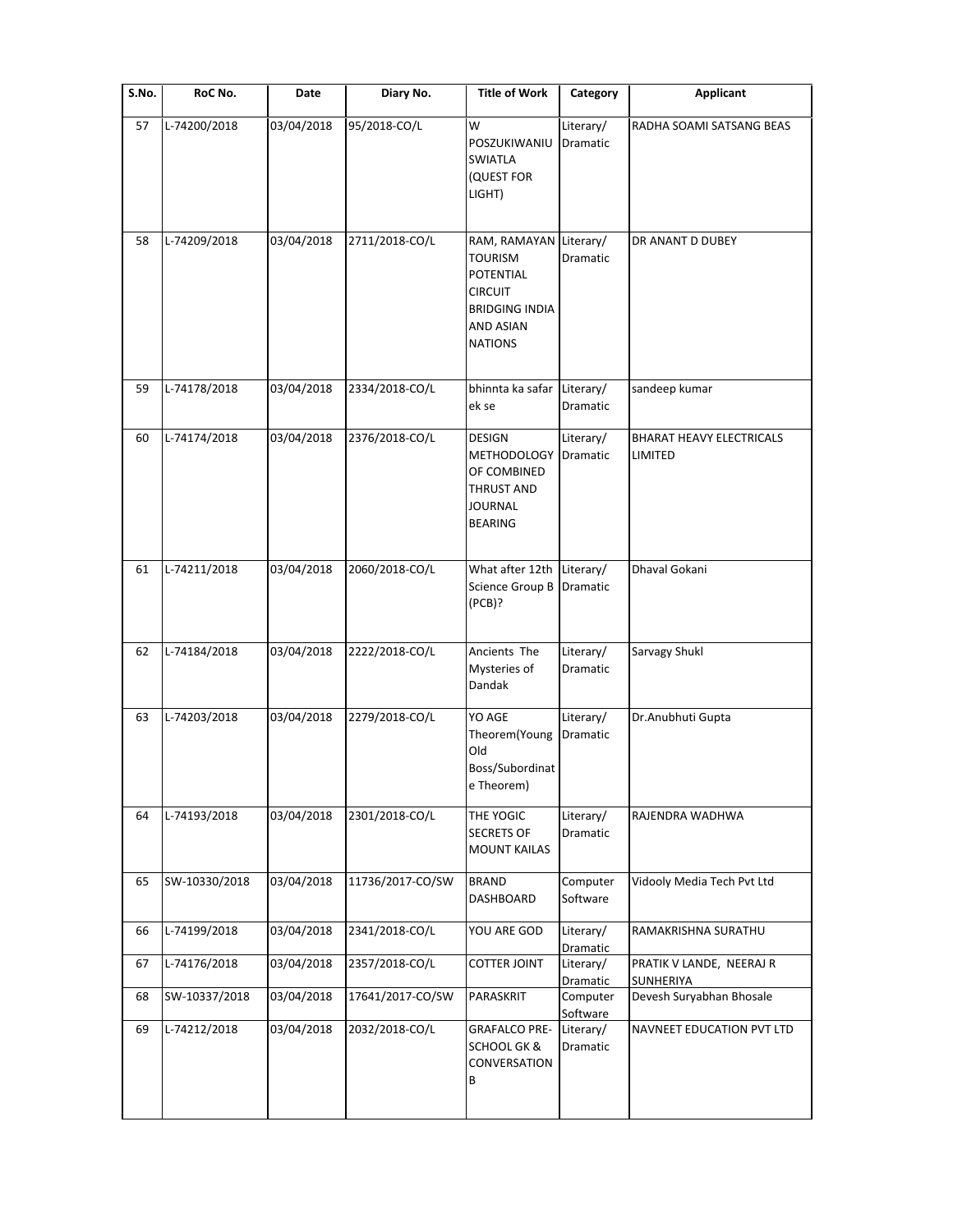| S.No. | RoC No. | Date | Diary No. | Title of Work | Category | Applicant |
|---|---|---|---|---|---|---|
| 57 | L-74200/2018 | 03/04/2018 | 95/2018-CO/L | W POSZUKIWANIU SWIATLA (QUEST FOR LIGHT) | Literary/ Dramatic | RADHA SOAMI SATSANG BEAS |
| 58 | L-74209/2018 | 03/04/2018 | 2711/2018-CO/L | RAM, RAMAYAN TOURISM POTENTIAL CIRCUIT BRIDGING INDIA AND ASIAN NATIONS | Literary/ Dramatic | DR ANANT D DUBEY |
| 59 | L-74178/2018 | 03/04/2018 | 2334/2018-CO/L | bhinnta ka safar ek se | Literary/ Dramatic | sandeep kumar |
| 60 | L-74174/2018 | 03/04/2018 | 2376/2018-CO/L | DESIGN METHODOLOGY OF COMBINED THRUST AND JOURNAL BEARING | Literary/ Dramatic | BHARAT HEAVY ELECTRICALS LIMITED |
| 61 | L-74211/2018 | 03/04/2018 | 2060/2018-CO/L | What after 12th Science Group B (PCB)? | Literary/ Dramatic | Dhaval Gokani |
| 62 | L-74184/2018 | 03/04/2018 | 2222/2018-CO/L | Ancients The Mysteries of Dandak | Literary/ Dramatic | Sarvagy Shukl |
| 63 | L-74203/2018 | 03/04/2018 | 2279/2018-CO/L | YO AGE Theorem(Young Old Boss/Subordinate Theorem) | Literary/ Dramatic | Dr.Anubhuti Gupta |
| 64 | L-74193/2018 | 03/04/2018 | 2301/2018-CO/L | THE YOGIC SECRETS OF MOUNT KAILAS | Literary/ Dramatic | RAJENDRA WADHWA |
| 65 | SW-10330/2018 | 03/04/2018 | 11736/2017-CO/SW | BRAND DASHBOARD | Computer Software | Vidooly Media Tech Pvt Ltd |
| 66 | L-74199/2018 | 03/04/2018 | 2341/2018-CO/L | YOU ARE GOD | Literary/ Dramatic | RAMAKRISHNA SURATHU |
| 67 | L-74176/2018 | 03/04/2018 | 2357/2018-CO/L | COTTER JOINT | Literary/ Dramatic | PRATIK V LANDE, NEERAJ R SUNHERIYA |
| 68 | SW-10337/2018 | 03/04/2018 | 17641/2017-CO/SW | PARASKRIT | Computer Software | Devesh Suryabhan Bhosale |
| 69 | L-74212/2018 | 03/04/2018 | 2032/2018-CO/L | GRAFALCO PRE-SCHOOL GK & CONVERSATION B | Literary/ Dramatic | NAVNEET EDUCATION PVT LTD |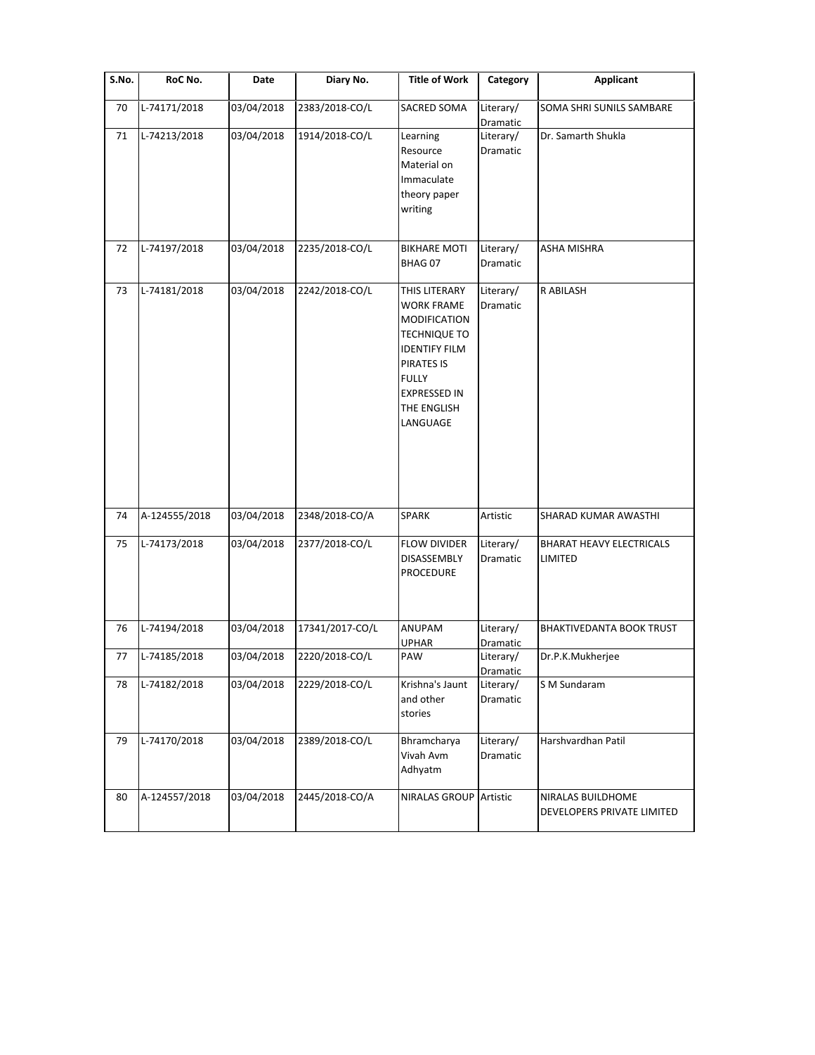| S.No. | RoC No. | Date | Diary No. | Title of Work | Category | Applicant |
|---|---|---|---|---|---|---|
| 70 | L-74171/2018 | 03/04/2018 | 2383/2018-CO/L | SACRED SOMA | Literary/ Dramatic | SOMA SHRI SUNILS SAMBARE |
| 71 | L-74213/2018 | 03/04/2018 | 1914/2018-CO/L | Learning Resource Material on Immaculate theory paper writing | Literary/ Dramatic | Dr. Samarth Shukla |
| 72 | L-74197/2018 | 03/04/2018 | 2235/2018-CO/L | BIKHARE MOTI BHAG 07 | Literary/ Dramatic | ASHA MISHRA |
| 73 | L-74181/2018 | 03/04/2018 | 2242/2018-CO/L | THIS LITERARY WORK FRAME MODIFICATION TECHNIQUE TO IDENTIFY FILM PIRATES IS FULLY EXPRESSED IN THE ENGLISH LANGUAGE | Literary/ Dramatic | R ABILASH |
| 74 | A-124555/2018 | 03/04/2018 | 2348/2018-CO/A | SPARK | Artistic | SHARAD KUMAR AWASTHI |
| 75 | L-74173/2018 | 03/04/2018 | 2377/2018-CO/L | FLOW DIVIDER DISASSEMBLY PROCEDURE | Literary/ Dramatic | BHARAT HEAVY ELECTRICALS LIMITED |
| 76 | L-74194/2018 | 03/04/2018 | 17341/2017-CO/L | ANUPAM UPHAR | Literary/ Dramatic | BHAKTIVEDANTA BOOK TRUST |
| 77 | L-74185/2018 | 03/04/2018 | 2220/2018-CO/L | PAW | Literary/ Dramatic | Dr.P.K.Mukherjee |
| 78 | L-74182/2018 | 03/04/2018 | 2229/2018-CO/L | Krishna's Jaunt and other stories | Literary/ Dramatic | S M Sundaram |
| 79 | L-74170/2018 | 03/04/2018 | 2389/2018-CO/L | Bhramcharya Vivah Avm Adhyatm | Literary/ Dramatic | Harshvardhan Patil |
| 80 | A-124557/2018 | 03/04/2018 | 2445/2018-CO/A | NIRALAS GROUP | Artistic | NIRALAS BUILDHOME DEVELOPERS PRIVATE LIMITED |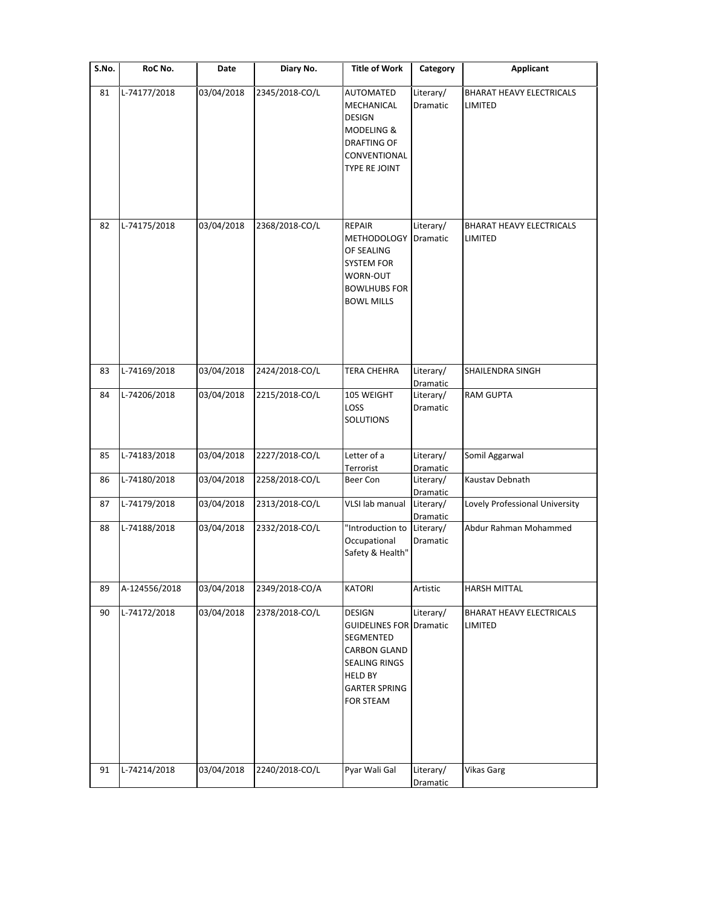| S.No. | RoC No. | Date | Diary No. | Title of Work | Category | Applicant |
|---|---|---|---|---|---|---|
| 81 | L-74177/2018 | 03/04/2018 | 2345/2018-CO/L | AUTOMATED MECHANICAL DESIGN MODELING & DRAFTING OF CONVENTIONAL TYPE RE JOINT | Literary/ Dramatic | BHARAT HEAVY ELECTRICALS LIMITED |
| 82 | L-74175/2018 | 03/04/2018 | 2368/2018-CO/L | REPAIR METHODOLOGY OF SEALING SYSTEM FOR WORN-OUT BOWLHUBS FOR BOWL MILLS | Literary/ Dramatic | BHARAT HEAVY ELECTRICALS LIMITED |
| 83 | L-74169/2018 | 03/04/2018 | 2424/2018-CO/L | TERA CHEHRA | Literary/ Dramatic | SHAILENDRA SINGH |
| 84 | L-74206/2018 | 03/04/2018 | 2215/2018-CO/L | 105 WEIGHT LOSS SOLUTIONS | Literary/ Dramatic | RAM GUPTA |
| 85 | L-74183/2018 | 03/04/2018 | 2227/2018-CO/L | Letter of a Terrorist | Literary/ Dramatic | Somil Aggarwal |
| 86 | L-74180/2018 | 03/04/2018 | 2258/2018-CO/L | Beer Con | Literary/ Dramatic | Kaustav Debnath |
| 87 | L-74179/2018 | 03/04/2018 | 2313/2018-CO/L | VLSI lab manual | Literary/ Dramatic | Lovely Professional University |
| 88 | L-74188/2018 | 03/04/2018 | 2332/2018-CO/L | "Introduction to Occupational Safety & Health" | Literary/ Dramatic | Abdur Rahman Mohammed |
| 89 | A-124556/2018 | 03/04/2018 | 2349/2018-CO/A | KATORI | Artistic | HARSH MITTAL |
| 90 | L-74172/2018 | 03/04/2018 | 2378/2018-CO/L | DESIGN GUIDELINES FOR SEGMENTED CARBON GLAND SEALING RINGS HELD BY GARTER SPRING FOR STEAM | Literary/ Dramatic | BHARAT HEAVY ELECTRICALS LIMITED |
| 91 | L-74214/2018 | 03/04/2018 | 2240/2018-CO/L | Pyar Wali Gal | Literary/ Dramatic | Vikas Garg |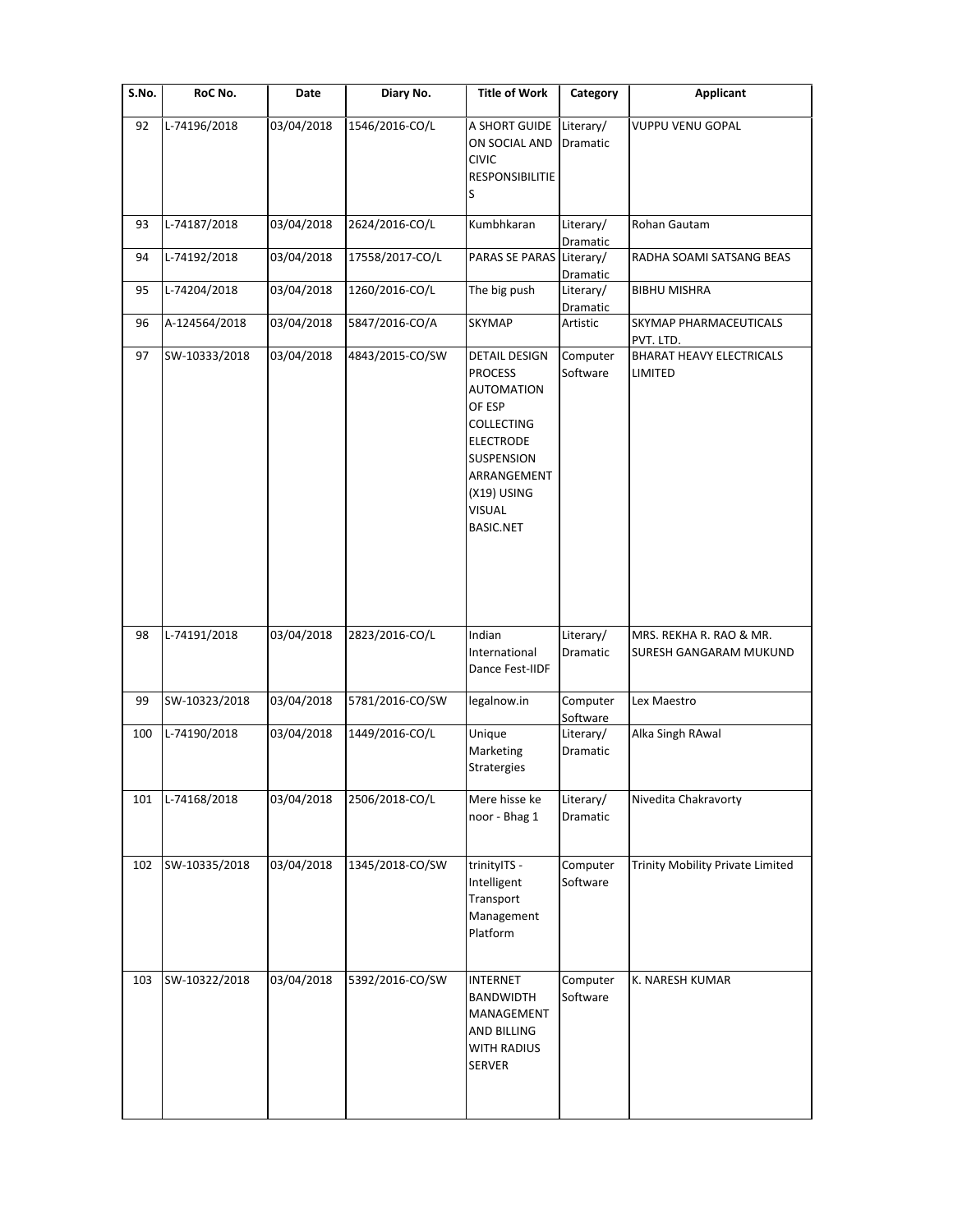| S.No. | RoC No. | Date | Diary No. | Title of Work | Category | Applicant |
| --- | --- | --- | --- | --- | --- | --- |
| 92 | L-74196/2018 | 03/04/2018 | 1546/2016-CO/L | A SHORT GUIDE ON SOCIAL AND CIVIC RESPONSIBILITIES | Literary/ Dramatic | VUPPU VENU GOPAL |
| 93 | L-74187/2018 | 03/04/2018 | 2624/2016-CO/L | Kumbhkaran | Literary/ Dramatic | Rohan Gautam |
| 94 | L-74192/2018 | 03/04/2018 | 17558/2017-CO/L | PARAS SE PARAS | Literary/ Dramatic | RADHA SOAMI SATSANG BEAS |
| 95 | L-74204/2018 | 03/04/2018 | 1260/2016-CO/L | The big push | Literary/ Dramatic | BIBHU MISHRA |
| 96 | A-124564/2018 | 03/04/2018 | 5847/2016-CO/A | SKYMAP | Artistic | SKYMAP PHARMACEUTICALS PVT. LTD. |
| 97 | SW-10333/2018 | 03/04/2018 | 4843/2015-CO/SW | DETAIL DESIGN PROCESS AUTOMATION OF ESP COLLECTING ELECTRODE SUSPENSION ARRANGEMENT (X19) USING VISUAL BASIC.NET | Computer Software | BHARAT HEAVY ELECTRICALS LIMITED |
| 98 | L-74191/2018 | 03/04/2018 | 2823/2016-CO/L | Indian International Dance Fest-IIDF | Literary/ Dramatic | MRS. REKHA R. RAO & MR. SURESH GANGARAM MUKUND |
| 99 | SW-10323/2018 | 03/04/2018 | 5781/2016-CO/SW | legalnow.in | Computer Software | Lex Maestro |
| 100 | L-74190/2018 | 03/04/2018 | 1449/2016-CO/L | Unique Marketing Stratergies | Literary/ Dramatic | Alka Singh RAwal |
| 101 | L-74168/2018 | 03/04/2018 | 2506/2018-CO/L | Mere hisse ke noor - Bhag 1 | Literary/ Dramatic | Nivedita Chakravorty |
| 102 | SW-10335/2018 | 03/04/2018 | 1345/2018-CO/SW | trinityITS - Intelligent Transport Management Platform | Computer Software | Trinity Mobility Private Limited |
| 103 | SW-10322/2018 | 03/04/2018 | 5392/2016-CO/SW | INTERNET BANDWIDTH MANAGEMENT AND BILLING WITH RADIUS SERVER | Computer Software | K. NARESH KUMAR |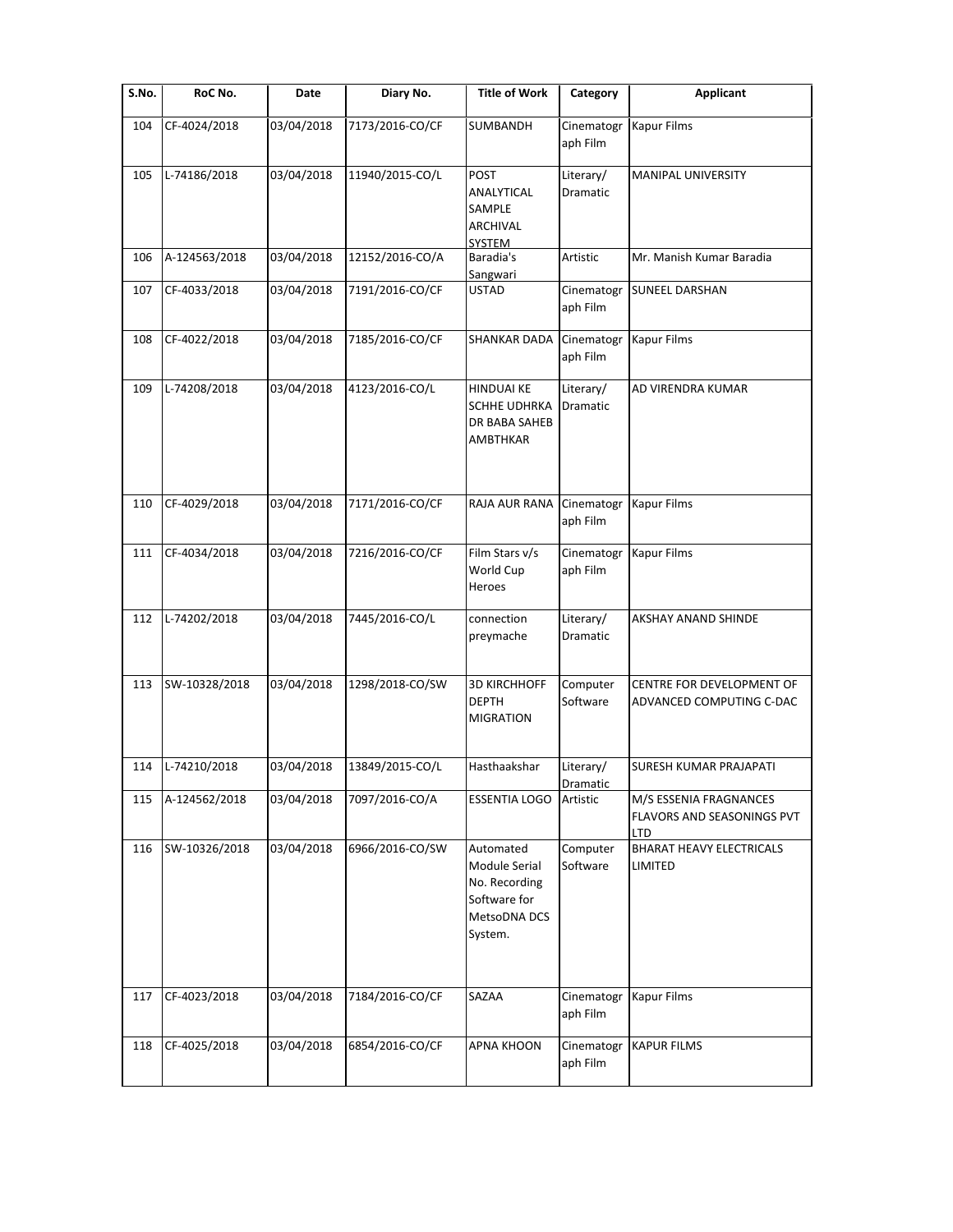| S.No. | RoC No. | Date | Diary No. | Title of Work | Category | Applicant |
|---|---|---|---|---|---|---|
| 104 | CF-4024/2018 | 03/04/2018 | 7173/2016-CO/CF | SUMBANDH | Cinematograph Film | Kapur Films |
| 105 | L-74186/2018 | 03/04/2018 | 11940/2015-CO/L | POST ANALYTICAL SAMPLE ARCHIVAL SYSTEM | Literary/ Dramatic | MANIPAL UNIVERSITY |
| 106 | A-124563/2018 | 03/04/2018 | 12152/2016-CO/A | Baradia's Sangwari | Artistic | Mr. Manish Kumar Baradia |
| 107 | CF-4033/2018 | 03/04/2018 | 7191/2016-CO/CF | USTAD | Cinematograph Film | SUNEEL DARSHAN |
| 108 | CF-4022/2018 | 03/04/2018 | 7185/2016-CO/CF | SHANKAR DADA | Cinematograph Film | Kapur Films |
| 109 | L-74208/2018 | 03/04/2018 | 4123/2016-CO/L | HINDUAI KE SCHHE UDHRKA DR BABA SAHEB AMBTHKAR | Literary/ Dramatic | AD VIRENDRA KUMAR |
| 110 | CF-4029/2018 | 03/04/2018 | 7171/2016-CO/CF | RAJA AUR RANA | Cinematograph Film | Kapur Films |
| 111 | CF-4034/2018 | 03/04/2018 | 7216/2016-CO/CF | Film Stars v/s World Cup Heroes | Cinematograph Film | Kapur Films |
| 112 | L-74202/2018 | 03/04/2018 | 7445/2016-CO/L | connection preymache | Literary/ Dramatic | AKSHAY ANAND SHINDE |
| 113 | SW-10328/2018 | 03/04/2018 | 1298/2018-CO/SW | 3D KIRCHHOFF DEPTH MIGRATION | Computer Software | CENTRE FOR DEVELOPMENT OF ADVANCED COMPUTING C-DAC |
| 114 | L-74210/2018 | 03/04/2018 | 13849/2015-CO/L | Hasthaakshar | Literary/ Dramatic | SURESH KUMAR PRAJAPATI |
| 115 | A-124562/2018 | 03/04/2018 | 7097/2016-CO/A | ESSENTIA LOGO | Artistic | M/S ESSENIA FRAGNANCES FLAVORS AND SEASONINGS PVT LTD |
| 116 | SW-10326/2018 | 03/04/2018 | 6966/2016-CO/SW | Automated Module Serial No. Recording Software for MetsoDNA DCS System. | Computer Software | BHARAT HEAVY ELECTRICALS LIMITED |
| 117 | CF-4023/2018 | 03/04/2018 | 7184/2016-CO/CF | SAZAA | Cinematograph Film | Kapur Films |
| 118 | CF-4025/2018 | 03/04/2018 | 6854/2016-CO/CF | APNA KHOON | Cinematograph Film | KAPUR FILMS |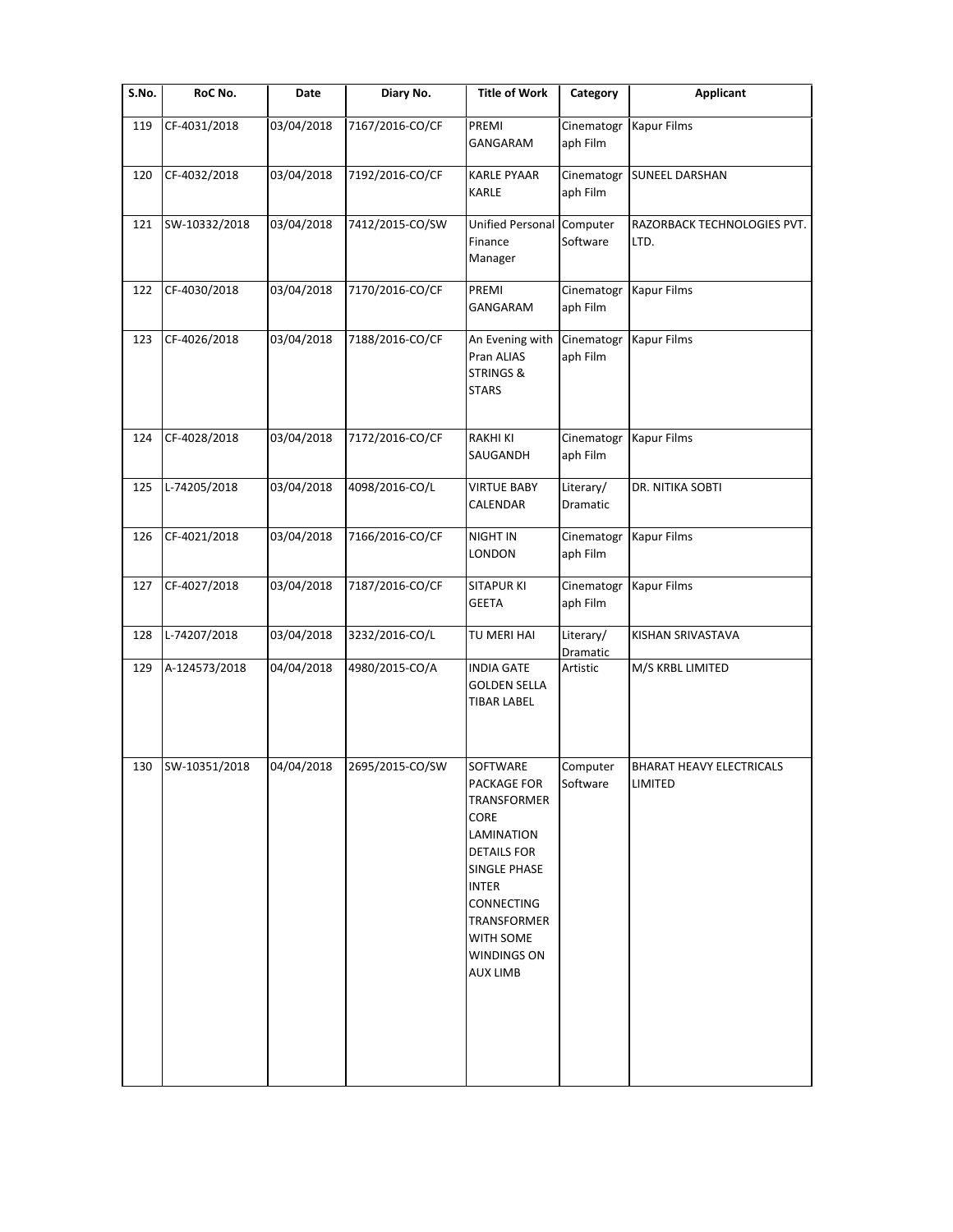| S.No. | RoC No. | Date | Diary No. | Title of Work | Category | Applicant |
|---|---|---|---|---|---|---|
| 119 | CF-4031/2018 | 03/04/2018 | 7167/2016-CO/CF | PREMI GANGARAM | Cinematograph Film | Kapur Films |
| 120 | CF-4032/2018 | 03/04/2018 | 7192/2016-CO/CF | KARLE PYAAR KARLE | Cinematograph Film | SUNEEL DARSHAN |
| 121 | SW-10332/2018 | 03/04/2018 | 7412/2015-CO/SW | Unified Personal Finance Manager | Computer Software | RAZORBACK TECHNOLOGIES PVT. LTD. |
| 122 | CF-4030/2018 | 03/04/2018 | 7170/2016-CO/CF | PREMI GANGARAM | Cinematograph Film | Kapur Films |
| 123 | CF-4026/2018 | 03/04/2018 | 7188/2016-CO/CF | An Evening with Pran ALIAS STRINGS & STARS | Cinematograph Film | Kapur Films |
| 124 | CF-4028/2018 | 03/04/2018 | 7172/2016-CO/CF | RAKHI KI SAUGANDH | Cinematograph Film | Kapur Films |
| 125 | L-74205/2018 | 03/04/2018 | 4098/2016-CO/L | VIRTUE BABY CALENDAR | Literary/ Dramatic | DR. NITIKA SOBTI |
| 126 | CF-4021/2018 | 03/04/2018 | 7166/2016-CO/CF | NIGHT IN LONDON | Cinematograph Film | Kapur Films |
| 127 | CF-4027/2018 | 03/04/2018 | 7187/2016-CO/CF | SITAPUR KI GEETA | Cinematograph Film | Kapur Films |
| 128 | L-74207/2018 | 03/04/2018 | 3232/2016-CO/L | TU MERI HAI | Literary/ Dramatic | KISHAN SRIVASTAVA |
| 129 | A-124573/2018 | 04/04/2018 | 4980/2015-CO/A | INDIA GATE GOLDEN SELLA TIBAR LABEL | Artistic | M/S KRBL LIMITED |
| 130 | SW-10351/2018 | 04/04/2018 | 2695/2015-CO/SW | SOFTWARE PACKAGE FOR TRANSFORMER CORE LAMINATION DETAILS FOR SINGLE PHASE INTER CONNECTING TRANSFORMER WITH SOME WINDINGS ON AUX LIMB | Computer Software | BHARAT HEAVY ELECTRICALS LIMITED |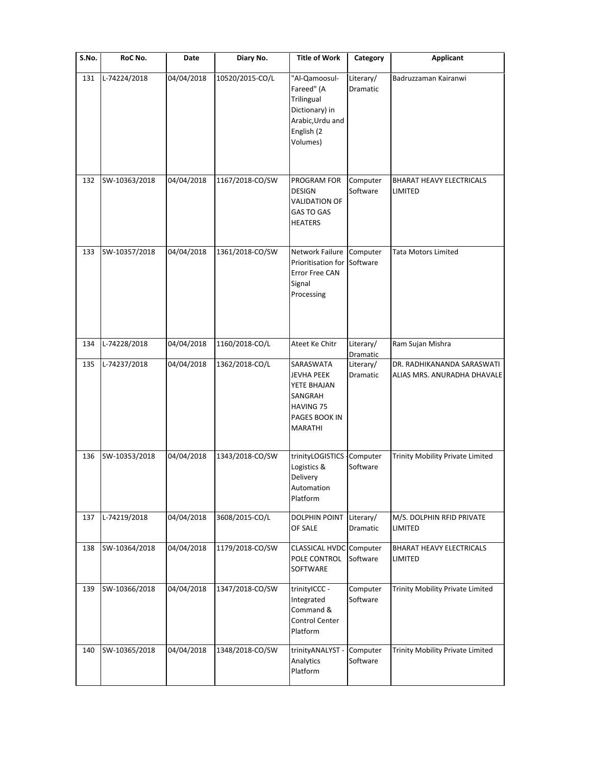| S.No. | RoC No. | Date | Diary No. | Title of Work | Category | Applicant |
| --- | --- | --- | --- | --- | --- | --- |
| 131 | L-74224/2018 | 04/04/2018 | 10520/2015-CO/L | "Al-Qamoosul-Fareed" (A Trilingual Dictionary) in Arabic,Urdu and English (2 Volumes) | Literary/ Dramatic | Badruzzaman Kairanwi |
| 132 | SW-10363/2018 | 04/04/2018 | 1167/2018-CO/SW | PROGRAM FOR DESIGN VALIDATION OF GAS TO GAS HEATERS | Computer Software | BHARAT HEAVY ELECTRICALS LIMITED |
| 133 | SW-10357/2018 | 04/04/2018 | 1361/2018-CO/SW | Network Failure Prioritisation for Error Free CAN Signal Processing | Computer Software | Tata Motors Limited |
| 134 | L-74228/2018 | 04/04/2018 | 1160/2018-CO/L | Ateet Ke Chitr | Literary/ Dramatic | Ram Sujan Mishra |
| 135 | L-74237/2018 | 04/04/2018 | 1362/2018-CO/L | SARASWATA JEVHA PEEK YETE BHAJAN SANGRAH HAVING 75 PAGES BOOK IN MARATHI | Literary/ Dramatic | DR. RADHIKANANDA SARASWATI ALIAS MRS. ANURADHA DHAVALE |
| 136 | SW-10353/2018 | 04/04/2018 | 1343/2018-CO/SW | trinityLOGISTICS - Logistics & Delivery Automation Platform | Computer Software | Trinity Mobility Private Limited |
| 137 | L-74219/2018 | 04/04/2018 | 3608/2015-CO/L | DOLPHIN POINT OF SALE | Literary/ Dramatic | M/S. DOLPHIN RFID PRIVATE LIMITED |
| 138 | SW-10364/2018 | 04/04/2018 | 1179/2018-CO/SW | CLASSICAL HVDC POLE CONTROL SOFTWARE | Computer Software | BHARAT HEAVY ELECTRICALS LIMITED |
| 139 | SW-10366/2018 | 04/04/2018 | 1347/2018-CO/SW | trinityICCC - Integrated Command & Control Center Platform | Computer Software | Trinity Mobility Private Limited |
| 140 | SW-10365/2018 | 04/04/2018 | 1348/2018-CO/SW | trinityANALYST - Analytics Platform | Computer Software | Trinity Mobility Private Limited |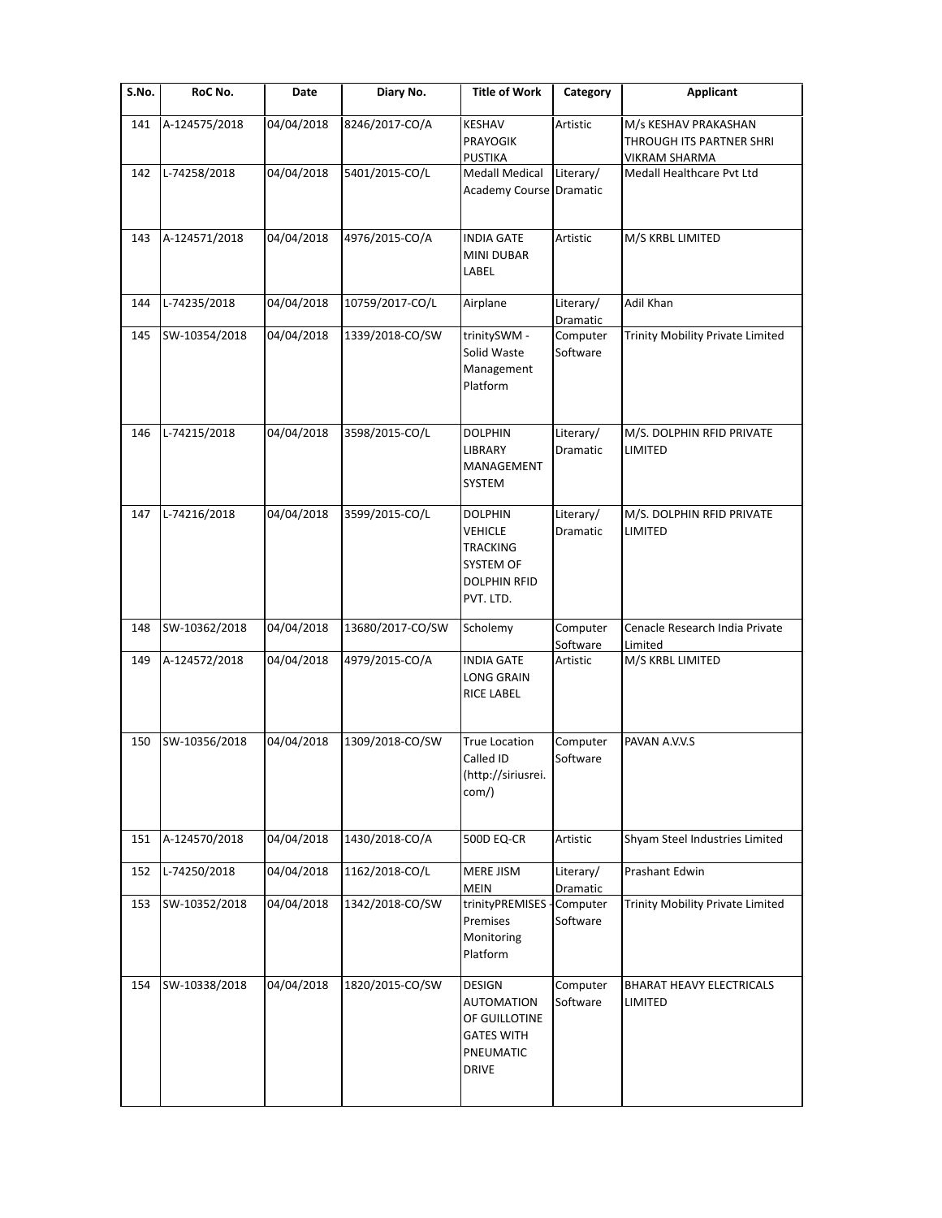| S.No. | RoC No. | Date | Diary No. | Title of Work | Category | Applicant |
|---|---|---|---|---|---|---|
| 141 | A-124575/2018 | 04/04/2018 | 8246/2017-CO/A | KESHAV PRAYOGIK PUSTIKA | Artistic | M/s KESHAV PRAKASHAN THROUGH ITS PARTNER SHRI VIKRAM SHARMA |
| 142 | L-74258/2018 | 04/04/2018 | 5401/2015-CO/L | Medall Medical Academy Course | Literary/ Dramatic | Medall Healthcare Pvt Ltd |
| 143 | A-124571/2018 | 04/04/2018 | 4976/2015-CO/A | INDIA GATE MINI DUBAR LABEL | Artistic | M/S KRBL LIMITED |
| 144 | L-74235/2018 | 04/04/2018 | 10759/2017-CO/L | Airplane | Literary/ Dramatic | Adil Khan |
| 145 | SW-10354/2018 | 04/04/2018 | 1339/2018-CO/SW | trinitySWM - Solid Waste Management Platform | Computer Software | Trinity Mobility Private Limited |
| 146 | L-74215/2018 | 04/04/2018 | 3598/2015-CO/L | DOLPHIN LIBRARY MANAGEMENT SYSTEM | Literary/ Dramatic | M/S. DOLPHIN RFID PRIVATE LIMITED |
| 147 | L-74216/2018 | 04/04/2018 | 3599/2015-CO/L | DOLPHIN VEHICLE TRACKING SYSTEM OF DOLPHIN RFID PVT. LTD. | Literary/ Dramatic | M/S. DOLPHIN RFID PRIVATE LIMITED |
| 148 | SW-10362/2018 | 04/04/2018 | 13680/2017-CO/SW | Scholemy | Computer Software | Cenacle Research India Private Limited |
| 149 | A-124572/2018 | 04/04/2018 | 4979/2015-CO/A | INDIA GATE LONG GRAIN RICE LABEL | Artistic | M/S KRBL LIMITED |
| 150 | SW-10356/2018 | 04/04/2018 | 1309/2018-CO/SW | True Location Called ID (http://siriusrei.com/) | Computer Software | PAVAN A.V.V.S |
| 151 | A-124570/2018 | 04/04/2018 | 1430/2018-CO/A | 500D EQ-CR | Artistic | Shyam Steel Industries Limited |
| 152 | L-74250/2018 | 04/04/2018 | 1162/2018-CO/L | MERE JISM MEIN | Literary/ Dramatic | Prashant Edwin |
| 153 | SW-10352/2018 | 04/04/2018 | 1342/2018-CO/SW | trinityPREMISES - Premises Monitoring Platform | Computer Software | Trinity Mobility Private Limited |
| 154 | SW-10338/2018 | 04/04/2018 | 1820/2015-CO/SW | DESIGN AUTOMATION OF GUILLOTINE GATES WITH PNEUMATIC DRIVE | Computer Software | BHARAT HEAVY ELECTRICALS LIMITED |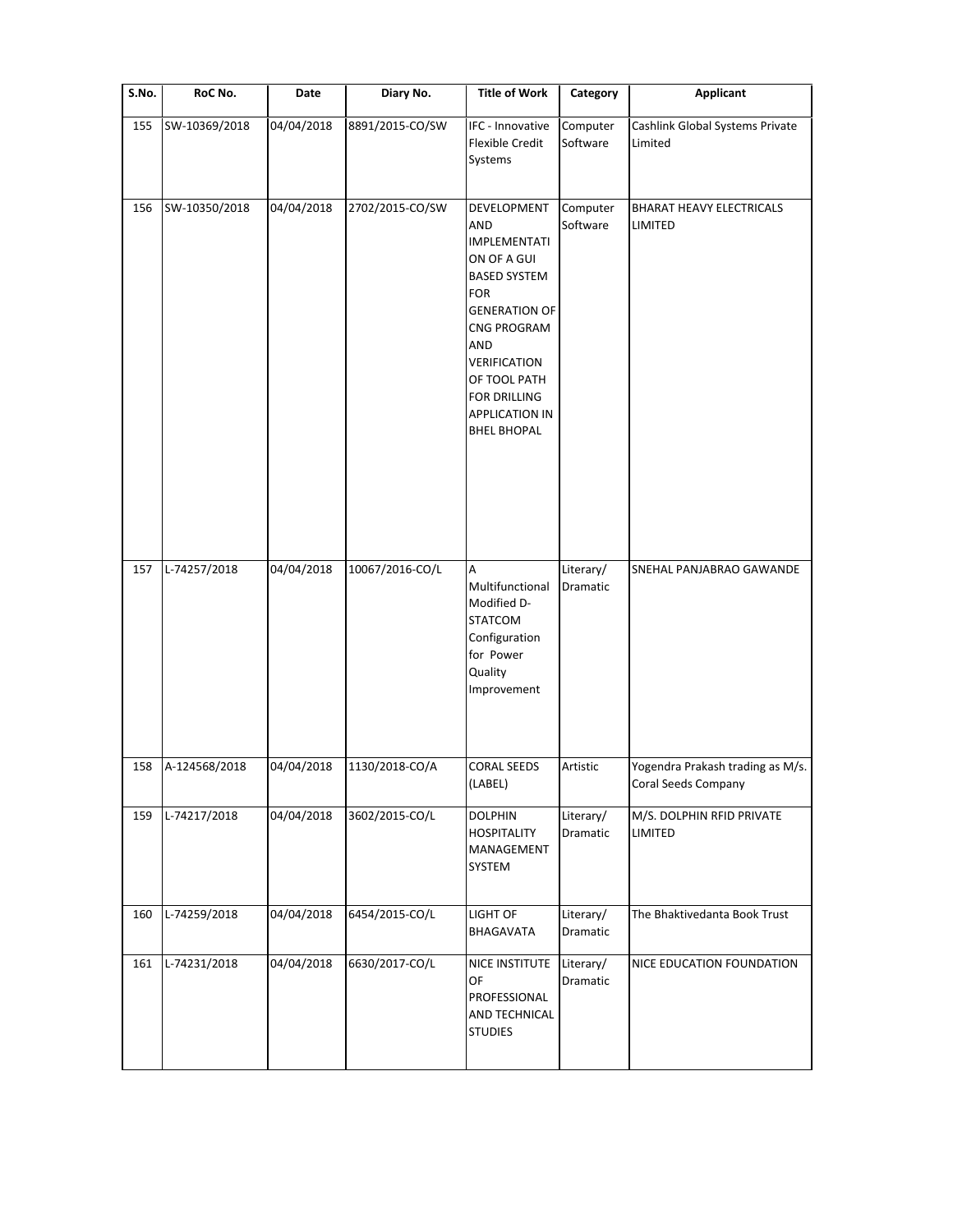| S.No. | RoC No. | Date | Diary No. | Title of Work | Category | Applicant |
|---|---|---|---|---|---|---|
| 155 | SW-10369/2018 | 04/04/2018 | 8891/2015-CO/SW | IFC - Innovative Flexible Credit Systems | Computer Software | Cashlink Global Systems Private Limited |
| 156 | SW-10350/2018 | 04/04/2018 | 2702/2015-CO/SW | DEVELOPMENT AND IMPLEMENTATION OF A GUI BASED SYSTEM FOR GENERATION OF CNG PROGRAM AND VERIFICATION OF TOOL PATH FOR DRILLING APPLICATION IN BHEL BHOPAL | Computer Software | BHARAT HEAVY ELECTRICALS LIMITED |
| 157 | L-74257/2018 | 04/04/2018 | 10067/2016-CO/L | A Multifunctional Modified D-STATCOM Configuration for Power Quality Improvement | Literary/ Dramatic | SNEHAL PANJABRAO GAWANDE |
| 158 | A-124568/2018 | 04/04/2018 | 1130/2018-CO/A | CORAL SEEDS (LABEL) | Artistic | Yogendra Prakash trading as M/s. Coral Seeds Company |
| 159 | L-74217/2018 | 04/04/2018 | 3602/2015-CO/L | DOLPHIN HOSPITALITY MANAGEMENT SYSTEM | Literary/ Dramatic | M/S. DOLPHIN RFID PRIVATE LIMITED |
| 160 | L-74259/2018 | 04/04/2018 | 6454/2015-CO/L | LIGHT OF BHAGAVATA | Literary/ Dramatic | The Bhaktivedanta Book Trust |
| 161 | L-74231/2018 | 04/04/2018 | 6630/2017-CO/L | NICE INSTITUTE OF PROFESSIONAL AND TECHNICAL STUDIES | Literary/ Dramatic | NICE EDUCATION FOUNDATION |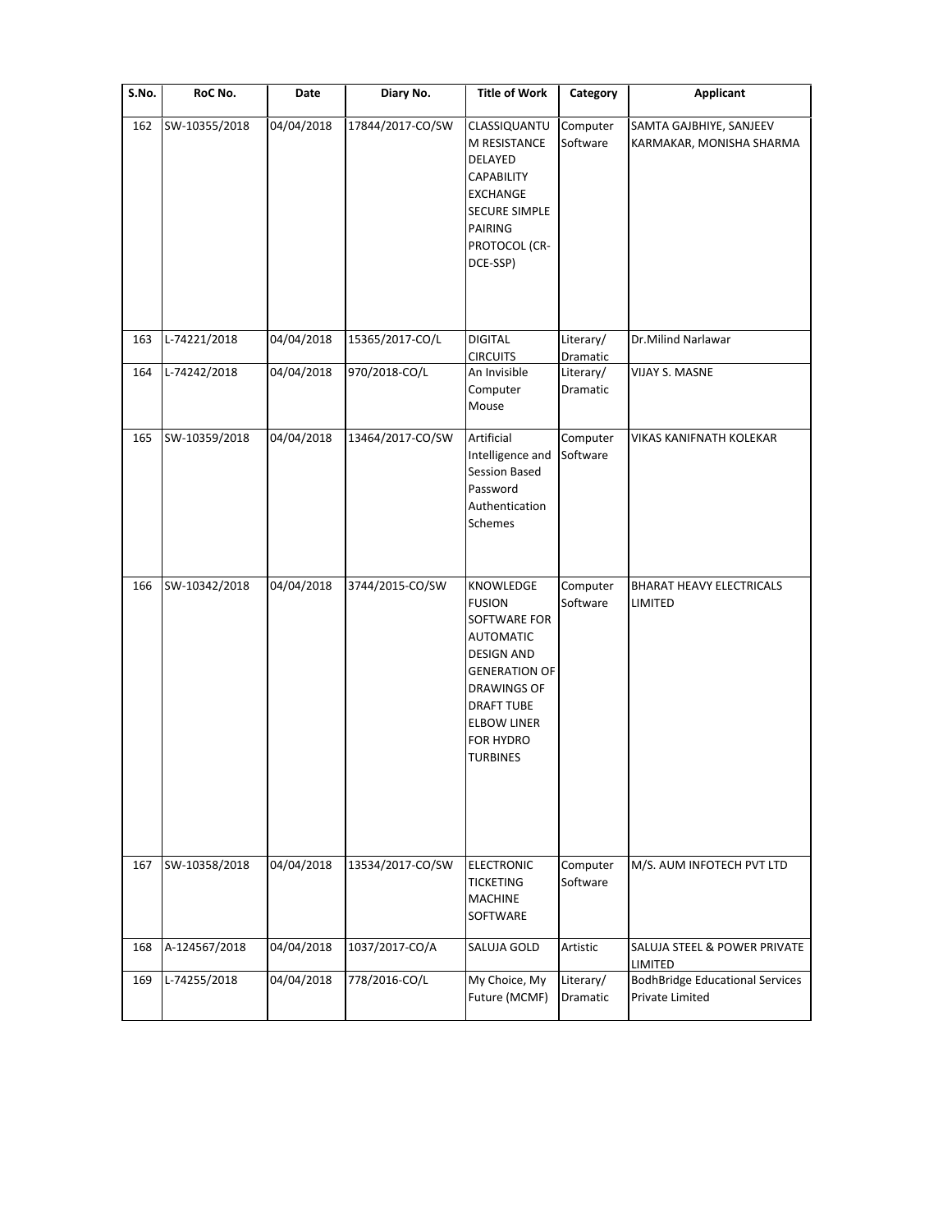| S.No. | RoC No. | Date | Diary No. | Title of Work | Category | Applicant |
|---|---|---|---|---|---|---|
| 162 | SW-10355/2018 | 04/04/2018 | 17844/2017-CO/SW | CLASSIQUANTUM RESISTANCE DELAYED CAPABILITY EXCHANGE SECURE SIMPLE PAIRING PROTOCOL (CR-DCE-SSP) | Computer Software | SAMTA GAJBHIYE, SANJEEV KARMAKAR, MONISHA SHARMA |
| 163 | L-74221/2018 | 04/04/2018 | 15365/2017-CO/L | DIGITAL CIRCUITS | Literary/ Dramatic | Dr.Milind Narlawar |
| 164 | L-74242/2018 | 04/04/2018 | 970/2018-CO/L | An Invisible Computer Mouse | Literary/ Dramatic | VIJAY S. MASNE |
| 165 | SW-10359/2018 | 04/04/2018 | 13464/2017-CO/SW | Artificial Intelligence and Session Based Password Authentication Schemes | Computer Software | VIKAS KANIFNATH KOLEKAR |
| 166 | SW-10342/2018 | 04/04/2018 | 3744/2015-CO/SW | KNOWLEDGE FUSION SOFTWARE FOR AUTOMATIC DESIGN AND GENERATION OF DRAWINGS OF DRAFT TUBE ELBOW LINER FOR HYDRO TURBINES | Computer Software | BHARAT HEAVY ELECTRICALS LIMITED |
| 167 | SW-10358/2018 | 04/04/2018 | 13534/2017-CO/SW | ELECTRONIC TICKETING MACHINE SOFTWARE | Computer Software | M/S. AUM INFOTECH PVT LTD |
| 168 | A-124567/2018 | 04/04/2018 | 1037/2017-CO/A | SALUJA GOLD | Artistic | SALUJA STEEL & POWER PRIVATE LIMITED |
| 169 | L-74255/2018 | 04/04/2018 | 778/2016-CO/L | My Choice, My Future (MCMF) | Literary/ Dramatic | BodhBridge Educational Services Private Limited |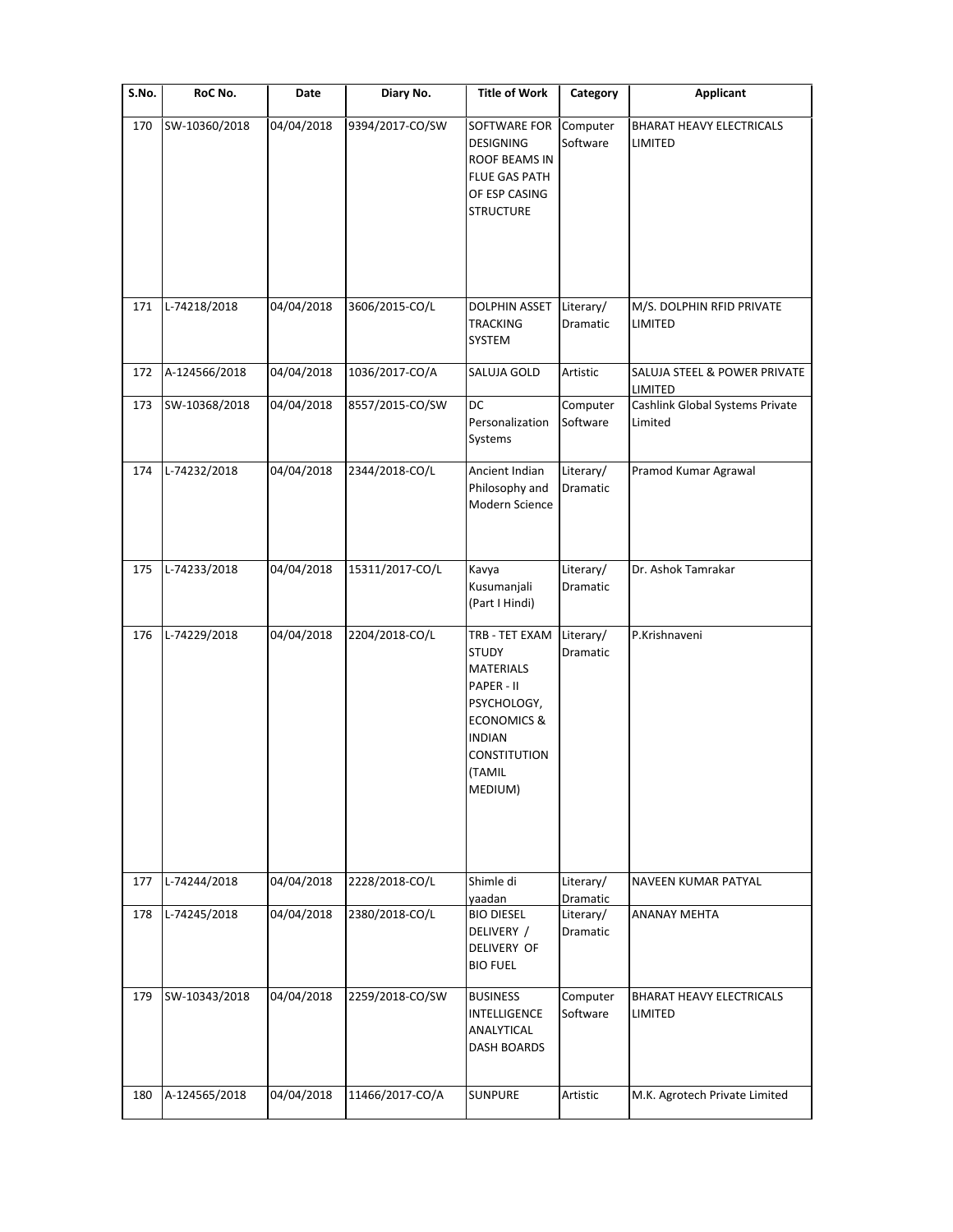| S.No. | RoC No. | Date | Diary No. | Title of Work | Category | Applicant |
|---|---|---|---|---|---|---|
| 170 | SW-10360/2018 | 04/04/2018 | 9394/2017-CO/SW | SOFTWARE FOR DESIGNING ROOF BEAMS IN FLUE GAS PATH OF ESP CASING STRUCTURE | Computer Software | BHARAT HEAVY ELECTRICALS LIMITED |
| 171 | L-74218/2018 | 04/04/2018 | 3606/2015-CO/L | DOLPHIN ASSET TRACKING SYSTEM | Literary/ Dramatic | M/S. DOLPHIN RFID PRIVATE LIMITED |
| 172 | A-124566/2018 | 04/04/2018 | 1036/2017-CO/A | SALUJA GOLD | Artistic | SALUJA STEEL & POWER PRIVATE LIMITED |
| 173 | SW-10368/2018 | 04/04/2018 | 8557/2015-CO/SW | DC Personalization Systems | Computer Software | Cashlink Global Systems Private Limited |
| 174 | L-74232/2018 | 04/04/2018 | 2344/2018-CO/L | Ancient Indian Philosophy and Modern Science | Literary/ Dramatic | Pramod Kumar Agrawal |
| 175 | L-74233/2018 | 04/04/2018 | 15311/2017-CO/L | Kavya Kusumanjali (Part I Hindi) | Literary/ Dramatic | Dr. Ashok Tamrakar |
| 176 | L-74229/2018 | 04/04/2018 | 2204/2018-CO/L | TRB - TET EXAM STUDY MATERIALS PAPER - II PSYCHOLOGY, ECONOMICS & INDIAN CONSTITUTION (TAMIL MEDIUM) | Literary/ Dramatic | P.Krishnaveni |
| 177 | L-74244/2018 | 04/04/2018 | 2228/2018-CO/L | Shimle di yaadan | Literary/ Dramatic | NAVEEN KUMAR PATYAL |
| 178 | L-74245/2018 | 04/04/2018 | 2380/2018-CO/L | BIO DIESEL DELIVERY / DELIVERY OF BIO FUEL | Literary/ Dramatic | ANANAY MEHTA |
| 179 | SW-10343/2018 | 04/04/2018 | 2259/2018-CO/SW | BUSINESS INTELLIGENCE ANALYTICAL DASH BOARDS | Computer Software | BHARAT HEAVY ELECTRICALS LIMITED |
| 180 | A-124565/2018 | 04/04/2018 | 11466/2017-CO/A | SUNPURE | Artistic | M.K. Agrotech Private Limited |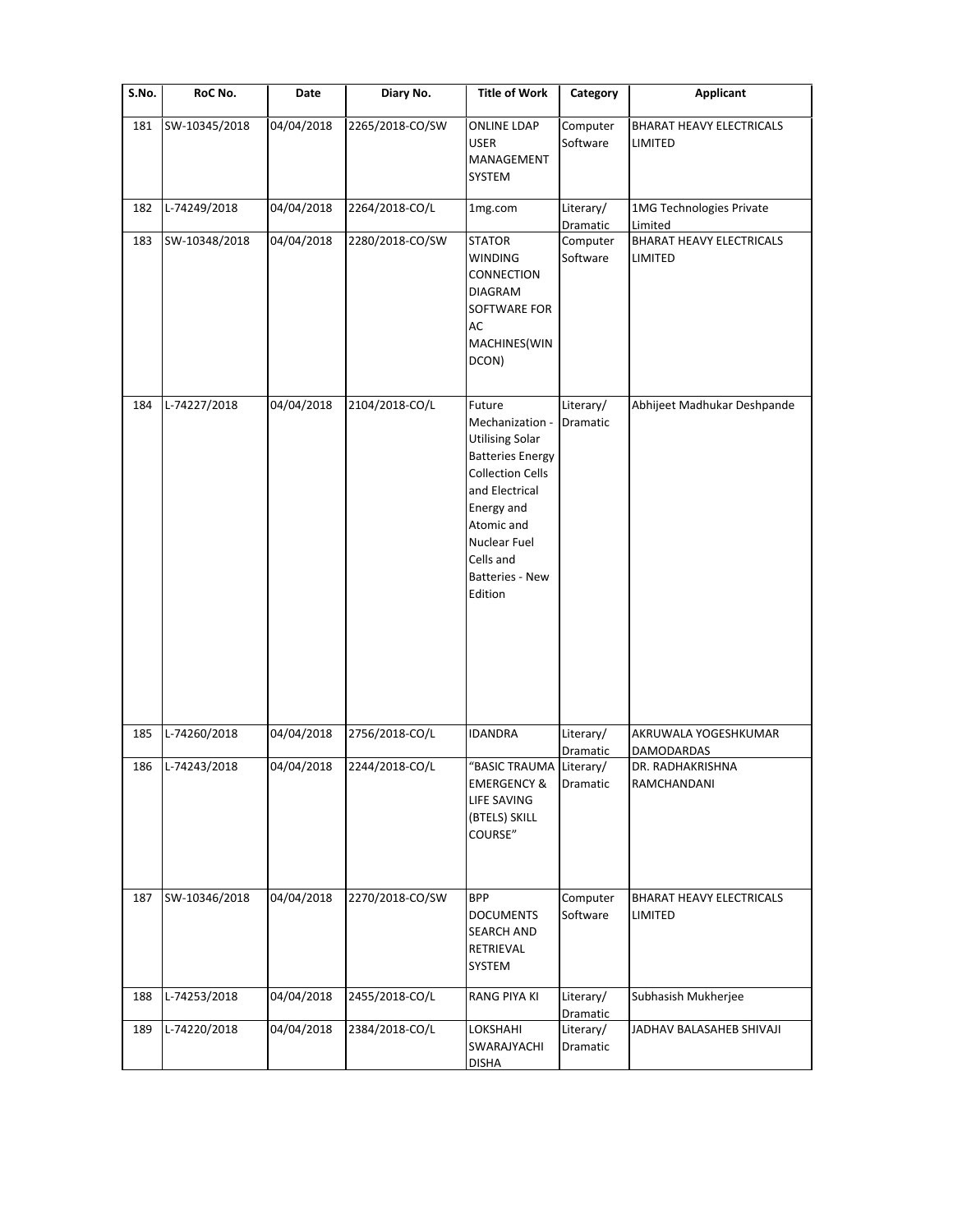| S.No. | RoC No. | Date | Diary No. | Title of Work | Category | Applicant |
|---|---|---|---|---|---|---|
| 181 | SW-10345/2018 | 04/04/2018 | 2265/2018-CO/SW | ONLINE LDAP USER MANAGEMENT SYSTEM | Computer Software | BHARAT HEAVY ELECTRICALS LIMITED |
| 182 | L-74249/2018 | 04/04/2018 | 2264/2018-CO/L | 1mg.com | Literary/ Dramatic | 1MG Technologies Private Limited |
| 183 | SW-10348/2018 | 04/04/2018 | 2280/2018-CO/SW | STATOR WINDING CONNECTION DIAGRAM SOFTWARE FOR AC MACHINES(WINDCON) | Computer Software | BHARAT HEAVY ELECTRICALS LIMITED |
| 184 | L-74227/2018 | 04/04/2018 | 2104/2018-CO/L | Future Mechanization - Utilising Solar Batteries Energy Collection Cells and Electrical Energy and Atomic and Nuclear Fuel Cells and Batteries - New Edition | Literary/ Dramatic | Abhijeet Madhukar Deshpande |
| 185 | L-74260/2018 | 04/04/2018 | 2756/2018-CO/L | IDANDRA | Literary/ Dramatic | AKRUWALA YOGESHKUMAR DAMODARDAS |
| 186 | L-74243/2018 | 04/04/2018 | 2244/2018-CO/L | "BASIC TRAUMA EMERGENCY & LIFE SAVING (BTELS) SKILL COURSE" | Literary/ Dramatic | DR. RADHAKRISHNA RAMCHANDANI |
| 187 | SW-10346/2018 | 04/04/2018 | 2270/2018-CO/SW | BPP DOCUMENTS SEARCH AND RETRIEVAL SYSTEM | Computer Software | BHARAT HEAVY ELECTRICALS LIMITED |
| 188 | L-74253/2018 | 04/04/2018 | 2455/2018-CO/L | RANG PIYA KI | Literary/ Dramatic | Subhasish Mukherjee |
| 189 | L-74220/2018 | 04/04/2018 | 2384/2018-CO/L | LOKSHAHI SWARAJYACHI DISHA | Literary/ Dramatic | JADHAV BALASAHEB SHIVAJI |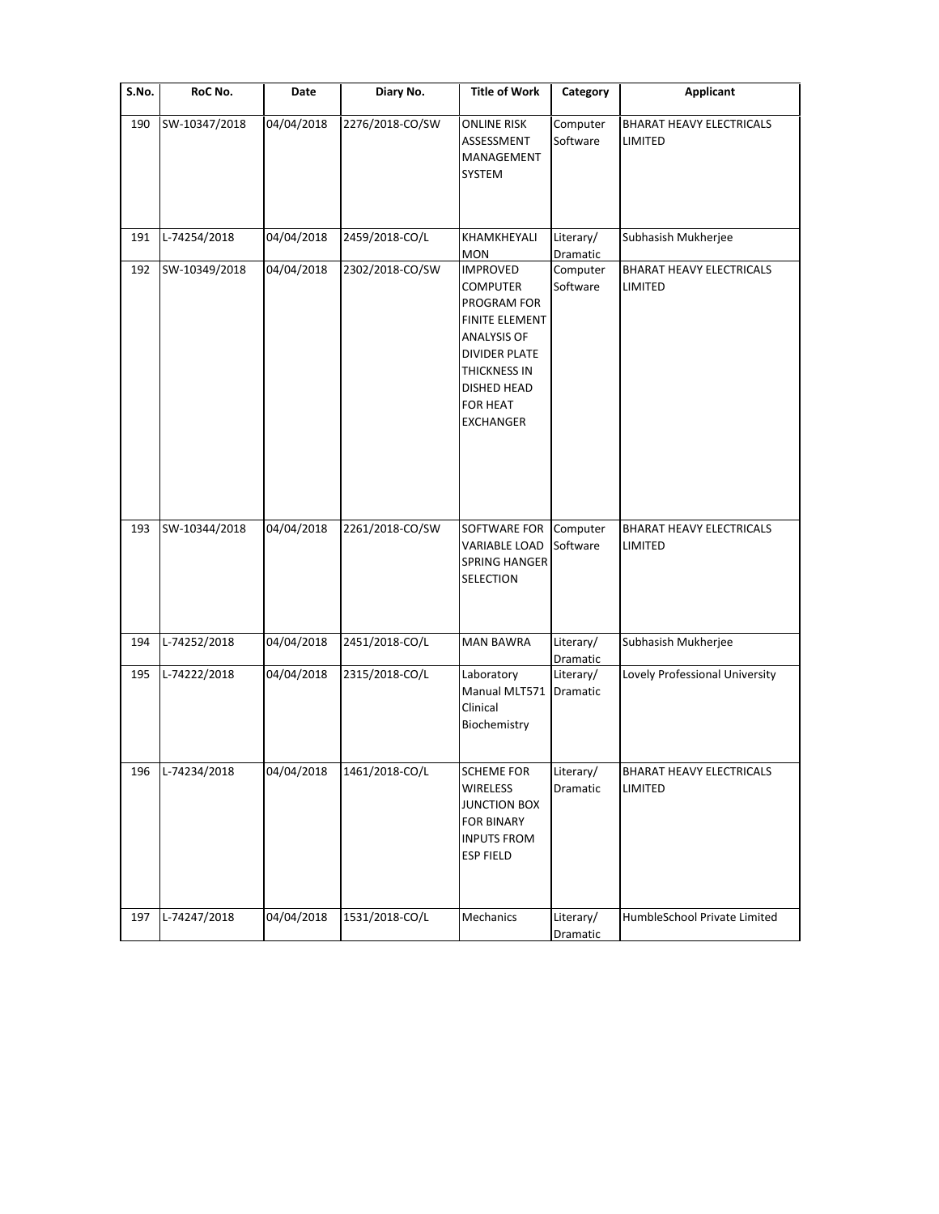| S.No. | RoC No. | Date | Diary No. | Title of Work | Category | Applicant |
| --- | --- | --- | --- | --- | --- | --- |
| 190 | SW-10347/2018 | 04/04/2018 | 2276/2018-CO/SW | ONLINE RISK ASSESSMENT MANAGEMENT SYSTEM | Computer Software | BHARAT HEAVY ELECTRICALS LIMITED |
| 191 | L-74254/2018 | 04/04/2018 | 2459/2018-CO/L | KHAMKHEYALI MON | Literary/ Dramatic | Subhasish Mukherjee |
| 192 | SW-10349/2018 | 04/04/2018 | 2302/2018-CO/SW | IMPROVED COMPUTER PROGRAM FOR FINITE ELEMENT ANALYSIS OF DIVIDER PLATE THICKNESS IN DISHED HEAD FOR HEAT EXCHANGER | Computer Software | BHARAT HEAVY ELECTRICALS LIMITED |
| 193 | SW-10344/2018 | 04/04/2018 | 2261/2018-CO/SW | SOFTWARE FOR VARIABLE LOAD SPRING HANGER SELECTION | Computer Software | BHARAT HEAVY ELECTRICALS LIMITED |
| 194 | L-74252/2018 | 04/04/2018 | 2451/2018-CO/L | MAN BAWRA | Literary/ Dramatic | Subhasish Mukherjee |
| 195 | L-74222/2018 | 04/04/2018 | 2315/2018-CO/L | Laboratory Manual MLT571 Clinical Biochemistry | Literary/ Dramatic | Lovely Professional University |
| 196 | L-74234/2018 | 04/04/2018 | 1461/2018-CO/L | SCHEME FOR WIRELESS JUNCTION BOX FOR BINARY INPUTS FROM ESP FIELD | Literary/ Dramatic | BHARAT HEAVY ELECTRICALS LIMITED |
| 197 | L-74247/2018 | 04/04/2018 | 1531/2018-CO/L | Mechanics | Literary/ Dramatic | HumbleSchool Private Limited |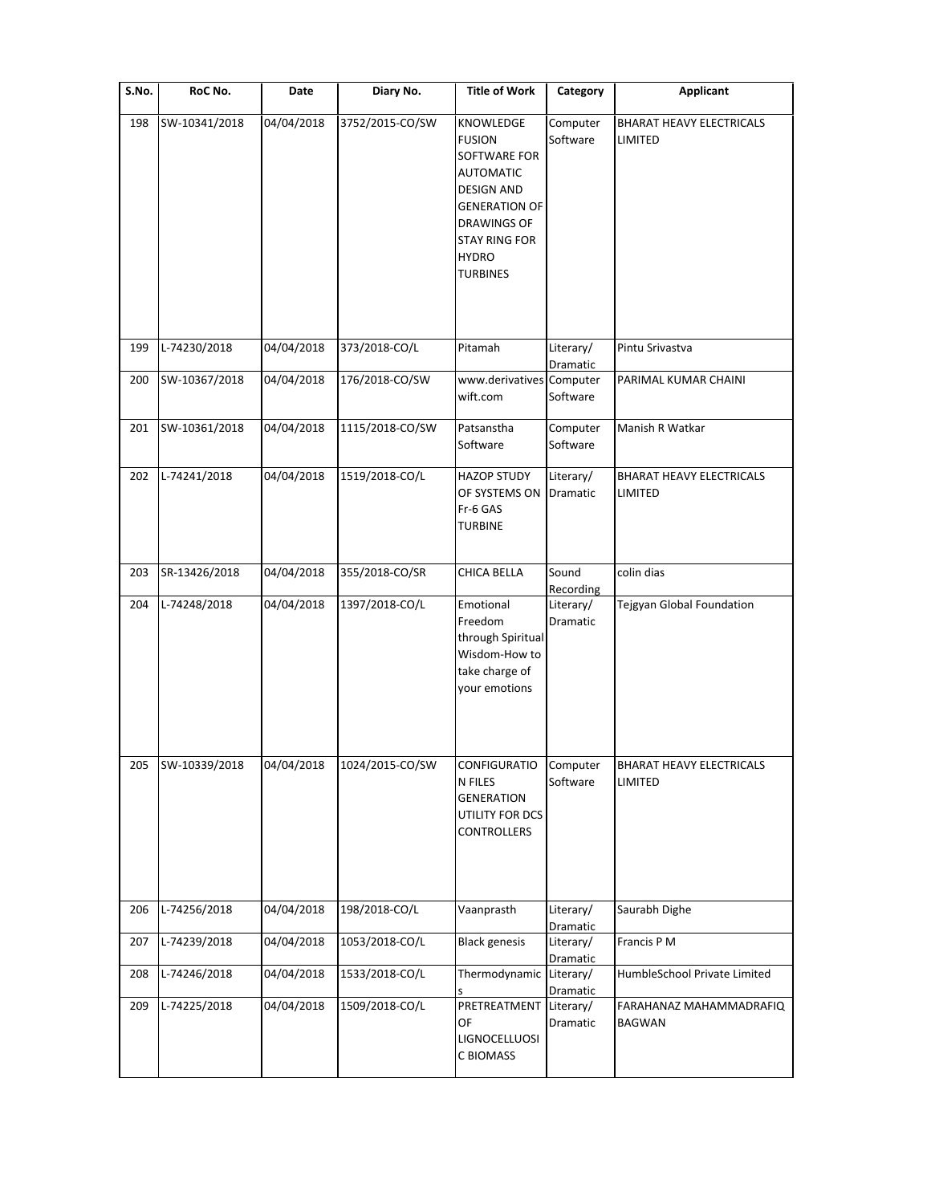| S.No. | RoC No. | Date | Diary No. | Title of Work | Category | Applicant |
|---|---|---|---|---|---|---|
| 198 | SW-10341/2018 | 04/04/2018 | 3752/2015-CO/SW | KNOWLEDGE FUSION SOFTWARE FOR AUTOMATIC DESIGN AND GENERATION OF DRAWINGS OF STAY RING FOR HYDRO TURBINES | Computer Software | BHARAT HEAVY ELECTRICALS LIMITED |
| 199 | L-74230/2018 | 04/04/2018 | 373/2018-CO/L | Pitamah | Literary/ Dramatic | Pintu Srivastva |
| 200 | SW-10367/2018 | 04/04/2018 | 176/2018-CO/SW | www.derivativeswift.com | Computer Software | PARIMAL KUMAR CHAINI |
| 201 | SW-10361/2018 | 04/04/2018 | 1115/2018-CO/SW | Patsanstha Software | Computer Software | Manish R Watkar |
| 202 | L-74241/2018 | 04/04/2018 | 1519/2018-CO/L | HAZOP STUDY OF SYSTEMS ON Fr-6 GAS TURBINE | Literary/ Dramatic | BHARAT HEAVY ELECTRICALS LIMITED |
| 203 | SR-13426/2018 | 04/04/2018 | 355/2018-CO/SR | CHICA BELLA | Sound Recording | colin dias |
| 204 | L-74248/2018 | 04/04/2018 | 1397/2018-CO/L | Emotional Freedom through Spiritual Wisdom-How to take charge of your emotions | Literary/ Dramatic | Tejgyan Global Foundation |
| 205 | SW-10339/2018 | 04/04/2018 | 1024/2015-CO/SW | CONFIGURATION FILES GENERATION UTILITY FOR DCS CONTROLLERS | Computer Software | BHARAT HEAVY ELECTRICALS LIMITED |
| 206 | L-74256/2018 | 04/04/2018 | 198/2018-CO/L | Vaanprasth | Literary/ Dramatic | Saurabh Dighe |
| 207 | L-74239/2018 | 04/04/2018 | 1053/2018-CO/L | Black genesis | Literary/ Dramatic | Francis P M |
| 208 | L-74246/2018 | 04/04/2018 | 1533/2018-CO/L | Thermodynamics | Literary/ Dramatic | HumbleSchool Private Limited |
| 209 | L-74225/2018 | 04/04/2018 | 1509/2018-CO/L | PRETREATMENT OF LIGNOCELLUOSIC BIOMASS | Literary/ Dramatic | FARAHANAZ MAHAMMADRAFIQ BAGWAN |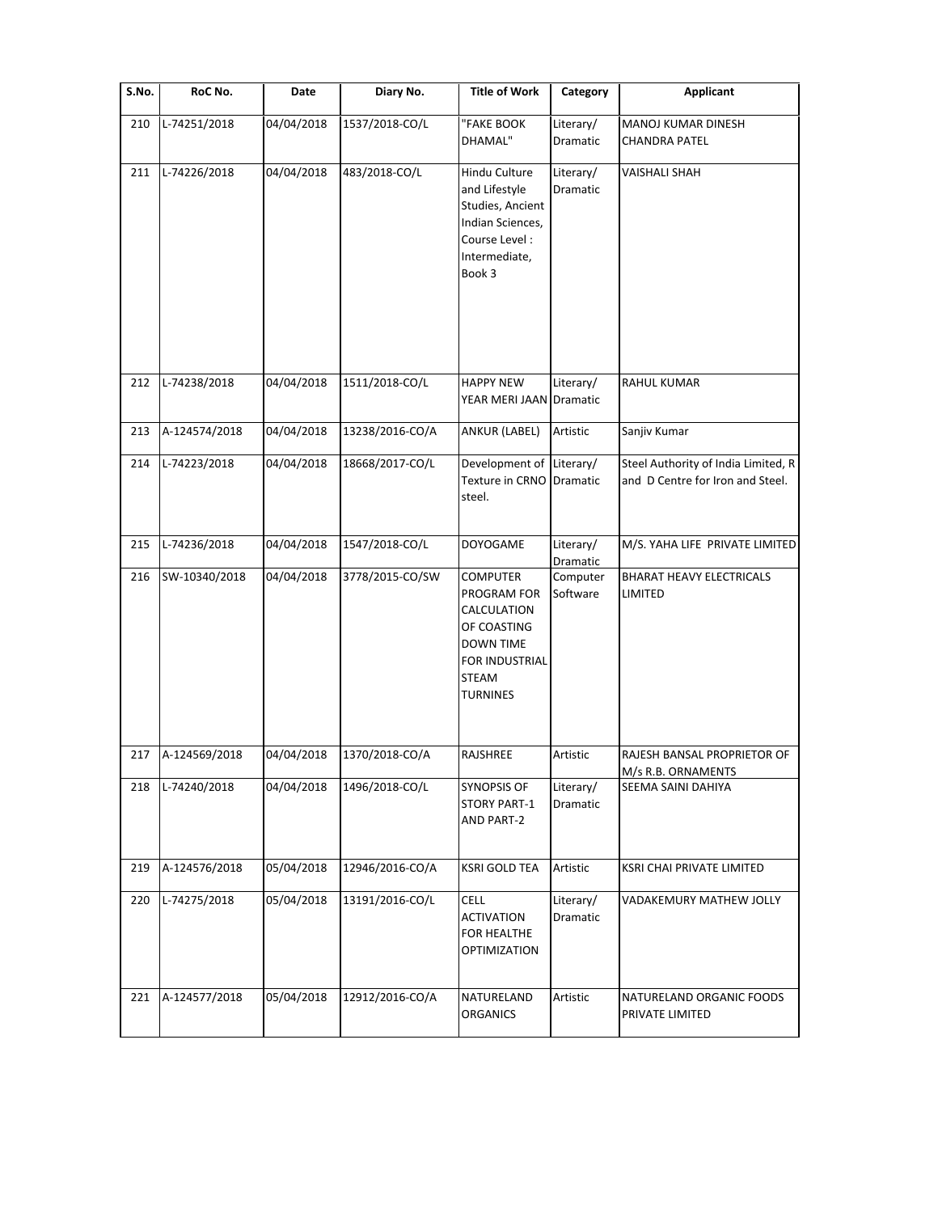| S.No. | RoC No. | Date | Diary No. | Title of Work | Category | Applicant |
|---|---|---|---|---|---|---|
| 210 | L-74251/2018 | 04/04/2018 | 1537/2018-CO/L | "FAKE BOOK DHAMAL" | Literary/ Dramatic | MANOJ KUMAR DINESH CHANDRA PATEL |
| 211 | L-74226/2018 | 04/04/2018 | 483/2018-CO/L | Hindu Culture and Lifestyle Studies, Ancient Indian Sciences, Course Level : Intermediate, Book 3 | Literary/ Dramatic | VAISHALI SHAH |
| 212 | L-74238/2018 | 04/04/2018 | 1511/2018-CO/L | HAPPY NEW YEAR MERI JAAN | Literary/ Dramatic | RAHUL KUMAR |
| 213 | A-124574/2018 | 04/04/2018 | 13238/2016-CO/A | ANKUR (LABEL) | Artistic | Sanjiv Kumar |
| 214 | L-74223/2018 | 04/04/2018 | 18668/2017-CO/L | Development of Texture in CRNO steel. | Literary/ Dramatic | Steel Authority of India Limited, R and D Centre for Iron and Steel. |
| 215 | L-74236/2018 | 04/04/2018 | 1547/2018-CO/L | DOYOGAME | Literary/ Dramatic | M/S. YAHA LIFE PRIVATE LIMITED |
| 216 | SW-10340/2018 | 04/04/2018 | 3778/2015-CO/SW | COMPUTER PROGRAM FOR CALCULATION OF COASTING DOWN TIME FOR INDUSTRIAL STEAM TURNINES | Computer Software | BHARAT HEAVY ELECTRICALS LIMITED |
| 217 | A-124569/2018 | 04/04/2018 | 1370/2018-CO/A | RAJSHREE | Artistic | RAJESH BANSAL PROPRIETOR OF M/s R.B. ORNAMENTS |
| 218 | L-74240/2018 | 04/04/2018 | 1496/2018-CO/L | SYNOPSIS OF STORY PART-1 AND PART-2 | Literary/ Dramatic | SEEMA SAINI DAHIYA |
| 219 | A-124576/2018 | 05/04/2018 | 12946/2016-CO/A | KSRI GOLD TEA | Artistic | KSRI CHAI PRIVATE LIMITED |
| 220 | L-74275/2018 | 05/04/2018 | 13191/2016-CO/L | CELL ACTIVATION FOR HEALTHE OPTIMIZATION | Literary/ Dramatic | VADAKEMURY MATHEW JOLLY |
| 221 | A-124577/2018 | 05/04/2018 | 12912/2016-CO/A | NATURELAND ORGANICS | Artistic | NATURELAND ORGANIC FOODS PRIVATE LIMITED |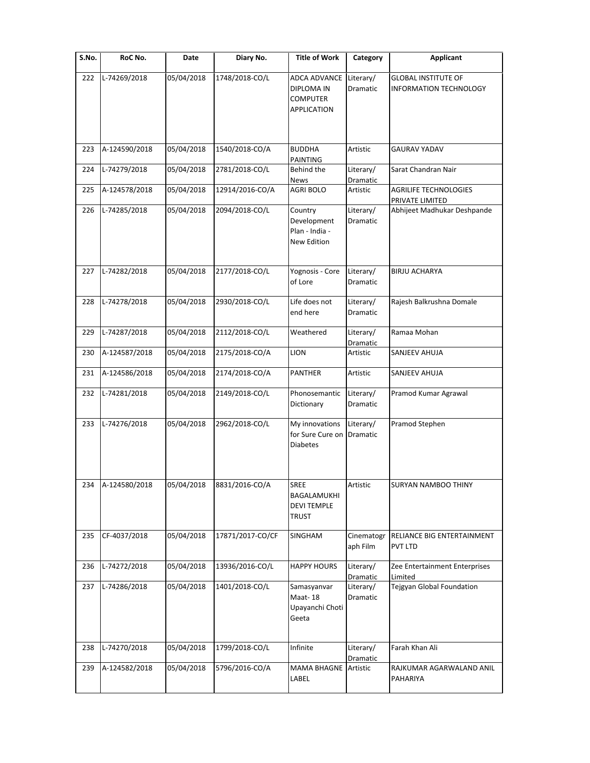| S.No. | RoC No. | Date | Diary No. | Title of Work | Category | Applicant |
| --- | --- | --- | --- | --- | --- | --- |
| 222 | L-74269/2018 | 05/04/2018 | 1748/2018-CO/L | ADCA ADVANCE DIPLOMA IN COMPUTER APPLICATION | Literary/ Dramatic | GLOBAL INSTITUTE OF INFORMATION TECHNOLOGY |
| 223 | A-124590/2018 | 05/04/2018 | 1540/2018-CO/A | BUDDHA PAINTING | Artistic | GAURAV YADAV |
| 224 | L-74279/2018 | 05/04/2018 | 2781/2018-CO/L | Behind the News | Literary/ Dramatic | Sarat Chandran Nair |
| 225 | A-124578/2018 | 05/04/2018 | 12914/2016-CO/A | AGRI BOLO | Artistic | AGRILIFE TECHNOLOGIES PRIVATE LIMITED |
| 226 | L-74285/2018 | 05/04/2018 | 2094/2018-CO/L | Country Development Plan - India - New Edition | Literary/ Dramatic | Abhijeet Madhukar Deshpande |
| 227 | L-74282/2018 | 05/04/2018 | 2177/2018-CO/L | Yognosis - Core of Lore | Literary/ Dramatic | BIRJU ACHARYA |
| 228 | L-74278/2018 | 05/04/2018 | 2930/2018-CO/L | Life does not end here | Literary/ Dramatic | Rajesh Balkrushna Domale |
| 229 | L-74287/2018 | 05/04/2018 | 2112/2018-CO/L | Weathered | Literary/ Dramatic | Ramaa Mohan |
| 230 | A-124587/2018 | 05/04/2018 | 2175/2018-CO/A | LION | Artistic | SANJEEV AHUJA |
| 231 | A-124586/2018 | 05/04/2018 | 2174/2018-CO/A | PANTHER | Artistic | SANJEEV AHUJA |
| 232 | L-74281/2018 | 05/04/2018 | 2149/2018-CO/L | Phonosemantic Dictionary | Literary/ Dramatic | Pramod Kumar Agrawal |
| 233 | L-74276/2018 | 05/04/2018 | 2962/2018-CO/L | My innovations for Sure Cure on Diabetes | Literary/ Dramatic | Pramod Stephen |
| 234 | A-124580/2018 | 05/04/2018 | 8831/2016-CO/A | SREE BAGALAMUKHI DEVI TEMPLE TRUST | Artistic | SURYAN NAMBOO THINY |
| 235 | CF-4037/2018 | 05/04/2018 | 17871/2017-CO/CF | SINGHAM | Cinematograph Film | RELIANCE BIG ENTERTAINMENT PVT LTD |
| 236 | L-74272/2018 | 05/04/2018 | 13936/2016-CO/L | HAPPY HOURS | Literary/ Dramatic | Zee Entertainment Enterprises Limited |
| 237 | L-74286/2018 | 05/04/2018 | 1401/2018-CO/L | Samasyanvar Maat- 18 Upayanchi Choti Geeta | Literary/ Dramatic | Tejgyan Global Foundation |
| 238 | L-74270/2018 | 05/04/2018 | 1799/2018-CO/L | Infinite | Literary/ Dramatic | Farah Khan Ali |
| 239 | A-124582/2018 | 05/04/2018 | 5796/2016-CO/A | MAMA BHAGNE LABEL | Artistic | RAJKUMAR AGARWALAND ANIL PAHARIYA |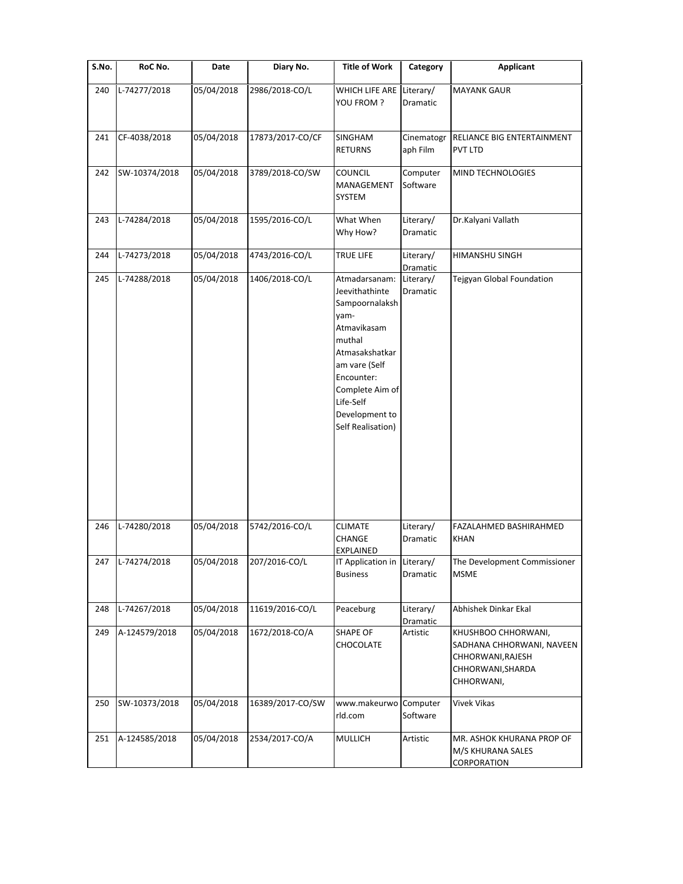| S.No. | RoC No. | Date | Diary No. | Title of Work | Category | Applicant |
|---|---|---|---|---|---|---|
| 240 | L-74277/2018 | 05/04/2018 | 2986/2018-CO/L | WHICH LIFE ARE YOU FROM ? | Literary/ Dramatic | MAYANK GAUR |
| 241 | CF-4038/2018 | 05/04/2018 | 17873/2017-CO/CF | SINGHAM RETURNS | Cinematograph Film | RELIANCE BIG ENTERTAINMENT PVT LTD |
| 242 | SW-10374/2018 | 05/04/2018 | 3789/2018-CO/SW | COUNCIL MANAGEMENT SYSTEM | Computer Software | MIND TECHNOLOGIES |
| 243 | L-74284/2018 | 05/04/2018 | 1595/2016-CO/L | What When Why How? | Literary/ Dramatic | Dr.Kalyani Vallath |
| 244 | L-74273/2018 | 05/04/2018 | 4743/2016-CO/L | TRUE LIFE | Literary/ Dramatic | HIMANSHU SINGH |
| 245 | L-74288/2018 | 05/04/2018 | 1406/2018-CO/L | Atmadarsanam: Jeevithathinte Sampoornalakshyam-Atmavikasam muthal Atmasakshatkaram vare (Self Encounter: Complete Aim of Life-Self Development to Self Realisation) | Literary/ Dramatic | Tejgyan Global Foundation |
| 246 | L-74280/2018 | 05/04/2018 | 5742/2016-CO/L | CLIMATE CHANGE EXPLAINED | Literary/ Dramatic | FAZALAHMED BASHIRAHMED KHAN |
| 247 | L-74274/2018 | 05/04/2018 | 207/2016-CO/L | IT Application in Business | Literary/ Dramatic | The Development Commissioner MSME |
| 248 | L-74267/2018 | 05/04/2018 | 11619/2016-CO/L | Peaceburg | Literary/ Dramatic | Abhishek Dinkar Ekal |
| 249 | A-124579/2018 | 05/04/2018 | 1672/2018-CO/A | SHAPE OF CHOCOLATE | Artistic | KHUSHBOO CHHORWANI, SADHANA CHHORWANI, NAVEEN CHHORWANI,RAJESH CHHORWANI,SHARDA CHHORWANI, |
| 250 | SW-10373/2018 | 05/04/2018 | 16389/2017-CO/SW | www.makeurworld.com | Computer Software | Vivek Vikas |
| 251 | A-124585/2018 | 05/04/2018 | 2534/2017-CO/A | MULLICH | Artistic | MR. ASHOK KHURANA PROP OF M/S KHURANA SALES CORPORATION |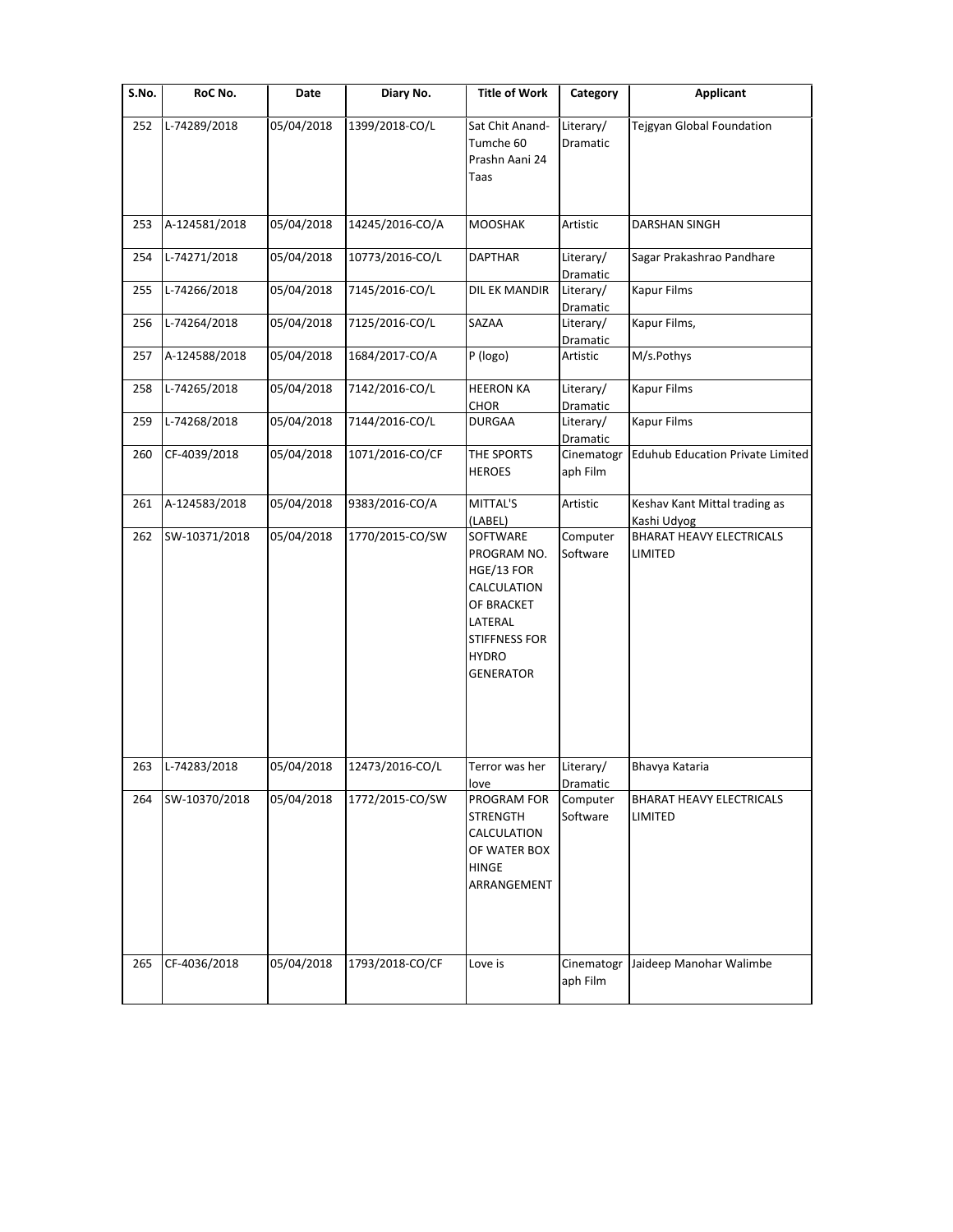| S.No. | RoC No. | Date | Diary No. | Title of Work | Category | Applicant |
|---|---|---|---|---|---|---|
| 252 | L-74289/2018 | 05/04/2018 | 1399/2018-CO/L | Sat Chit Anand-Tumche 60 Prashn Aani 24 Taas | Literary/ Dramatic | Tejgyan Global Foundation |
| 253 | A-124581/2018 | 05/04/2018 | 14245/2016-CO/A | MOOSHAK | Artistic | DARSHAN SINGH |
| 254 | L-74271/2018 | 05/04/2018 | 10773/2016-CO/L | DAPTHAR | Literary/ Dramatic | Sagar Prakashrao Pandhare |
| 255 | L-74266/2018 | 05/04/2018 | 7145/2016-CO/L | DIL EK MANDIR | Literary/ Dramatic | Kapur Films |
| 256 | L-74264/2018 | 05/04/2018 | 7125/2016-CO/L | SAZAA | Literary/ Dramatic | Kapur Films, |
| 257 | A-124588/2018 | 05/04/2018 | 1684/2017-CO/A | P (logo) | Artistic | M/s.Pothys |
| 258 | L-74265/2018 | 05/04/2018 | 7142/2016-CO/L | HEERON KA CHOR | Literary/ Dramatic | Kapur Films |
| 259 | L-74268/2018 | 05/04/2018 | 7144/2016-CO/L | DURGAA | Literary/ Dramatic | Kapur Films |
| 260 | CF-4039/2018 | 05/04/2018 | 1071/2016-CO/CF | THE SPORTS HEROES | Cinematograph Film | Eduhub Education Private Limited |
| 261 | A-124583/2018 | 05/04/2018 | 9383/2016-CO/A | MITTAL'S (LABEL) | Artistic | Keshav Kant Mittal trading as Kashi Udyog |
| 262 | SW-10371/2018 | 05/04/2018 | 1770/2015-CO/SW | SOFTWARE PROGRAM NO. HGE/13 FOR CALCULATION OF BRACKET LATERAL STIFFNESS FOR HYDRO GENERATOR | Computer Software | BHARAT HEAVY ELECTRICALS LIMITED |
| 263 | L-74283/2018 | 05/04/2018 | 12473/2016-CO/L | Terror was her love | Literary/ Dramatic | Bhavya Kataria |
| 264 | SW-10370/2018 | 05/04/2018 | 1772/2015-CO/SW | PROGRAM FOR STRENGTH CALCULATION OF WATER BOX HINGE ARRANGEMENT | Computer Software | BHARAT HEAVY ELECTRICALS LIMITED |
| 265 | CF-4036/2018 | 05/04/2018 | 1793/2018-CO/CF | Love is | Cinematograph Film | Jaideep Manohar Walimbe |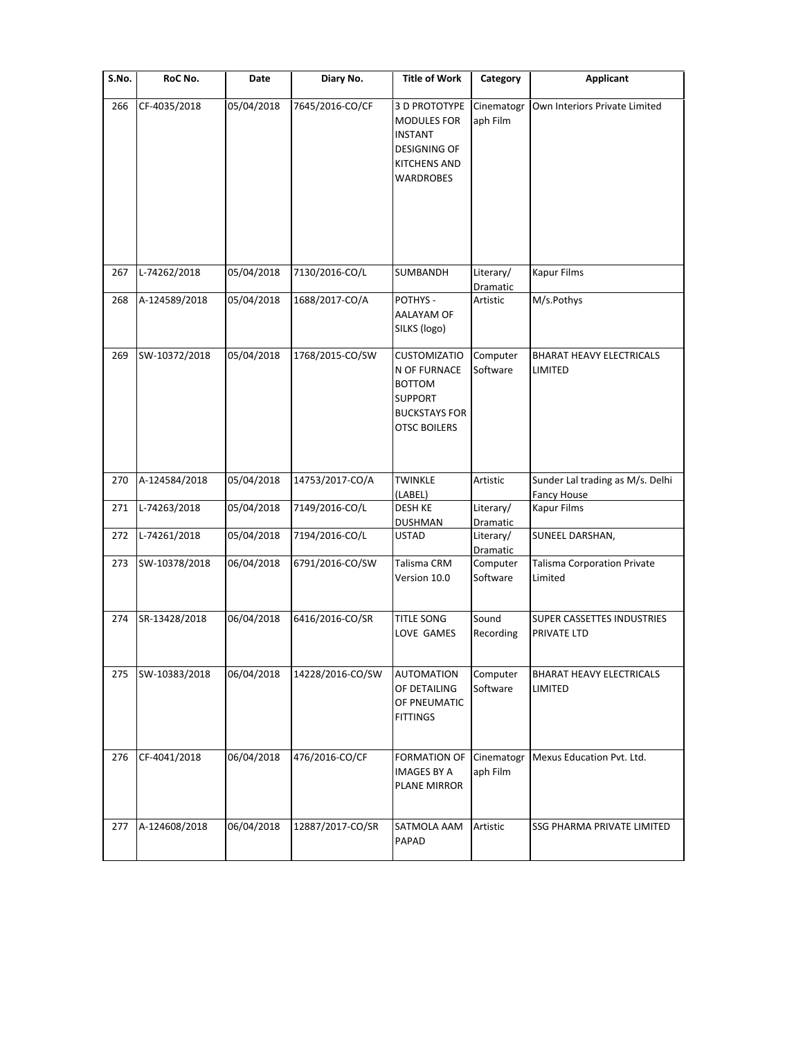| S.No. | RoC No. | Date | Diary No. | Title of Work | Category | Applicant |
|---|---|---|---|---|---|---|
| 266 | CF-4035/2018 | 05/04/2018 | 7645/2016-CO/CF | 3 D PROTOTYPE MODULES FOR INSTANT DESIGNING OF KITCHENS AND WARDROBES | Cinematograph Film | Own Interiors Private Limited |
| 267 | L-74262/2018 | 05/04/2018 | 7130/2016-CO/L | SUMBANDH | Literary/ Dramatic | Kapur Films |
| 268 | A-124589/2018 | 05/04/2018 | 1688/2017-CO/A | POTHYS - AALAYAM OF SILKS (logo) | Artistic | M/s.Pothys |
| 269 | SW-10372/2018 | 05/04/2018 | 1768/2015-CO/SW | CUSTOMIZATION OF FURNACE BOTTOM SUPPORT BUCKSTAYS FOR OTSC BOILERS | Computer Software | BHARAT HEAVY ELECTRICALS LIMITED |
| 270 | A-124584/2018 | 05/04/2018 | 14753/2017-CO/A | TWINKLE (LABEL) | Artistic | Sunder Lal trading as M/s. Delhi Fancy House |
| 271 | L-74263/2018 | 05/04/2018 | 7149/2016-CO/L | DESH KE DUSHMAN | Literary/ Dramatic | Kapur Films |
| 272 | L-74261/2018 | 05/04/2018 | 7194/2016-CO/L | USTAD | Literary/ Dramatic | SUNEEL DARSHAN, |
| 273 | SW-10378/2018 | 06/04/2018 | 6791/2016-CO/SW | Talisma CRM Version 10.0 | Computer Software | Talisma Corporation Private Limited |
| 274 | SR-13428/2018 | 06/04/2018 | 6416/2016-CO/SR | TITLE SONG LOVE GAMES | Sound Recording | SUPER CASSETTES INDUSTRIES PRIVATE LTD |
| 275 | SW-10383/2018 | 06/04/2018 | 14228/2016-CO/SW | AUTOMATION OF DETAILING OF PNEUMATIC FITTINGS | Computer Software | BHARAT HEAVY ELECTRICALS LIMITED |
| 276 | CF-4041/2018 | 06/04/2018 | 476/2016-CO/CF | FORMATION OF IMAGES BY A PLANE MIRROR | Cinematograph Film | Mexus Education Pvt. Ltd. |
| 277 | A-124608/2018 | 06/04/2018 | 12887/2017-CO/SR | SATMOLA AAM PAPAD | Artistic | SSG PHARMA PRIVATE LIMITED |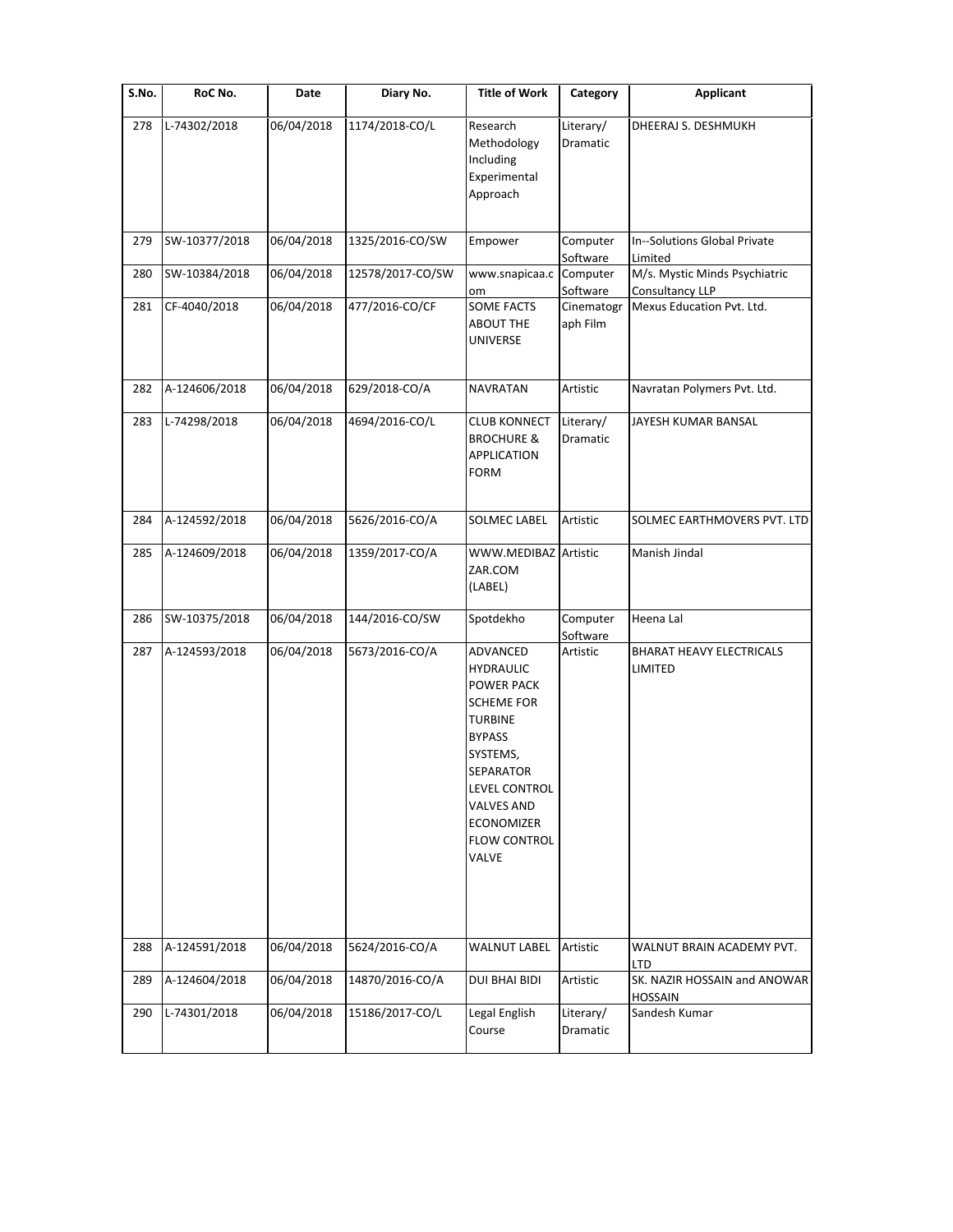| S.No. | RoC No. | Date | Diary No. | Title of Work | Category | Applicant |
|---|---|---|---|---|---|---|
| 278 | L-74302/2018 | 06/04/2018 | 1174/2018-CO/L | Research Methodology Including Experimental Approach | Literary/ Dramatic | DHEERAJ S. DESHMUKH |
| 279 | SW-10377/2018 | 06/04/2018 | 1325/2016-CO/SW | Empower | Computer Software | In--Solutions Global Private Limited |
| 280 | SW-10384/2018 | 06/04/2018 | 12578/2017-CO/SW | www.snapicaa.com | Computer Software | M/s. Mystic Minds Psychiatric Consultancy LLP |
| 281 | CF-4040/2018 | 06/04/2018 | 477/2016-CO/CF | SOME FACTS ABOUT THE UNIVERSE | Cinematograph Film | Mexus Education Pvt. Ltd. |
| 282 | A-124606/2018 | 06/04/2018 | 629/2018-CO/A | NAVRATAN | Artistic | Navratan Polymers Pvt. Ltd. |
| 283 | L-74298/2018 | 06/04/2018 | 4694/2016-CO/L | CLUB KONNECT BROCHURE & APPLICATION FORM | Literary/ Dramatic | JAYESH KUMAR BANSAL |
| 284 | A-124592/2018 | 06/04/2018 | 5626/2016-CO/A | SOLMEC LABEL | Artistic | SOLMEC EARTHMOVERS PVT. LTD |
| 285 | A-124609/2018 | 06/04/2018 | 1359/2017-CO/A | WWW.MEDIBAZZAR.COM (LABEL) | Artistic | Manish Jindal |
| 286 | SW-10375/2018 | 06/04/2018 | 144/2016-CO/SW | Spotdekho | Computer Software | Heena Lal |
| 287 | A-124593/2018 | 06/04/2018 | 5673/2016-CO/A | ADVANCED HYDRAULIC POWER PACK SCHEME FOR TURBINE BYPASS SYSTEMS, SEPARATOR LEVEL CONTROL VALVES AND ECONOMIZER FLOW CONTROL VALVE | Artistic | BHARAT HEAVY ELECTRICALS LIMITED |
| 288 | A-124591/2018 | 06/04/2018 | 5624/2016-CO/A | WALNUT LABEL | Artistic | WALNUT BRAIN ACADEMY PVT. LTD |
| 289 | A-124604/2018 | 06/04/2018 | 14870/2016-CO/A | DUI BHAI BIDI | Artistic | SK. NAZIR HOSSAIN and ANOWAR HOSSAIN |
| 290 | L-74301/2018 | 06/04/2018 | 15186/2017-CO/L | Legal English Course | Literary/ Dramatic | Sandesh Kumar |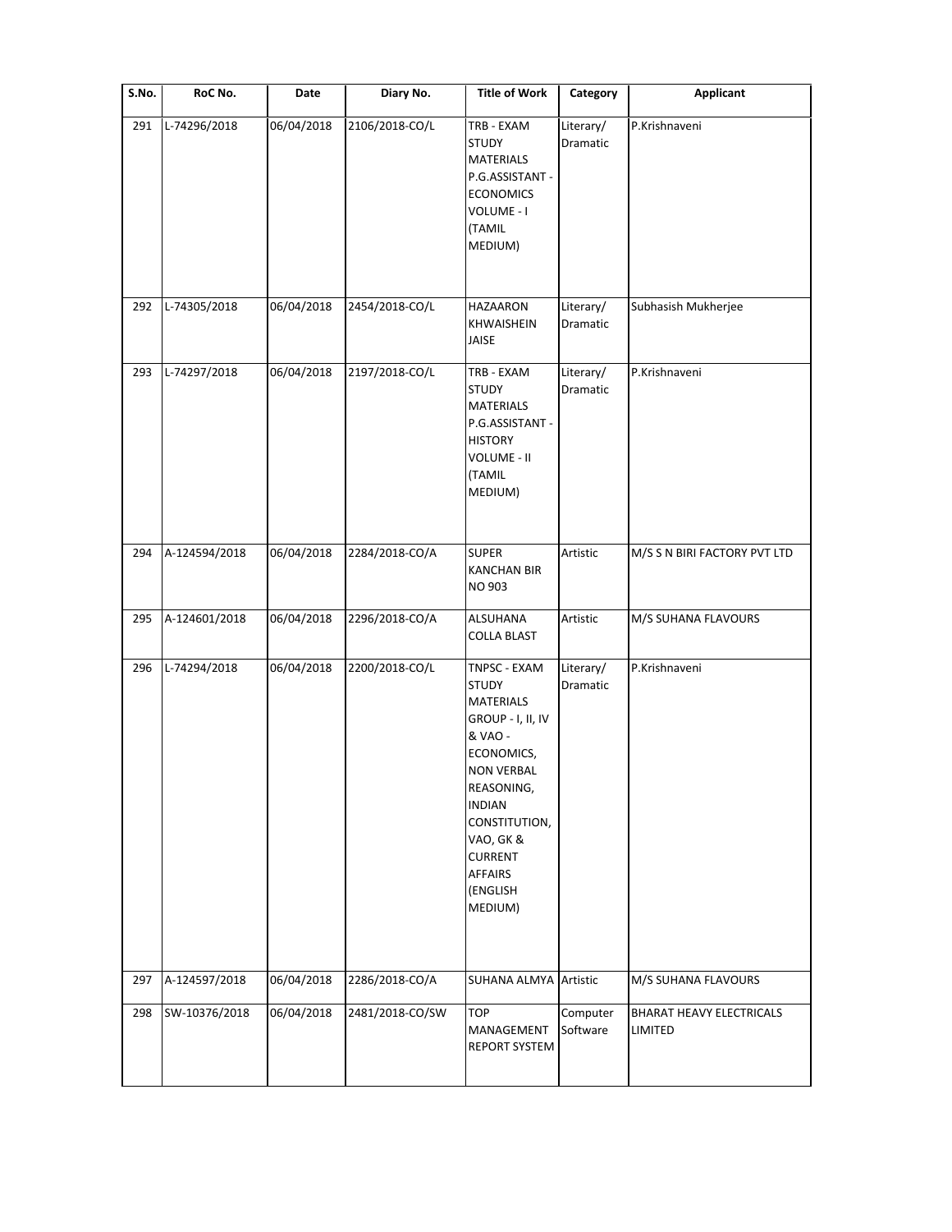| S.No. | RoC No. | Date | Diary No. | Title of Work | Category | Applicant |
|---|---|---|---|---|---|---|
| 291 | L-74296/2018 | 06/04/2018 | 2106/2018-CO/L | TRB - EXAM STUDY MATERIALS P.G.ASSISTANT - ECONOMICS VOLUME - I (TAMIL MEDIUM) | Literary/ Dramatic | P.Krishnaveni |
| 292 | L-74305/2018 | 06/04/2018 | 2454/2018-CO/L | HAZAARON KHWAISHEIN JAISE | Literary/ Dramatic | Subhasish Mukherjee |
| 293 | L-74297/2018 | 06/04/2018 | 2197/2018-CO/L | TRB - EXAM STUDY MATERIALS P.G.ASSISTANT - HISTORY VOLUME - II (TAMIL MEDIUM) | Literary/ Dramatic | P.Krishnaveni |
| 294 | A-124594/2018 | 06/04/2018 | 2284/2018-CO/A | SUPER KANCHAN BIR NO 903 | Artistic | M/S S N BIRI FACTORY PVT LTD |
| 295 | A-124601/2018 | 06/04/2018 | 2296/2018-CO/A | ALSUHANA COLLA BLAST | Artistic | M/S SUHANA FLAVOURS |
| 296 | L-74294/2018 | 06/04/2018 | 2200/2018-CO/L | TNPSC - EXAM STUDY MATERIALS GROUP - I, II, IV & VAO - ECONOMICS, NON VERBAL REASONING, INDIAN CONSTITUTION, VAO, GK & CURRENT AFFAIRS (ENGLISH MEDIUM) | Literary/ Dramatic | P.Krishnaveni |
| 297 | A-124597/2018 | 06/04/2018 | 2286/2018-CO/A | SUHANA ALMYA | Artistic | M/S SUHANA FLAVOURS |
| 298 | SW-10376/2018 | 06/04/2018 | 2481/2018-CO/SW | TOP MANAGEMENT REPORT SYSTEM | Computer Software | BHARAT HEAVY ELECTRICALS LIMITED |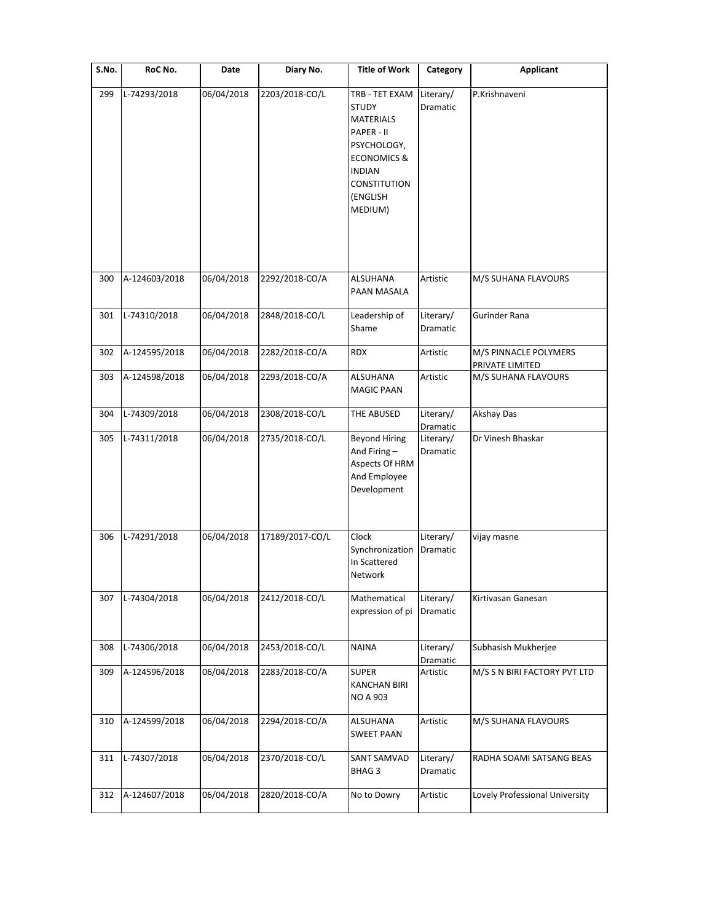| S.No. | RoC No. | Date | Diary No. | Title of Work | Category | Applicant |
|---|---|---|---|---|---|---|
| 299 | L-74293/2018 | 06/04/2018 | 2203/2018-CO/L | TRB - TET EXAM STUDY MATERIALS PAPER - II PSYCHOLOGY, ECONOMICS & INDIAN CONSTITUTION (ENGLISH MEDIUM) | Literary/ Dramatic | P.Krishnaveni |
| 300 | A-124603/2018 | 06/04/2018 | 2292/2018-CO/A | ALSUHANA PAAN MASALA | Artistic | M/S SUHANA FLAVOURS |
| 301 | L-74310/2018 | 06/04/2018 | 2848/2018-CO/L | Leadership of Shame | Literary/ Dramatic | Gurinder Rana |
| 302 | A-124595/2018 | 06/04/2018 | 2282/2018-CO/A | RDX | Artistic | M/S PINNACLE POLYMERS PRIVATE LIMITED |
| 303 | A-124598/2018 | 06/04/2018 | 2293/2018-CO/A | ALSUHANA MAGIC PAAN | Artistic | M/S SUHANA FLAVOURS |
| 304 | L-74309/2018 | 06/04/2018 | 2308/2018-CO/L | THE ABUSED | Literary/ Dramatic | Akshay Das |
| 305 | L-74311/2018 | 06/04/2018 | 2735/2018-CO/L | Beyond Hiring And Firing – Aspects Of HRM And Employee Development | Literary/ Dramatic | Dr Vinesh Bhaskar |
| 306 | L-74291/2018 | 06/04/2018 | 17189/2017-CO/L | Clock Synchronization In Scattered Network | Literary/ Dramatic | vijay masne |
| 307 | L-74304/2018 | 06/04/2018 | 2412/2018-CO/L | Mathematical expression of pi | Literary/ Dramatic | Kirtivasan Ganesan |
| 308 | L-74306/2018 | 06/04/2018 | 2453/2018-CO/L | NAINA | Literary/ Dramatic | Subhasish Mukherjee |
| 309 | A-124596/2018 | 06/04/2018 | 2283/2018-CO/A | SUPER KANCHAN BIRI NO A 903 | Artistic | M/S S N BIRI FACTORY PVT LTD |
| 310 | A-124599/2018 | 06/04/2018 | 2294/2018-CO/A | ALSUHANA SWEET PAAN | Artistic | M/S SUHANA FLAVOURS |
| 311 | L-74307/2018 | 06/04/2018 | 2370/2018-CO/L | SANT SAMVAD BHAG 3 | Literary/ Dramatic | RADHA SOAMI SATSANG BEAS |
| 312 | A-124607/2018 | 06/04/2018 | 2820/2018-CO/A | No to Dowry | Artistic | Lovely Professional University |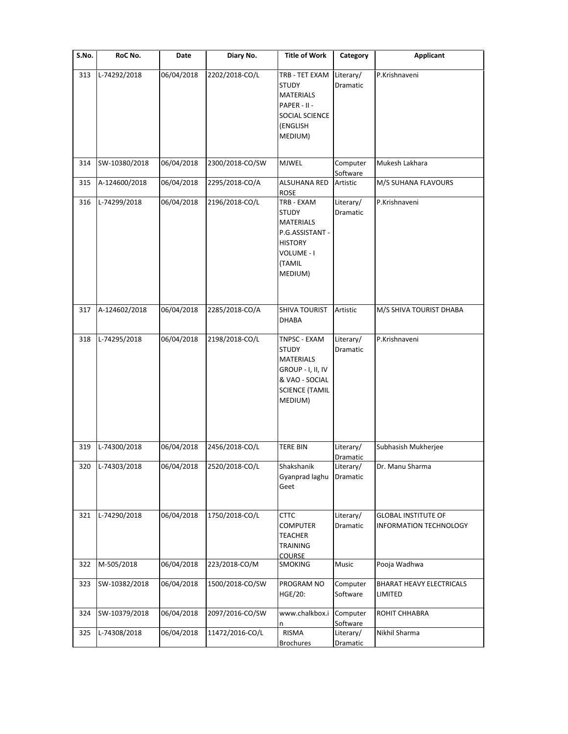| S.No. | RoC No. | Date | Diary No. | Title of Work | Category | Applicant |
|---|---|---|---|---|---|---|
| 313 | L-74292/2018 | 06/04/2018 | 2202/2018-CO/L | TRB - TET EXAM STUDY MATERIALS PAPER - II - SOCIAL SCIENCE (ENGLISH MEDIUM) | Literary/ Dramatic | P.Krishnaveni |
| 314 | SW-10380/2018 | 06/04/2018 | 2300/2018-CO/SW | MJWEL | Computer Software | Mukesh Lakhara |
| 315 | A-124600/2018 | 06/04/2018 | 2295/2018-CO/A | ALSUHANA RED ROSE | Artistic | M/S SUHANA FLAVOURS |
| 316 | L-74299/2018 | 06/04/2018 | 2196/2018-CO/L | TRB - EXAM STUDY MATERIALS P.G.ASSISTANT - HISTORY VOLUME - I (TAMIL MEDIUM) | Literary/ Dramatic | P.Krishnaveni |
| 317 | A-124602/2018 | 06/04/2018 | 2285/2018-CO/A | SHIVA TOURIST DHABA | Artistic | M/S SHIVA TOURIST DHABA |
| 318 | L-74295/2018 | 06/04/2018 | 2198/2018-CO/L | TNPSC - EXAM STUDY MATERIALS GROUP - I, II, IV & VAO - SOCIAL SCIENCE (TAMIL MEDIUM) | Literary/ Dramatic | P.Krishnaveni |
| 319 | L-74300/2018 | 06/04/2018 | 2456/2018-CO/L | TERE BIN | Literary/ Dramatic | Subhasish Mukherjee |
| 320 | L-74303/2018 | 06/04/2018 | 2520/2018-CO/L | Shakshanik Gyanprad laghu Geet | Literary/ Dramatic | Dr. Manu Sharma |
| 321 | L-74290/2018 | 06/04/2018 | 1750/2018-CO/L | CTTC COMPUTER TEACHER TRAINING COURSE | Literary/ Dramatic | GLOBAL INSTITUTE OF INFORMATION TECHNOLOGY |
| 322 | M-505/2018 | 06/04/2018 | 223/2018-CO/M | SMOKING | Music | Pooja Wadhwa |
| 323 | SW-10382/2018 | 06/04/2018 | 1500/2018-CO/SW | PROGRAM NO HGE/20: | Computer Software | BHARAT HEAVY ELECTRICALS LIMITED |
| 324 | SW-10379/2018 | 06/04/2018 | 2097/2016-CO/SW | www.chalkbox.in | Computer Software | ROHIT CHHABRA |
| 325 | L-74308/2018 | 06/04/2018 | 11472/2016-CO/L | RISMA Brochures | Literary/ Dramatic | Nikhil Sharma |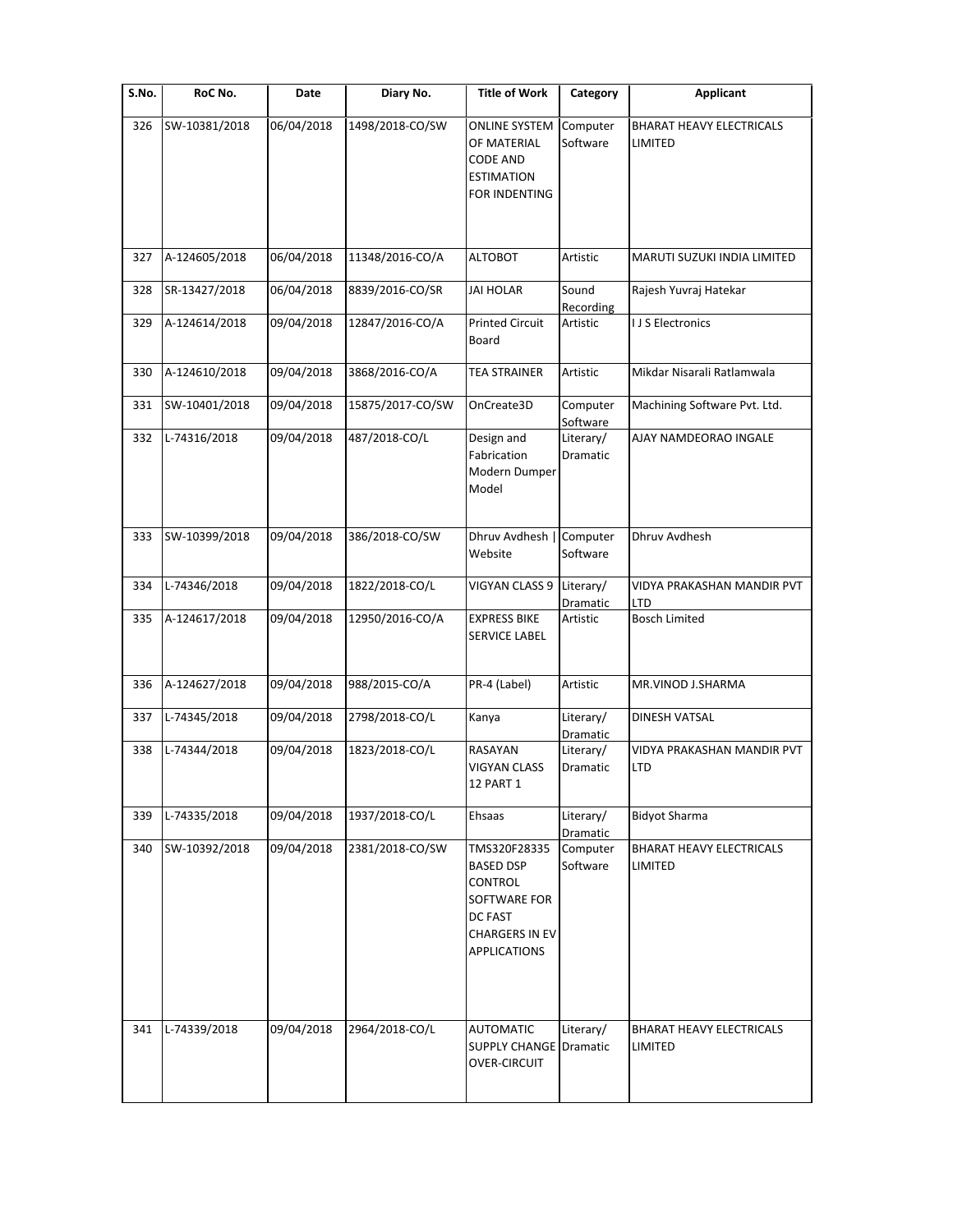| S.No. | RoC No. | Date | Diary No. | Title of Work | Category | Applicant |
|---|---|---|---|---|---|---|
| 326 | SW-10381/2018 | 06/04/2018 | 1498/2018-CO/SW | ONLINE SYSTEM OF MATERIAL CODE AND ESTIMATION FOR INDENTING | Computer Software | BHARAT HEAVY ELECTRICALS LIMITED |
| 327 | A-124605/2018 | 06/04/2018 | 11348/2016-CO/A | ALTOBOT | Artistic | MARUTI SUZUKI INDIA LIMITED |
| 328 | SR-13427/2018 | 06/04/2018 | 8839/2016-CO/SR | JAI HOLAR | Sound Recording | Rajesh Yuvraj Hatekar |
| 329 | A-124614/2018 | 09/04/2018 | 12847/2016-CO/A | Printed Circuit Board | Artistic | I J S Electronics |
| 330 | A-124610/2018 | 09/04/2018 | 3868/2016-CO/A | TEA STRAINER | Artistic | Mikdar Nisarali Ratlamwala |
| 331 | SW-10401/2018 | 09/04/2018 | 15875/2017-CO/SW | OnCreate3D | Computer Software | Machining Software Pvt. Ltd. |
| 332 | L-74316/2018 | 09/04/2018 | 487/2018-CO/L | Design and Fabrication Modern Dumper Model | Literary/ Dramatic | AJAY NAMDEORAO INGALE |
| 333 | SW-10399/2018 | 09/04/2018 | 386/2018-CO/SW | Dhruv Avdhesh \| Website | Computer Software | Dhruv Avdhesh |
| 334 | L-74346/2018 | 09/04/2018 | 1822/2018-CO/L | VIGYAN CLASS 9 | Literary/ Dramatic | VIDYA PRAKASHAN MANDIR PVT LTD |
| 335 | A-124617/2018 | 09/04/2018 | 12950/2016-CO/A | EXPRESS BIKE SERVICE LABEL | Artistic | Bosch Limited |
| 336 | A-124627/2018 | 09/04/2018 | 988/2015-CO/A | PR-4 (Label) | Artistic | MR.VINOD J.SHARMA |
| 337 | L-74345/2018 | 09/04/2018 | 2798/2018-CO/L | Kanya | Literary/ Dramatic | DINESH VATSAL |
| 338 | L-74344/2018 | 09/04/2018 | 1823/2018-CO/L | RASAYAN VIGYAN CLASS 12 PART 1 | Literary/ Dramatic | VIDYA PRAKASHAN MANDIR PVT LTD |
| 339 | L-74335/2018 | 09/04/2018 | 1937/2018-CO/L | Ehsaas | Literary/ Dramatic | Bidyot Sharma |
| 340 | SW-10392/2018 | 09/04/2018 | 2381/2018-CO/SW | TMS320F28335 BASED DSP CONTROL SOFTWARE FOR DC FAST CHARGERS IN EV APPLICATIONS | Computer Software | BHARAT HEAVY ELECTRICALS LIMITED |
| 341 | L-74339/2018 | 09/04/2018 | 2964/2018-CO/L | AUTOMATIC SUPPLY CHANGE OVER-CIRCUIT | Literary/ Dramatic | BHARAT HEAVY ELECTRICALS LIMITED |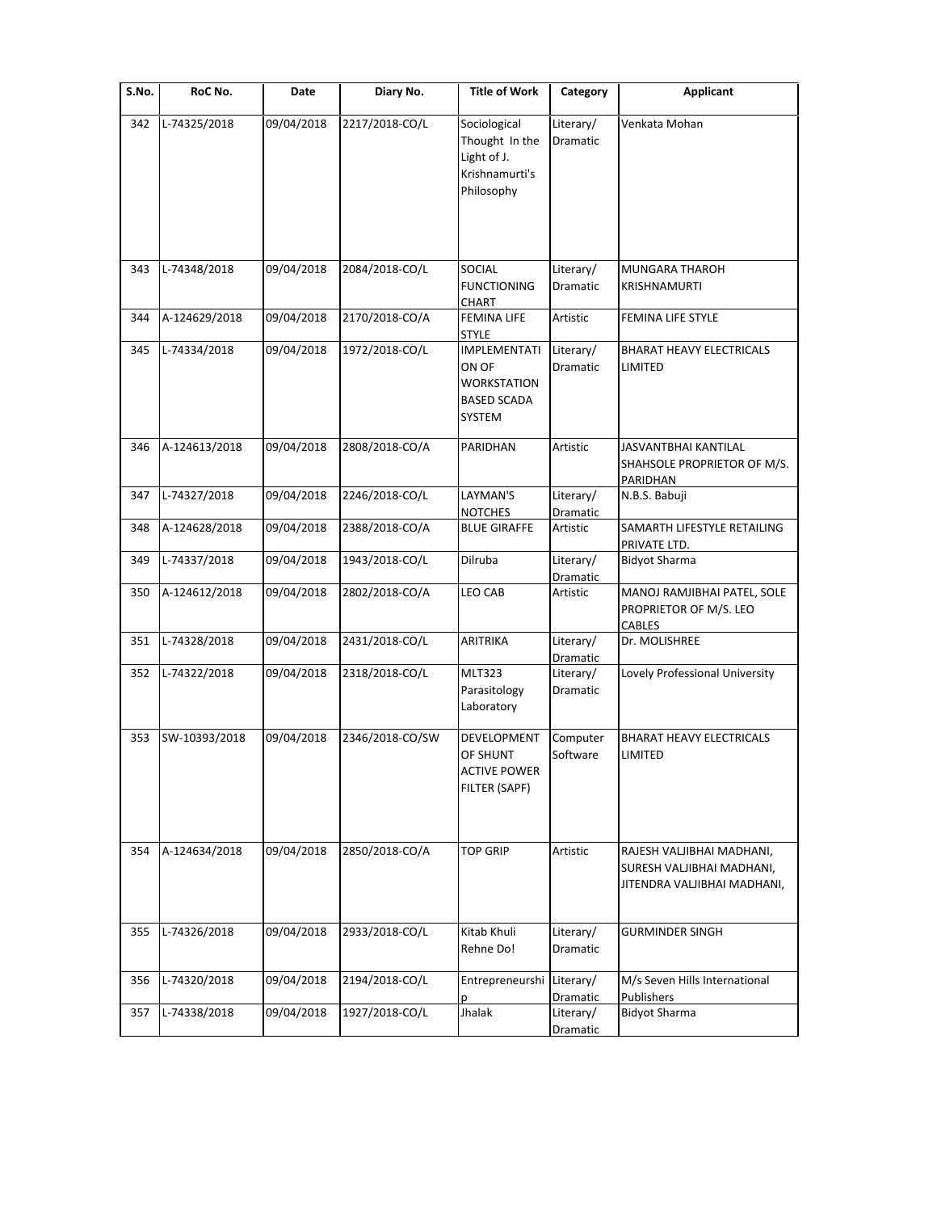| S.No. | RoC No. | Date | Diary No. | Title of Work | Category | Applicant |
|---|---|---|---|---|---|---|
| 342 | L-74325/2018 | 09/04/2018 | 2217/2018-CO/L | Sociological Thought In the Light of J. Krishnamurti's Philosophy | Literary/ Dramatic | Venkata Mohan |
| 343 | L-74348/2018 | 09/04/2018 | 2084/2018-CO/L | SOCIAL FUNCTIONING CHART | Literary/ Dramatic | MUNGARA THAROH KRISHNAMURTI |
| 344 | A-124629/2018 | 09/04/2018 | 2170/2018-CO/A | FEMINA LIFE STYLE | Artistic | FEMINA LIFE STYLE |
| 345 | L-74334/2018 | 09/04/2018 | 1972/2018-CO/L | IMPLEMENTATION OF WORKSTATION BASED SCADA SYSTEM | Literary/ Dramatic | BHARAT HEAVY ELECTRICALS LIMITED |
| 346 | A-124613/2018 | 09/04/2018 | 2808/2018-CO/A | PARIDHAN | Artistic | JASVANTBHAI KANTILAL SHAHSOLE PROPRIETOR OF M/S. PARIDHAN |
| 347 | L-74327/2018 | 09/04/2018 | 2246/2018-CO/L | LAYMAN'S NOTCHES | Literary/ Dramatic | N.B.S. Babuji |
| 348 | A-124628/2018 | 09/04/2018 | 2388/2018-CO/A | BLUE GIRAFFE | Artistic | SAMARTH LIFESTYLE RETAILING PRIVATE LTD. |
| 349 | L-74337/2018 | 09/04/2018 | 1943/2018-CO/L | Dilruba | Literary/ Dramatic | Bidyot Sharma |
| 350 | A-124612/2018 | 09/04/2018 | 2802/2018-CO/A | LEO CAB | Artistic | MANOJ RAMJIBHAI PATEL, SOLE PROPRIETOR OF M/S. LEO CABLES |
| 351 | L-74328/2018 | 09/04/2018 | 2431/2018-CO/L | ARITRIKA | Literary/ Dramatic | Dr. MOLISHREE |
| 352 | L-74322/2018 | 09/04/2018 | 2318/2018-CO/L | MLT323 Parasitology Laboratory | Literary/ Dramatic | Lovely Professional University |
| 353 | SW-10393/2018 | 09/04/2018 | 2346/2018-CO/SW | DEVELOPMENT OF SHUNT ACTIVE POWER FILTER (SAPF) | Computer Software | BHARAT HEAVY ELECTRICALS LIMITED |
| 354 | A-124634/2018 | 09/04/2018 | 2850/2018-CO/A | TOP GRIP | Artistic | RAJESH VALJIBHAI MADHANI, SURESH VALJIBHAI MADHANI, JITENDRA VALJIBHAI MADHANI, |
| 355 | L-74326/2018 | 09/04/2018 | 2933/2018-CO/L | Kitab Khuli Rehne Do! | Literary/ Dramatic | GURMINDER SINGH |
| 356 | L-74320/2018 | 09/04/2018 | 2194/2018-CO/L | Entrepreneurship | Literary/ Dramatic | M/s Seven Hills International Publishers |
| 357 | L-74338/2018 | 09/04/2018 | 1927/2018-CO/L | Jhalak | Literary/ Dramatic | Bidyot Sharma |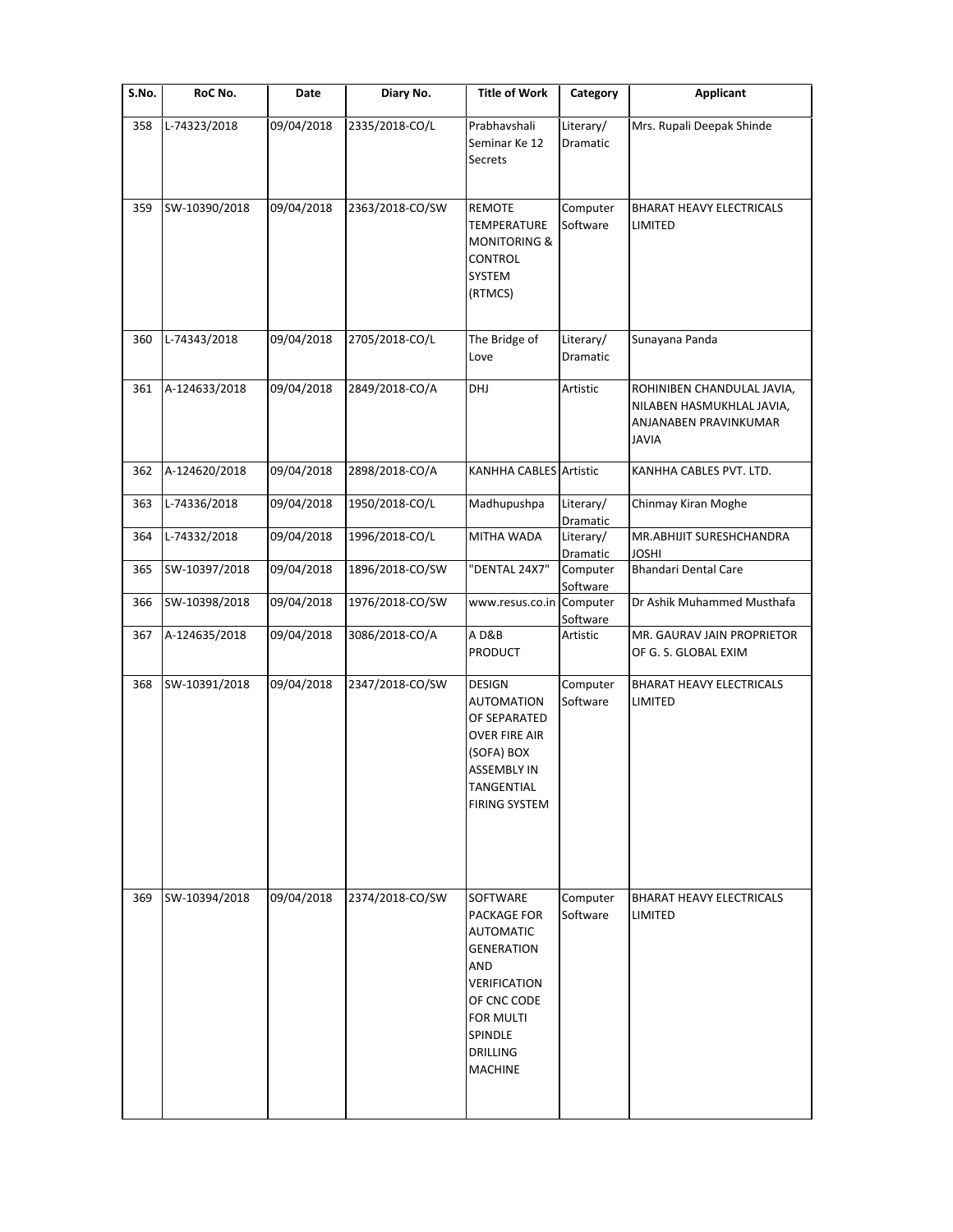| S.No. | RoC No. | Date | Diary No. | Title of Work | Category | Applicant |
|---|---|---|---|---|---|---|
| 358 | L-74323/2018 | 09/04/2018 | 2335/2018-CO/L | Prabhavshali Seminar Ke 12 Secrets | Literary/ Dramatic | Mrs. Rupali Deepak Shinde |
| 359 | SW-10390/2018 | 09/04/2018 | 2363/2018-CO/SW | REMOTE TEMPERATURE MONITORING & CONTROL SYSTEM (RTMCS) | Computer Software | BHARAT HEAVY ELECTRICALS LIMITED |
| 360 | L-74343/2018 | 09/04/2018 | 2705/2018-CO/L | The Bridge of Love | Literary/ Dramatic | Sunayana Panda |
| 361 | A-124633/2018 | 09/04/2018 | 2849/2018-CO/A | DHJ | Artistic | ROHINIBEN CHANDULAL JAVIA, NILABEN HASMUKHLAL JAVIA, ANJANABEN PRAVINKUMAR JAVIA |
| 362 | A-124620/2018 | 09/04/2018 | 2898/2018-CO/A | KANHHA CABLES | Artistic | KANHHA CABLES PVT. LTD. |
| 363 | L-74336/2018 | 09/04/2018 | 1950/2018-CO/L | Madhupushpa | Literary/ Dramatic | Chinmay Kiran Moghe |
| 364 | L-74332/2018 | 09/04/2018 | 1996/2018-CO/L | MITHA WADA | Literary/ Dramatic | MR.ABHIJIT SURESHCHANDRA JOSHI |
| 365 | SW-10397/2018 | 09/04/2018 | 1896/2018-CO/SW | "DENTAL 24X7" | Computer Software | Bhandari Dental Care |
| 366 | SW-10398/2018 | 09/04/2018 | 1976/2018-CO/SW | www.resus.co.in | Computer Software | Dr Ashik Muhammed Musthafa |
| 367 | A-124635/2018 | 09/04/2018 | 3086/2018-CO/A | A D&B PRODUCT | Artistic | MR. GAURAV JAIN PROPRIETOR OF G. S. GLOBAL EXIM |
| 368 | SW-10391/2018 | 09/04/2018 | 2347/2018-CO/SW | DESIGN AUTOMATION OF SEPARATED OVER FIRE AIR (SOFA) BOX ASSEMBLY IN TANGENTIAL FIRING SYSTEM | Computer Software | BHARAT HEAVY ELECTRICALS LIMITED |
| 369 | SW-10394/2018 | 09/04/2018 | 2374/2018-CO/SW | SOFTWARE PACKAGE FOR AUTOMATIC GENERATION AND VERIFICATION OF CNC CODE FOR MULTI SPINDLE DRILLING MACHINE | Computer Software | BHARAT HEAVY ELECTRICALS LIMITED |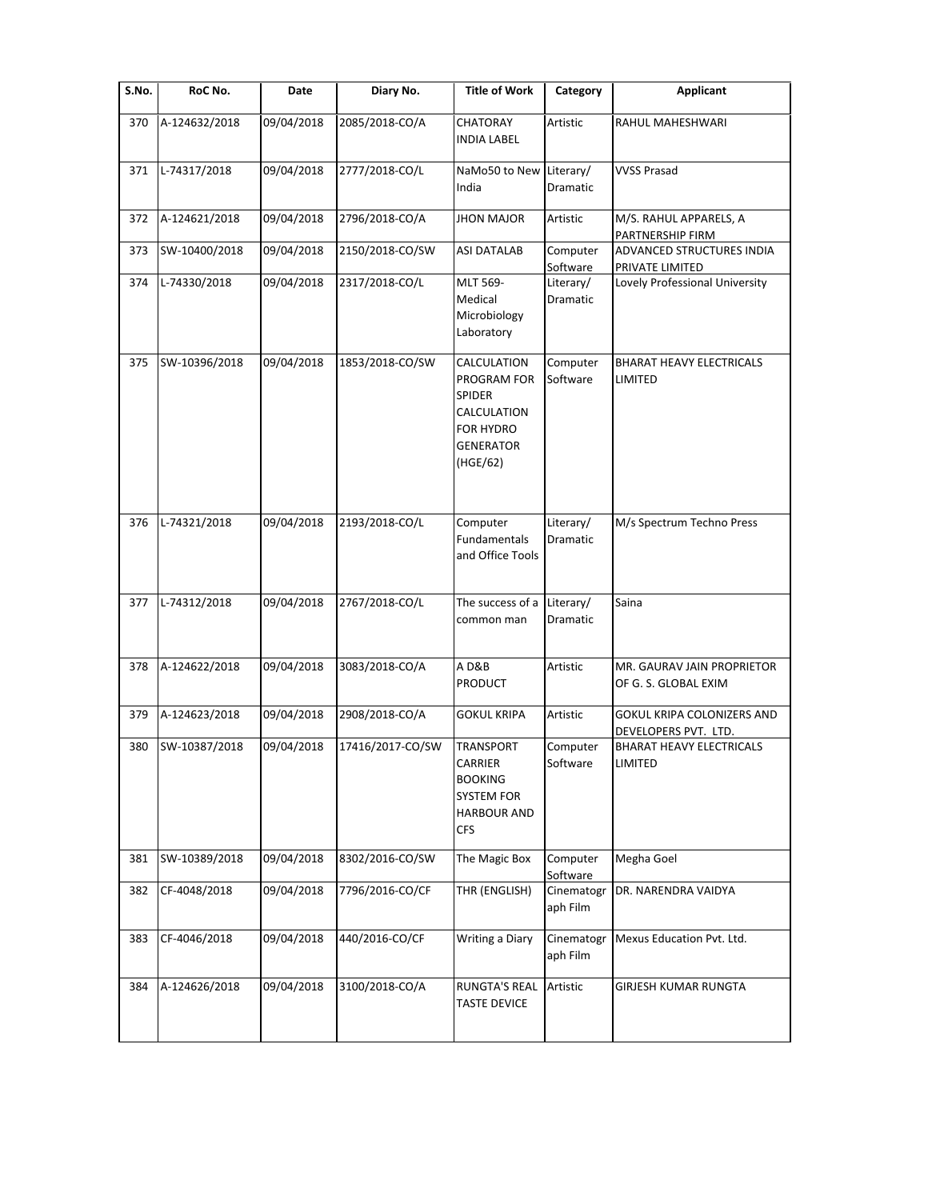| S.No. | RoC No. | Date | Diary No. | Title of Work | Category | Applicant |
|---|---|---|---|---|---|---|
| 370 | A-124632/2018 | 09/04/2018 | 2085/2018-CO/A | CHATORAY INDIA LABEL | Artistic | RAHUL MAHESHWARI |
| 371 | L-74317/2018 | 09/04/2018 | 2777/2018-CO/L | NaMo50 to New India | Literary/ Dramatic | VVSS Prasad |
| 372 | A-124621/2018 | 09/04/2018 | 2796/2018-CO/A | JHON MAJOR | Artistic | M/S. RAHUL APPARELS, A PARTNERSHIP FIRM |
| 373 | SW-10400/2018 | 09/04/2018 | 2150/2018-CO/SW | ASI DATALAB | Computer Software | ADVANCED STRUCTURES INDIA PRIVATE LIMITED |
| 374 | L-74330/2018 | 09/04/2018 | 2317/2018-CO/L | MLT 569- Medical Microbiology Laboratory | Literary/ Dramatic | Lovely Professional University |
| 375 | SW-10396/2018 | 09/04/2018 | 1853/2018-CO/SW | CALCULATION PROGRAM FOR SPIDER CALCULATION FOR HYDRO GENERATOR (HGE/62) | Computer Software | BHARAT HEAVY ELECTRICALS LIMITED |
| 376 | L-74321/2018 | 09/04/2018 | 2193/2018-CO/L | Computer Fundamentals and Office Tools | Literary/ Dramatic | M/s Spectrum Techno Press |
| 377 | L-74312/2018 | 09/04/2018 | 2767/2018-CO/L | The success of a common man | Literary/ Dramatic | Saina |
| 378 | A-124622/2018 | 09/04/2018 | 3083/2018-CO/A | A D&B PRODUCT | Artistic | MR. GAURAV JAIN PROPRIETOR OF G. S. GLOBAL EXIM |
| 379 | A-124623/2018 | 09/04/2018 | 2908/2018-CO/A | GOKUL KRIPA | Artistic | GOKUL KRIPA COLONIZERS AND DEVELOPERS PVT. LTD. |
| 380 | SW-10387/2018 | 09/04/2018 | 17416/2017-CO/SW | TRANSPORT CARRIER BOOKING SYSTEM FOR HARBOUR AND CFS | Computer Software | BHARAT HEAVY ELECTRICALS LIMITED |
| 381 | SW-10389/2018 | 09/04/2018 | 8302/2016-CO/SW | The Magic Box | Computer Software | Megha Goel |
| 382 | CF-4048/2018 | 09/04/2018 | 7796/2016-CO/CF | THR (ENGLISH) | Cinematograph Film | DR. NARENDRA VAIDYA |
| 383 | CF-4046/2018 | 09/04/2018 | 440/2016-CO/CF | Writing a Diary | Cinematograph Film | Mexus Education Pvt. Ltd. |
| 384 | A-124626/2018 | 09/04/2018 | 3100/2018-CO/A | RUNGTA'S REAL TASTE DEVICE | Artistic | GIRJESH KUMAR RUNGTA |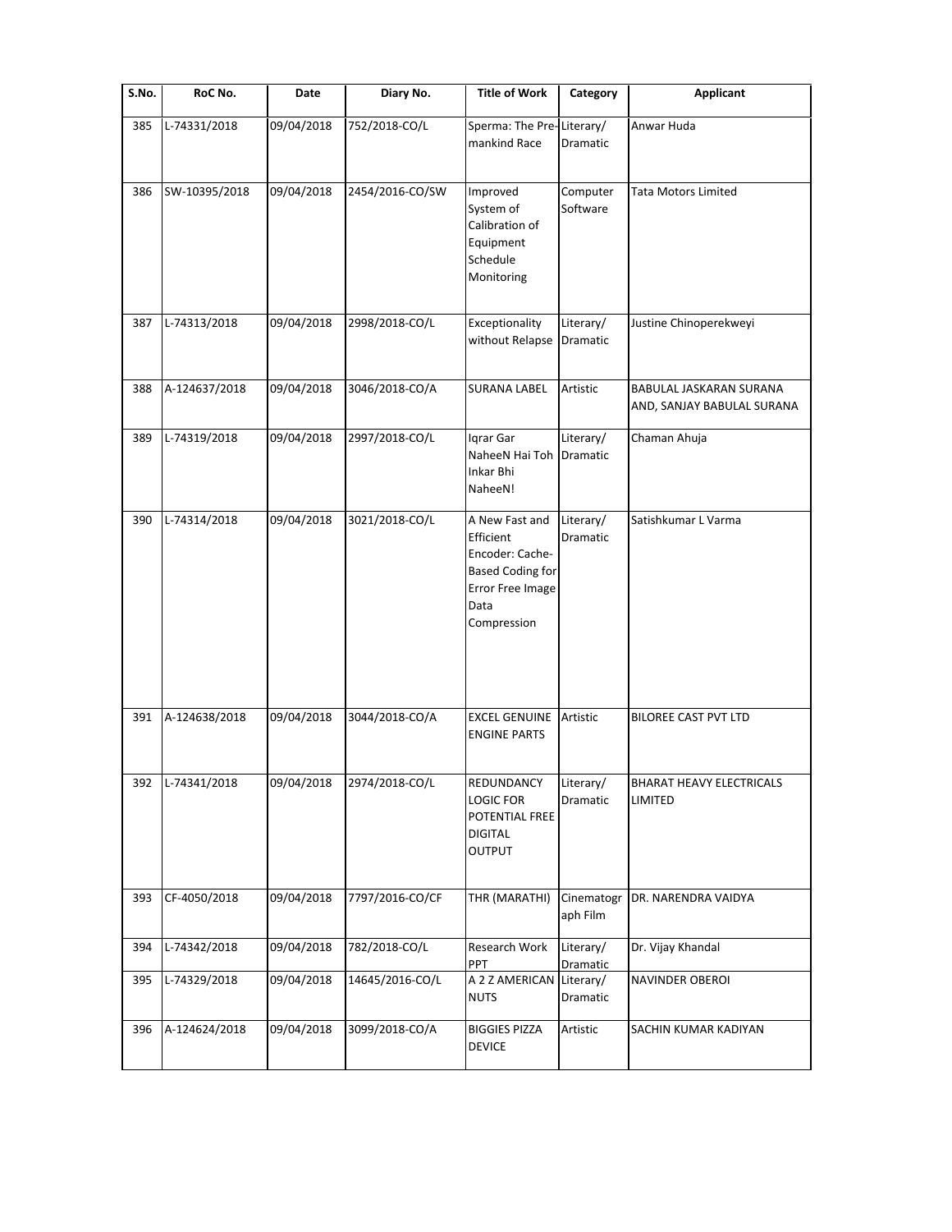| S.No. | RoC No. | Date | Diary No. | Title of Work | Category | Applicant |
|---|---|---|---|---|---|---|
| 385 | L-74331/2018 | 09/04/2018 | 752/2018-CO/L | Sperma: The Pre-mankind Race | Literary/ Dramatic | Anwar Huda |
| 386 | SW-10395/2018 | 09/04/2018 | 2454/2016-CO/SW | Improved System of Calibration of Equipment Schedule Monitoring | Computer Software | Tata Motors Limited |
| 387 | L-74313/2018 | 09/04/2018 | 2998/2018-CO/L | Exceptionality without Relapse | Literary/ Dramatic | Justine Chinoperekweyi |
| 388 | A-124637/2018 | 09/04/2018 | 3046/2018-CO/A | SURANA LABEL | Artistic | BABULAL JASKARAN SURANA AND, SANJAY BABULAL SURANA |
| 389 | L-74319/2018 | 09/04/2018 | 2997/2018-CO/L | Iqrar Gar NaheeN Hai Toh Inkar Bhi NaheeN! | Literary/ Dramatic | Chaman Ahuja |
| 390 | L-74314/2018 | 09/04/2018 | 3021/2018-CO/L | A New Fast and Efficient Encoder: Cache-Based Coding for Error Free Image Data Compression | Literary/ Dramatic | Satishkumar L Varma |
| 391 | A-124638/2018 | 09/04/2018 | 3044/2018-CO/A | EXCEL GENUINE ENGINE PARTS | Artistic | BILOREE CAST PVT LTD |
| 392 | L-74341/2018 | 09/04/2018 | 2974/2018-CO/L | REDUNDANCY LOGIC FOR POTENTIAL FREE DIGITAL OUTPUT | Literary/ Dramatic | BHARAT HEAVY ELECTRICALS LIMITED |
| 393 | CF-4050/2018 | 09/04/2018 | 7797/2016-CO/CF | THR (MARATHI) | Cinematograph Film | DR. NARENDRA VAIDYA |
| 394 | L-74342/2018 | 09/04/2018 | 782/2018-CO/L | Research Work PPT | Literary/ Dramatic | Dr. Vijay Khandal |
| 395 | L-74329/2018 | 09/04/2018 | 14645/2016-CO/L | A 2 Z AMERICAN NUTS | Literary/ Dramatic | NAVINDER OBEROI |
| 396 | A-124624/2018 | 09/04/2018 | 3099/2018-CO/A | BIGGIES PIZZA DEVICE | Artistic | SACHIN KUMAR KADIYAN |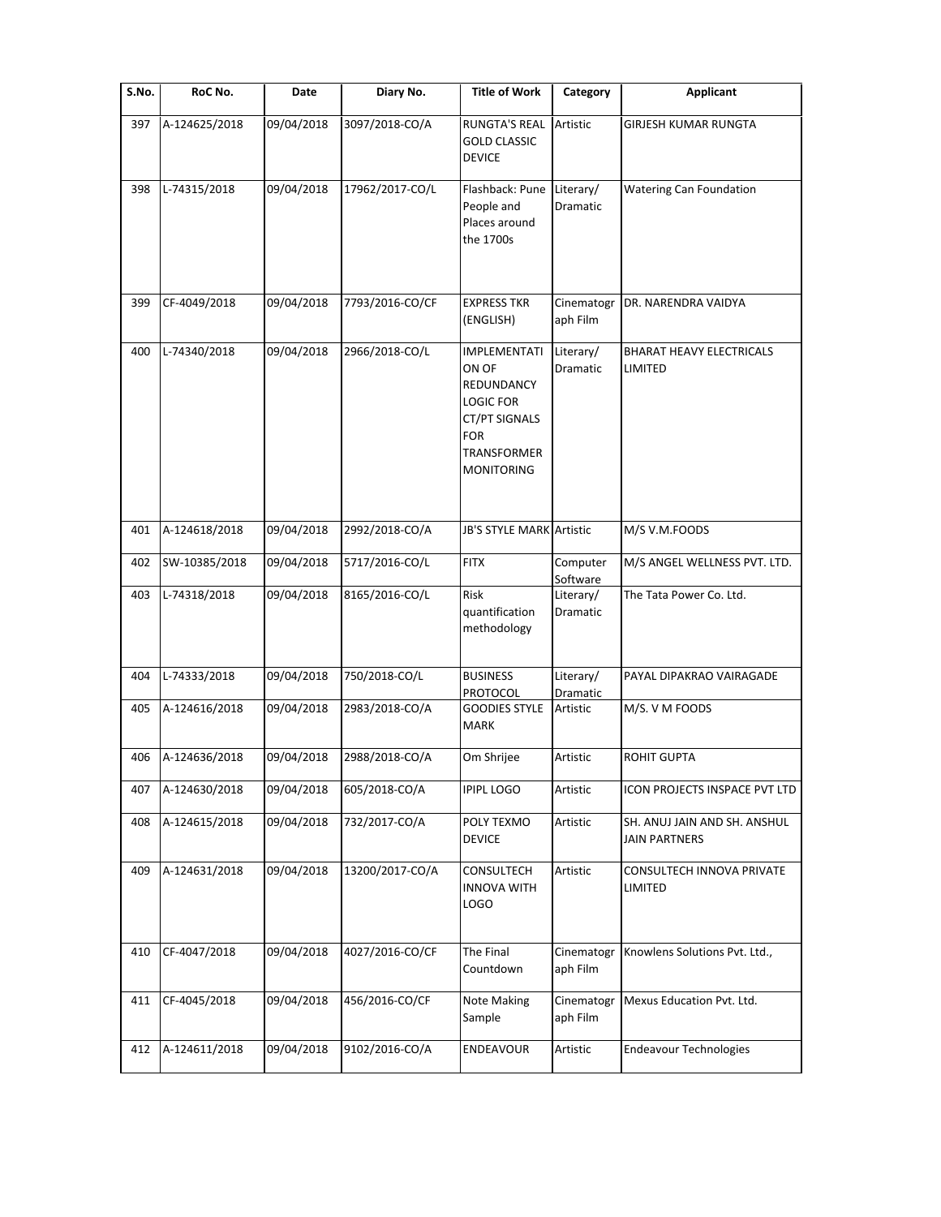| S.No. | RoC No. | Date | Diary No. | Title of Work | Category | Applicant |
|---|---|---|---|---|---|---|
| 397 | A-124625/2018 | 09/04/2018 | 3097/2018-CO/A | RUNGTA'S REAL GOLD CLASSIC DEVICE | Artistic | GIRJESH KUMAR RUNGTA |
| 398 | L-74315/2018 | 09/04/2018 | 17962/2017-CO/L | Flashback: Pune People and Places around the 1700s | Literary/ Dramatic | Watering Can Foundation |
| 399 | CF-4049/2018 | 09/04/2018 | 7793/2016-CO/CF | EXPRESS TKR (ENGLISH) | Cinematograph Film | DR. NARENDRA VAIDYA |
| 400 | L-74340/2018 | 09/04/2018 | 2966/2018-CO/L | IMPLEMENTATION OF REDUNDANCY LOGIC FOR CT/PT SIGNALS FOR TRANSFORMER MONITORING | Literary/ Dramatic | BHARAT HEAVY ELECTRICALS LIMITED |
| 401 | A-124618/2018 | 09/04/2018 | 2992/2018-CO/A | JB'S STYLE MARK | Artistic | M/S V.M.FOODS |
| 402 | SW-10385/2018 | 09/04/2018 | 5717/2016-CO/L | FITX | Computer Software | M/S ANGEL WELLNESS PVT. LTD. |
| 403 | L-74318/2018 | 09/04/2018 | 8165/2016-CO/L | Risk quantification methodology | Literary/ Dramatic | The Tata Power Co. Ltd. |
| 404 | L-74333/2018 | 09/04/2018 | 750/2018-CO/L | BUSINESS PROTOCOL | Literary/ Dramatic | PAYAL DIPAKRAO VAIRAGADE |
| 405 | A-124616/2018 | 09/04/2018 | 2983/2018-CO/A | GOODIES STYLE MARK | Artistic | M/S. V M FOODS |
| 406 | A-124636/2018 | 09/04/2018 | 2988/2018-CO/A | Om Shrijee | Artistic | ROHIT GUPTA |
| 407 | A-124630/2018 | 09/04/2018 | 605/2018-CO/A | IPIPL LOGO | Artistic | ICON PROJECTS INSPACE PVT LTD |
| 408 | A-124615/2018 | 09/04/2018 | 732/2017-CO/A | POLY TEXMO DEVICE | Artistic | SH. ANUJ JAIN AND SH. ANSHUL JAIN PARTNERS |
| 409 | A-124631/2018 | 09/04/2018 | 13200/2017-CO/A | CONSULTECH INNOVA WITH LOGO | Artistic | CONSULTECH INNOVA PRIVATE LIMITED |
| 410 | CF-4047/2018 | 09/04/2018 | 4027/2016-CO/CF | The Final Countdown | Cinematograph Film | Knowlens Solutions Pvt. Ltd., |
| 411 | CF-4045/2018 | 09/04/2018 | 456/2016-CO/CF | Note Making Sample | Cinematograph Film | Mexus Education Pvt. Ltd. |
| 412 | A-124611/2018 | 09/04/2018 | 9102/2016-CO/A | ENDEAVOUR | Artistic | Endeavour Technologies |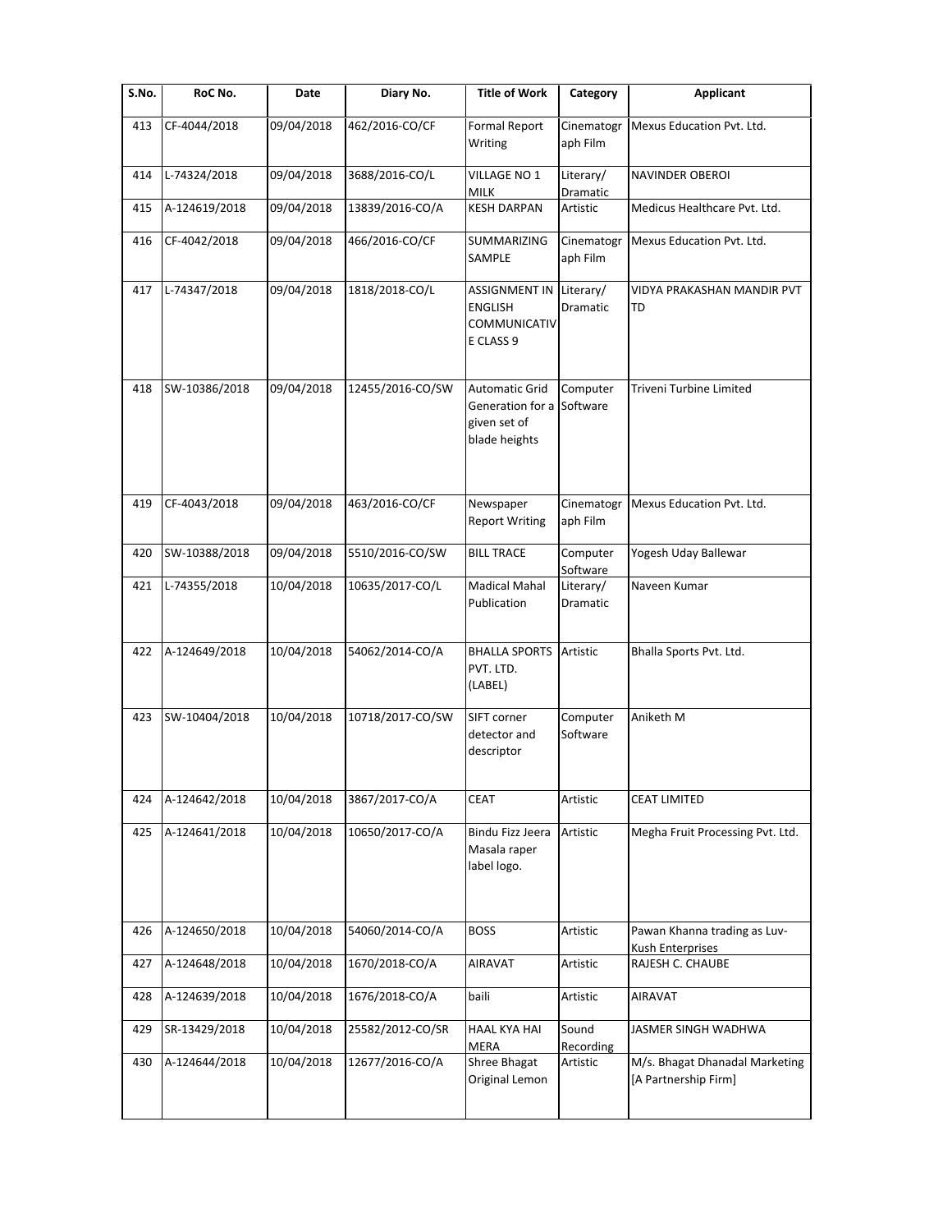| S.No. | RoC No. | Date | Diary No. | Title of Work | Category | Applicant |
|---|---|---|---|---|---|---|
| 413 | CF-4044/2018 | 09/04/2018 | 462/2016-CO/CF | Formal Report Writing | Cinematograph Film | Mexus Education Pvt. Ltd. |
| 414 | L-74324/2018 | 09/04/2018 | 3688/2016-CO/L | VILLAGE NO 1 MILK | Literary/ Dramatic | NAVINDER OBEROI |
| 415 | A-124619/2018 | 09/04/2018 | 13839/2016-CO/A | KESH DARPAN | Artistic | Medicus Healthcare Pvt. Ltd. |
| 416 | CF-4042/2018 | 09/04/2018 | 466/2016-CO/CF | SUMMARIZING SAMPLE | Cinematograph Film | Mexus Education Pvt. Ltd. |
| 417 | L-74347/2018 | 09/04/2018 | 1818/2018-CO/L | ASSIGNMENT IN ENGLISH COMMUNICATIVE CLASS 9 | Literary/ Dramatic | VIDYA PRAKASHAN MANDIR PVT TD |
| 418 | SW-10386/2018 | 09/04/2018 | 12455/2016-CO/SW | Automatic Grid Generation for a given set of blade heights | Computer Software | Triveni Turbine Limited |
| 419 | CF-4043/2018 | 09/04/2018 | 463/2016-CO/CF | Newspaper Report Writing | Cinematograph Film | Mexus Education Pvt. Ltd. |
| 420 | SW-10388/2018 | 09/04/2018 | 5510/2016-CO/SW | BILL TRACE | Computer Software | Yogesh Uday Ballewar |
| 421 | L-74355/2018 | 10/04/2018 | 10635/2017-CO/L | Madical Mahal Publication | Literary/ Dramatic | Naveen Kumar |
| 422 | A-124649/2018 | 10/04/2018 | 54062/2014-CO/A | BHALLA SPORTS PVT. LTD. (LABEL) | Artistic | Bhalla Sports Pvt. Ltd. |
| 423 | SW-10404/2018 | 10/04/2018 | 10718/2017-CO/SW | SIFT corner detector and descriptor | Computer Software | Aniketh M |
| 424 | A-124642/2018 | 10/04/2018 | 3867/2017-CO/A | CEAT | Artistic | CEAT LIMITED |
| 425 | A-124641/2018 | 10/04/2018 | 10650/2017-CO/A | Bindu Fizz Jeera Masala raper label logo. | Artistic | Megha Fruit Processing Pvt. Ltd. |
| 426 | A-124650/2018 | 10/04/2018 | 54060/2014-CO/A | BOSS | Artistic | Pawan Khanna trading as Luv-Kush Enterprises |
| 427 | A-124648/2018 | 10/04/2018 | 1670/2018-CO/A | AIRAVAT | Artistic | RAJESH C. CHAUBE |
| 428 | A-124639/2018 | 10/04/2018 | 1676/2018-CO/A | baili | Artistic | AIRAVAT |
| 429 | SR-13429/2018 | 10/04/2018 | 25582/2012-CO/SR | HAAL KYA HAI MERA | Sound Recording | JASMER SINGH WADHWA |
| 430 | A-124644/2018 | 10/04/2018 | 12677/2016-CO/A | Shree Bhagat Original Lemon | Artistic | M/s. Bhagat Dhanadal Marketing [A Partnership Firm] |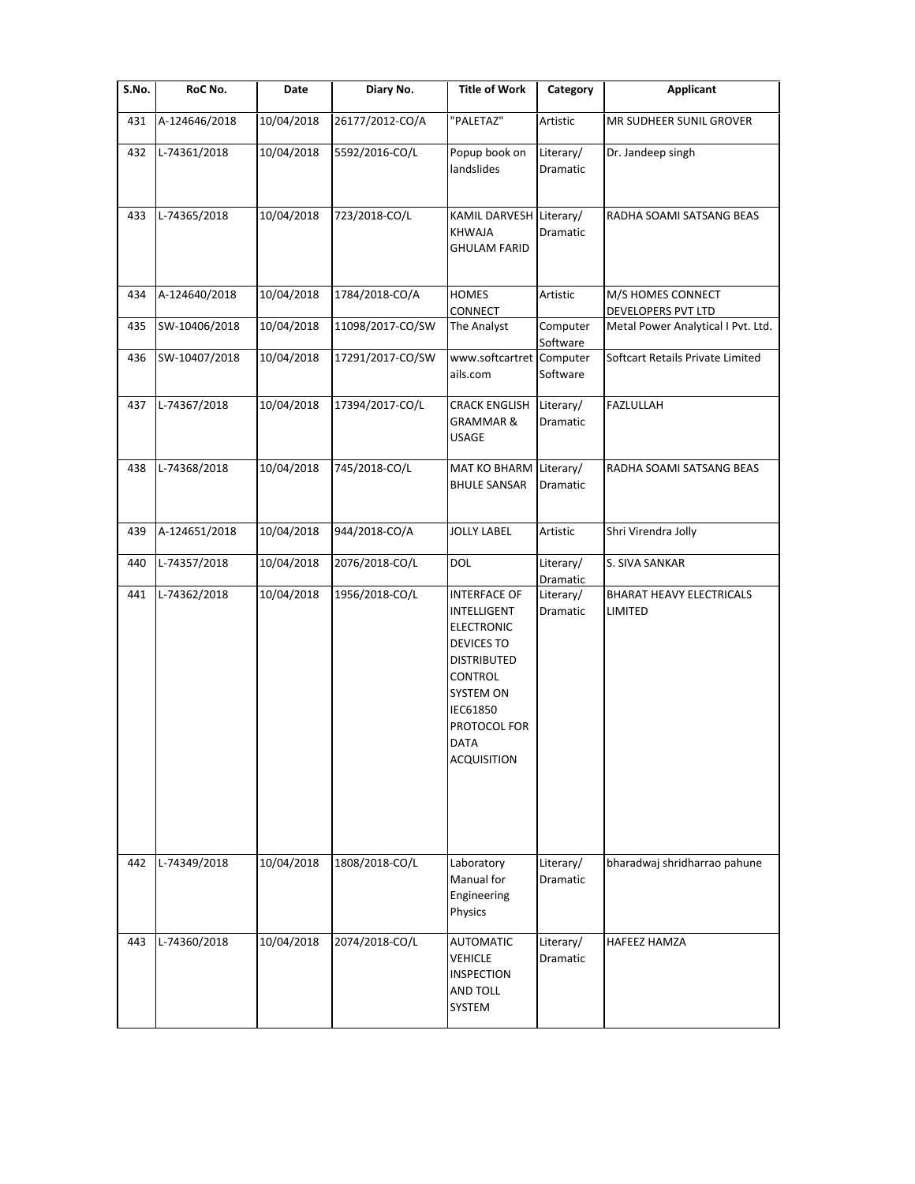| S.No. | RoC No. | Date | Diary No. | Title of Work | Category | Applicant |
|---|---|---|---|---|---|---|
| 431 | A-124646/2018 | 10/04/2018 | 26177/2012-CO/A | "PALETAZ" | Artistic | MR SUDHEER SUNIL GROVER |
| 432 | L-74361/2018 | 10/04/2018 | 5592/2016-CO/L | Popup book on landslides | Literary/ Dramatic | Dr. Jandeep singh |
| 433 | L-74365/2018 | 10/04/2018 | 723/2018-CO/L | KAMIL DARVESH KHWAJA GHULAM FARID | Literary/ Dramatic | RADHA SOAMI SATSANG BEAS |
| 434 | A-124640/2018 | 10/04/2018 | 1784/2018-CO/A | HOMES CONNECT | Artistic | M/S HOMES CONNECT DEVELOPERS PVT LTD |
| 435 | SW-10406/2018 | 10/04/2018 | 11098/2017-CO/SW | The Analyst | Computer Software | Metal Power Analytical I Pvt. Ltd. |
| 436 | SW-10407/2018 | 10/04/2018 | 17291/2017-CO/SW | www.softcartretails.com | Computer Software | Softcart Retails Private Limited |
| 437 | L-74367/2018 | 10/04/2018 | 17394/2017-CO/L | CRACK ENGLISH GRAMMAR & USAGE | Literary/ Dramatic | FAZLULLAH |
| 438 | L-74368/2018 | 10/04/2018 | 745/2018-CO/L | MAT KO BHARM BHULE SANSAR | Literary/ Dramatic | RADHA SOAMI SATSANG BEAS |
| 439 | A-124651/2018 | 10/04/2018 | 944/2018-CO/A | JOLLY LABEL | Artistic | Shri Virendra Jolly |
| 440 | L-74357/2018 | 10/04/2018 | 2076/2018-CO/L | DOL | Literary/ Dramatic | S. SIVA SANKAR |
| 441 | L-74362/2018 | 10/04/2018 | 1956/2018-CO/L | INTERFACE OF INTELLIGENT ELECTRONIC DEVICES TO DISTRIBUTED CONTROL SYSTEM ON IEC61850 PROTOCOL FOR DATA ACQUISITION | Literary/ Dramatic | BHARAT HEAVY ELECTRICALS LIMITED |
| 442 | L-74349/2018 | 10/04/2018 | 1808/2018-CO/L | Laboratory Manual for Engineering Physics | Literary/ Dramatic | bharadwaj shridharrao pahune |
| 443 | L-74360/2018 | 10/04/2018 | 2074/2018-CO/L | AUTOMATIC VEHICLE INSPECTION AND TOLL SYSTEM | Literary/ Dramatic | HAFEEZ HAMZA |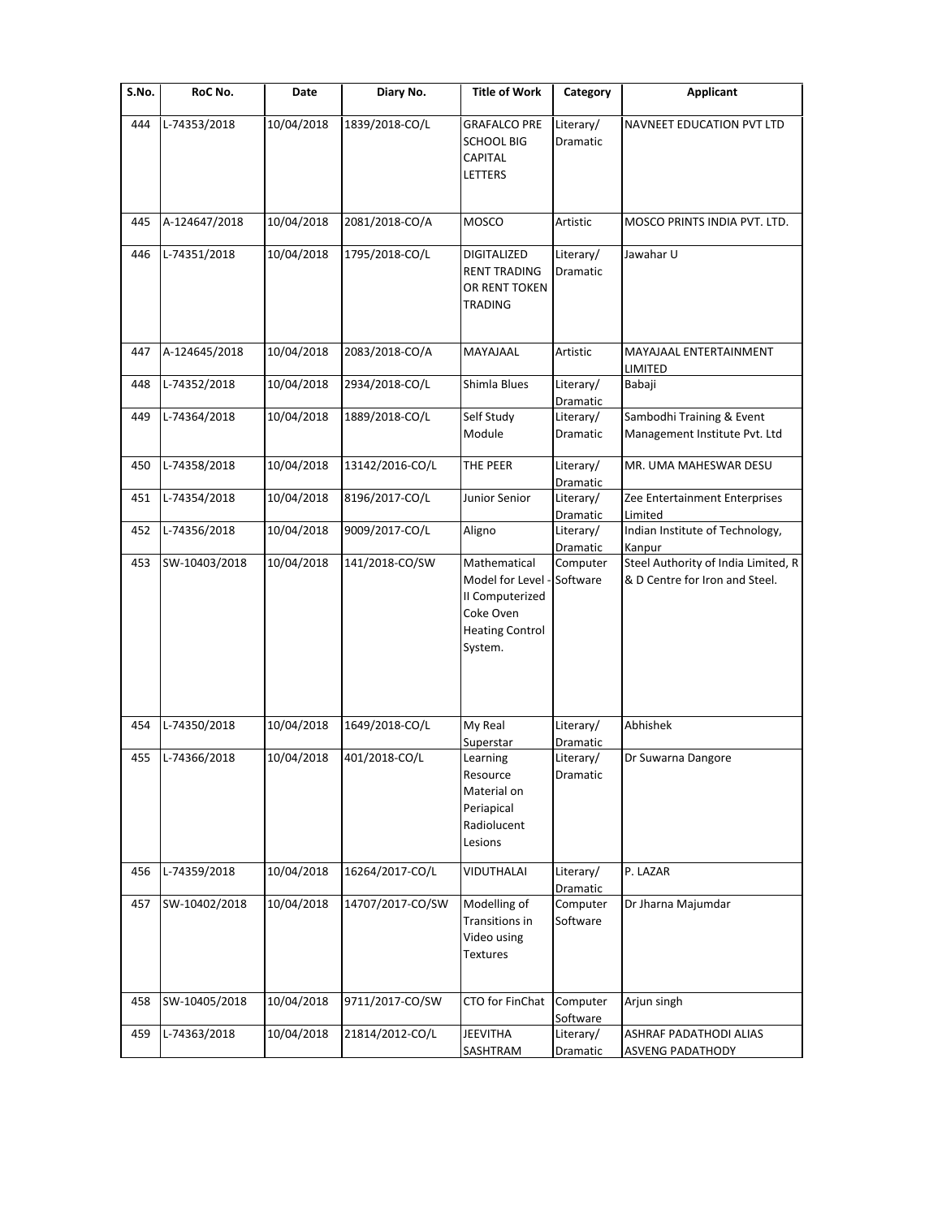| S.No. | RoC No. | Date | Diary No. | Title of Work | Category | Applicant |
|---|---|---|---|---|---|---|
| 444 | L-74353/2018 | 10/04/2018 | 1839/2018-CO/L | GRAFALCO PRE SCHOOL BIG CAPITAL LETTERS | Literary/ Dramatic | NAVNEET EDUCATION PVT LTD |
| 445 | A-124647/2018 | 10/04/2018 | 2081/2018-CO/A | MOSCO | Artistic | MOSCO PRINTS INDIA PVT. LTD. |
| 446 | L-74351/2018 | 10/04/2018 | 1795/2018-CO/L | DIGITALIZED RENT TRADING OR RENT TOKEN TRADING | Literary/ Dramatic | Jawahar U |
| 447 | A-124645/2018 | 10/04/2018 | 2083/2018-CO/A | MAYAJAAL | Artistic | MAYAJAAL ENTERTAINMENT LIMITED |
| 448 | L-74352/2018 | 10/04/2018 | 2934/2018-CO/L | Shimla Blues | Literary/ Dramatic | Babaji |
| 449 | L-74364/2018 | 10/04/2018 | 1889/2018-CO/L | Self Study Module | Literary/ Dramatic | Sambodhi Training & Event Management Institute Pvt. Ltd |
| 450 | L-74358/2018 | 10/04/2018 | 13142/2016-CO/L | THE PEER | Literary/ Dramatic | MR. UMA MAHESWAR DESU |
| 451 | L-74354/2018 | 10/04/2018 | 8196/2017-CO/L | Junior Senior | Literary/ Dramatic | Zee Entertainment Enterprises Limited |
| 452 | L-74356/2018 | 10/04/2018 | 9009/2017-CO/L | Aligno | Literary/ Dramatic | Indian Institute of Technology, Kanpur |
| 453 | SW-10403/2018 | 10/04/2018 | 141/2018-CO/SW | Mathematical Model for Level - II Computerized Coke Oven Heating Control System. | Computer Software | Steel Authority of India Limited, R & D Centre for Iron and Steel. |
| 454 | L-74350/2018 | 10/04/2018 | 1649/2018-CO/L | My Real Superstar | Literary/ Dramatic | Abhishek |
| 455 | L-74366/2018 | 10/04/2018 | 401/2018-CO/L | Learning Resource Material on Periapical Radiolucent Lesions | Literary/ Dramatic | Dr Suwarna Dangore |
| 456 | L-74359/2018 | 10/04/2018 | 16264/2017-CO/L | VIDUTHALAI | Literary/ Dramatic | P. LAZAR |
| 457 | SW-10402/2018 | 10/04/2018 | 14707/2017-CO/SW | Modelling of Transitions in Video using Textures | Computer Software | Dr Jharna Majumdar |
| 458 | SW-10405/2018 | 10/04/2018 | 9711/2017-CO/SW | CTO for FinChat | Computer Software | Arjun singh |
| 459 | L-74363/2018 | 10/04/2018 | 21814/2012-CO/L | JEEVITHA SASHTRAM | Literary/ Dramatic | ASHRAF PADATHODI ALIAS ASVENG PADATHODY |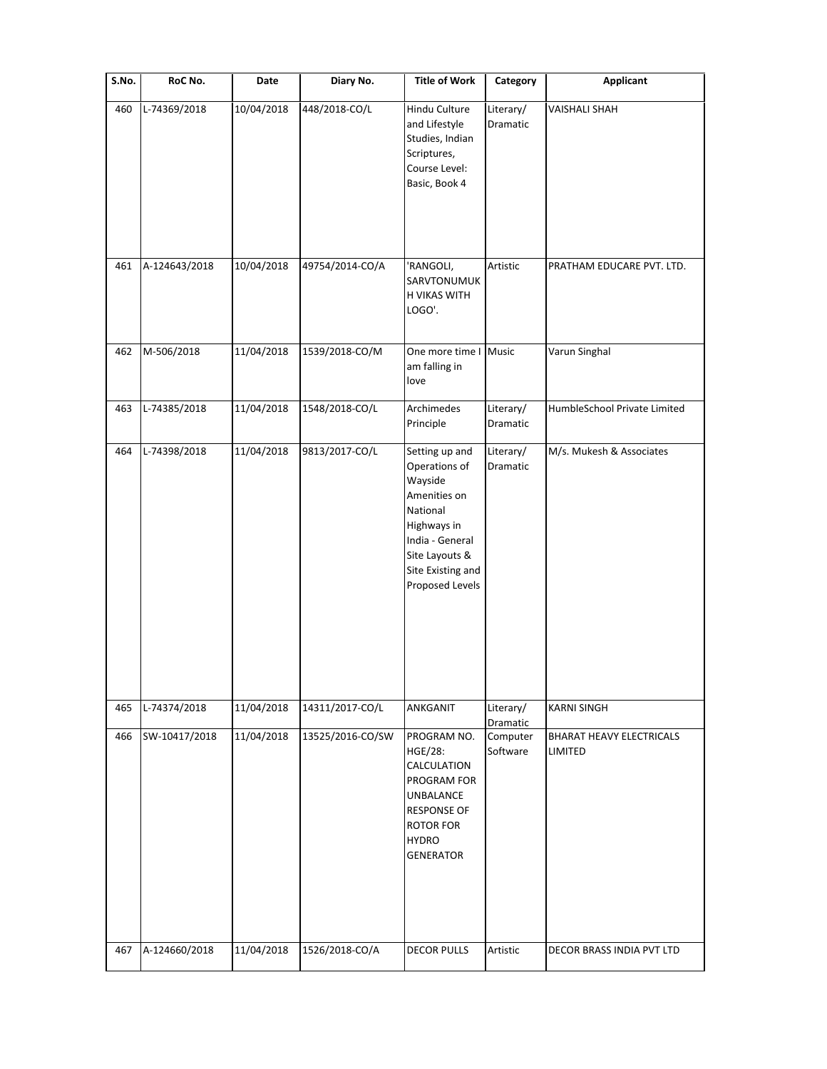| S.No. | RoC No. | Date | Diary No. | Title of Work | Category | Applicant |
|---|---|---|---|---|---|---|
| 460 | L-74369/2018 | 10/04/2018 | 448/2018-CO/L | Hindu Culture and Lifestyle Studies, Indian Scriptures, Course Level: Basic, Book 4 | Literary/ Dramatic | VAISHALI SHAH |
| 461 | A-124643/2018 | 10/04/2018 | 49754/2014-CO/A | 'RANGOLI, SARVTONUMUKH VIKAS WITH LOGO'. | Artistic | PRATHAM EDUCARE PVT. LTD. |
| 462 | M-506/2018 | 11/04/2018 | 1539/2018-CO/M | One more time I am falling in love | Music | Varun Singhal |
| 463 | L-74385/2018 | 11/04/2018 | 1548/2018-CO/L | Archimedes Principle | Literary/ Dramatic | HumbleSchool Private Limited |
| 464 | L-74398/2018 | 11/04/2018 | 9813/2017-CO/L | Setting up and Operations of Wayside Amenities on National Highways in India - General Site Layouts & Site Existing and Proposed Levels | Literary/ Dramatic | M/s. Mukesh & Associates |
| 465 | L-74374/2018 | 11/04/2018 | 14311/2017-CO/L | ANKGANIT | Literary/ Dramatic | KARNI SINGH |
| 466 | SW-10417/2018 | 11/04/2018 | 13525/2016-CO/SW | PROGRAM NO. HGE/28: CALCULATION PROGRAM FOR UNBALANCE RESPONSE OF ROTOR FOR HYDRO GENERATOR | Computer Software | BHARAT HEAVY ELECTRICALS LIMITED |
| 467 | A-124660/2018 | 11/04/2018 | 1526/2018-CO/A | DECOR PULLS | Artistic | DECOR BRASS INDIA PVT LTD |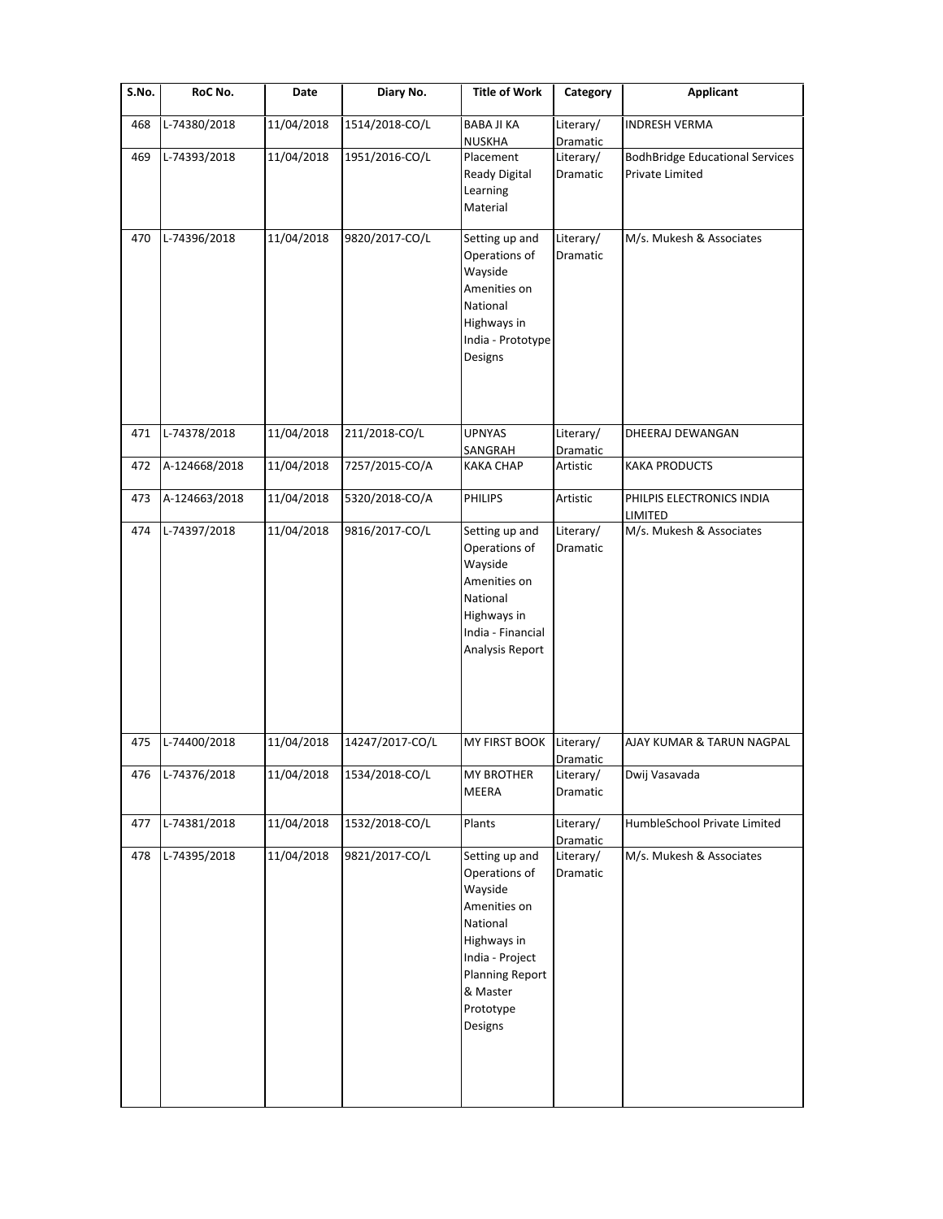| S.No. | RoC No. | Date | Diary No. | Title of Work | Category | Applicant |
|---|---|---|---|---|---|---|
| 468 | L-74380/2018 | 11/04/2018 | 1514/2018-CO/L | BABA JI KA NUSKHA | Literary/ Dramatic | INDRESH VERMA |
| 469 | L-74393/2018 | 11/04/2018 | 1951/2016-CO/L | Placement Ready Digital Learning Material | Literary/ Dramatic | BodhBridge Educational Services Private Limited |
| 470 | L-74396/2018 | 11/04/2018 | 9820/2017-CO/L | Setting up and Operations of Wayside Amenities on National Highways in India - Prototype Designs | Literary/ Dramatic | M/s. Mukesh & Associates |
| 471 | L-74378/2018 | 11/04/2018 | 211/2018-CO/L | UPNYAS SANGRAH | Literary/ Dramatic | DHEERAJ DEWANGAN |
| 472 | A-124668/2018 | 11/04/2018 | 7257/2015-CO/A | KAKA CHAP | Artistic | KAKA PRODUCTS |
| 473 | A-124663/2018 | 11/04/2018 | 5320/2018-CO/A | PHILIPS | Artistic | PHILPIS ELECTRONICS INDIA LIMITED |
| 474 | L-74397/2018 | 11/04/2018 | 9816/2017-CO/L | Setting up and Operations of Wayside Amenities on National Highways in India - Financial Analysis Report | Literary/ Dramatic | M/s. Mukesh & Associates |
| 475 | L-74400/2018 | 11/04/2018 | 14247/2017-CO/L | MY FIRST BOOK | Literary/ Dramatic | AJAY KUMAR & TARUN NAGPAL |
| 476 | L-74376/2018 | 11/04/2018 | 1534/2018-CO/L | MY BROTHER MEERA | Literary/ Dramatic | Dwij Vasavada |
| 477 | L-74381/2018 | 11/04/2018 | 1532/2018-CO/L | Plants | Literary/ Dramatic | HumbleSchool Private Limited |
| 478 | L-74395/2018 | 11/04/2018 | 9821/2017-CO/L | Setting up and Operations of Wayside Amenities on National Highways in India - Project Planning Report & Master Prototype Designs | Literary/ Dramatic | M/s. Mukesh & Associates |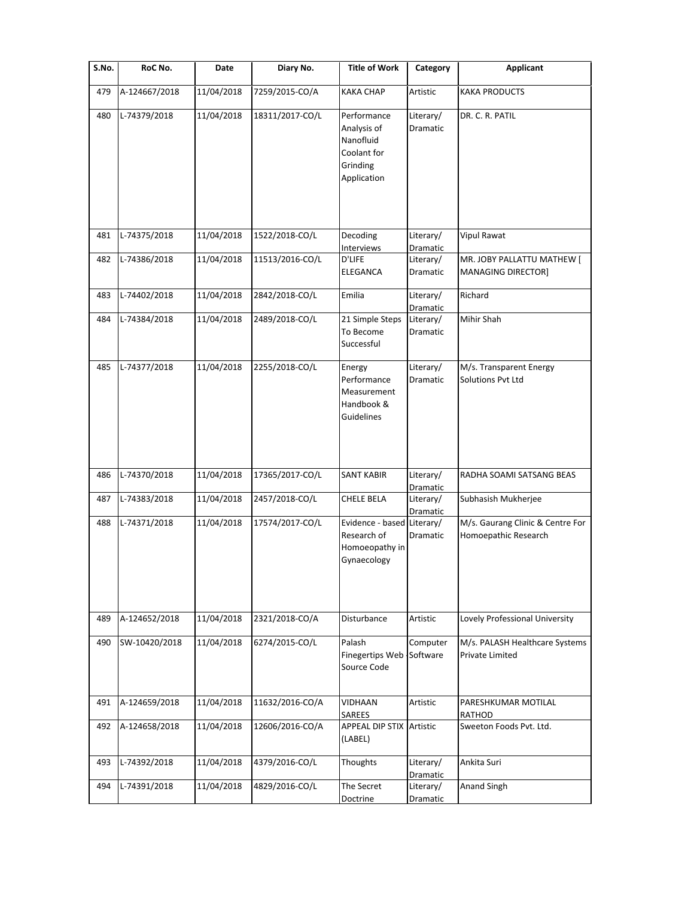| S.No. | RoC No. | Date | Diary No. | Title of Work | Category | Applicant |
|---|---|---|---|---|---|---|
| 479 | A-124667/2018 | 11/04/2018 | 7259/2015-CO/A | KAKA CHAP | Artistic | KAKA PRODUCTS |
| 480 | L-74379/2018 | 11/04/2018 | 18311/2017-CO/L | Performance Analysis of Nanofluid Coolant for Grinding Application | Literary/ Dramatic | DR. C. R. PATIL |
| 481 | L-74375/2018 | 11/04/2018 | 1522/2018-CO/L | Decoding Interviews | Literary/ Dramatic | Vipul Rawat |
| 482 | L-74386/2018 | 11/04/2018 | 11513/2016-CO/L | D'LIFE ELEGANCA | Literary/ Dramatic | MR. JOBY PALLATTU MATHEW [ MANAGING DIRECTOR] |
| 483 | L-74402/2018 | 11/04/2018 | 2842/2018-CO/L | Emilia | Literary/ Dramatic | Richard |
| 484 | L-74384/2018 | 11/04/2018 | 2489/2018-CO/L | 21 Simple Steps To Become Successful | Literary/ Dramatic | Mihir Shah |
| 485 | L-74377/2018 | 11/04/2018 | 2255/2018-CO/L | Energy Performance Measurement Handbook & Guidelines | Literary/ Dramatic | M/s. Transparent Energy Solutions Pvt Ltd |
| 486 | L-74370/2018 | 11/04/2018 | 17365/2017-CO/L | SANT KABIR | Literary/ Dramatic | RADHA SOAMI SATSANG BEAS |
| 487 | L-74383/2018 | 11/04/2018 | 2457/2018-CO/L | CHELE BELA | Literary/ Dramatic | Subhasish Mukherjee |
| 488 | L-74371/2018 | 11/04/2018 | 17574/2017-CO/L | Evidence - based Research of Homoeopathy in Gynaecology | Literary/ Dramatic | M/s. Gaurang Clinic & Centre For Homoepathic Research |
| 489 | A-124652/2018 | 11/04/2018 | 2321/2018-CO/A | Disturbance | Artistic | Lovely Professional University |
| 490 | SW-10420/2018 | 11/04/2018 | 6274/2015-CO/L | Palash Finegertips Web Source Code | Computer Software | M/s. PALASH Healthcare Systems Private Limited |
| 491 | A-124659/2018 | 11/04/2018 | 11632/2016-CO/A | VIDHAAN SAREES | Artistic | PARESHKUMAR MOTILAL RATHOD |
| 492 | A-124658/2018 | 11/04/2018 | 12606/2016-CO/A | APPEAL DIP STIX (LABEL) | Artistic | Sweeton Foods Pvt. Ltd. |
| 493 | L-74392/2018 | 11/04/2018 | 4379/2016-CO/L | Thoughts | Literary/ Dramatic | Ankita Suri |
| 494 | L-74391/2018 | 11/04/2018 | 4829/2016-CO/L | The Secret Doctrine | Literary/ Dramatic | Anand Singh |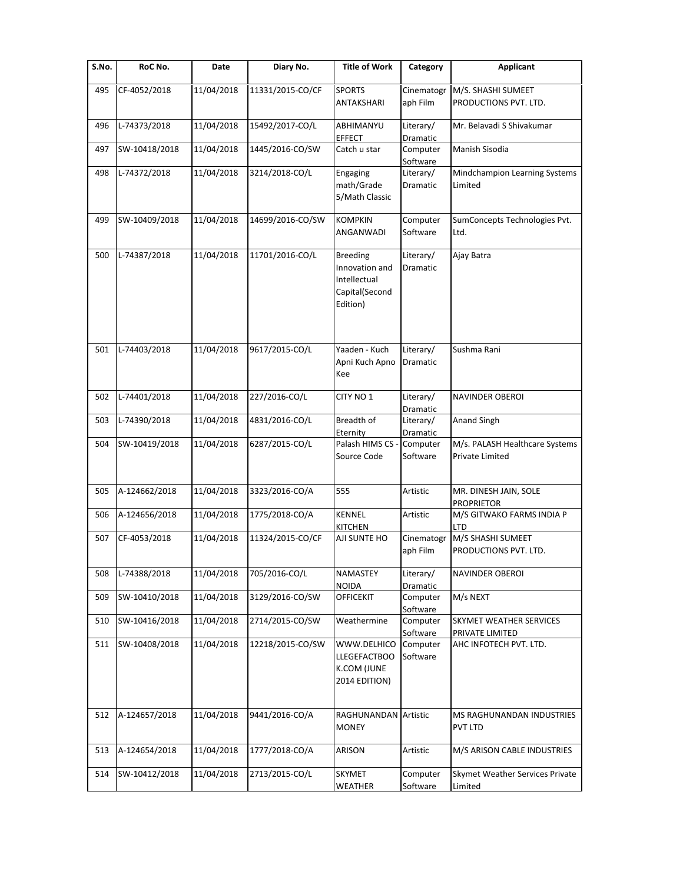| S.No. | RoC No. | Date | Diary No. | Title of Work | Category | Applicant |
|---|---|---|---|---|---|---|
| 495 | CF-4052/2018 | 11/04/2018 | 11331/2015-CO/CF | SPORTS ANTAKSHARI | Cinematograph Film | M/S. SHASHI SUMEET PRODUCTIONS PVT. LTD. |
| 496 | L-74373/2018 | 11/04/2018 | 15492/2017-CO/L | ABHIMANYU EFFECT | Literary/ Dramatic | Mr. Belavadi S Shivakumar |
| 497 | SW-10418/2018 | 11/04/2018 | 1445/2016-CO/SW | Catch u star | Computer Software | Manish Sisodia |
| 498 | L-74372/2018 | 11/04/2018 | 3214/2018-CO/L | Engaging math/Grade 5/Math Classic | Literary/ Dramatic | Mindchampion Learning Systems Limited |
| 499 | SW-10409/2018 | 11/04/2018 | 14699/2016-CO/SW | KOMPKIN ANGANWADI | Computer Software | SumConcepts Technologies Pvt. Ltd. |
| 500 | L-74387/2018 | 11/04/2018 | 11701/2016-CO/L | Breeding Innovation and Intellectual Capital(Second Edition) | Literary/ Dramatic | Ajay Batra |
| 501 | L-74403/2018 | 11/04/2018 | 9617/2015-CO/L | Yaaden - Kuch Apni Kuch Apno Kee | Literary/ Dramatic | Sushma Rani |
| 502 | L-74401/2018 | 11/04/2018 | 227/2016-CO/L | CITY NO 1 | Literary/ Dramatic | NAVINDER OBEROI |
| 503 | L-74390/2018 | 11/04/2018 | 4831/2016-CO/L | Breadth of Eternity | Literary/ Dramatic | Anand Singh |
| 504 | SW-10419/2018 | 11/04/2018 | 6287/2015-CO/L | Palash HIMS CS - Source Code | Computer Software | M/s. PALASH Healthcare Systems Private Limited |
| 505 | A-124662/2018 | 11/04/2018 | 3323/2016-CO/A | 555 | Artistic | MR. DINESH JAIN, SOLE PROPRIETOR |
| 506 | A-124656/2018 | 11/04/2018 | 1775/2018-CO/A | KENNEL KITCHEN | Artistic | M/S GITWAKO FARMS INDIA P LTD |
| 507 | CF-4053/2018 | 11/04/2018 | 11324/2015-CO/CF | AJI SUNTE HO | Cinematograph Film | M/S SHASHI SUMEET PRODUCTIONS PVT. LTD. |
| 508 | L-74388/2018 | 11/04/2018 | 705/2016-CO/L | NAMASTEY NOIDA | Literary/ Dramatic | NAVINDER OBEROI |
| 509 | SW-10410/2018 | 11/04/2018 | 3129/2016-CO/SW | OFFICEKIT | Computer Software | M/s NEXT |
| 510 | SW-10416/2018 | 11/04/2018 | 2714/2015-CO/SW | Weathermine | Computer Software | SKYMET WEATHER SERVICES PRIVATE LIMITED |
| 511 | SW-10408/2018 | 11/04/2018 | 12218/2015-CO/SW | WWW.DELHICOLLEGEFACTBOOK.COM (JUNE 2014 EDITION) | Computer Software | AHC INFOTECH PVT. LTD. |
| 512 | A-124657/2018 | 11/04/2018 | 9441/2016-CO/A | RAGHUNANDAN MONEY | Artistic | MS RAGHUNANDAN INDUSTRIES PVT LTD |
| 513 | A-124654/2018 | 11/04/2018 | 1777/2018-CO/A | ARISON | Artistic | M/S ARISON CABLE INDUSTRIES |
| 514 | SW-10412/2018 | 11/04/2018 | 2713/2015-CO/L | SKYMET WEATHER | Computer Software | Skymet Weather Services Private Limited |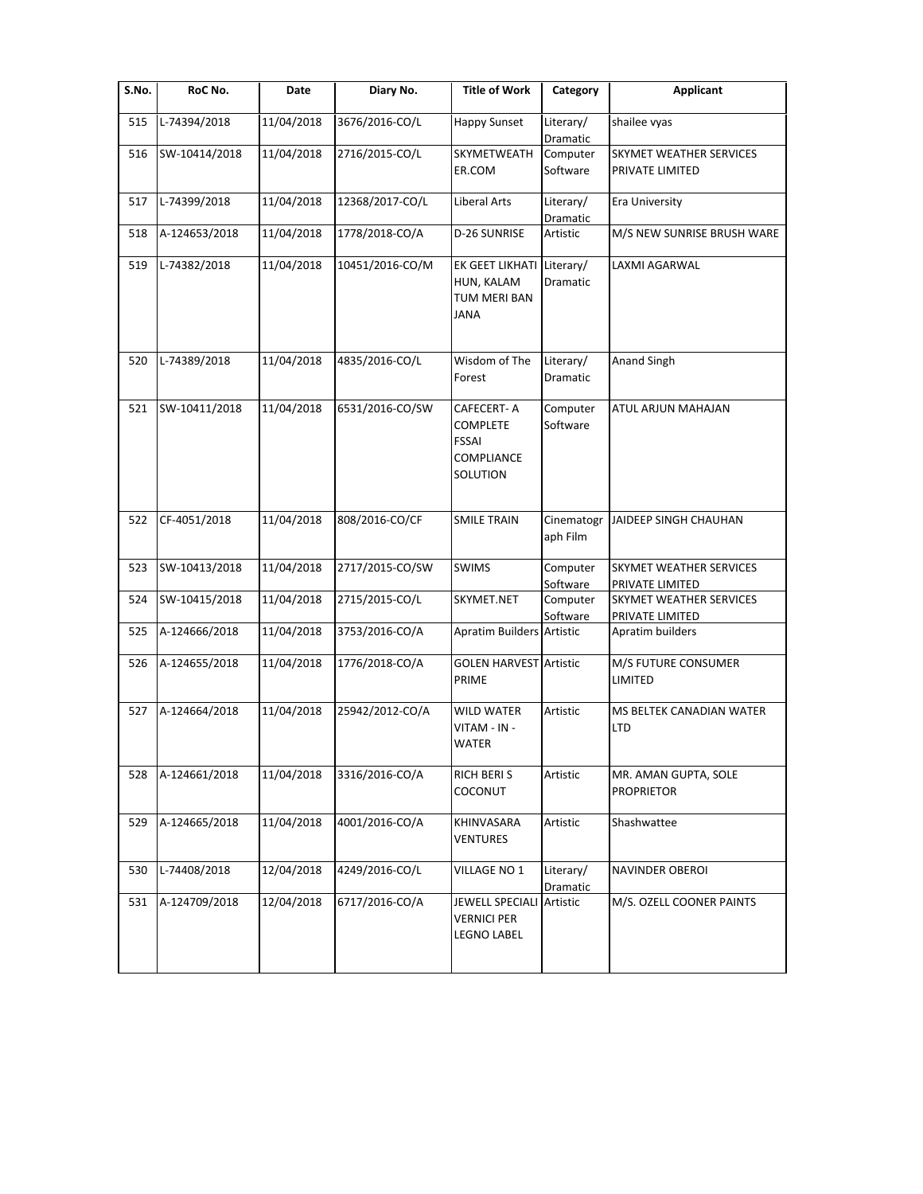| S.No. | RoC No. | Date | Diary No. | Title of Work | Category | Applicant |
|---|---|---|---|---|---|---|
| 515 | L-74394/2018 | 11/04/2018 | 3676/2016-CO/L | Happy Sunset | Literary/ Dramatic | shailee vyas |
| 516 | SW-10414/2018 | 11/04/2018 | 2716/2015-CO/L | SKYMETWEATHER.COM | Computer Software | SKYMET WEATHER SERVICES PRIVATE LIMITED |
| 517 | L-74399/2018 | 11/04/2018 | 12368/2017-CO/L | Liberal Arts | Literary/ Dramatic | Era University |
| 518 | A-124653/2018 | 11/04/2018 | 1778/2018-CO/A | D-26 SUNRISE | Artistic | M/S NEW SUNRISE BRUSH WARE |
| 519 | L-74382/2018 | 11/04/2018 | 10451/2016-CO/M | EK GEET LIKHATI HUN, KALAM TUM MERI BAN JANA | Literary/ Dramatic | LAXMI AGARWAL |
| 520 | L-74389/2018 | 11/04/2018 | 4835/2016-CO/L | Wisdom of The Forest | Literary/ Dramatic | Anand Singh |
| 521 | SW-10411/2018 | 11/04/2018 | 6531/2016-CO/SW | CAFECERT- A COMPLETE FSSAI COMPLIANCE SOLUTION | Computer Software | ATUL ARJUN MAHAJAN |
| 522 | CF-4051/2018 | 11/04/2018 | 808/2016-CO/CF | SMILE TRAIN | Cinematograph Film | JAIDEEP SINGH CHAUHAN |
| 523 | SW-10413/2018 | 11/04/2018 | 2717/2015-CO/SW | SWIMS | Computer Software | SKYMET WEATHER SERVICES PRIVATE LIMITED |
| 524 | SW-10415/2018 | 11/04/2018 | 2715/2015-CO/L | SKYMET.NET | Computer Software | SKYMET WEATHER SERVICES PRIVATE LIMITED |
| 525 | A-124666/2018 | 11/04/2018 | 3753/2016-CO/A | Apratim Builders | Artistic | Apratim builders |
| 526 | A-124655/2018 | 11/04/2018 | 1776/2018-CO/A | GOLEN HARVEST PRIME | Artistic | M/S FUTURE CONSUMER LIMITED |
| 527 | A-124664/2018 | 11/04/2018 | 25942/2012-CO/A | WILD WATER VITAM - IN - WATER | Artistic | MS BELTEK CANADIAN WATER LTD |
| 528 | A-124661/2018 | 11/04/2018 | 3316/2016-CO/A | RICH BERI S COCONUT | Artistic | MR. AMAN GUPTA, SOLE PROPRIETOR |
| 529 | A-124665/2018 | 11/04/2018 | 4001/2016-CO/A | KHINVASARA VENTURES | Artistic | Shashwattee |
| 530 | L-74408/2018 | 12/04/2018 | 4249/2016-CO/L | VILLAGE NO 1 | Literary/ Dramatic | NAVINDER OBEROI |
| 531 | A-124709/2018 | 12/04/2018 | 6717/2016-CO/A | JEWELL SPECIALI VERNICI PER LEGNO LABEL | Artistic | M/S. OZELL COONER PAINTS |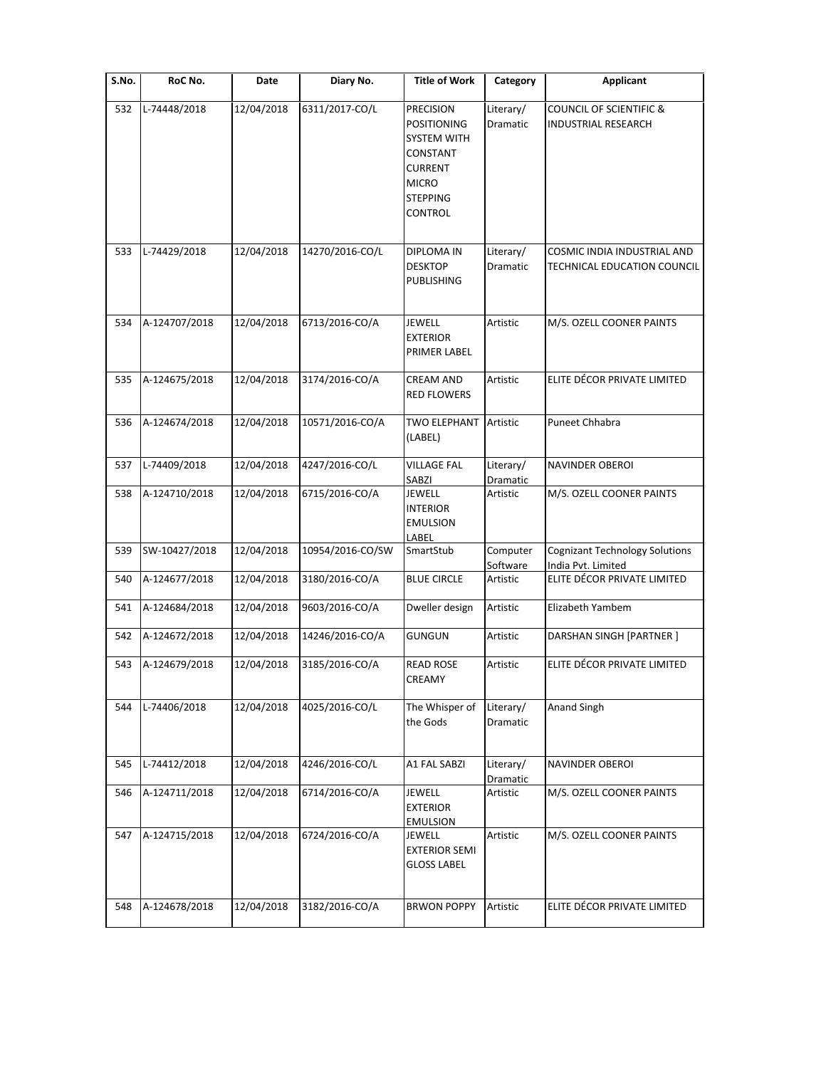| S.No. | RoC No. | Date | Diary No. | Title of Work | Category | Applicant |
|---|---|---|---|---|---|---|
| 532 | L-74448/2018 | 12/04/2018 | 6311/2017-CO/L | PRECISION POSITIONING SYSTEM WITH CONSTANT CURRENT MICRO STEPPING CONTROL | Literary/ Dramatic | COUNCIL OF SCIENTIFIC & INDUSTRIAL RESEARCH |
| 533 | L-74429/2018 | 12/04/2018 | 14270/2016-CO/L | DIPLOMA IN DESKTOP PUBLISHING | Literary/ Dramatic | COSMIC INDIA INDUSTRIAL AND TECHNICAL EDUCATION COUNCIL |
| 534 | A-124707/2018 | 12/04/2018 | 6713/2016-CO/A | JEWELL EXTERIOR PRIMER LABEL | Artistic | M/S. OZELL COONER PAINTS |
| 535 | A-124675/2018 | 12/04/2018 | 3174/2016-CO/A | CREAM AND RED FLOWERS | Artistic | ELITE DÉCOR PRIVATE LIMITED |
| 536 | A-124674/2018 | 12/04/2018 | 10571/2016-CO/A | TWO ELEPHANT (LABEL) | Artistic | Puneet Chhabra |
| 537 | L-74409/2018 | 12/04/2018 | 4247/2016-CO/L | VILLAGE FAL SABZI | Literary/ Dramatic | NAVINDER OBEROI |
| 538 | A-124710/2018 | 12/04/2018 | 6715/2016-CO/A | JEWELL INTERIOR EMULSION LABEL | Artistic | M/S. OZELL COONER PAINTS |
| 539 | SW-10427/2018 | 12/04/2018 | 10954/2016-CO/SW | SmartStub | Computer Software | Cognizant Technology Solutions India Pvt. Limited |
| 540 | A-124677/2018 | 12/04/2018 | 3180/2016-CO/A | BLUE CIRCLE | Artistic | ELITE DÉCOR PRIVATE LIMITED |
| 541 | A-124684/2018 | 12/04/2018 | 9603/2016-CO/A | Dweller design | Artistic | Elizabeth Yambem |
| 542 | A-124672/2018 | 12/04/2018 | 14246/2016-CO/A | GUNGUN | Artistic | DARSHAN SINGH [PARTNER ] |
| 543 | A-124679/2018 | 12/04/2018 | 3185/2016-CO/A | READ ROSE CREAMY | Artistic | ELITE DÉCOR PRIVATE LIMITED |
| 544 | L-74406/2018 | 12/04/2018 | 4025/2016-CO/L | The Whisper of the Gods | Literary/ Dramatic | Anand Singh |
| 545 | L-74412/2018 | 12/04/2018 | 4246/2016-CO/L | A1 FAL SABZI | Literary/ Dramatic | NAVINDER OBEROI |
| 546 | A-124711/2018 | 12/04/2018 | 6714/2016-CO/A | JEWELL EXTERIOR EMULSION | Artistic | M/S. OZELL COONER PAINTS |
| 547 | A-124715/2018 | 12/04/2018 | 6724/2016-CO/A | JEWELL EXTERIOR SEMI GLOSS LABEL | Artistic | M/S. OZELL COONER PAINTS |
| 548 | A-124678/2018 | 12/04/2018 | 3182/2016-CO/A | BRWON POPPY | Artistic | ELITE DÉCOR PRIVATE LIMITED |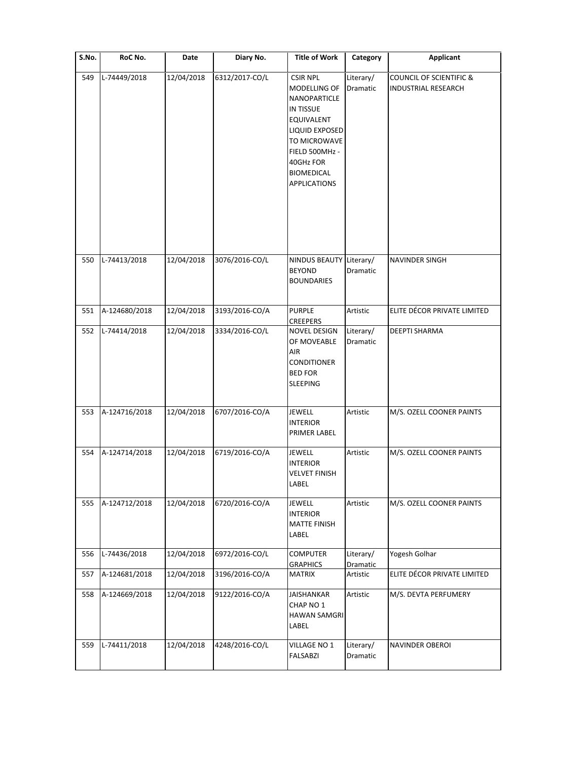| S.No. | RoC No. | Date | Diary No. | Title of Work | Category | Applicant |
| --- | --- | --- | --- | --- | --- | --- |
| 549 | L-74449/2018 | 12/04/2018 | 6312/2017-CO/L | CSIR NPL MODELLING OF NANOPARTICLE IN TISSUE EQUIVALENT LIQUID EXPOSED TO MICROWAVE FIELD 500MHz - 40GHz FOR BIOMEDICAL APPLICATIONS | Literary/ Dramatic | COUNCIL OF SCIENTIFIC & INDUSTRIAL RESEARCH |
| 550 | L-74413/2018 | 12/04/2018 | 3076/2016-CO/L | NINDUS BEAUTY BEYOND BOUNDARIES | Literary/ Dramatic | NAVINDER SINGH |
| 551 | A-124680/2018 | 12/04/2018 | 3193/2016-CO/A | PURPLE CREEPERS | Artistic | ELITE DÉCOR PRIVATE LIMITED |
| 552 | L-74414/2018 | 12/04/2018 | 3334/2016-CO/L | NOVEL DESIGN OF MOVEABLE AIR CONDITIONER BED FOR SLEEPING | Literary/ Dramatic | DEEPTI SHARMA |
| 553 | A-124716/2018 | 12/04/2018 | 6707/2016-CO/A | JEWELL INTERIOR PRIMER LABEL | Artistic | M/S. OZELL COONER PAINTS |
| 554 | A-124714/2018 | 12/04/2018 | 6719/2016-CO/A | JEWELL INTERIOR VELVET FINISH LABEL | Artistic | M/S. OZELL COONER PAINTS |
| 555 | A-124712/2018 | 12/04/2018 | 6720/2016-CO/A | JEWELL INTERIOR MATTE FINISH LABEL | Artistic | M/S. OZELL COONER PAINTS |
| 556 | L-74436/2018 | 12/04/2018 | 6972/2016-CO/L | COMPUTER GRAPHICS | Literary/ Dramatic | Yogesh Golhar |
| 557 | A-124681/2018 | 12/04/2018 | 3196/2016-CO/A | MATRIX | Artistic | ELITE DÉCOR PRIVATE LIMITED |
| 558 | A-124669/2018 | 12/04/2018 | 9122/2016-CO/A | JAISHANKAR CHAP NO 1 HAWAN SAMGRI LABEL | Artistic | M/S. DEVTA PERFUMERY |
| 559 | L-74411/2018 | 12/04/2018 | 4248/2016-CO/L | VILLAGE NO 1 FALSABZI | Literary/ Dramatic | NAVINDER OBEROI |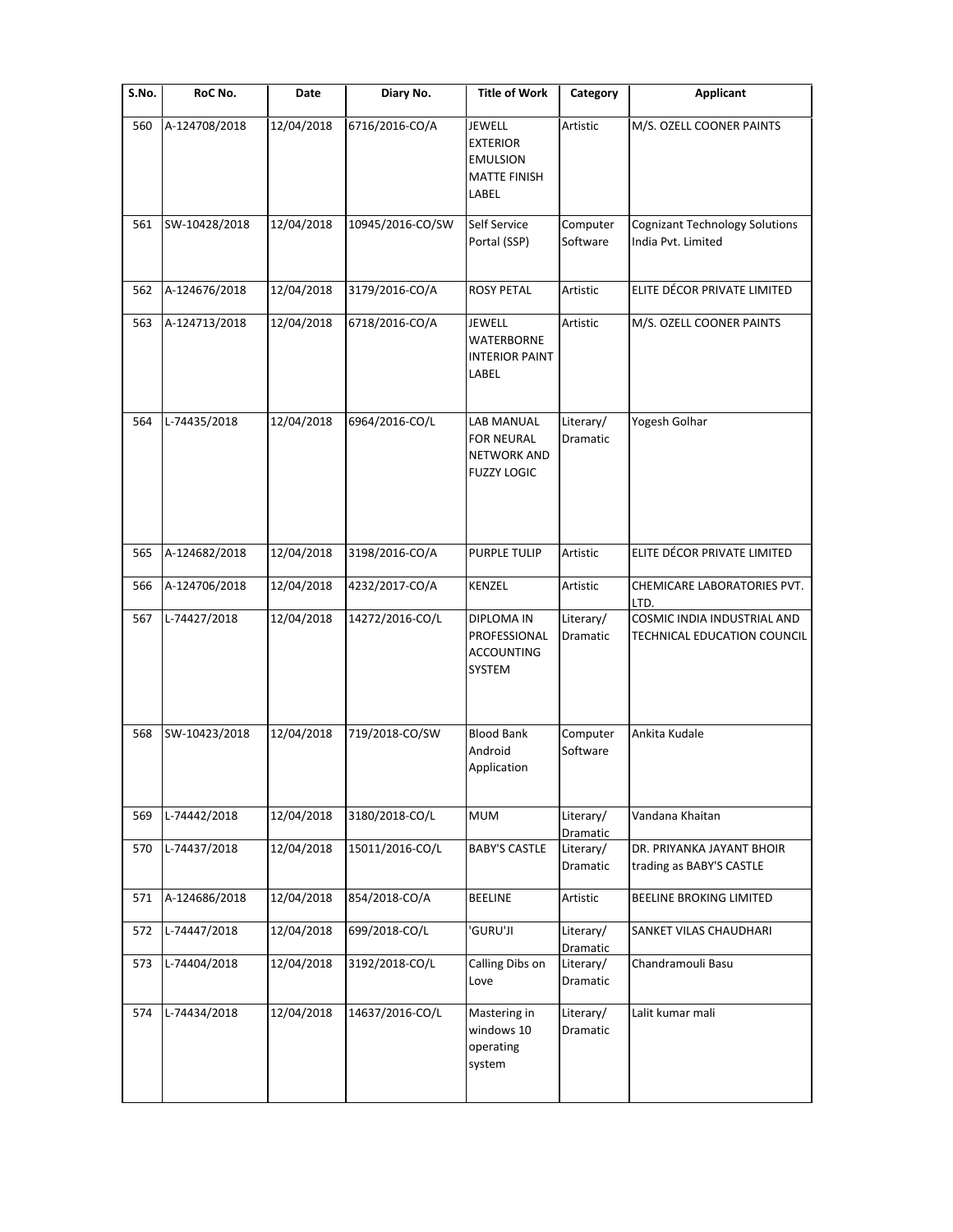| S.No. | RoC No. | Date | Diary No. | Title of Work | Category | Applicant |
|---|---|---|---|---|---|---|
| 560 | A-124708/2018 | 12/04/2018 | 6716/2016-CO/A | JEWELL EXTERIOR EMULSION MATTE FINISH LABEL | Artistic | M/S. OZELL COONER PAINTS |
| 561 | SW-10428/2018 | 12/04/2018 | 10945/2016-CO/SW | Self Service Portal (SSP) | Computer Software | Cognizant Technology Solutions India Pvt. Limited |
| 562 | A-124676/2018 | 12/04/2018 | 3179/2016-CO/A | ROSY PETAL | Artistic | ELITE DÉCOR PRIVATE LIMITED |
| 563 | A-124713/2018 | 12/04/2018 | 6718/2016-CO/A | JEWELL WATERBORNE INTERIOR PAINT LABEL | Artistic | M/S. OZELL COONER PAINTS |
| 564 | L-74435/2018 | 12/04/2018 | 6964/2016-CO/L | LAB MANUAL FOR NEURAL NETWORK AND FUZZY LOGIC | Literary/ Dramatic | Yogesh Golhar |
| 565 | A-124682/2018 | 12/04/2018 | 3198/2016-CO/A | PURPLE TULIP | Artistic | ELITE DÉCOR PRIVATE LIMITED |
| 566 | A-124706/2018 | 12/04/2018 | 4232/2017-CO/A | KENZEL | Artistic | CHEMICARE LABORATORIES PVT. LTD. |
| 567 | L-74427/2018 | 12/04/2018 | 14272/2016-CO/L | DIPLOMA IN PROFESSIONAL ACCOUNTING SYSTEM | Literary/ Dramatic | COSMIC INDIA INDUSTRIAL AND TECHNICAL EDUCATION COUNCIL |
| 568 | SW-10423/2018 | 12/04/2018 | 719/2018-CO/SW | Blood Bank Android Application | Computer Software | Ankita Kudale |
| 569 | L-74442/2018 | 12/04/2018 | 3180/2018-CO/L | MUM | Literary/ Dramatic | Vandana Khaitan |
| 570 | L-74437/2018 | 12/04/2018 | 15011/2016-CO/L | BABY'S CASTLE | Literary/ Dramatic | DR. PRIYANKA JAYANT BHOIR trading as BABY'S CASTLE |
| 571 | A-124686/2018 | 12/04/2018 | 854/2018-CO/A | BEELINE | Artistic | BEELINE BROKING LIMITED |
| 572 | L-74447/2018 | 12/04/2018 | 699/2018-CO/L | 'GURU'JI | Literary/ Dramatic | SANKET VILAS CHAUDHARI |
| 573 | L-74404/2018 | 12/04/2018 | 3192/2018-CO/L | Calling Dibs on Love | Literary/ Dramatic | Chandramouli Basu |
| 574 | L-74434/2018 | 12/04/2018 | 14637/2016-CO/L | Mastering in windows 10 operating system | Literary/ Dramatic | Lalit kumar mali |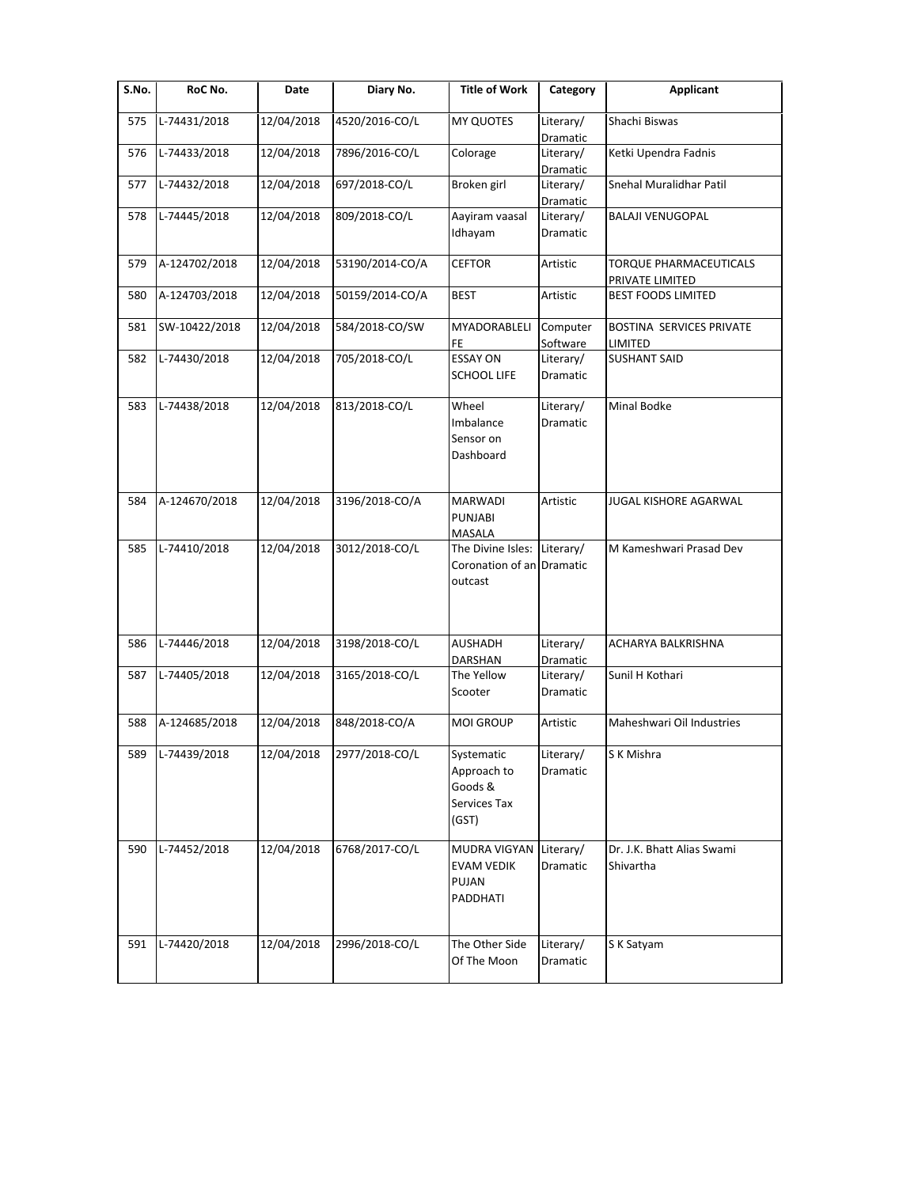| S.No. | RoC No. | Date | Diary No. | Title of Work | Category | Applicant |
|---|---|---|---|---|---|---|
| 575 | L-74431/2018 | 12/04/2018 | 4520/2016-CO/L | MY QUOTES | Literary/ Dramatic | Shachi Biswas |
| 576 | L-74433/2018 | 12/04/2018 | 7896/2016-CO/L | Colorage | Literary/ Dramatic | Ketki Upendra Fadnis |
| 577 | L-74432/2018 | 12/04/2018 | 697/2018-CO/L | Broken girl | Literary/ Dramatic | Snehal Muralidhar Patil |
| 578 | L-74445/2018 | 12/04/2018 | 809/2018-CO/L | Aayiram vaasal Idhayam | Literary/ Dramatic | BALAJI VENUGOPAL |
| 579 | A-124702/2018 | 12/04/2018 | 53190/2014-CO/A | CEFTOR | Artistic | TORQUE PHARMACEUTICALS PRIVATE LIMITED |
| 580 | A-124703/2018 | 12/04/2018 | 50159/2014-CO/A | BEST | Artistic | BEST FOODS LIMITED |
| 581 | SW-10422/2018 | 12/04/2018 | 584/2018-CO/SW | MYADORABLELIFE | Computer Software | BOSTINA SERVICES PRIVATE LIMITED |
| 582 | L-74430/2018 | 12/04/2018 | 705/2018-CO/L | ESSAY ON SCHOOL LIFE | Literary/ Dramatic | SUSHANT SAID |
| 583 | L-74438/2018 | 12/04/2018 | 813/2018-CO/L | Wheel Imbalance Sensor on Dashboard | Literary/ Dramatic | Minal Bodke |
| 584 | A-124670/2018 | 12/04/2018 | 3196/2018-CO/A | MARWADI PUNJABI MASALA | Artistic | JUGAL KISHORE AGARWAL |
| 585 | L-74410/2018 | 12/04/2018 | 3012/2018-CO/L | The Divine Isles: Coronation of an outcast | Literary/ Dramatic | M Kameshwari Prasad Dev |
| 586 | L-74446/2018 | 12/04/2018 | 3198/2018-CO/L | AUSHADH DARSHAN | Literary/ Dramatic | ACHARYA BALKRISHNA |
| 587 | L-74405/2018 | 12/04/2018 | 3165/2018-CO/L | The Yellow Scooter | Literary/ Dramatic | Sunil H Kothari |
| 588 | A-124685/2018 | 12/04/2018 | 848/2018-CO/A | MOI GROUP | Artistic | Maheshwari Oil Industries |
| 589 | L-74439/2018 | 12/04/2018 | 2977/2018-CO/L | Systematic Approach to Goods & Services Tax (GST) | Literary/ Dramatic | S K Mishra |
| 590 | L-74452/2018 | 12/04/2018 | 6768/2017-CO/L | MUDRA VIGYAN EVAM VEDIK PUJAN PADDHATI | Literary/ Dramatic | Dr. J.K. Bhatt Alias Swami Shivartha |
| 591 | L-74420/2018 | 12/04/2018 | 2996/2018-CO/L | The Other Side Of The Moon | Literary/ Dramatic | S K Satyam |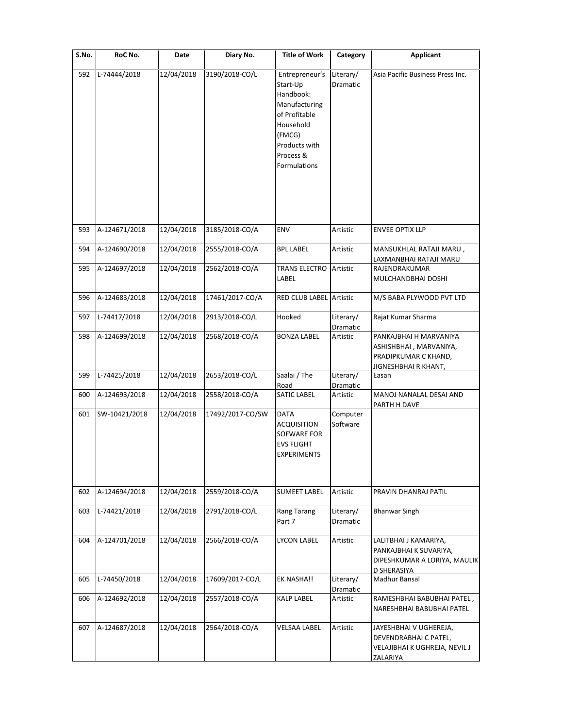| S.No. | RoC No. | Date | Diary No. | Title of Work | Category | Applicant |
|---|---|---|---|---|---|---|
| 592 | L-74444/2018 | 12/04/2018 | 3190/2018-CO/L | Entrepreneur's Start-Up Handbook: Manufacturing of Profitable Household (FMCG) Products with Process & Formulations | Literary/ Dramatic | Asia Pacific Business Press Inc. |
| 593 | A-124671/2018 | 12/04/2018 | 3185/2018-CO/A | ENV | Artistic | ENVEE OPTIX LLP |
| 594 | A-124690/2018 | 12/04/2018 | 2555/2018-CO/A | BPL LABEL | Artistic | MANSUKHLAL RATAJI MARU , LAXMANBHAI RATAJI MARU |
| 595 | A-124697/2018 | 12/04/2018 | 2562/2018-CO/A | TRANS ELECTRO LABEL | Artistic | RAJENDRAKUMAR MULCHANDBHAI DOSHI |
| 596 | A-124683/2018 | 12/04/2018 | 17461/2017-CO/A | RED CLUB LABEL | Artistic | M/S BABA PLYWOOD PVT LTD |
| 597 | L-74417/2018 | 12/04/2018 | 2913/2018-CO/L | Hooked | Literary/ Dramatic | Rajat Kumar Sharma |
| 598 | A-124699/2018 | 12/04/2018 | 2568/2018-CO/A | BONZA LABEL | Artistic | PANKAJBHAI H MARVANIYA ASHISHBHAI , MARVANIYA, PRADIPKUMAR C KHAND, JIGNESHBHAI R KHANT, |
| 599 | L-74425/2018 | 12/04/2018 | 2653/2018-CO/L | Saalai / The Road | Literary/ Dramatic | Easan |
| 600 | A-124693/2018 | 12/04/2018 | 2558/2018-CO/A | SATIC LABEL | Artistic | MANOJ NANALAL DESAI AND PARTH H DAVE |
| 601 | SW-10421/2018 | 12/04/2018 | 17492/2017-CO/SW | DATA ACQUISITION SOFWARE FOR EVS FLIGHT EXPERIMENTS | Computer Software | |
| 602 | A-124694/2018 | 12/04/2018 | 2559/2018-CO/A | SUMEET LABEL | Artistic | PRAVIN DHANRAJ PATIL |
| 603 | L-74421/2018 | 12/04/2018 | 2791/2018-CO/L | Rang Tarang Part 7 | Literary/ Dramatic | Bhanwar Singh |
| 604 | A-124701/2018 | 12/04/2018 | 2566/2018-CO/A | LYCON LABEL | Artistic | LALITBHAI J KAMARIYA, PANKAJBHAI K SUVARIYA, DIPESHKUMAR A LORIYA, MAULIK D SHERASIYA |
| 605 | L-74450/2018 | 12/04/2018 | 17609/2017-CO/L | EK NASHA!! | Literary/ Dramatic | Madhur Bansal |
| 606 | A-124692/2018 | 12/04/2018 | 2557/2018-CO/A | KALP LABEL | Artistic | RAMESHBHAI BABUBHAI PATEL , NARESHBHAI BABUBHAI PATEL |
| 607 | A-124687/2018 | 12/04/2018 | 2564/2018-CO/A | VELSAA LABEL | Artistic | JAYESHBHAI V UGHEREJA, DEVENDRABHAI C PATEL, VELAJIBHAI K UGHREJA, NEVIL J ZALARIYA |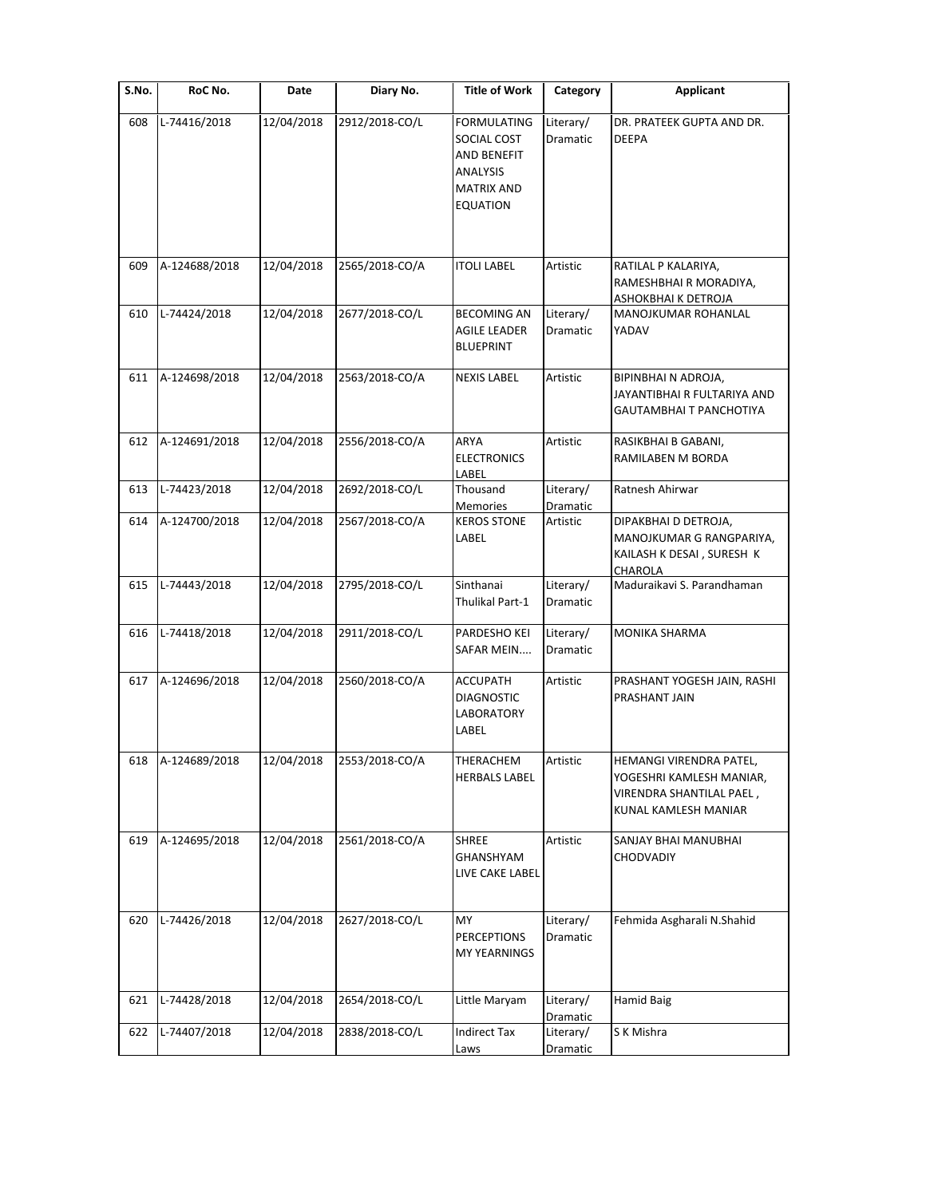| S.No. | RoC No. | Date | Diary No. | Title of Work | Category | Applicant |
|---|---|---|---|---|---|---|
| 608 | L-74416/2018 | 12/04/2018 | 2912/2018-CO/L | FORMULATING SOCIAL COST AND BENEFIT ANALYSIS MATRIX AND EQUATION | Literary/ Dramatic | DR. PRATEEK GUPTA AND DR. DEEPA |
| 609 | A-124688/2018 | 12/04/2018 | 2565/2018-CO/A | ITOLI LABEL | Artistic | RATILAL P KALARIYA, RAMESHBHAI R MORADIYA, ASHOKBHAI K DETROJA |
| 610 | L-74424/2018 | 12/04/2018 | 2677/2018-CO/L | BECOMING AN AGILE LEADER BLUEPRINT | Literary/ Dramatic | MANOJKUMAR ROHANLAL YADAV |
| 611 | A-124698/2018 | 12/04/2018 | 2563/2018-CO/A | NEXIS LABEL | Artistic | BIPINBHAI N ADROJA, JAYANTIBHAI R FULTARIYA AND GAUTAMBHAI T PANCHOTIYA |
| 612 | A-124691/2018 | 12/04/2018 | 2556/2018-CO/A | ARYA ELECTRONICS LABEL | Artistic | RASIKBHAI B GABANI, RAMILABEN M BORDA |
| 613 | L-74423/2018 | 12/04/2018 | 2692/2018-CO/L | Thousand Memories | Literary/ Dramatic | Ratnesh Ahirwar |
| 614 | A-124700/2018 | 12/04/2018 | 2567/2018-CO/A | KEROS STONE LABEL | Artistic | DIPAKBHAI D DETROJA, MANOJKUMAR G RANGPARIYA, KAILASH K DESAI , SURESH K CHAROLA |
| 615 | L-74443/2018 | 12/04/2018 | 2795/2018-CO/L | Sinthanai Thulikal Part-1 | Literary/ Dramatic | Maduraikavi S. Parandhaman |
| 616 | L-74418/2018 | 12/04/2018 | 2911/2018-CO/L | PARDESHO KEI SAFAR MEIN.... | Literary/ Dramatic | MONIKA SHARMA |
| 617 | A-124696/2018 | 12/04/2018 | 2560/2018-CO/A | ACCUPATH DIAGNOSTIC LABORATORY LABEL | Artistic | PRASHANT YOGESH JAIN, RASHI PRASHANT JAIN |
| 618 | A-124689/2018 | 12/04/2018 | 2553/2018-CO/A | THERACHEM HERBALS LABEL | Artistic | HEMANGI VIRENDRA PATEL, YOGESHRI KAMLESH MANIAR, VIRENDRA SHANTILAL PAEL , KUNAL KAMLESH MANIAR |
| 619 | A-124695/2018 | 12/04/2018 | 2561/2018-CO/A | SHREE GHANSHYAM LIVE CAKE LABEL | Artistic | SANJAY BHAI MANUBHAI CHODVADIY |
| 620 | L-74426/2018 | 12/04/2018 | 2627/2018-CO/L | MY PERCEPTIONS MY YEARNINGS | Literary/ Dramatic | Fehmida Asgharali N.Shahid |
| 621 | L-74428/2018 | 12/04/2018 | 2654/2018-CO/L | Little Maryam | Literary/ Dramatic | Hamid Baig |
| 622 | L-74407/2018 | 12/04/2018 | 2838/2018-CO/L | Indirect Tax Laws | Literary/ Dramatic | S K Mishra |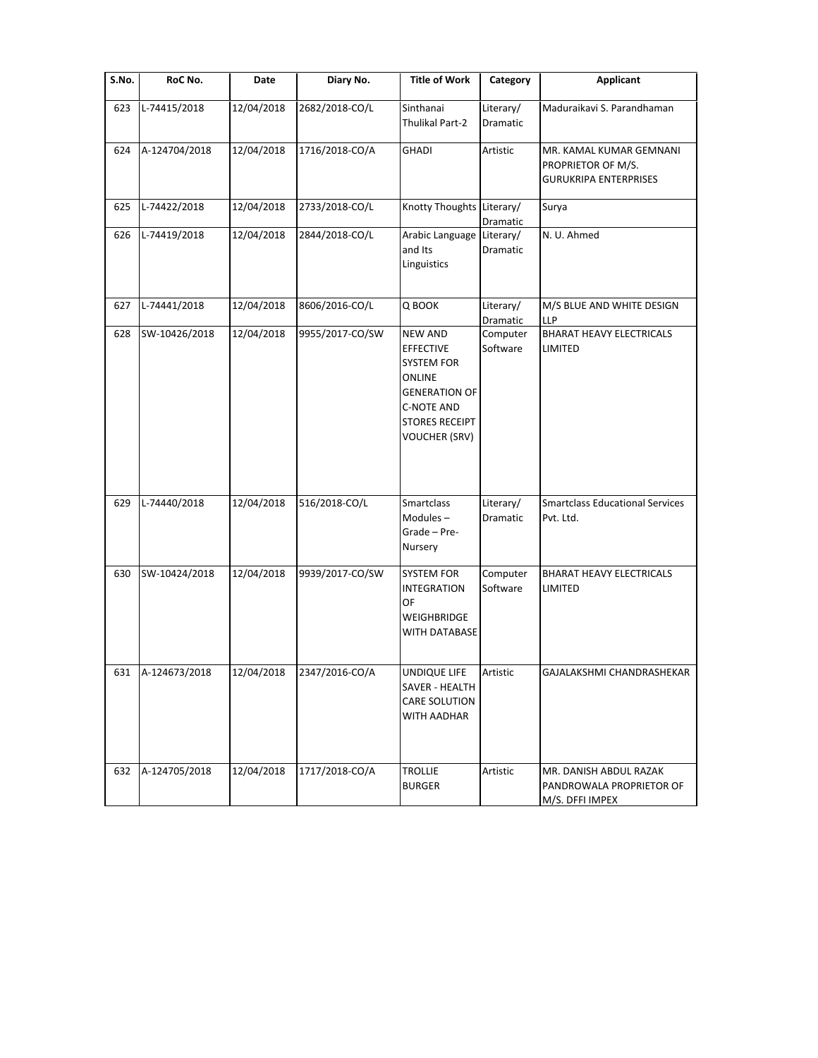| S.No. | RoC No. | Date | Diary No. | Title of Work | Category | Applicant |
|---|---|---|---|---|---|---|
| 623 | L-74415/2018 | 12/04/2018 | 2682/2018-CO/L | Sinthanai Thulikal Part-2 | Literary/ Dramatic | Maduraikavi S. Parandhaman |
| 624 | A-124704/2018 | 12/04/2018 | 1716/2018-CO/A | GHADI | Artistic | MR. KAMAL KUMAR GEMNANI PROPRIETOR OF M/S. GURUKRIPA ENTERPRISES |
| 625 | L-74422/2018 | 12/04/2018 | 2733/2018-CO/L | Knotty Thoughts | Literary/ Dramatic | Surya |
| 626 | L-74419/2018 | 12/04/2018 | 2844/2018-CO/L | Arabic Language and Its Linguistics | Literary/ Dramatic | N. U. Ahmed |
| 627 | L-74441/2018 | 12/04/2018 | 8606/2016-CO/L | Q BOOK | Literary/ Dramatic | M/S BLUE AND WHITE DESIGN LLP |
| 628 | SW-10426/2018 | 12/04/2018 | 9955/2017-CO/SW | NEW AND EFFECTIVE SYSTEM FOR ONLINE GENERATION OF C-NOTE AND STORES RECEIPT VOUCHER (SRV) | Computer Software | BHARAT HEAVY ELECTRICALS LIMITED |
| 629 | L-74440/2018 | 12/04/2018 | 516/2018-CO/L | Smartclass Modules – Grade – Pre-Nursery | Literary/ Dramatic | Smartclass Educational Services Pvt. Ltd. |
| 630 | SW-10424/2018 | 12/04/2018 | 9939/2017-CO/SW | SYSTEM FOR INTEGRATION OF WEIGHBRIDGE WITH DATABASE | Computer Software | BHARAT HEAVY ELECTRICALS LIMITED |
| 631 | A-124673/2018 | 12/04/2018 | 2347/2016-CO/A | UNDIQUE LIFE SAVER - HEALTH CARE SOLUTION WITH AADHAR | Artistic | GAJALAKSHMI CHANDRASHEKAR |
| 632 | A-124705/2018 | 12/04/2018 | 1717/2018-CO/A | TROLLIE BURGER | Artistic | MR. DANISH ABDUL RAZAK PANDROWALA PROPRIETOR OF M/S. DFFI IMPEX |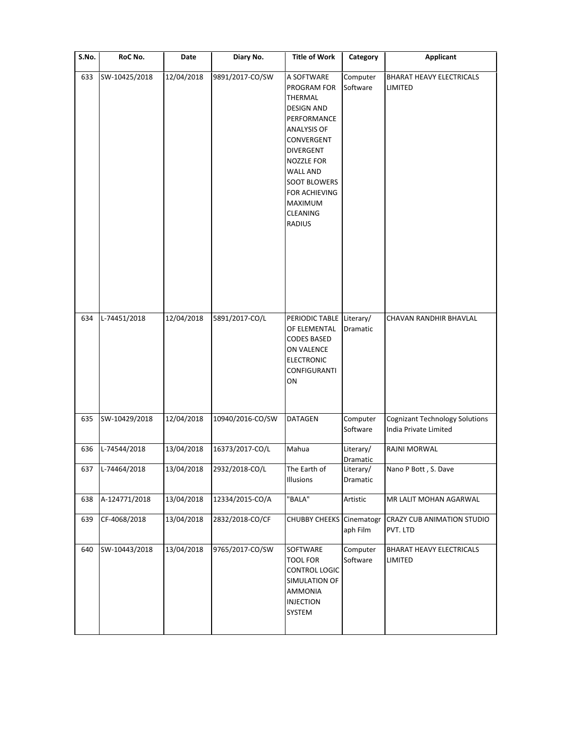| S.No. | RoC No. | Date | Diary No. | Title of Work | Category | Applicant |
|---|---|---|---|---|---|---|
| 633 | SW-10425/2018 | 12/04/2018 | 9891/2017-CO/SW | A SOFTWARE PROGRAM FOR THERMAL DESIGN AND PERFORMANCE ANALYSIS OF CONVERGENT DIVERGENT NOZZLE FOR WALL AND SOOT BLOWERS FOR ACHIEVING MAXIMUM CLEANING RADIUS | Computer Software | BHARAT HEAVY ELECTRICALS LIMITED |
| 634 | L-74451/2018 | 12/04/2018 | 5891/2017-CO/L | PERIODIC TABLE OF ELEMENTAL CODES BASED ON VALENCE ELECTRONIC CONFIGURANTI ON | Literary/ Dramatic | CHAVAN RANDHIR BHAVLAL |
| 635 | SW-10429/2018 | 12/04/2018 | 10940/2016-CO/SW | DATAGEN | Computer Software | Cognizant Technology Solutions India Private Limited |
| 636 | L-74544/2018 | 13/04/2018 | 16373/2017-CO/L | Mahua | Literary/ Dramatic | RAJNI MORWAL |
| 637 | L-74464/2018 | 13/04/2018 | 2932/2018-CO/L | The Earth of Illusions | Literary/ Dramatic | Nano P Bott , S. Dave |
| 638 | A-124771/2018 | 13/04/2018 | 12334/2015-CO/A | "BALA" | Artistic | MR LALIT MOHAN AGARWAL |
| 639 | CF-4068/2018 | 13/04/2018 | 2832/2018-CO/CF | CHUBBY CHEEKS | Cinematograph Film | CRAZY CUB ANIMATION STUDIO PVT. LTD |
| 640 | SW-10443/2018 | 13/04/2018 | 9765/2017-CO/SW | SOFTWARE TOOL FOR CONTROL LOGIC SIMULATION OF AMMONIA INJECTION SYSTEM | Computer Software | BHARAT HEAVY ELECTRICALS LIMITED |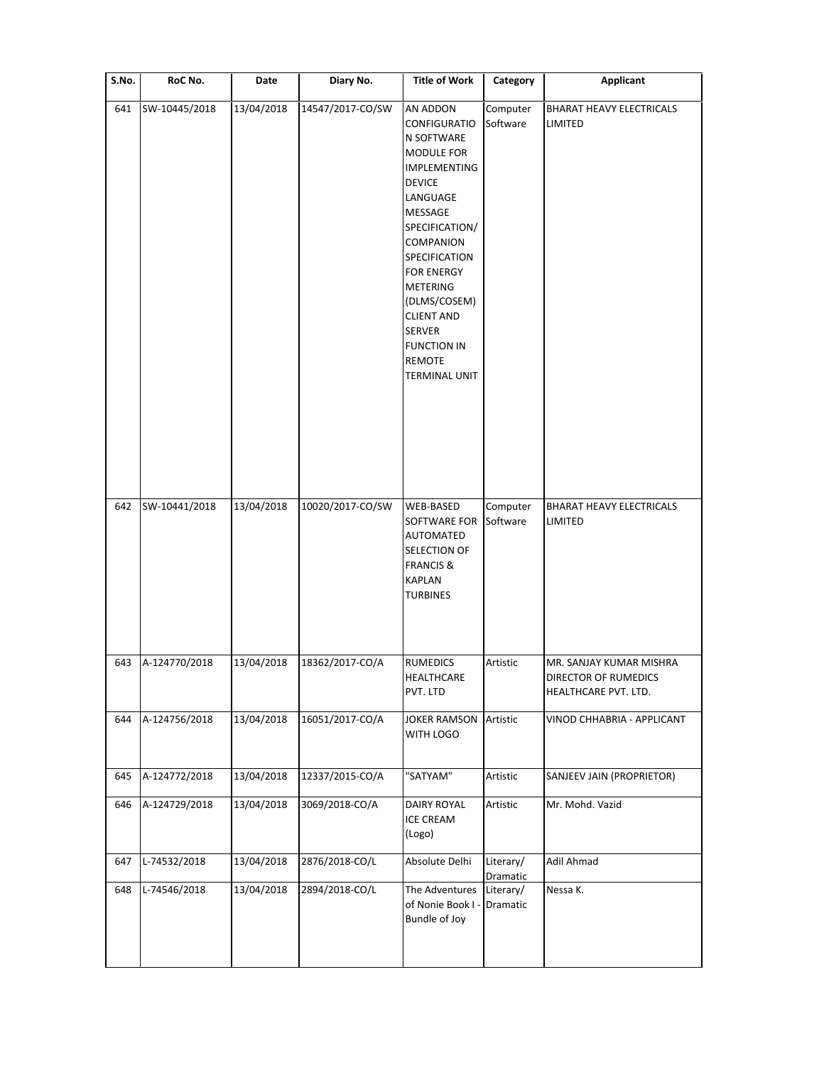| S.No. | RoC No. | Date | Diary No. | Title of Work | Category | Applicant |
|---|---|---|---|---|---|---|
| 641 | SW-10445/2018 | 13/04/2018 | 14547/2017-CO/SW | AN ADDON CONFIGURATION SOFTWARE MODULE FOR IMPLEMENTING DEVICE LANGUAGE MESSAGE SPECIFICATION/ COMPANION SPECIFICATION FOR ENERGY METERING (DLMS/COSEM) CLIENT AND SERVER FUNCTION IN REMOTE TERMINAL UNIT | Computer Software | BHARAT HEAVY ELECTRICALS LIMITED |
| 642 | SW-10441/2018 | 13/04/2018 | 10020/2017-CO/SW | WEB-BASED SOFTWARE FOR AUTOMATED SELECTION OF FRANCIS & KAPLAN TURBINES | Computer Software | BHARAT HEAVY ELECTRICALS LIMITED |
| 643 | A-124770/2018 | 13/04/2018 | 18362/2017-CO/A | RUMEDICS HEALTHCARE PVT. LTD | Artistic | MR. SANJAY KUMAR MISHRA DIRECTOR OF RUMEDICS HEALTHCARE PVT. LTD. |
| 644 | A-124756/2018 | 13/04/2018 | 16051/2017-CO/A | JOKER RAMSON WITH LOGO | Artistic | VINOD CHHABRIA - APPLICANT |
| 645 | A-124772/2018 | 13/04/2018 | 12337/2015-CO/A | "SATYAM" | Artistic | SANJEEV JAIN (PROPRIETOR) |
| 646 | A-124729/2018 | 13/04/2018 | 3069/2018-CO/A | DAIRY ROYAL ICE CREAM (Logo) | Artistic | Mr. Mohd. Vazid |
| 647 | L-74532/2018 | 13/04/2018 | 2876/2018-CO/L | Absolute Delhi | Literary/ Dramatic | Adil Ahmad |
| 648 | L-74546/2018 | 13/04/2018 | 2894/2018-CO/L | The Adventures of Nonie Book I - Bundle of Joy | Literary/ Dramatic | Nessa K. |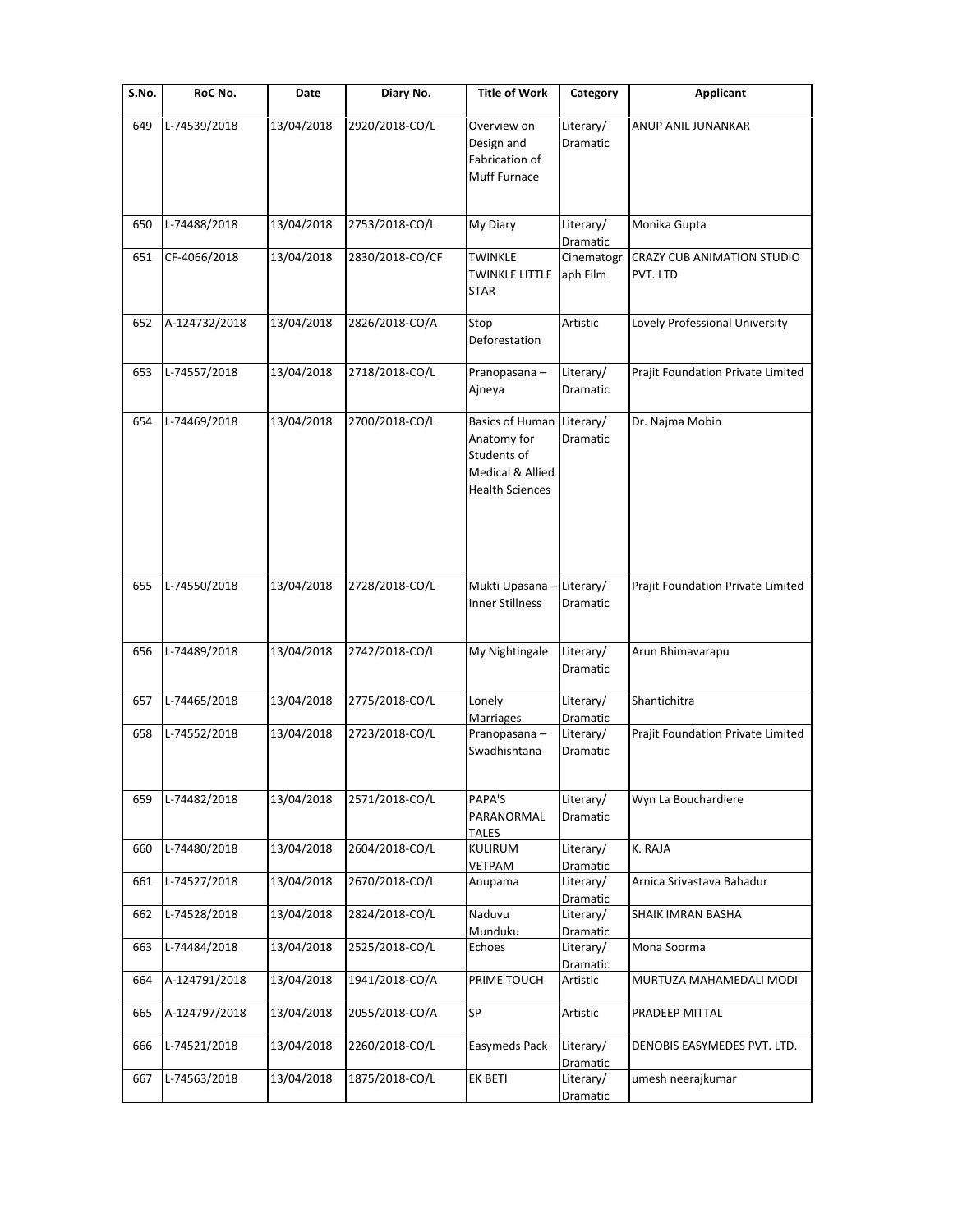| S.No. | RoC No. | Date | Diary No. | Title of Work | Category | Applicant |
|---|---|---|---|---|---|---|
| 649 | L-74539/2018 | 13/04/2018 | 2920/2018-CO/L | Overview on Design and Fabrication of Muff Furnace | Literary/ Dramatic | ANUP ANIL JUNANKAR |
| 650 | L-74488/2018 | 13/04/2018 | 2753/2018-CO/L | My Diary | Literary/ Dramatic | Monika Gupta |
| 651 | CF-4066/2018 | 13/04/2018 | 2830/2018-CO/CF | TWINKLE TWINKLE LITTLE STAR | Cinematograph Film | CRAZY CUB ANIMATION STUDIO PVT. LTD |
| 652 | A-124732/2018 | 13/04/2018 | 2826/2018-CO/A | Stop Deforestation | Artistic | Lovely Professional University |
| 653 | L-74557/2018 | 13/04/2018 | 2718/2018-CO/L | Pranopasana – Ajneya | Literary/ Dramatic | Prajit Foundation Private Limited |
| 654 | L-74469/2018 | 13/04/2018 | 2700/2018-CO/L | Basics of Human Anatomy for Students of Medical & Allied Health Sciences | Literary/ Dramatic | Dr. Najma Mobin |
| 655 | L-74550/2018 | 13/04/2018 | 2728/2018-CO/L | Mukti Upasana – Inner Stillness | Literary/ Dramatic | Prajit Foundation Private Limited |
| 656 | L-74489/2018 | 13/04/2018 | 2742/2018-CO/L | My Nightingale | Literary/ Dramatic | Arun Bhimavarapu |
| 657 | L-74465/2018 | 13/04/2018 | 2775/2018-CO/L | Lonely Marriages | Literary/ Dramatic | Shantichitra |
| 658 | L-74552/2018 | 13/04/2018 | 2723/2018-CO/L | Pranopasana – Swadhishtana | Literary/ Dramatic | Prajit Foundation Private Limited |
| 659 | L-74482/2018 | 13/04/2018 | 2571/2018-CO/L | PAPA'S PARANORMAL TALES | Literary/ Dramatic | Wyn La Bouchardiere |
| 660 | L-74480/2018 | 13/04/2018 | 2604/2018-CO/L | KULIRUM VETPAM | Literary/ Dramatic | K. RAJA |
| 661 | L-74527/2018 | 13/04/2018 | 2670/2018-CO/L | Anupama | Literary/ Dramatic | Arnica Srivastava Bahadur |
| 662 | L-74528/2018 | 13/04/2018 | 2824/2018-CO/L | Naduvu Munduku | Literary/ Dramatic | SHAIK IMRAN BASHA |
| 663 | L-74484/2018 | 13/04/2018 | 2525/2018-CO/L | Echoes | Literary/ Dramatic | Mona Soorma |
| 664 | A-124791/2018 | 13/04/2018 | 1941/2018-CO/A | PRIME TOUCH | Artistic | MURTUZA MAHAMEDALI MODI |
| 665 | A-124797/2018 | 13/04/2018 | 2055/2018-CO/A | SP | Artistic | PRADEEP MITTAL |
| 666 | L-74521/2018 | 13/04/2018 | 2260/2018-CO/L | Easymeds Pack | Literary/ Dramatic | DENOBIS EASYMEDES PVT. LTD. |
| 667 | L-74563/2018 | 13/04/2018 | 1875/2018-CO/L | EK BETI | Literary/ Dramatic | umesh neerajkumar |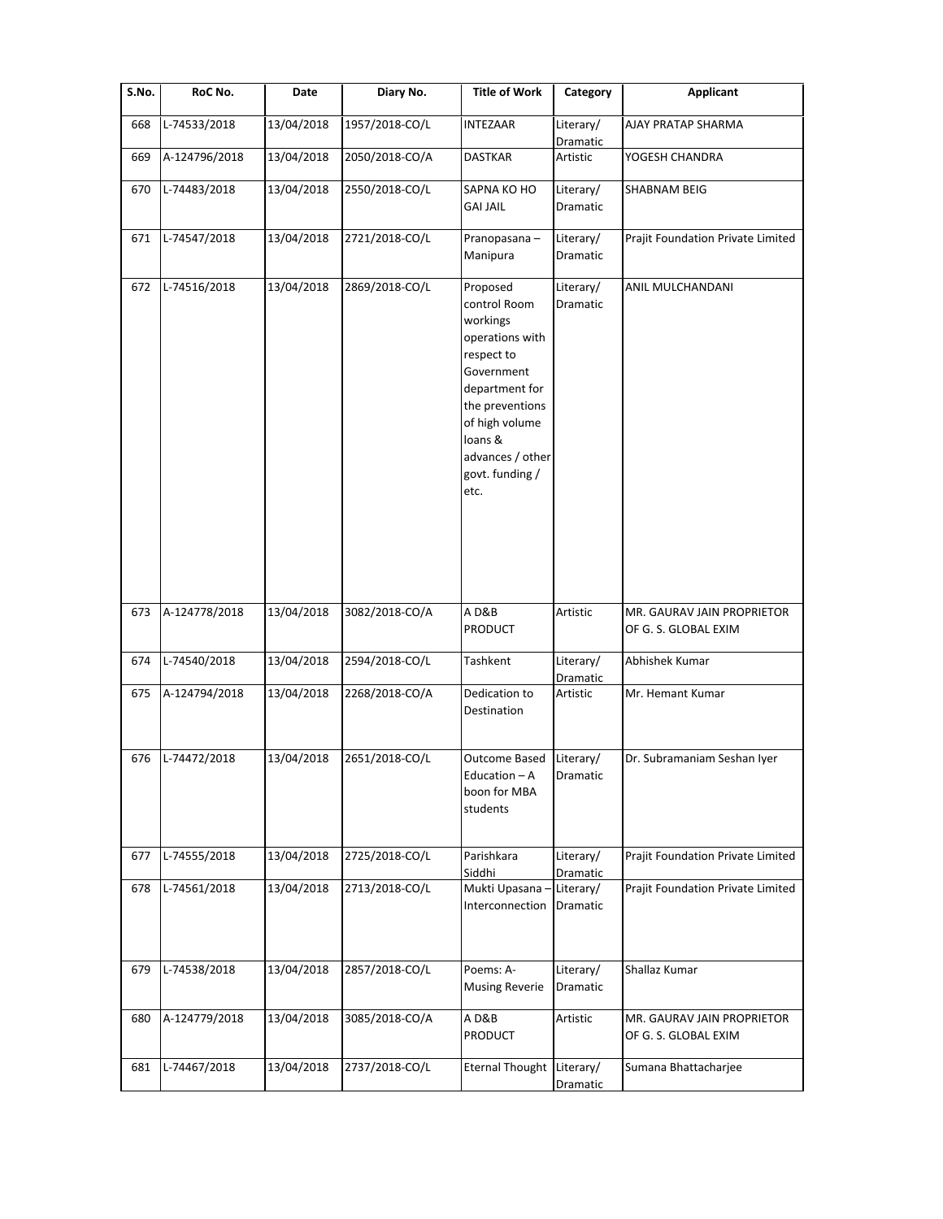| S.No. | RoC No. | Date | Diary No. | Title of Work | Category | Applicant |
|---|---|---|---|---|---|---|
| 668 | L-74533/2018 | 13/04/2018 | 1957/2018-CO/L | INTEZAAR | Literary/ Dramatic | AJAY PRATAP SHARMA |
| 669 | A-124796/2018 | 13/04/2018 | 2050/2018-CO/A | DASTKAR | Artistic | YOGESH CHANDRA |
| 670 | L-74483/2018 | 13/04/2018 | 2550/2018-CO/L | SAPNA KO HO GAI JAIL | Literary/ Dramatic | SHABNAM BEIG |
| 671 | L-74547/2018 | 13/04/2018 | 2721/2018-CO/L | Pranopasana – Manipura | Literary/ Dramatic | Prajit Foundation Private Limited |
| 672 | L-74516/2018 | 13/04/2018 | 2869/2018-CO/L | Proposed control Room workings operations with respect to Government department for the preventions of high volume loans & advances / other govt. funding / etc. | Literary/ Dramatic | ANIL MULCHANDANI |
| 673 | A-124778/2018 | 13/04/2018 | 3082/2018-CO/A | A D&B PRODUCT | Artistic | MR. GAURAV JAIN PROPRIETOR OF G. S. GLOBAL EXIM |
| 674 | L-74540/2018 | 13/04/2018 | 2594/2018-CO/L | Tashkent | Literary/ Dramatic | Abhishek Kumar |
| 675 | A-124794/2018 | 13/04/2018 | 2268/2018-CO/A | Dedication to Destination | Artistic | Mr. Hemant Kumar |
| 676 | L-74472/2018 | 13/04/2018 | 2651/2018-CO/L | Outcome Based Education – A boon for MBA students | Literary/ Dramatic | Dr. Subramaniam Seshan Iyer |
| 677 | L-74555/2018 | 13/04/2018 | 2725/2018-CO/L | Parishkara Siddhi | Literary/ Dramatic | Prajit Foundation Private Limited |
| 678 | L-74561/2018 | 13/04/2018 | 2713/2018-CO/L | Mukti Upasana – Interconnection | Literary/ Dramatic | Prajit Foundation Private Limited |
| 679 | L-74538/2018 | 13/04/2018 | 2857/2018-CO/L | Poems: A-Musing Reverie | Literary/ Dramatic | Shallaz Kumar |
| 680 | A-124779/2018 | 13/04/2018 | 3085/2018-CO/A | A D&B PRODUCT | Artistic | MR. GAURAV JAIN PROPRIETOR OF G. S. GLOBAL EXIM |
| 681 | L-74467/2018 | 13/04/2018 | 2737/2018-CO/L | Eternal Thought | Literary/ Dramatic | Sumana Bhattacharjee |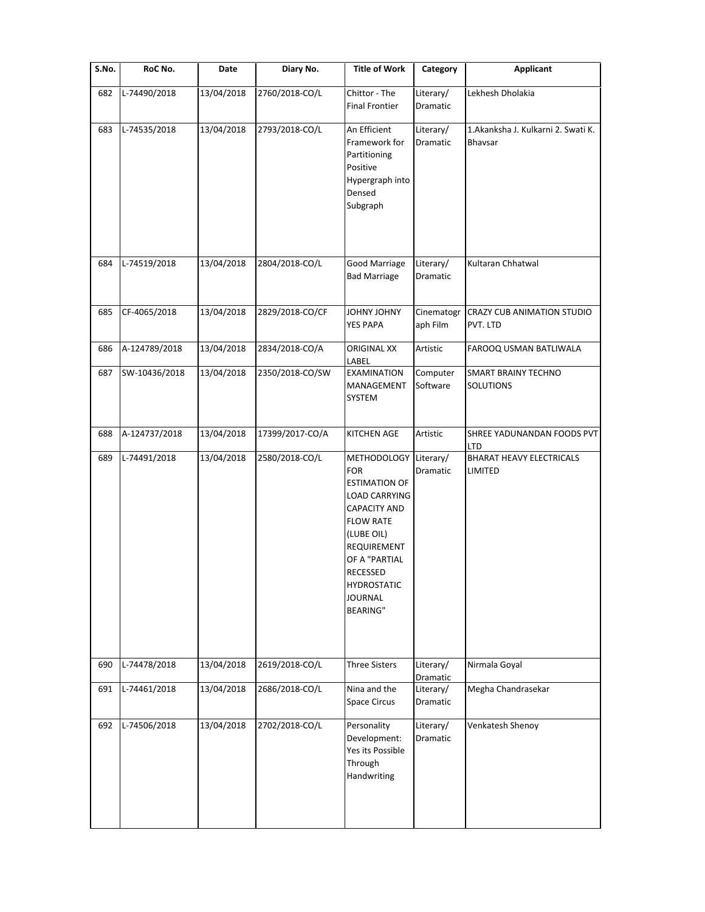| S.No. | RoC No. | Date | Diary No. | Title of Work | Category | Applicant |
| --- | --- | --- | --- | --- | --- | --- |
| 682 | L-74490/2018 | 13/04/2018 | 2760/2018-CO/L | Chittor - The Final Frontier | Literary/ Dramatic | Lekhesh Dholakia |
| 683 | L-74535/2018 | 13/04/2018 | 2793/2018-CO/L | An Efficient Framework for Partitioning Positive Hypergraph into Densed Subgraph | Literary/ Dramatic | 1.Akanksha J. Kulkarni 2. Swati K. Bhavsar |
| 684 | L-74519/2018 | 13/04/2018 | 2804/2018-CO/L | Good Marriage Bad Marriage | Literary/ Dramatic | Kultaran Chhatwal |
| 685 | CF-4065/2018 | 13/04/2018 | 2829/2018-CO/CF | JOHNY JOHNY YES PAPA | Cinematograph Film | CRAZY CUB ANIMATION STUDIO PVT. LTD |
| 686 | A-124789/2018 | 13/04/2018 | 2834/2018-CO/A | ORIGINAL XX LABEL | Artistic | FAROOQ USMAN BATLIWALA |
| 687 | SW-10436/2018 | 13/04/2018 | 2350/2018-CO/SW | EXAMINATION MANAGEMENT SYSTEM | Computer Software | SMART BRAINY TECHNO SOLUTIONS |
| 688 | A-124737/2018 | 13/04/2018 | 17399/2017-CO/A | KITCHEN AGE | Artistic | SHREE YADUNANDAN FOODS PVT LTD |
| 689 | L-74491/2018 | 13/04/2018 | 2580/2018-CO/L | METHODOLOGY FOR ESTIMATION OF LOAD CARRYING CAPACITY AND FLOW RATE (LUBE OIL) REQUIREMENT OF A "PARTIAL RECESSED HYDROSTATIC JOURNAL BEARING" | Literary/ Dramatic | BHARAT HEAVY ELECTRICALS LIMITED |
| 690 | L-74478/2018 | 13/04/2018 | 2619/2018-CO/L | Three Sisters | Literary/ Dramatic | Nirmala Goyal |
| 691 | L-74461/2018 | 13/04/2018 | 2686/2018-CO/L | Nina and the Space Circus | Literary/ Dramatic | Megha Chandrasekar |
| 692 | L-74506/2018 | 13/04/2018 | 2702/2018-CO/L | Personality Development: Yes its Possible Through Handwriting | Literary/ Dramatic | Venkatesh Shenoy |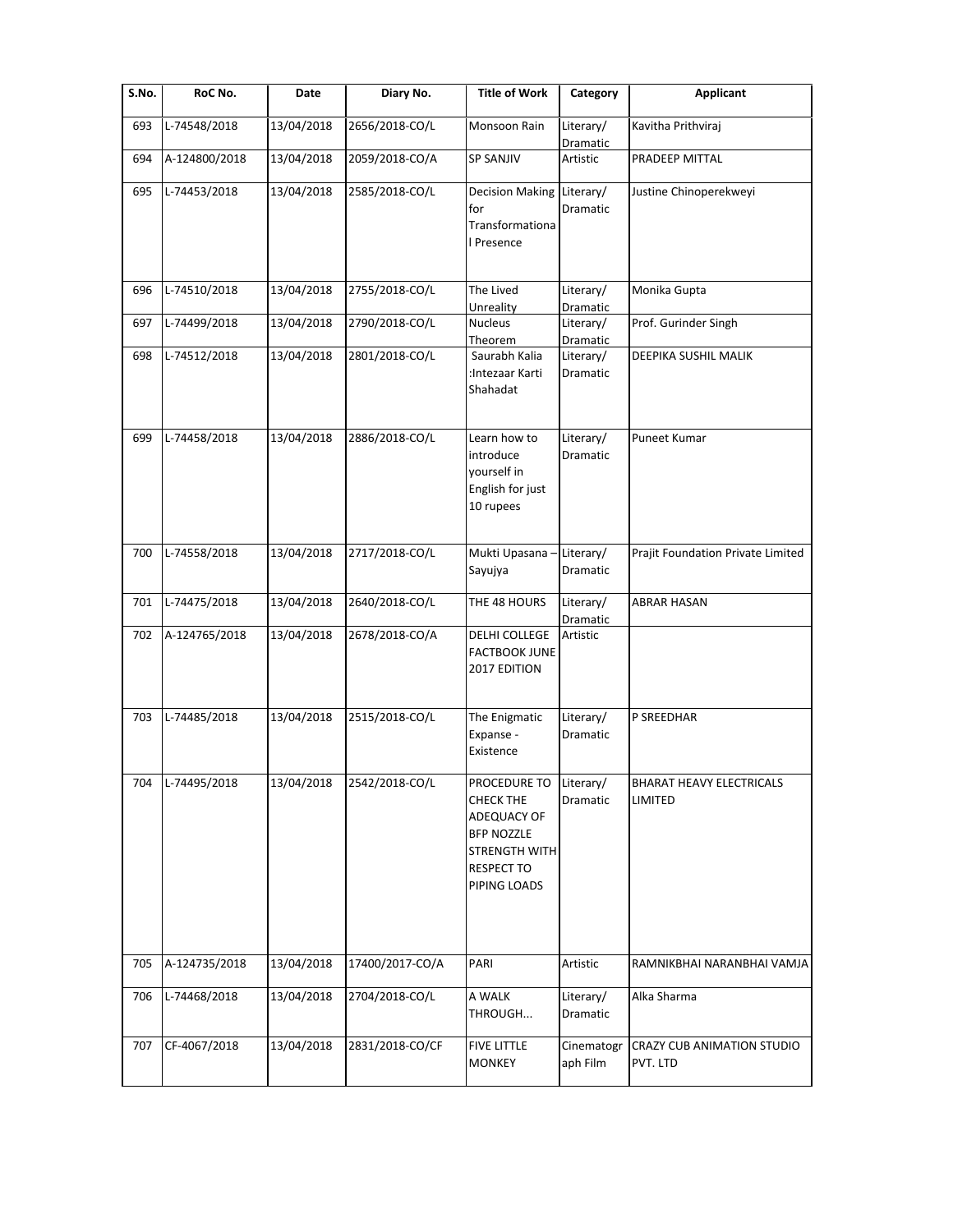| S.No. | RoC No. | Date | Diary No. | Title of Work | Category | Applicant |
|---|---|---|---|---|---|---|
| 693 | L-74548/2018 | 13/04/2018 | 2656/2018-CO/L | Monsoon Rain | Literary/ Dramatic | Kavitha Prithviraj |
| 694 | A-124800/2018 | 13/04/2018 | 2059/2018-CO/A | SP SANJIV | Artistic | PRADEEP MITTAL |
| 695 | L-74453/2018 | 13/04/2018 | 2585/2018-CO/L | Decision Making for Transformational Presence | Literary/ Dramatic | Justine Chinoperekweyi |
| 696 | L-74510/2018 | 13/04/2018 | 2755/2018-CO/L | The Lived Unreality | Literary/ Dramatic | Monika Gupta |
| 697 | L-74499/2018 | 13/04/2018 | 2790/2018-CO/L | Nucleus Theorem | Literary/ Dramatic | Prof. Gurinder Singh |
| 698 | L-74512/2018 | 13/04/2018 | 2801/2018-CO/L | Saurabh Kalia :Intezaar Karti Shahadat | Literary/ Dramatic | DEEPIKA SUSHIL MALIK |
| 699 | L-74458/2018 | 13/04/2018 | 2886/2018-CO/L | Learn how to introduce yourself in English for just 10 rupees | Literary/ Dramatic | Puneet Kumar |
| 700 | L-74558/2018 | 13/04/2018 | 2717/2018-CO/L | Mukti Upasana – Sayujya | Literary/ Dramatic | Prajit Foundation Private Limited |
| 701 | L-74475/2018 | 13/04/2018 | 2640/2018-CO/L | THE 48 HOURS | Literary/ Dramatic | ABRAR HASAN |
| 702 | A-124765/2018 | 13/04/2018 | 2678/2018-CO/A | DELHI COLLEGE FACTBOOK JUNE 2017 EDITION | Artistic | |
| 703 | L-74485/2018 | 13/04/2018 | 2515/2018-CO/L | The Enigmatic Expanse - Existence | Literary/ Dramatic | P SREEDHAR |
| 704 | L-74495/2018 | 13/04/2018 | 2542/2018-CO/L | PROCEDURE TO CHECK THE ADEQUACY OF BFP NOZZLE STRENGTH WITH RESPECT TO PIPING LOADS | Literary/ Dramatic | BHARAT HEAVY ELECTRICALS LIMITED |
| 705 | A-124735/2018 | 13/04/2018 | 17400/2017-CO/A | PARI | Artistic | RAMNIKBHAI NARANBHAI VAMJA |
| 706 | L-74468/2018 | 13/04/2018 | 2704/2018-CO/L | A WALK THROUGH... | Literary/ Dramatic | Alka Sharma |
| 707 | CF-4067/2018 | 13/04/2018 | 2831/2018-CO/CF | FIVE LITTLE MONKEY | Cinematograph Film | CRAZY CUB ANIMATION STUDIO PVT. LTD |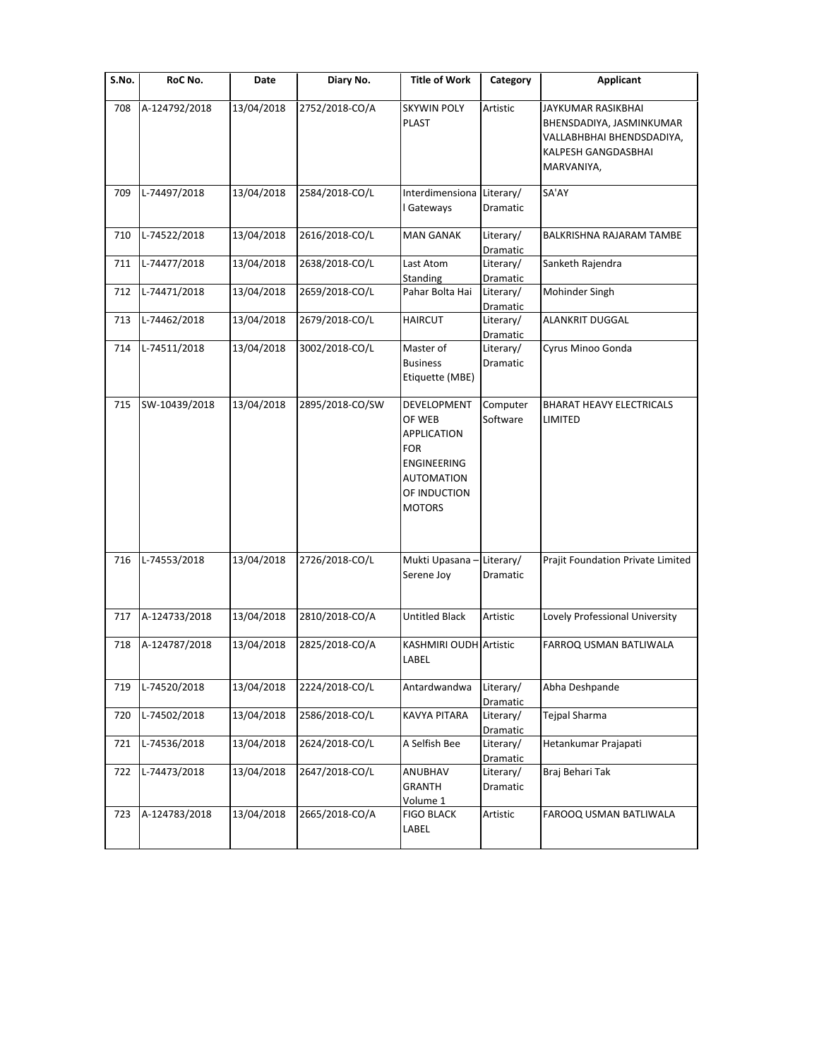| S.No. | RoC No. | Date | Diary No. | Title of Work | Category | Applicant |
|---|---|---|---|---|---|---|
| 708 | A-124792/2018 | 13/04/2018 | 2752/2018-CO/A | SKYWIN POLY PLAST | Artistic | JAYKUMAR RASIKBHAI BHENSDADIYA, JASMINKUMAR VALLABHBHAI BHENDSDADIYA, KALPESH GANGDASBHAI MARVANIYA, |
| 709 | L-74497/2018 | 13/04/2018 | 2584/2018-CO/L | Interdimensional Gateways | Literary/ Dramatic | SA'AY |
| 710 | L-74522/2018 | 13/04/2018 | 2616/2018-CO/L | MAN GANAK | Literary/ Dramatic | BALKRISHNA RAJARAM TAMBE |
| 711 | L-74477/2018 | 13/04/2018 | 2638/2018-CO/L | Last Atom Standing | Literary/ Dramatic | Sanketh Rajendra |
| 712 | L-74471/2018 | 13/04/2018 | 2659/2018-CO/L | Pahar Bolta Hai | Literary/ Dramatic | Mohinder Singh |
| 713 | L-74462/2018 | 13/04/2018 | 2679/2018-CO/L | HAIRCUT | Literary/ Dramatic | ALANKRIT DUGGAL |
| 714 | L-74511/2018 | 13/04/2018 | 3002/2018-CO/L | Master of Business Etiquette (MBE) | Literary/ Dramatic | Cyrus Minoo Gonda |
| 715 | SW-10439/2018 | 13/04/2018 | 2895/2018-CO/SW | DEVELOPMENT OF WEB APPLICATION FOR ENGINEERING AUTOMATION OF INDUCTION MOTORS | Computer Software | BHARAT HEAVY ELECTRICALS LIMITED |
| 716 | L-74553/2018 | 13/04/2018 | 2726/2018-CO/L | Mukti Upasana – Serene Joy | Literary/ Dramatic | Prajit Foundation Private Limited |
| 717 | A-124733/2018 | 13/04/2018 | 2810/2018-CO/A | Untitled Black | Artistic | Lovely Professional University |
| 718 | A-124787/2018 | 13/04/2018 | 2825/2018-CO/A | KASHMIRI OUDH LABEL | Artistic | FARROQ USMAN BATLIWALA |
| 719 | L-74520/2018 | 13/04/2018 | 2224/2018-CO/L | Antardwandwa | Literary/ Dramatic | Abha Deshpande |
| 720 | L-74502/2018 | 13/04/2018 | 2586/2018-CO/L | KAVYA PITARA | Literary/ Dramatic | Tejpal Sharma |
| 721 | L-74536/2018 | 13/04/2018 | 2624/2018-CO/L | A Selfish Bee | Literary/ Dramatic | Hetankumar Prajapati |
| 722 | L-74473/2018 | 13/04/2018 | 2647/2018-CO/L | ANUBHAV GRANTH Volume 1 | Literary/ Dramatic | Braj Behari Tak |
| 723 | A-124783/2018 | 13/04/2018 | 2665/2018-CO/A | FIGO BLACK LABEL | Artistic | FAROOQ USMAN BATLIWALA |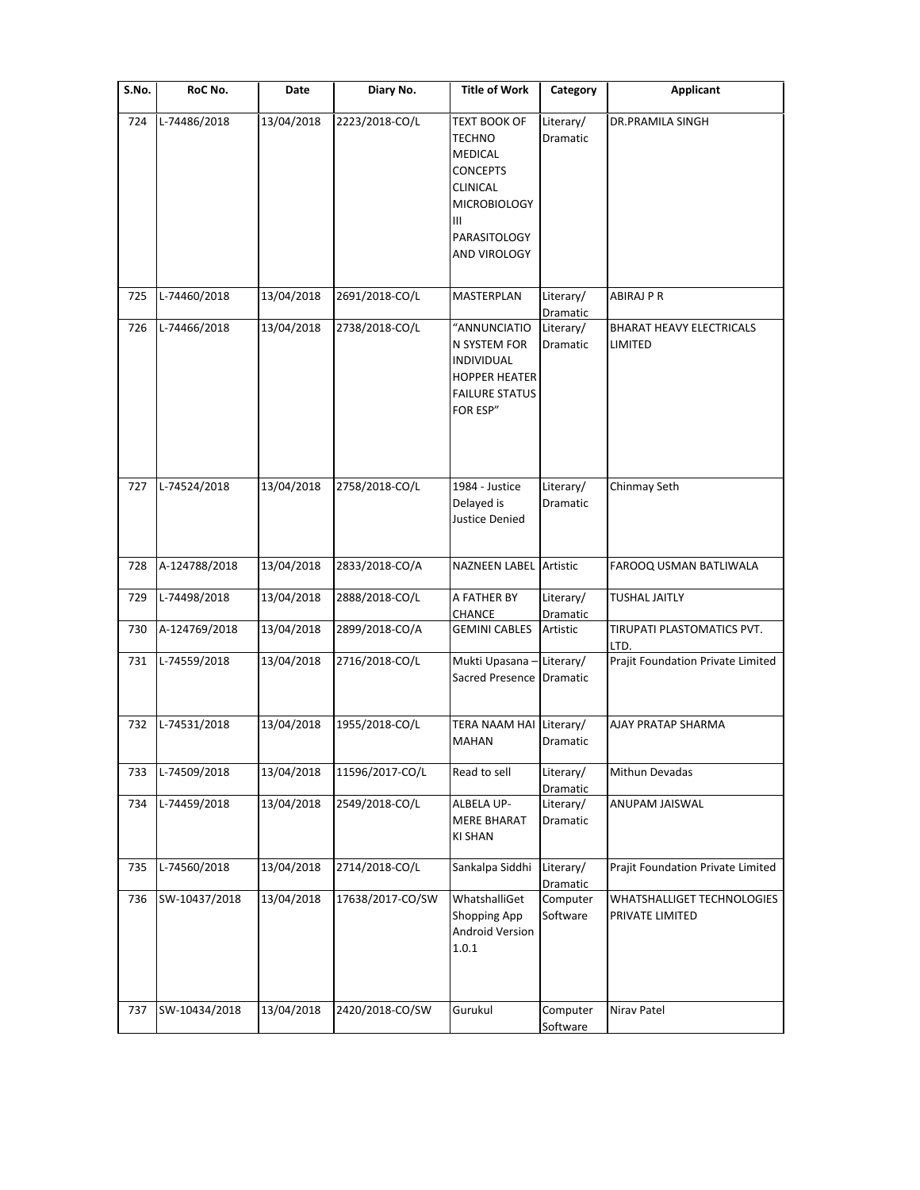| S.No. | RoC No. | Date | Diary No. | Title of Work | Category | Applicant |
|---|---|---|---|---|---|---|
| 724 | L-74486/2018 | 13/04/2018 | 2223/2018-CO/L | TEXT BOOK OF TECHNO MEDICAL CONCEPTS CLINICAL MICROBIOLOGY III PARASITOLOGY AND VIROLOGY | Literary/ Dramatic | DR.PRAMILA SINGH |
| 725 | L-74460/2018 | 13/04/2018 | 2691/2018-CO/L | MASTERPLAN | Literary/ Dramatic | ABIRAJ P R |
| 726 | L-74466/2018 | 13/04/2018 | 2738/2018-CO/L | "ANNUNCIATION SYSTEM FOR INDIVIDUAL HOPPER HEATER FAILURE STATUS FOR ESP" | Literary/ Dramatic | BHARAT HEAVY ELECTRICALS LIMITED |
| 727 | L-74524/2018 | 13/04/2018 | 2758/2018-CO/L | 1984 - Justice Delayed is Justice Denied | Literary/ Dramatic | Chinmay Seth |
| 728 | A-124788/2018 | 13/04/2018 | 2833/2018-CO/A | NAZNEEN LABEL | Artistic | FAROOQ USMAN BATLIWALA |
| 729 | L-74498/2018 | 13/04/2018 | 2888/2018-CO/L | A FATHER BY CHANCE | Literary/ Dramatic | TUSHAL JAITLY |
| 730 | A-124769/2018 | 13/04/2018 | 2899/2018-CO/A | GEMINI CABLES | Artistic | TIRUPATI PLASTOMATICS PVT. LTD. |
| 731 | L-74559/2018 | 13/04/2018 | 2716/2018-CO/L | Mukti Upasana – Sacred Presence | Literary/ Dramatic | Prajit Foundation Private Limited |
| 732 | L-74531/2018 | 13/04/2018 | 1955/2018-CO/L | TERA NAAM HAI MAHAN | Literary/ Dramatic | AJAY PRATAP SHARMA |
| 733 | L-74509/2018 | 13/04/2018 | 11596/2017-CO/L | Read to sell | Literary/ Dramatic | Mithun Devadas |
| 734 | L-74459/2018 | 13/04/2018 | 2549/2018-CO/L | ALBELA UP-MERE BHARAT KI SHAN | Literary/ Dramatic | ANUPAM JAISWAL |
| 735 | L-74560/2018 | 13/04/2018 | 2714/2018-CO/L | Sankalpa Siddhi | Literary/ Dramatic | Prajit Foundation Private Limited |
| 736 | SW-10437/2018 | 13/04/2018 | 17638/2017-CO/SW | WhatshalliGet Shopping App Android Version 1.0.1 | Computer Software | WHATSHALLIGET TECHNOLOGIES PRIVATE LIMITED |
| 737 | SW-10434/2018 | 13/04/2018 | 2420/2018-CO/SW | Gurukul | Computer Software | Nirav Patel |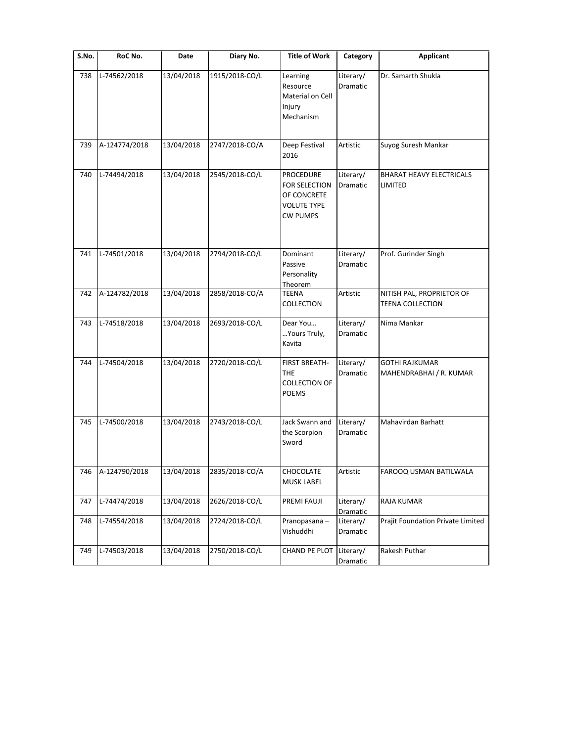| S.No. | RoC No. | Date | Diary No. | Title of Work | Category | Applicant |
|---|---|---|---|---|---|---|
| 738 | L-74562/2018 | 13/04/2018 | 1915/2018-CO/L | Learning Resource Material on Cell Injury Mechanism | Literary/ Dramatic | Dr. Samarth Shukla |
| 739 | A-124774/2018 | 13/04/2018 | 2747/2018-CO/A | Deep Festival 2016 | Artistic | Suyog Suresh Mankar |
| 740 | L-74494/2018 | 13/04/2018 | 2545/2018-CO/L | PROCEDURE FOR SELECTION OF CONCRETE VOLUTE TYPE CW PUMPS | Literary/ Dramatic | BHARAT HEAVY ELECTRICALS LIMITED |
| 741 | L-74501/2018 | 13/04/2018 | 2794/2018-CO/L | Dominant Passive Personality Theorem | Literary/ Dramatic | Prof. Gurinder Singh |
| 742 | A-124782/2018 | 13/04/2018 | 2858/2018-CO/A | TEENA COLLECTION | Artistic | NITISH PAL, PROPRIETOR OF TEENA COLLECTION |
| 743 | L-74518/2018 | 13/04/2018 | 2693/2018-CO/L | Dear You… …Yours Truly, Kavita | Literary/ Dramatic | Nima Mankar |
| 744 | L-74504/2018 | 13/04/2018 | 2720/2018-CO/L | FIRST BREATH- THE COLLECTION OF POEMS | Literary/ Dramatic | GOTHI RAJKUMAR MAHENDRABHAI / R. KUMAR |
| 745 | L-74500/2018 | 13/04/2018 | 2743/2018-CO/L | Jack Swann and the Scorpion Sword | Literary/ Dramatic | Mahavirdan Barhatt |
| 746 | A-124790/2018 | 13/04/2018 | 2835/2018-CO/A | CHOCOLATE MUSK LABEL | Artistic | FAROOQ USMAN BATILWALA |
| 747 | L-74474/2018 | 13/04/2018 | 2626/2018-CO/L | PREMI FAUJI | Literary/ Dramatic | RAJA KUMAR |
| 748 | L-74554/2018 | 13/04/2018 | 2724/2018-CO/L | Pranopasana – Vishuddhi | Literary/ Dramatic | Prajit Foundation Private Limited |
| 749 | L-74503/2018 | 13/04/2018 | 2750/2018-CO/L | CHAND PE PLOT | Literary/ Dramatic | Rakesh Puthar |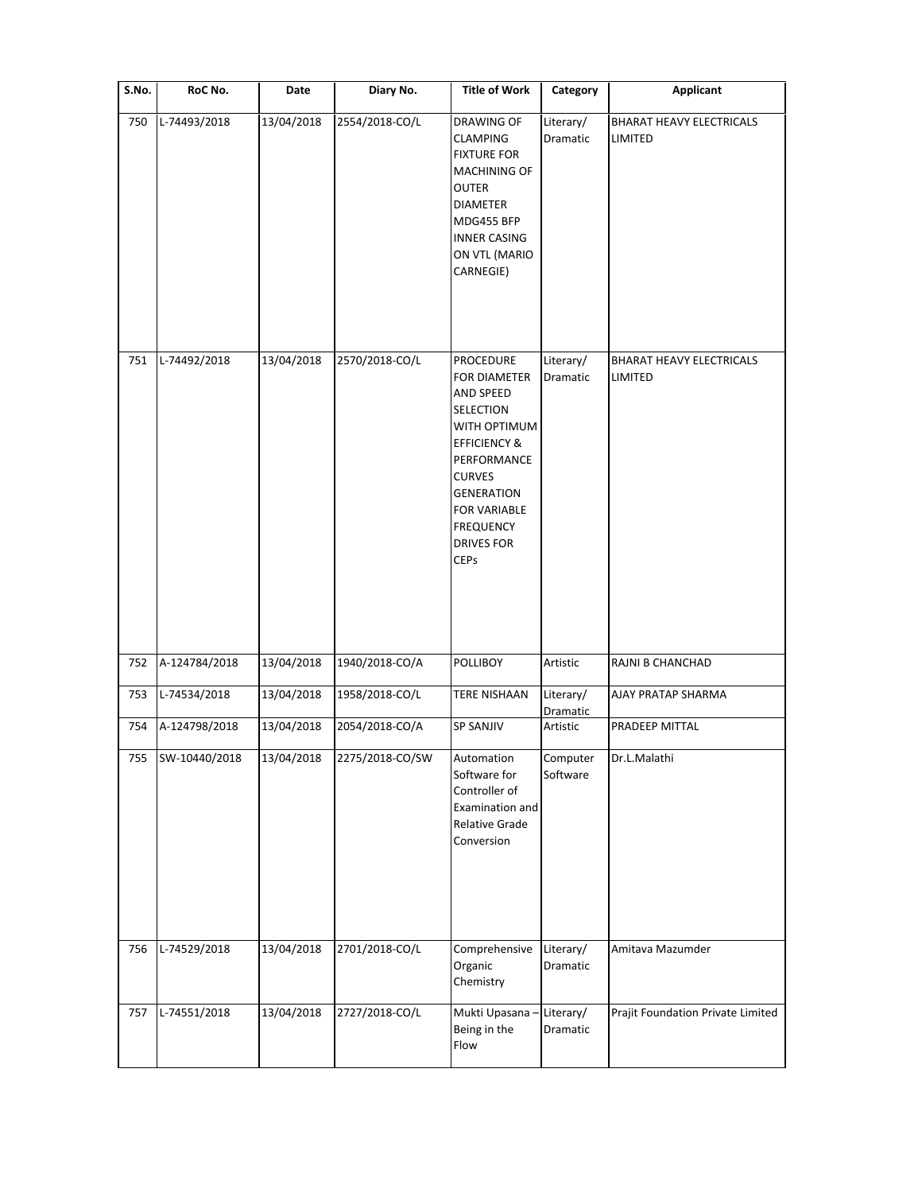| S.No. | RoC No. | Date | Diary No. | Title of Work | Category | Applicant |
|---|---|---|---|---|---|---|
| 750 | L-74493/2018 | 13/04/2018 | 2554/2018-CO/L | DRAWING OF CLAMPING FIXTURE FOR MACHINING OF OUTER DIAMETER MDG455 BFP INNER CASING ON VTL (MARIO CARNEGIE) | Literary/ Dramatic | BHARAT HEAVY ELECTRICALS LIMITED |
| 751 | L-74492/2018 | 13/04/2018 | 2570/2018-CO/L | PROCEDURE FOR DIAMETER AND SPEED SELECTION WITH OPTIMUM EFFICIENCY & PERFORMANCE CURVES GENERATION FOR VARIABLE FREQUENCY DRIVES FOR CEPs | Literary/ Dramatic | BHARAT HEAVY ELECTRICALS LIMITED |
| 752 | A-124784/2018 | 13/04/2018 | 1940/2018-CO/A | POLLIBOY | Artistic | RAJNI B CHANCHAD |
| 753 | L-74534/2018 | 13/04/2018 | 1958/2018-CO/L | TERE NISHAAN | Literary/ Dramatic | AJAY PRATAP SHARMA |
| 754 | A-124798/2018 | 13/04/2018 | 2054/2018-CO/A | SP SANJIV | Artistic | PRADEEP MITTAL |
| 755 | SW-10440/2018 | 13/04/2018 | 2275/2018-CO/SW | Automation Software for Controller of Examination and Relative Grade Conversion | Computer Software | Dr.L.Malathi |
| 756 | L-74529/2018 | 13/04/2018 | 2701/2018-CO/L | Comprehensive Organic Chemistry | Literary/ Dramatic | Amitava Mazumder |
| 757 | L-74551/2018 | 13/04/2018 | 2727/2018-CO/L | Mukti Upasana – Being in the Flow | Literary/ Dramatic | Prajit Foundation Private Limited |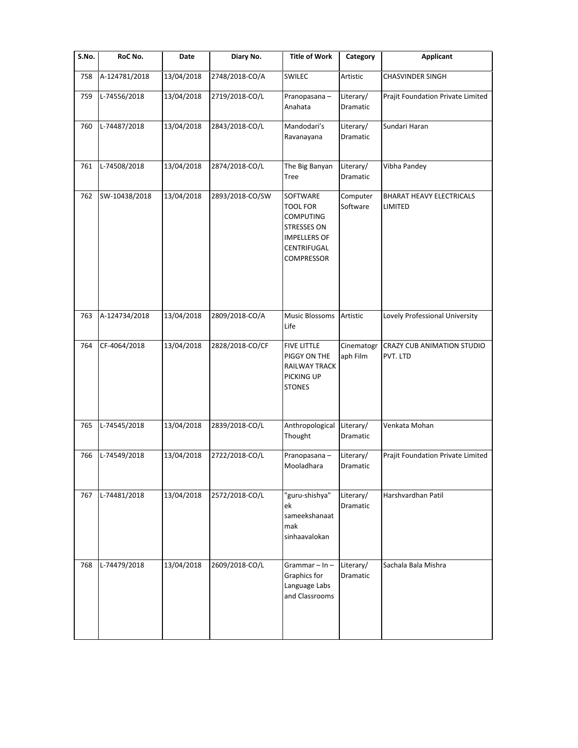| S.No. | RoC No. | Date | Diary No. | Title of Work | Category | Applicant |
|---|---|---|---|---|---|---|
| 758 | A-124781/2018 | 13/04/2018 | 2748/2018-CO/A | SWILEC | Artistic | CHASVINDER SINGH |
| 759 | L-74556/2018 | 13/04/2018 | 2719/2018-CO/L | Pranopasana – Anahata | Literary/ Dramatic | Prajit Foundation Private Limited |
| 760 | L-74487/2018 | 13/04/2018 | 2843/2018-CO/L | Mandodari's Ravanayana | Literary/ Dramatic | Sundari Haran |
| 761 | L-74508/2018 | 13/04/2018 | 2874/2018-CO/L | The Big Banyan Tree | Literary/ Dramatic | Vibha Pandey |
| 762 | SW-10438/2018 | 13/04/2018 | 2893/2018-CO/SW | SOFTWARE TOOL FOR COMPUTING STRESSES ON IMPELLERS OF CENTRIFUGAL COMPRESSOR | Computer Software | BHARAT HEAVY ELECTRICALS LIMITED |
| 763 | A-124734/2018 | 13/04/2018 | 2809/2018-CO/A | Music Blossoms Life | Artistic | Lovely Professional University |
| 764 | CF-4064/2018 | 13/04/2018 | 2828/2018-CO/CF | FIVE LITTLE PIGGY ON THE RAILWAY TRACK PICKING UP STONES | Cinematograph Film | CRAZY CUB ANIMATION STUDIO PVT. LTD |
| 765 | L-74545/2018 | 13/04/2018 | 2839/2018-CO/L | Anthropological Thought | Literary/ Dramatic | Venkata Mohan |
| 766 | L-74549/2018 | 13/04/2018 | 2722/2018-CO/L | Pranopasana – Mooladhara | Literary/ Dramatic | Prajit Foundation Private Limited |
| 767 | L-74481/2018 | 13/04/2018 | 2572/2018-CO/L | "guru-shishya" ek sameekshanaatmak sinhaavalokan | Literary/ Dramatic | Harshvardhan Patil |
| 768 | L-74479/2018 | 13/04/2018 | 2609/2018-CO/L | Grammar – In – Graphics for Language Labs and Classrooms | Literary/ Dramatic | Sachala Bala Mishra |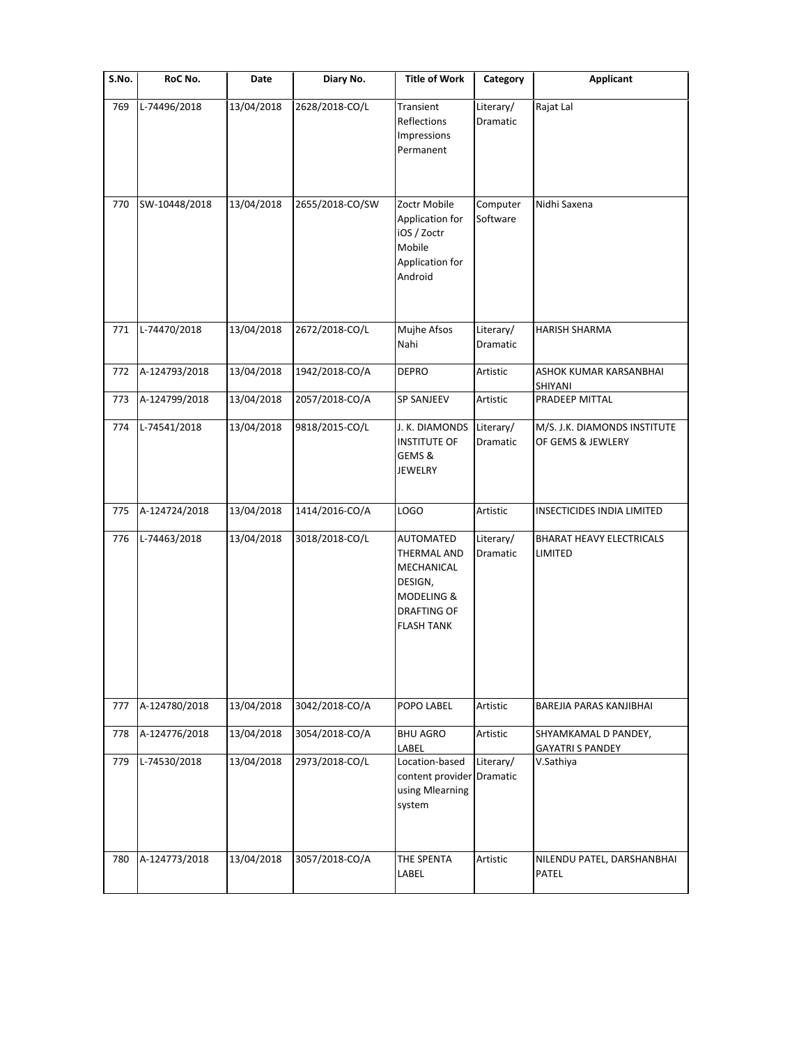| S.No. | RoC No. | Date | Diary No. | Title of Work | Category | Applicant |
|---|---|---|---|---|---|---|
| 769 | L-74496/2018 | 13/04/2018 | 2628/2018-CO/L | Transient Reflections Impressions Permanent | Literary/ Dramatic | Rajat Lal |
| 770 | SW-10448/2018 | 13/04/2018 | 2655/2018-CO/SW | Zoctr Mobile Application for iOS / Zoctr Mobile Application for Android | Computer Software | Nidhi Saxena |
| 771 | L-74470/2018 | 13/04/2018 | 2672/2018-CO/L | Mujhe Afsos Nahi | Literary/ Dramatic | HARISH SHARMA |
| 772 | A-124793/2018 | 13/04/2018 | 1942/2018-CO/A | DEPRO | Artistic | ASHOK KUMAR KARSANBHAI SHIYANI |
| 773 | A-124799/2018 | 13/04/2018 | 2057/2018-CO/A | SP SANJEEV | Artistic | PRADEEP MITTAL |
| 774 | L-74541/2018 | 13/04/2018 | 9818/2015-CO/L | J. K. DIAMONDS INSTITUTE OF GEMS & JEWELRY | Literary/ Dramatic | M/S. J.K. DIAMONDS INSTITUTE OF GEMS & JEWLERY |
| 775 | A-124724/2018 | 13/04/2018 | 1414/2016-CO/A | LOGO | Artistic | INSECTICIDES INDIA LIMITED |
| 776 | L-74463/2018 | 13/04/2018 | 3018/2018-CO/L | AUTOMATED THERMAL AND MECHANICAL DESIGN, MODELING & DRAFTING OF FLASH TANK | Literary/ Dramatic | BHARAT HEAVY ELECTRICALS LIMITED |
| 777 | A-124780/2018 | 13/04/2018 | 3042/2018-CO/A | POPO LABEL | Artistic | BAREJIA PARAS KANJIBHAI |
| 778 | A-124776/2018 | 13/04/2018 | 3054/2018-CO/A | BHU AGRO LABEL | Artistic | SHYAMKAMAL D PANDEY, GAYATRI S PANDEY |
| 779 | L-74530/2018 | 13/04/2018 | 2973/2018-CO/L | Location-based content provider using Mlearning system | Literary/ Dramatic | V.Sathiya |
| 780 | A-124773/2018 | 13/04/2018 | 3057/2018-CO/A | THE SPENTA LABEL | Artistic | NILENDU PATEL, DARSHANBHAI PATEL |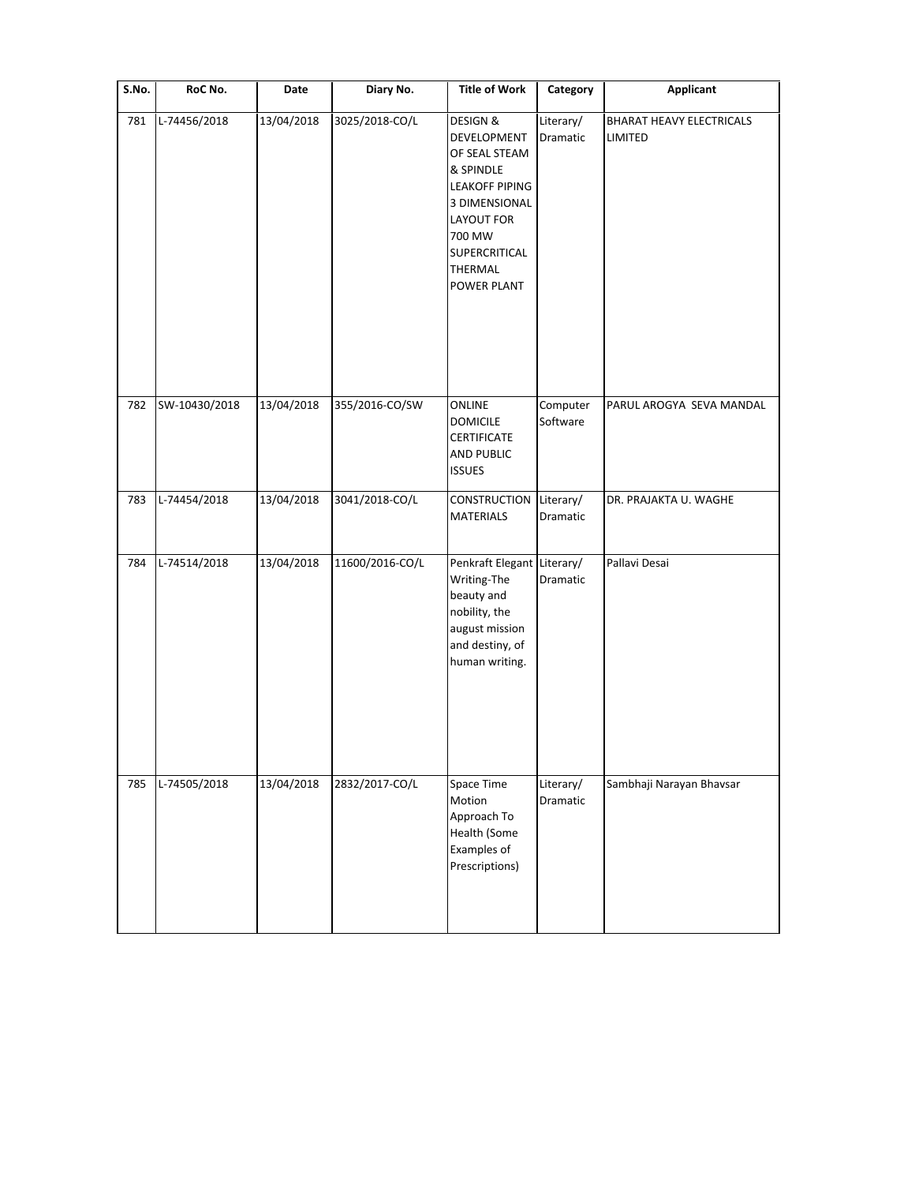| S.No. | RoC No. | Date | Diary No. | Title of Work | Category | Applicant |
|---|---|---|---|---|---|---|
| 781 | L-74456/2018 | 13/04/2018 | 3025/2018-CO/L | DESIGN & DEVELOPMENT OF SEAL STEAM & SPINDLE LEAKOFF PIPING 3 DIMENSIONAL LAYOUT FOR 700 MW SUPERCRITICAL THERMAL POWER PLANT | Literary/ Dramatic | BHARAT HEAVY ELECTRICALS LIMITED |
| 782 | SW-10430/2018 | 13/04/2018 | 355/2016-CO/SW | ONLINE DOMICILE CERTIFICATE AND PUBLIC ISSUES | Computer Software | PARUL AROGYA SEVA MANDAL |
| 783 | L-74454/2018 | 13/04/2018 | 3041/2018-CO/L | CONSTRUCTION MATERIALS | Literary/ Dramatic | DR. PRAJAKTA U. WAGHE |
| 784 | L-74514/2018 | 13/04/2018 | 11600/2016-CO/L | Penkraft Elegant Writing-The beauty and nobility, the august mission and destiny, of human writing. | Literary/ Dramatic | Pallavi Desai |
| 785 | L-74505/2018 | 13/04/2018 | 2832/2017-CO/L | Space Time Motion Approach To Health (Some Examples of Prescriptions) | Literary/ Dramatic | Sambhaji Narayan Bhavsar |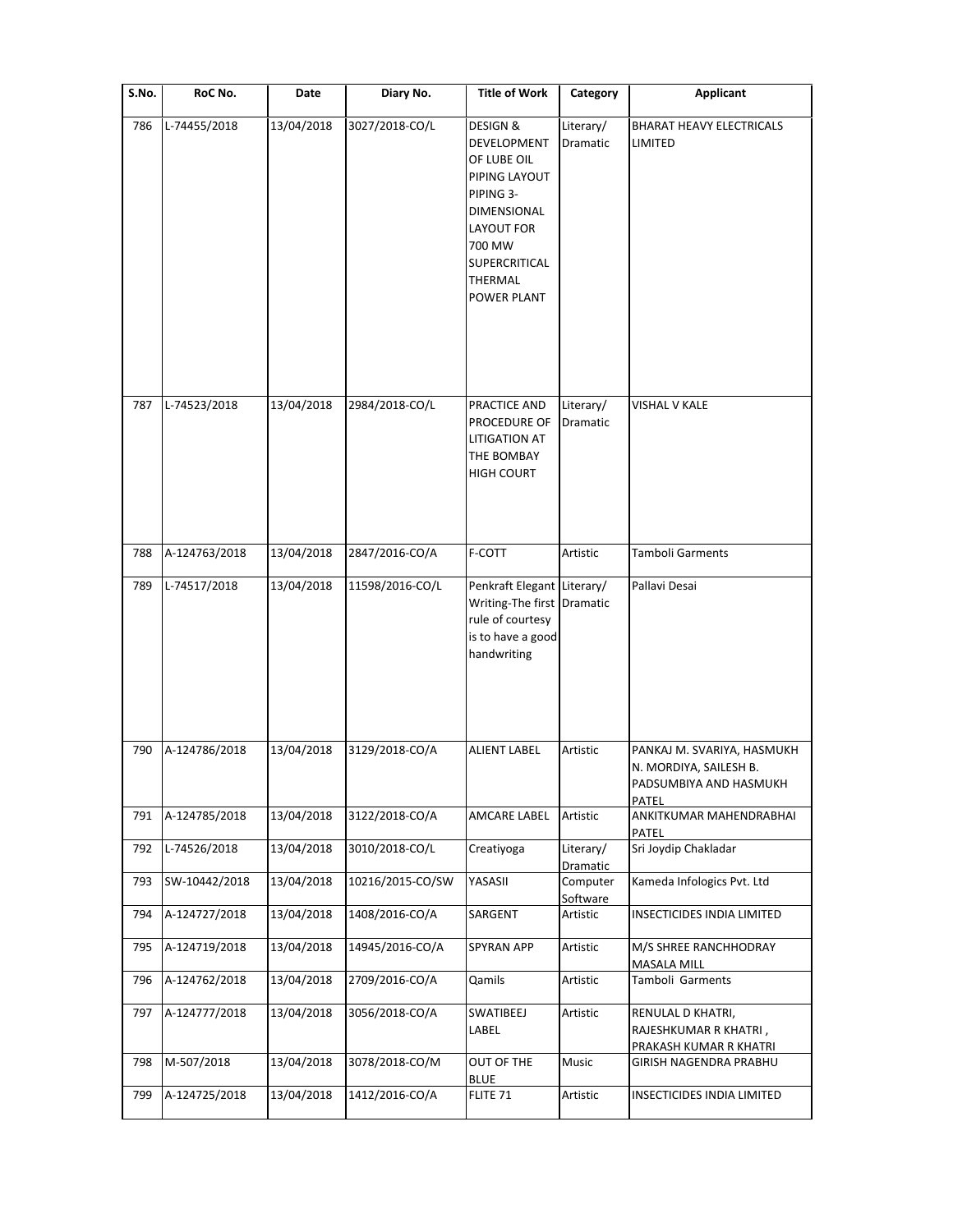| S.No. | RoC No. | Date | Diary No. | Title of Work | Category | Applicant |
|---|---|---|---|---|---|---|
| 786 | L-74455/2018 | 13/04/2018 | 3027/2018-CO/L | DESIGN & DEVELOPMENT OF LUBE OIL PIPING LAYOUT PIPING 3-DIMENSIONAL LAYOUT FOR 700 MW SUPERCRITICAL THERMAL POWER PLANT | Literary/ Dramatic | BHARAT HEAVY ELECTRICALS LIMITED |
| 787 | L-74523/2018 | 13/04/2018 | 2984/2018-CO/L | PRACTICE AND PROCEDURE OF LITIGATION AT THE BOMBAY HIGH COURT | Literary/ Dramatic | VISHAL V KALE |
| 788 | A-124763/2018 | 13/04/2018 | 2847/2016-CO/A | F-COTT | Artistic | Tamboli Garments |
| 789 | L-74517/2018 | 13/04/2018 | 11598/2016-CO/L | Penkraft Elegant Writing-The first rule of courtesy is to have a good handwriting | Literary/ Dramatic | Pallavi Desai |
| 790 | A-124786/2018 | 13/04/2018 | 3129/2018-CO/A | ALIENT LABEL | Artistic | PANKAJ M. SVARIYA, HASMUKH N. MORDIYA, SAILESH B. PADSUMBIYA AND HASMUKH PATEL |
| 791 | A-124785/2018 | 13/04/2018 | 3122/2018-CO/A | AMCARE LABEL | Artistic | ANKITKUMAR MAHENDRABHAI PATEL |
| 792 | L-74526/2018 | 13/04/2018 | 3010/2018-CO/L | Creatiyoga | Literary/ Dramatic | Sri Joydip Chakladar |
| 793 | SW-10442/2018 | 13/04/2018 | 10216/2015-CO/SW | YASASII | Computer Software | Kameda Infologics Pvt. Ltd |
| 794 | A-124727/2018 | 13/04/2018 | 1408/2016-CO/A | SARGENT | Artistic | INSECTICIDES INDIA LIMITED |
| 795 | A-124719/2018 | 13/04/2018 | 14945/2016-CO/A | SPYRAN APP | Artistic | M/S SHREE RANCHHODRAY MASALA MILL |
| 796 | A-124762/2018 | 13/04/2018 | 2709/2016-CO/A | Qamils | Artistic | Tamboli Garments |
| 797 | A-124777/2018 | 13/04/2018 | 3056/2018-CO/A | SWATIBEEJ LABEL | Artistic | RENULAL D KHATRI, RAJESHKUMAR R KHATRI , PRAKASH KUMAR R KHATRI |
| 798 | M-507/2018 | 13/04/2018 | 3078/2018-CO/M | OUT OF THE BLUE | Music | GIRISH NAGENDRA PRABHU |
| 799 | A-124725/2018 | 13/04/2018 | 1412/2016-CO/A | FLITE 71 | Artistic | INSECTICIDES INDIA LIMITED |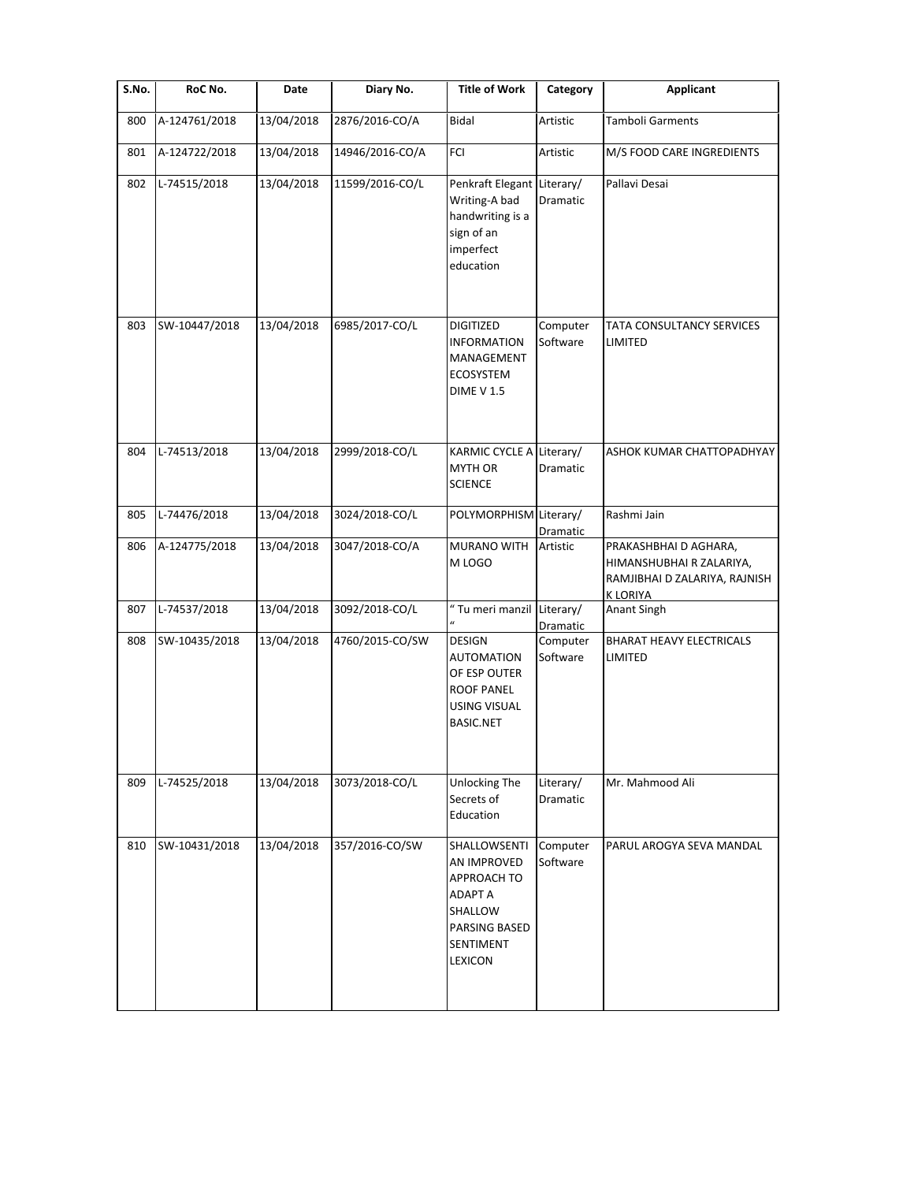| S.No. | RoC No. | Date | Diary No. | Title of Work | Category | Applicant |
|---|---|---|---|---|---|---|
| 800 | A-124761/2018 | 13/04/2018 | 2876/2016-CO/A | Bidal | Artistic | Tamboli Garments |
| 801 | A-124722/2018 | 13/04/2018 | 14946/2016-CO/A | FCI | Artistic | M/S FOOD CARE INGREDIENTS |
| 802 | L-74515/2018 | 13/04/2018 | 11599/2016-CO/L | Penkraft Elegant Writing-A bad handwriting is a sign of an imperfect education | Literary/ Dramatic | Pallavi Desai |
| 803 | SW-10447/2018 | 13/04/2018 | 6985/2017-CO/L | DIGITIZED INFORMATION MANAGEMENT ECOSYSTEM DIME V 1.5 | Computer Software | TATA CONSULTANCY SERVICES LIMITED |
| 804 | L-74513/2018 | 13/04/2018 | 2999/2018-CO/L | KARMIC CYCLE A MYTH OR SCIENCE | Literary/ Dramatic | ASHOK KUMAR CHATTOPADHYAY |
| 805 | L-74476/2018 | 13/04/2018 | 3024/2018-CO/L | POLYMORPHISM | Literary/ Dramatic | Rashmi Jain |
| 806 | A-124775/2018 | 13/04/2018 | 3047/2018-CO/A | MURANO WITH M LOGO | Artistic | PRAKASHBHAI D AGHARA, HIMANSHUBHAI R ZALARIYA, RAMJIBHAI D ZALARIYA, RAJNISH K LORIYA |
| 807 | L-74537/2018 | 13/04/2018 | 3092/2018-CO/L | " Tu meri manzil " | Literary/ Dramatic | Anant Singh |
| 808 | SW-10435/2018 | 13/04/2018 | 4760/2015-CO/SW | DESIGN AUTOMATION OF ESP OUTER ROOF PANEL USING VISUAL BASIC.NET | Computer Software | BHARAT HEAVY ELECTRICALS LIMITED |
| 809 | L-74525/2018 | 13/04/2018 | 3073/2018-CO/L | Unlocking The Secrets of Education | Literary/ Dramatic | Mr. Mahmood Ali |
| 810 | SW-10431/2018 | 13/04/2018 | 357/2016-CO/SW | SHALLOWSENTIAN IMPROVED APPROACH TO ADAPT A SHALLOW PARSING BASED SENTIMENT LEXICON | Computer Software | PARUL AROGYA SEVA MANDAL |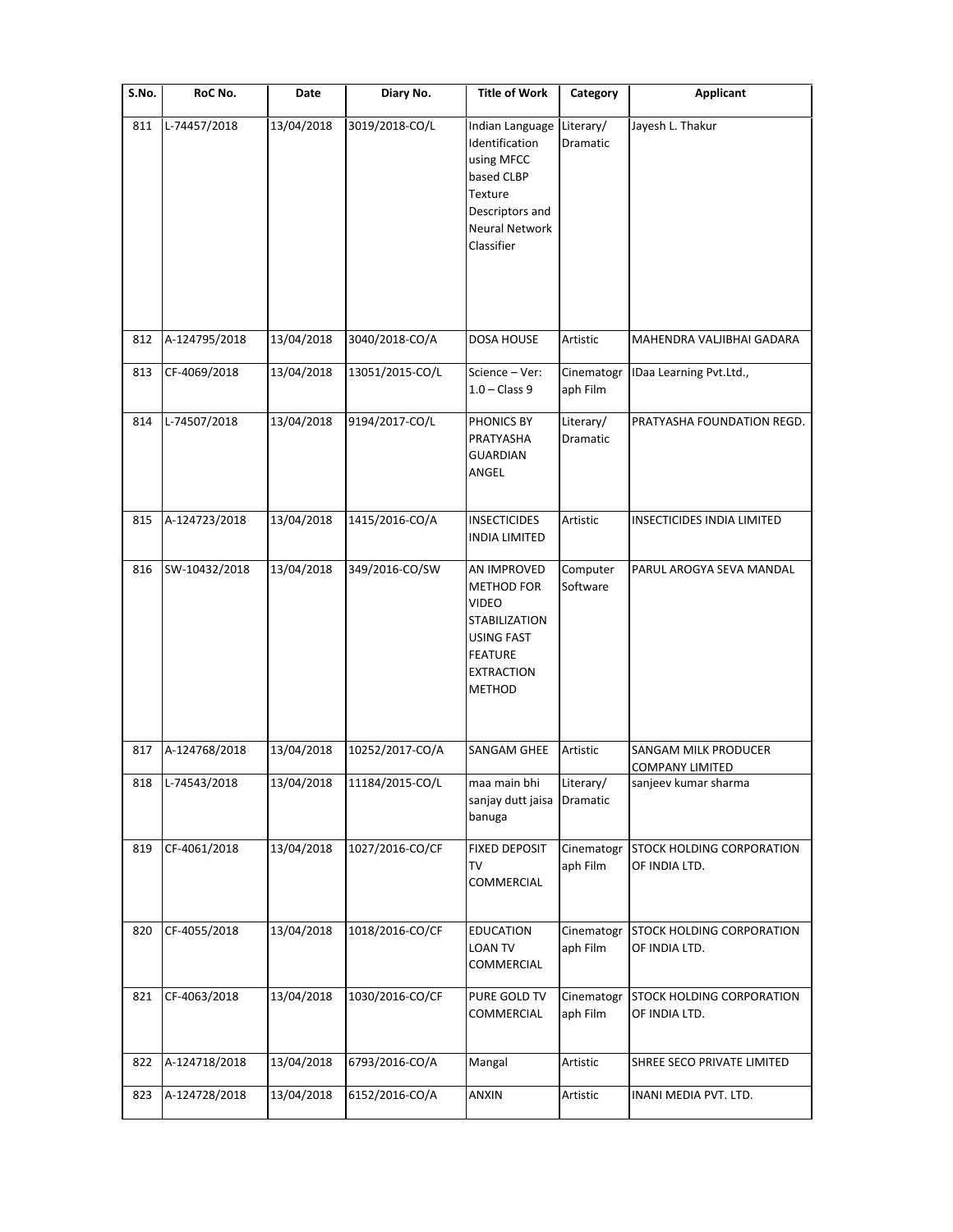| S.No. | RoC No. | Date | Diary No. | Title of Work | Category | Applicant |
|---|---|---|---|---|---|---|
| 811 | L-74457/2018 | 13/04/2018 | 3019/2018-CO/L | Indian Language Identification using MFCC based CLBP Texture Descriptors and Neural Network Classifier | Literary/ Dramatic | Jayesh L. Thakur |
| 812 | A-124795/2018 | 13/04/2018 | 3040/2018-CO/A | DOSA HOUSE | Artistic | MAHENDRA VALJIBHAI GADARA |
| 813 | CF-4069/2018 | 13/04/2018 | 13051/2015-CO/L | Science – Ver: 1.0 – Class 9 | Cinematograph Film | IDaa Learning Pvt.Ltd., |
| 814 | L-74507/2018 | 13/04/2018 | 9194/2017-CO/L | PHONICS BY PRATYASHA GUARDIAN ANGEL | Literary/ Dramatic | PRATYASHA FOUNDATION REGD. |
| 815 | A-124723/2018 | 13/04/2018 | 1415/2016-CO/A | INSECTICIDES INDIA LIMITED | Artistic | INSECTICIDES INDIA LIMITED |
| 816 | SW-10432/2018 | 13/04/2018 | 349/2016-CO/SW | AN IMPROVED METHOD FOR VIDEO STABILIZATION USING FAST FEATURE EXTRACTION METHOD | Computer Software | PARUL AROGYA SEVA MANDAL |
| 817 | A-124768/2018 | 13/04/2018 | 10252/2017-CO/A | SANGAM GHEE | Artistic | SANGAM MILK PRODUCER COMPANY LIMITED |
| 818 | L-74543/2018 | 13/04/2018 | 11184/2015-CO/L | maa main bhi sanjay dutt jaisa banuga | Literary/ Dramatic | sanjeev kumar sharma |
| 819 | CF-4061/2018 | 13/04/2018 | 1027/2016-CO/CF | FIXED DEPOSIT TV COMMERCIAL | Cinematograph Film | STOCK HOLDING CORPORATION OF INDIA LTD. |
| 820 | CF-4055/2018 | 13/04/2018 | 1018/2016-CO/CF | EDUCATION LOAN TV COMMERCIAL | Cinematograph Film | STOCK HOLDING CORPORATION OF INDIA LTD. |
| 821 | CF-4063/2018 | 13/04/2018 | 1030/2016-CO/CF | PURE GOLD TV COMMERCIAL | Cinematograph Film | STOCK HOLDING CORPORATION OF INDIA LTD. |
| 822 | A-124718/2018 | 13/04/2018 | 6793/2016-CO/A | Mangal | Artistic | SHREE SECO PRIVATE LIMITED |
| 823 | A-124728/2018 | 13/04/2018 | 6152/2016-CO/A | ANXIN | Artistic | INANI MEDIA PVT. LTD. |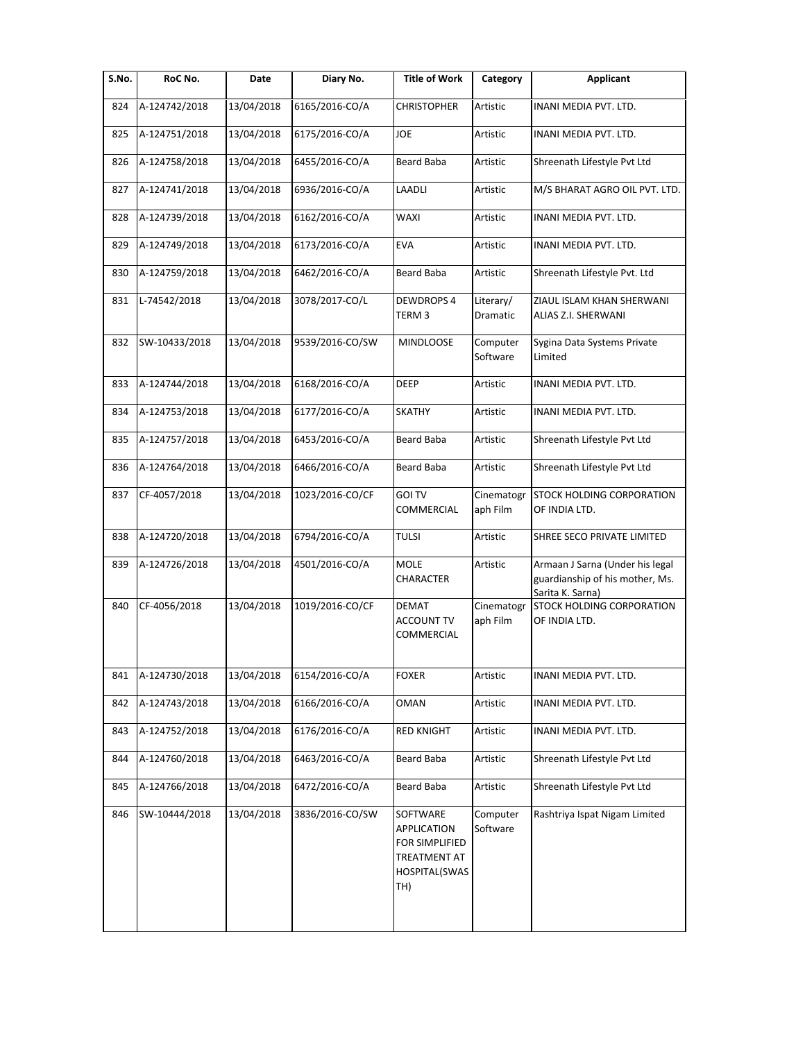| S.No. | RoC No. | Date | Diary No. | Title of Work | Category | Applicant |
|---|---|---|---|---|---|---|
| 824 | A-124742/2018 | 13/04/2018 | 6165/2016-CO/A | CHRISTOPHER | Artistic | INANI MEDIA PVT. LTD. |
| 825 | A-124751/2018 | 13/04/2018 | 6175/2016-CO/A | JOE | Artistic | INANI MEDIA PVT. LTD. |
| 826 | A-124758/2018 | 13/04/2018 | 6455/2016-CO/A | Beard Baba | Artistic | Shreenath Lifestyle Pvt Ltd |
| 827 | A-124741/2018 | 13/04/2018 | 6936/2016-CO/A | LAADLI | Artistic | M/S BHARAT AGRO OIL PVT. LTD. |
| 828 | A-124739/2018 | 13/04/2018 | 6162/2016-CO/A | WAXI | Artistic | INANI MEDIA PVT. LTD. |
| 829 | A-124749/2018 | 13/04/2018 | 6173/2016-CO/A | EVA | Artistic | INANI MEDIA PVT. LTD. |
| 830 | A-124759/2018 | 13/04/2018 | 6462/2016-CO/A | Beard Baba | Artistic | Shreenath Lifestyle Pvt. Ltd |
| 831 | L-74542/2018 | 13/04/2018 | 3078/2017-CO/L | DEWDROPS 4 TERM 3 | Literary/ Dramatic | ZIAUL ISLAM KHAN SHERWANI ALIAS Z.I. SHERWANI |
| 832 | SW-10433/2018 | 13/04/2018 | 9539/2016-CO/SW | MINDLOOSE | Computer Software | Sygina Data Systems Private Limited |
| 833 | A-124744/2018 | 13/04/2018 | 6168/2016-CO/A | DEEP | Artistic | INANI MEDIA PVT. LTD. |
| 834 | A-124753/2018 | 13/04/2018 | 6177/2016-CO/A | SKATHY | Artistic | INANI MEDIA PVT. LTD. |
| 835 | A-124757/2018 | 13/04/2018 | 6453/2016-CO/A | Beard Baba | Artistic | Shreenath Lifestyle Pvt Ltd |
| 836 | A-124764/2018 | 13/04/2018 | 6466/2016-CO/A | Beard Baba | Artistic | Shreenath Lifestyle Pvt Ltd |
| 837 | CF-4057/2018 | 13/04/2018 | 1023/2016-CO/CF | GOI TV COMMERCIAL | Cinematograph Film | STOCK HOLDING CORPORATION OF INDIA LTD. |
| 838 | A-124720/2018 | 13/04/2018 | 6794/2016-CO/A | TULSI | Artistic | SHREE SECO PRIVATE LIMITED |
| 839 | A-124726/2018 | 13/04/2018 | 4501/2016-CO/A | MOLE CHARACTER | Artistic | Armaan J Sarna (Under his legal guardianship of his mother, Ms. Sarita K. Sarna) |
| 840 | CF-4056/2018 | 13/04/2018 | 1019/2016-CO/CF | DEMAT ACCOUNT TV COMMERCIAL | Cinematograph Film | STOCK HOLDING CORPORATION OF INDIA LTD. |
| 841 | A-124730/2018 | 13/04/2018 | 6154/2016-CO/A | FOXER | Artistic | INANI MEDIA PVT. LTD. |
| 842 | A-124743/2018 | 13/04/2018 | 6166/2016-CO/A | OMAN | Artistic | INANI MEDIA PVT. LTD. |
| 843 | A-124752/2018 | 13/04/2018 | 6176/2016-CO/A | RED KNIGHT | Artistic | INANI MEDIA PVT. LTD. |
| 844 | A-124760/2018 | 13/04/2018 | 6463/2016-CO/A | Beard Baba | Artistic | Shreenath Lifestyle Pvt Ltd |
| 845 | A-124766/2018 | 13/04/2018 | 6472/2016-CO/A | Beard Baba | Artistic | Shreenath Lifestyle Pvt Ltd |
| 846 | SW-10444/2018 | 13/04/2018 | 3836/2016-CO/SW | SOFTWARE APPLICATION FOR SIMPLIFIED TREATMENT AT HOSPITAL(SWASTH) | Computer Software | Rashtriya Ispat Nigam Limited |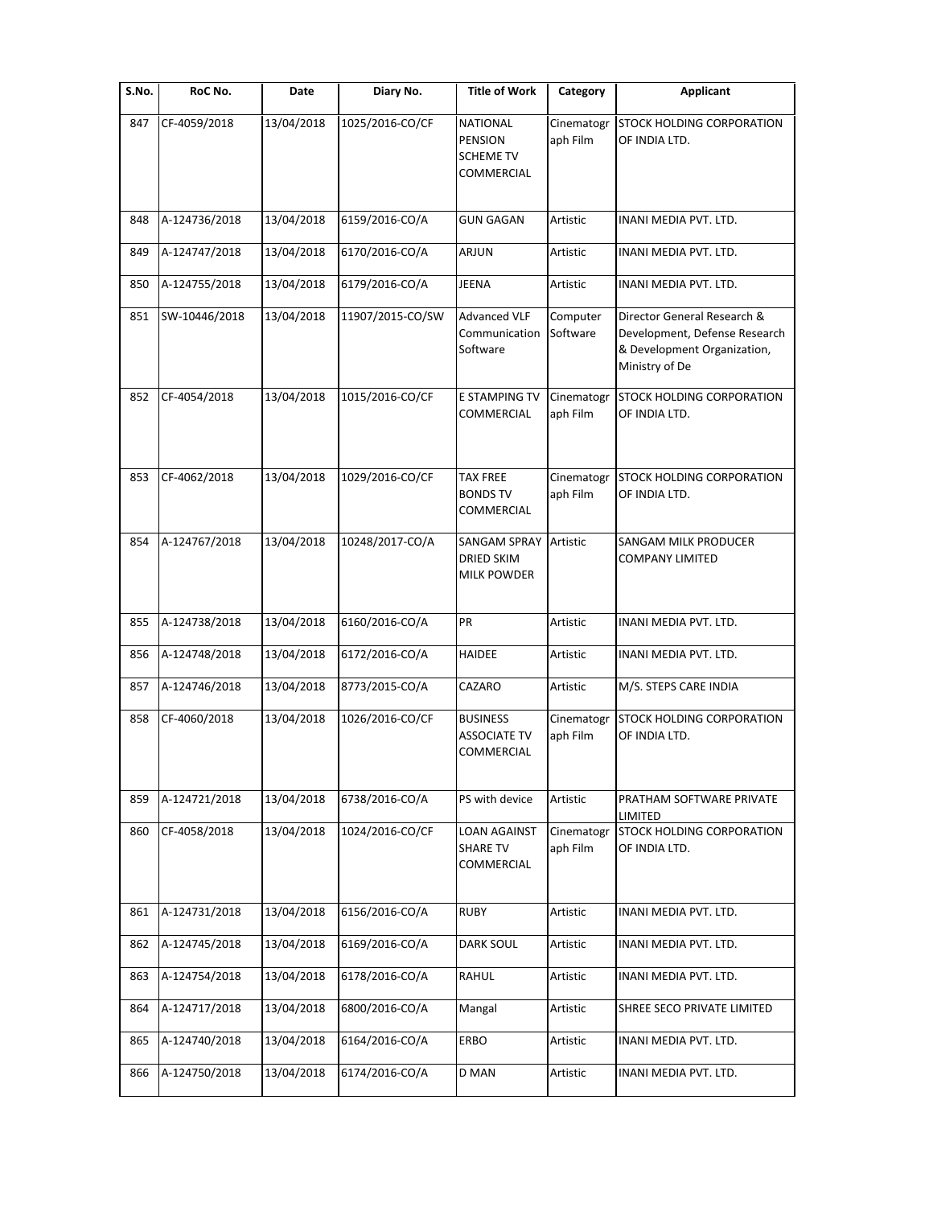| S.No. | RoC No. | Date | Diary No. | Title of Work | Category | Applicant |
|---|---|---|---|---|---|---|
| 847 | CF-4059/2018 | 13/04/2018 | 1025/2016-CO/CF | NATIONAL PENSION SCHEME TV COMMERCIAL | Cinematograph Film | STOCK HOLDING CORPORATION OF INDIA LTD. |
| 848 | A-124736/2018 | 13/04/2018 | 6159/2016-CO/A | GUN GAGAN | Artistic | INANI MEDIA PVT. LTD. |
| 849 | A-124747/2018 | 13/04/2018 | 6170/2016-CO/A | ARJUN | Artistic | INANI MEDIA PVT. LTD. |
| 850 | A-124755/2018 | 13/04/2018 | 6179/2016-CO/A | JEENA | Artistic | INANI MEDIA PVT. LTD. |
| 851 | SW-10446/2018 | 13/04/2018 | 11907/2015-CO/SW | Advanced VLF Communication Software | Computer Software | Director General Research & Development, Defense Research & Development Organization, Ministry of De |
| 852 | CF-4054/2018 | 13/04/2018 | 1015/2016-CO/CF | E STAMPING TV COMMERCIAL | Cinematograph Film | STOCK HOLDING CORPORATION OF INDIA LTD. |
| 853 | CF-4062/2018 | 13/04/2018 | 1029/2016-CO/CF | TAX FREE BONDS TV COMMERCIAL | Cinematograph Film | STOCK HOLDING CORPORATION OF INDIA LTD. |
| 854 | A-124767/2018 | 13/04/2018 | 10248/2017-CO/A | SANGAM SPRAY DRIED SKIM MILK POWDER | Artistic | SANGAM MILK PRODUCER COMPANY LIMITED |
| 855 | A-124738/2018 | 13/04/2018 | 6160/2016-CO/A | PR | Artistic | INANI MEDIA PVT. LTD. |
| 856 | A-124748/2018 | 13/04/2018 | 6172/2016-CO/A | HAIDEE | Artistic | INANI MEDIA PVT. LTD. |
| 857 | A-124746/2018 | 13/04/2018 | 8773/2015-CO/A | CAZARO | Artistic | M/S. STEPS CARE INDIA |
| 858 | CF-4060/2018 | 13/04/2018 | 1026/2016-CO/CF | BUSINESS ASSOCIATE TV COMMERCIAL | Cinematograph Film | STOCK HOLDING CORPORATION OF INDIA LTD. |
| 859 | A-124721/2018 | 13/04/2018 | 6738/2016-CO/A | PS with device | Artistic | PRATHAM SOFTWARE PRIVATE LIMITED |
| 860 | CF-4058/2018 | 13/04/2018 | 1024/2016-CO/CF | LOAN AGAINST SHARE TV COMMERCIAL | Cinematograph Film | STOCK HOLDING CORPORATION OF INDIA LTD. |
| 861 | A-124731/2018 | 13/04/2018 | 6156/2016-CO/A | RUBY | Artistic | INANI MEDIA PVT. LTD. |
| 862 | A-124745/2018 | 13/04/2018 | 6169/2016-CO/A | DARK SOUL | Artistic | INANI MEDIA PVT. LTD. |
| 863 | A-124754/2018 | 13/04/2018 | 6178/2016-CO/A | RAHUL | Artistic | INANI MEDIA PVT. LTD. |
| 864 | A-124717/2018 | 13/04/2018 | 6800/2016-CO/A | Mangal | Artistic | SHREE SECO PRIVATE LIMITED |
| 865 | A-124740/2018 | 13/04/2018 | 6164/2016-CO/A | ERBO | Artistic | INANI MEDIA PVT. LTD. |
| 866 | A-124750/2018 | 13/04/2018 | 6174/2016-CO/A | D MAN | Artistic | INANI MEDIA PVT. LTD. |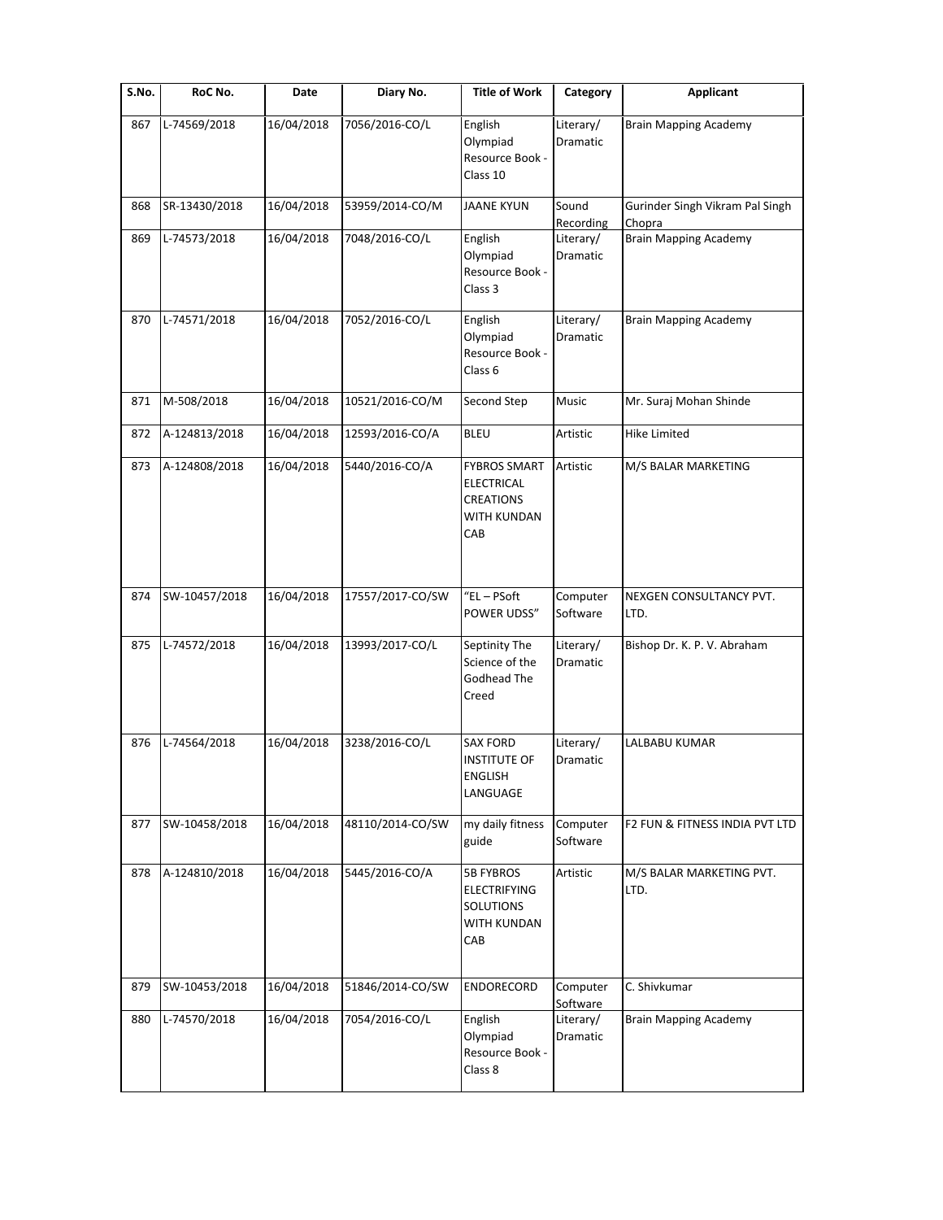| S.No. | RoC No. | Date | Diary No. | Title of Work | Category | Applicant |
|---|---|---|---|---|---|---|
| 867 | L-74569/2018 | 16/04/2018 | 7056/2016-CO/L | English Olympiad Resource Book - Class 10 | Literary/ Dramatic | Brain Mapping Academy |
| 868 | SR-13430/2018 | 16/04/2018 | 53959/2014-CO/M | JAANE KYUN | Sound Recording | Gurinder Singh Vikram Pal Singh Chopra |
| 869 | L-74573/2018 | 16/04/2018 | 7048/2016-CO/L | English Olympiad Resource Book - Class 3 | Literary/ Dramatic | Brain Mapping Academy |
| 870 | L-74571/2018 | 16/04/2018 | 7052/2016-CO/L | English Olympiad Resource Book - Class 6 | Literary/ Dramatic | Brain Mapping Academy |
| 871 | M-508/2018 | 16/04/2018 | 10521/2016-CO/M | Second Step | Music | Mr. Suraj Mohan Shinde |
| 872 | A-124813/2018 | 16/04/2018 | 12593/2016-CO/A | BLEU | Artistic | Hike Limited |
| 873 | A-124808/2018 | 16/04/2018 | 5440/2016-CO/A | FYBROS SMART ELECTRICAL CREATIONS WITH KUNDAN CAB | Artistic | M/S BALAR MARKETING |
| 874 | SW-10457/2018 | 16/04/2018 | 17557/2017-CO/SW | "EL – PSoft POWER UDSS" | Computer Software | NEXGEN CONSULTANCY PVT. LTD. |
| 875 | L-74572/2018 | 16/04/2018 | 13993/2017-CO/L | Septinity The Science of the Godhead The Creed | Literary/ Dramatic | Bishop Dr. K. P. V. Abraham |
| 876 | L-74564/2018 | 16/04/2018 | 3238/2016-CO/L | SAX FORD INSTITUTE OF ENGLISH LANGUAGE | Literary/ Dramatic | LALBABU KUMAR |
| 877 | SW-10458/2018 | 16/04/2018 | 48110/2014-CO/SW | my daily fitness guide | Computer Software | F2 FUN & FITNESS INDIA PVT LTD |
| 878 | A-124810/2018 | 16/04/2018 | 5445/2016-CO/A | 5B FYBROS ELECTRIFYING SOLUTIONS WITH KUNDAN CAB | Artistic | M/S BALAR MARKETING PVT. LTD. |
| 879 | SW-10453/2018 | 16/04/2018 | 51846/2014-CO/SW | ENDORECORD | Computer Software | C. Shivkumar |
| 880 | L-74570/2018 | 16/04/2018 | 7054/2016-CO/L | English Olympiad Resource Book - Class 8 | Literary/ Dramatic | Brain Mapping Academy |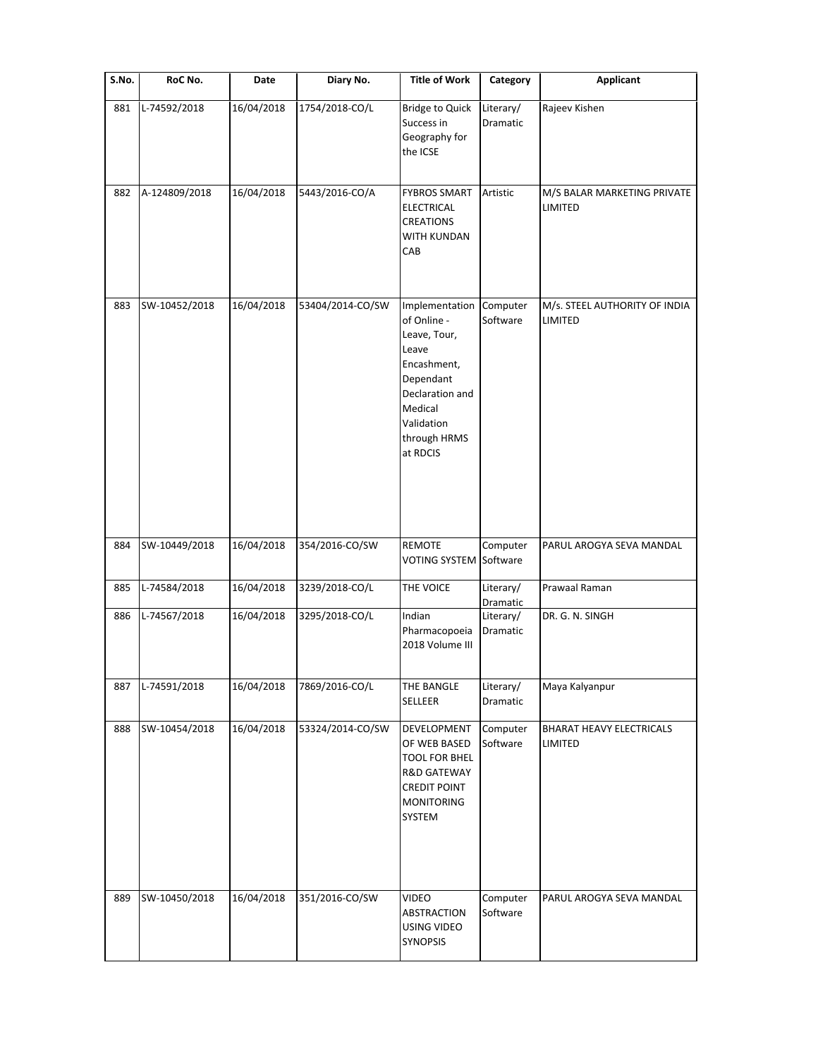| S.No. | RoC No. | Date | Diary No. | Title of Work | Category | Applicant |
|---|---|---|---|---|---|---|
| 881 | L-74592/2018 | 16/04/2018 | 1754/2018-CO/L | Bridge to Quick Success in Geography for the ICSE | Literary/ Dramatic | Rajeev Kishen |
| 882 | A-124809/2018 | 16/04/2018 | 5443/2016-CO/A | FYBROS SMART ELECTRICAL CREATIONS WITH KUNDAN CAB | Artistic | M/S BALAR MARKETING PRIVATE LIMITED |
| 883 | SW-10452/2018 | 16/04/2018 | 53404/2014-CO/SW | Implementation of Online - Leave, Tour, Leave Encashment, Dependant Declaration and Medical Validation through HRMS at RDCIS | Computer Software | M/s. STEEL AUTHORITY OF INDIA LIMITED |
| 884 | SW-10449/2018 | 16/04/2018 | 354/2016-CO/SW | REMOTE VOTING SYSTEM | Computer Software | PARUL AROGYA SEVA MANDAL |
| 885 | L-74584/2018 | 16/04/2018 | 3239/2018-CO/L | THE VOICE | Literary/ Dramatic | Prawaal Raman |
| 886 | L-74567/2018 | 16/04/2018 | 3295/2018-CO/L | Indian Pharmacopoeia 2018 Volume III | Literary/ Dramatic | DR. G. N. SINGH |
| 887 | L-74591/2018 | 16/04/2018 | 7869/2016-CO/L | THE BANGLE SELLEER | Literary/ Dramatic | Maya Kalyanpur |
| 888 | SW-10454/2018 | 16/04/2018 | 53324/2014-CO/SW | DEVELOPMENT OF WEB BASED TOOL FOR BHEL R&D GATEWAY CREDIT POINT MONITORING SYSTEM | Computer Software | BHARAT HEAVY ELECTRICALS LIMITED |
| 889 | SW-10450/2018 | 16/04/2018 | 351/2016-CO/SW | VIDEO ABSTRACTION USING VIDEO SYNOPSIS | Computer Software | PARUL AROGYA SEVA MANDAL |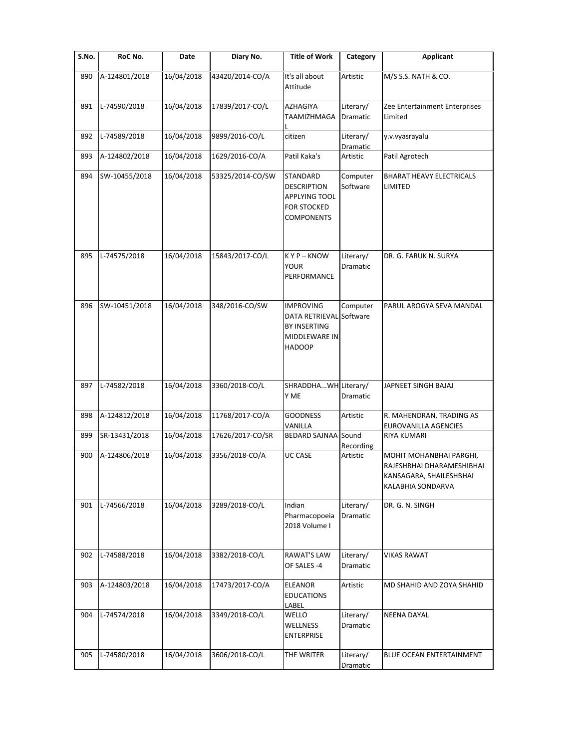| S.No. | RoC No. | Date | Diary No. | Title of Work | Category | Applicant |
|---|---|---|---|---|---|---|
| 890 | A-124801/2018 | 16/04/2018 | 43420/2014-CO/A | It's all about Attitude | Artistic | M/S S.S. NATH & CO. |
| 891 | L-74590/2018 | 16/04/2018 | 17839/2017-CO/L | AZHAGIYA TAAMIZHMAGAL | Literary/ Dramatic | Zee Entertainment Enterprises Limited |
| 892 | L-74589/2018 | 16/04/2018 | 9899/2016-CO/L | citizen | Literary/ Dramatic | y.v.vyasrayalu |
| 893 | A-124802/2018 | 16/04/2018 | 1629/2016-CO/A | Patil Kaka's | Artistic | Patil Agrotech |
| 894 | SW-10455/2018 | 16/04/2018 | 53325/2014-CO/SW | STANDARD DESCRIPTION APPLYING TOOL FOR STOCKED COMPONENTS | Computer Software | BHARAT HEAVY ELECTRICALS LIMITED |
| 895 | L-74575/2018 | 16/04/2018 | 15843/2017-CO/L | K Y P – KNOW YOUR PERFORMANCE | Literary/ Dramatic | DR. G. FARUK N. SURYA |
| 896 | SW-10451/2018 | 16/04/2018 | 348/2016-CO/SW | IMPROVING DATA RETRIEVAL BY INSERTING MIDDLEWARE IN HADOOP | Computer Software | PARUL AROGYA SEVA MANDAL |
| 897 | L-74582/2018 | 16/04/2018 | 3360/2018-CO/L | SHRADDHA...WHY ME | Literary/ Dramatic | JAPNEET SINGH BAJAJ |
| 898 | A-124812/2018 | 16/04/2018 | 11768/2017-CO/A | GOODNESS VANILLA | Artistic | R. MAHENDRAN, TRADING AS EUROVANILLA AGENCIES |
| 899 | SR-13431/2018 | 16/04/2018 | 17626/2017-CO/SR | BEDARD SAJNAA | Sound Recording | RIYA KUMARI |
| 900 | A-124806/2018 | 16/04/2018 | 3356/2018-CO/A | UC CASE | Artistic | MOHIT MOHANBHAI PARGHI, RAJESHBHAI DHARAMESHIBHAI KANSAGARA, SHAILESHBHAI KALABHIA SONDARVA |
| 901 | L-74566/2018 | 16/04/2018 | 3289/2018-CO/L | Indian Pharmacopoeia 2018 Volume I | Literary/ Dramatic | DR. G. N. SINGH |
| 902 | L-74588/2018 | 16/04/2018 | 3382/2018-CO/L | RAWAT'S LAW OF SALES -4 | Literary/ Dramatic | VIKAS RAWAT |
| 903 | A-124803/2018 | 16/04/2018 | 17473/2017-CO/A | ELEANOR EDUCATIONS LABEL | Artistic | MD SHAHID AND ZOYA SHAHID |
| 904 | L-74574/2018 | 16/04/2018 | 3349/2018-CO/L | WELLO WELLNESS ENTERPRISE | Literary/ Dramatic | NEENA DAYAL |
| 905 | L-74580/2018 | 16/04/2018 | 3606/2018-CO/L | THE WRITER | Literary/ Dramatic | BLUE OCEAN ENTERTAINMENT |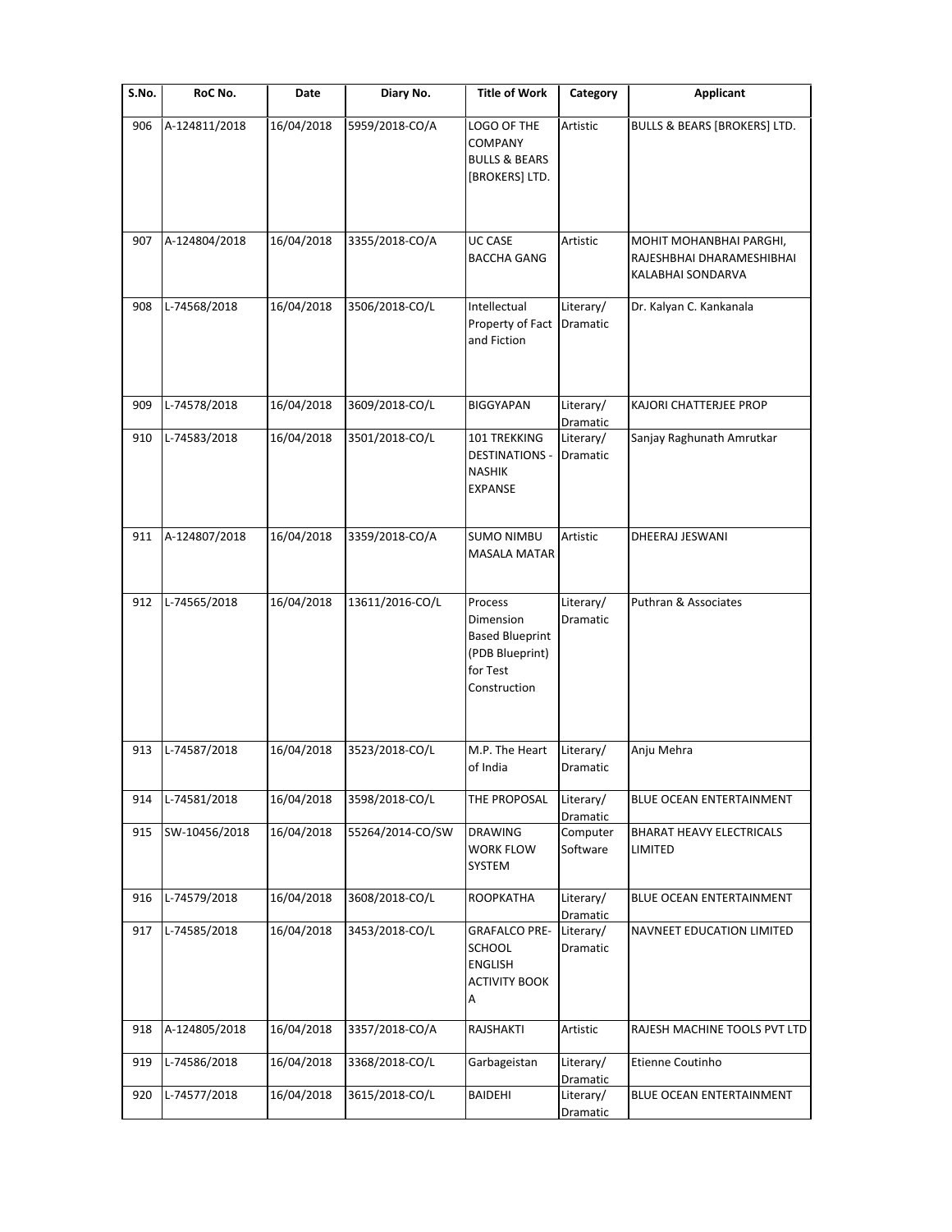| S.No. | RoC No. | Date | Diary No. | Title of Work | Category | Applicant |
|---|---|---|---|---|---|---|
| 906 | A-124811/2018 | 16/04/2018 | 5959/2018-CO/A | LOGO OF THE COMPANY BULLS & BEARS [BROKERS] LTD. | Artistic | BULLS & BEARS [BROKERS] LTD. |
| 907 | A-124804/2018 | 16/04/2018 | 3355/2018-CO/A | UC CASE BACCHA GANG | Artistic | MOHIT MOHANBHAI PARGHI, RAJESHBHAI DHARAMESHIBHAI KALABHAI SONDARVA |
| 908 | L-74568/2018 | 16/04/2018 | 3506/2018-CO/L | Intellectual Property of Fact and Fiction | Literary/ Dramatic | Dr. Kalyan C. Kankanala |
| 909 | L-74578/2018 | 16/04/2018 | 3609/2018-CO/L | BIGGYAPAN | Literary/ Dramatic | KAJORI CHATTERJEE PROP |
| 910 | L-74583/2018 | 16/04/2018 | 3501/2018-CO/L | 101 TREKKING DESTINATIONS - NASHIK EXPANSE | Literary/ Dramatic | Sanjay Raghunath Amrutkar |
| 911 | A-124807/2018 | 16/04/2018 | 3359/2018-CO/A | SUMO NIMBU MASALA MATAR | Artistic | DHEERAJ JESWANI |
| 912 | L-74565/2018 | 16/04/2018 | 13611/2016-CO/L | Process Dimension Based Blueprint (PDB Blueprint) for Test Construction | Literary/ Dramatic | Puthran & Associates |
| 913 | L-74587/2018 | 16/04/2018 | 3523/2018-CO/L | M.P. The Heart of India | Literary/ Dramatic | Anju Mehra |
| 914 | L-74581/2018 | 16/04/2018 | 3598/2018-CO/L | THE PROPOSAL | Literary/ Dramatic | BLUE OCEAN ENTERTAINMENT |
| 915 | SW-10456/2018 | 16/04/2018 | 55264/2014-CO/SW | DRAWING WORK FLOW SYSTEM | Computer Software | BHARAT HEAVY ELECTRICALS LIMITED |
| 916 | L-74579/2018 | 16/04/2018 | 3608/2018-CO/L | ROOPKATHA | Literary/ Dramatic | BLUE OCEAN ENTERTAINMENT |
| 917 | L-74585/2018 | 16/04/2018 | 3453/2018-CO/L | GRAFALCO PRE-SCHOOL ENGLISH ACTIVITY BOOK A | Literary/ Dramatic | NAVNEET EDUCATION LIMITED |
| 918 | A-124805/2018 | 16/04/2018 | 3357/2018-CO/A | RAJSHAKTI | Artistic | RAJESH MACHINE TOOLS PVT LTD |
| 919 | L-74586/2018 | 16/04/2018 | 3368/2018-CO/L | Garbageistan | Literary/ Dramatic | Etienne Coutinho |
| 920 | L-74577/2018 | 16/04/2018 | 3615/2018-CO/L | BAIDEHI | Literary/ Dramatic | BLUE OCEAN ENTERTAINMENT |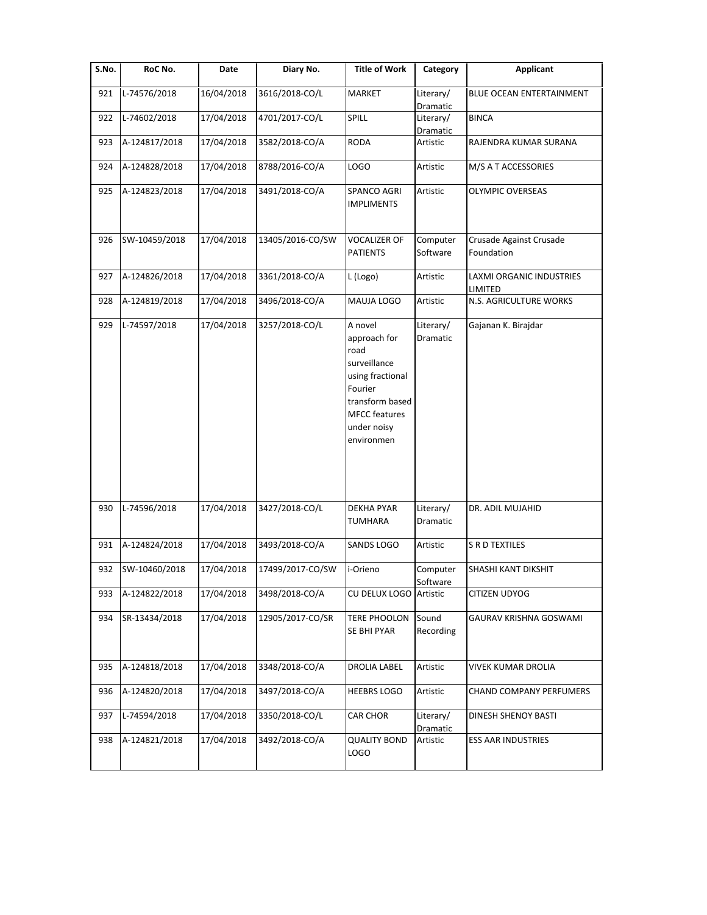| S.No. | RoC No. | Date | Diary No. | Title of Work | Category | Applicant |
| --- | --- | --- | --- | --- | --- | --- |
| 921 | L-74576/2018 | 16/04/2018 | 3616/2018-CO/L | MARKET | Literary/ Dramatic | BLUE OCEAN ENTERTAINMENT |
| 922 | L-74602/2018 | 17/04/2018 | 4701/2017-CO/L | SPILL | Literary/ Dramatic | BINCA |
| 923 | A-124817/2018 | 17/04/2018 | 3582/2018-CO/A | RODA | Artistic | RAJENDRA KUMAR SURANA |
| 924 | A-124828/2018 | 17/04/2018 | 8788/2016-CO/A | LOGO | Artistic | M/S A T ACCESSORIES |
| 925 | A-124823/2018 | 17/04/2018 | 3491/2018-CO/A | SPANCO AGRI IMPLIMENTS | Artistic | OLYMPIC OVERSEAS |
| 926 | SW-10459/2018 | 17/04/2018 | 13405/2016-CO/SW | VOCALIZER OF PATIENTS | Computer Software | Crusade Against Crusade Foundation |
| 927 | A-124826/2018 | 17/04/2018 | 3361/2018-CO/A | L (Logo) | Artistic | LAXMI ORGANIC INDUSTRIES LIMITED |
| 928 | A-124819/2018 | 17/04/2018 | 3496/2018-CO/A | MAUJA LOGO | Artistic | N.S. AGRICULTURE WORKS |
| 929 | L-74597/2018 | 17/04/2018 | 3257/2018-CO/L | A novel approach for road surveillance using fractional Fourier transform based MFCC features under noisy environmen | Literary/ Dramatic | Gajanan K. Birajdar |
| 930 | L-74596/2018 | 17/04/2018 | 3427/2018-CO/L | DEKHA PYAR TUMHARA | Literary/ Dramatic | DR. ADIL MUJAHID |
| 931 | A-124824/2018 | 17/04/2018 | 3493/2018-CO/A | SANDS LOGO | Artistic | S R D TEXTILES |
| 932 | SW-10460/2018 | 17/04/2018 | 17499/2017-CO/SW | i-Orieno | Computer Software | SHASHI KANT DIKSHIT |
| 933 | A-124822/2018 | 17/04/2018 | 3498/2018-CO/A | CU DELUX LOGO | Artistic | CITIZEN UDYOG |
| 934 | SR-13434/2018 | 17/04/2018 | 12905/2017-CO/SR | TERE PHOOLON SE BHI PYAR | Sound Recording | GAURAV KRISHNA GOSWAMI |
| 935 | A-124818/2018 | 17/04/2018 | 3348/2018-CO/A | DROLIA LABEL | Artistic | VIVEK KUMAR DROLIA |
| 936 | A-124820/2018 | 17/04/2018 | 3497/2018-CO/A | HEEBRS LOGO | Artistic | CHAND COMPANY PERFUMERS |
| 937 | L-74594/2018 | 17/04/2018 | 3350/2018-CO/L | CAR CHOR | Literary/ Dramatic | DINESH SHENOY BASTI |
| 938 | A-124821/2018 | 17/04/2018 | 3492/2018-CO/A | QUALITY BOND LOGO | Artistic | ESS AAR INDUSTRIES |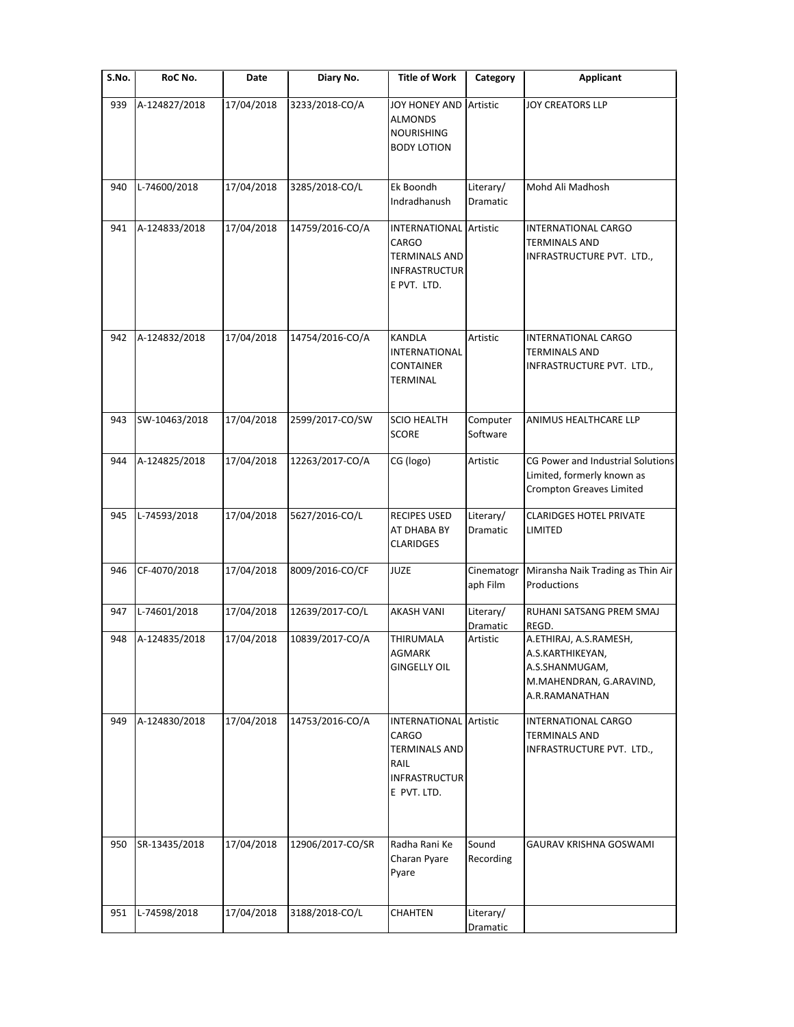| S.No. | RoC No. | Date | Diary No. | Title of Work | Category | Applicant |
|---|---|---|---|---|---|---|
| 939 | A-124827/2018 | 17/04/2018 | 3233/2018-CO/A | JOY HONEY AND ALMONDS NOURISHING BODY LOTION | Artistic | JOY CREATORS LLP |
| 940 | L-74600/2018 | 17/04/2018 | 3285/2018-CO/L | Ek Boondh Indradhanush | Literary/ Dramatic | Mohd Ali Madhosh |
| 941 | A-124833/2018 | 17/04/2018 | 14759/2016-CO/A | INTERNATIONAL CARGO TERMINALS AND INFRASTRUCTURE PVT. LTD. | Artistic | INTERNATIONAL CARGO TERMINALS AND INFRASTRUCTURE PVT. LTD., |
| 942 | A-124832/2018 | 17/04/2018 | 14754/2016-CO/A | KANDLA INTERNATIONAL CONTAINER TERMINAL | Artistic | INTERNATIONAL CARGO TERMINALS AND INFRASTRUCTURE PVT. LTD., |
| 943 | SW-10463/2018 | 17/04/2018 | 2599/2017-CO/SW | SCIO HEALTH SCORE | Computer Software | ANIMUS HEALTHCARE LLP |
| 944 | A-124825/2018 | 17/04/2018 | 12263/2017-CO/A | CG (logo) | Artistic | CG Power and Industrial Solutions Limited, formerly known as Crompton Greaves Limited |
| 945 | L-74593/2018 | 17/04/2018 | 5627/2016-CO/L | RECIPES USED AT DHABA BY CLARIDGES | Literary/ Dramatic | CLARIDGES HOTEL PRIVATE LIMITED |
| 946 | CF-4070/2018 | 17/04/2018 | 8009/2016-CO/CF | JUZE | Cinematograph Film | Miransha Naik Trading as Thin Air Productions |
| 947 | L-74601/2018 | 17/04/2018 | 12639/2017-CO/L | AKASH VANI | Literary/ Dramatic | RUHANI SATSANG PREM SMAJ REGD. |
| 948 | A-124835/2018 | 17/04/2018 | 10839/2017-CO/A | THIRUMALA AGMARK GINGELLY OIL | Artistic | A.ETHIRAJ, A.S.RAMESH, A.S.KARTHIKEYAN, A.S.SHANMUGAM, M.MAHENDRAN, G.ARAVIND, A.R.RAMANATHAN |
| 949 | A-124830/2018 | 17/04/2018 | 14753/2016-CO/A | INTERNATIONAL CARGO TERMINALS AND RAIL INFRASTRUCTURE PVT. LTD. | Artistic | INTERNATIONAL CARGO TERMINALS AND INFRASTRUCTURE PVT. LTD., |
| 950 | SR-13435/2018 | 17/04/2018 | 12906/2017-CO/SR | Radha Rani Ke Charan Pyare Pyare | Sound Recording | GAURAV KRISHNA GOSWAMI |
| 951 | L-74598/2018 | 17/04/2018 | 3188/2018-CO/L | CHAHTEN | Literary/ Dramatic | |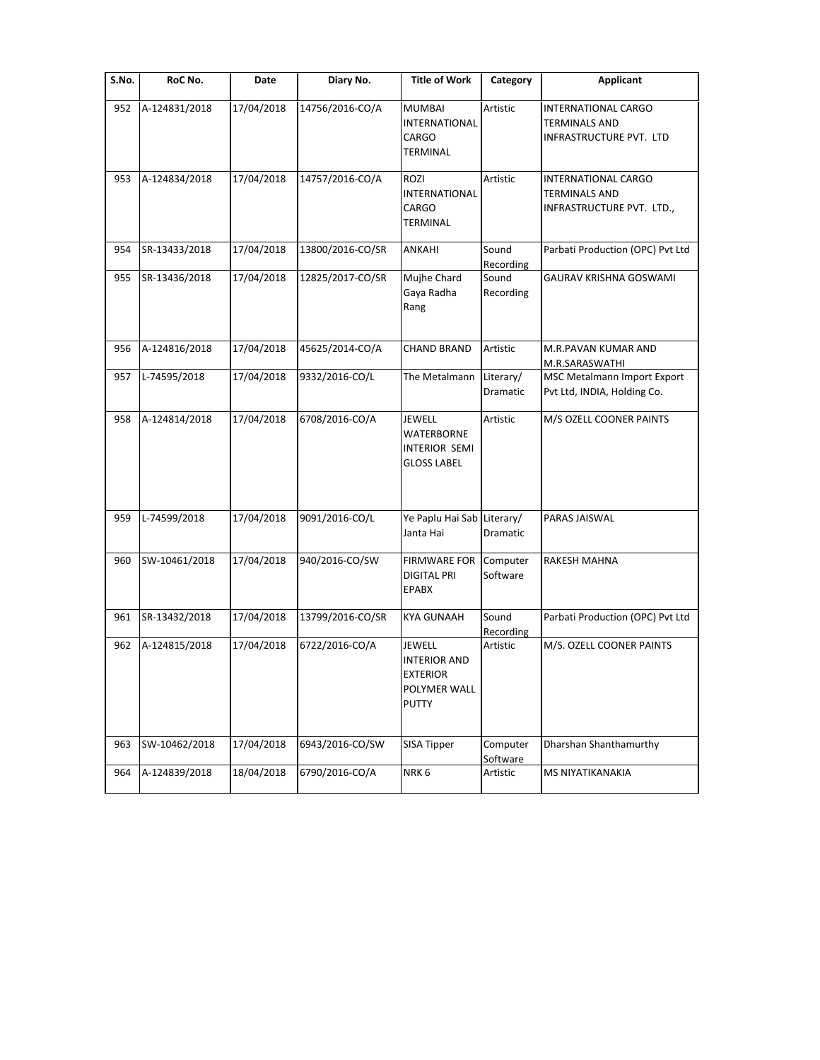| S.No. | RoC No. | Date | Diary No. | Title of Work | Category | Applicant |
|---|---|---|---|---|---|---|
| 952 | A-124831/2018 | 17/04/2018 | 14756/2016-CO/A | MUMBAI INTERNATIONAL CARGO TERMINAL | Artistic | INTERNATIONAL CARGO TERMINALS AND INFRASTRUCTURE PVT. LTD |
| 953 | A-124834/2018 | 17/04/2018 | 14757/2016-CO/A | ROZI INTERNATIONAL CARGO TERMINAL | Artistic | INTERNATIONAL CARGO TERMINALS AND INFRASTRUCTURE PVT. LTD., |
| 954 | SR-13433/2018 | 17/04/2018 | 13800/2016-CO/SR | ANKAHI | Sound Recording | Parbati Production (OPC) Pvt Ltd |
| 955 | SR-13436/2018 | 17/04/2018 | 12825/2017-CO/SR | Mujhe Chard Gaya Radha Rang | Sound Recording | GAURAV KRISHNA GOSWAMI |
| 956 | A-124816/2018 | 17/04/2018 | 45625/2014-CO/A | CHAND BRAND | Artistic | M.R.PAVAN KUMAR AND M.R.SARASWATHI |
| 957 | L-74595/2018 | 17/04/2018 | 9332/2016-CO/L | The Metalmann | Literary/ Dramatic | MSC Metalmann Import Export Pvt Ltd, INDIA, Holding Co. |
| 958 | A-124814/2018 | 17/04/2018 | 6708/2016-CO/A | JEWELL WATERBORNE INTERIOR SEMI GLOSS LABEL | Artistic | M/S OZELL COONER PAINTS |
| 959 | L-74599/2018 | 17/04/2018 | 9091/2016-CO/L | Ye Paplu Hai Sab Janta Hai | Literary/ Dramatic | PARAS JAISWAL |
| 960 | SW-10461/2018 | 17/04/2018 | 940/2016-CO/SW | FIRMWARE FOR DIGITAL PRI EPABX | Computer Software | RAKESH MAHNA |
| 961 | SR-13432/2018 | 17/04/2018 | 13799/2016-CO/SR | KYA GUNAAH | Sound Recording | Parbati Production (OPC) Pvt Ltd |
| 962 | A-124815/2018 | 17/04/2018 | 6722/2016-CO/A | JEWELL INTERIOR AND EXTERIOR POLYMER WALL PUTTY | Artistic | M/S. OZELL COONER PAINTS |
| 963 | SW-10462/2018 | 17/04/2018 | 6943/2016-CO/SW | SISA Tipper | Computer Software | Dharshan Shanthamurthy |
| 964 | A-124839/2018 | 18/04/2018 | 6790/2016-CO/A | NRK 6 | Artistic | MS NIYATIKANAKIA |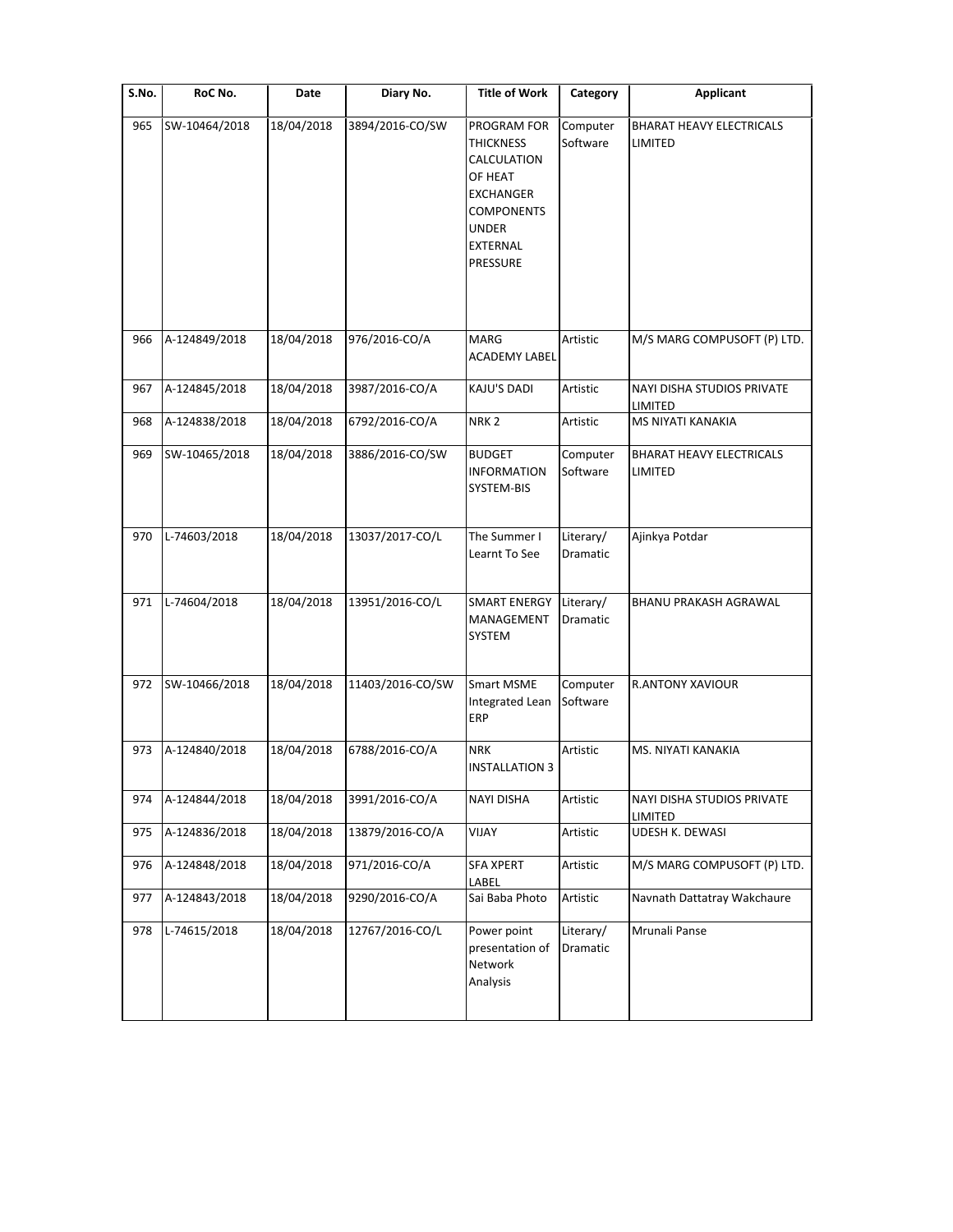| S.No. | RoC No. | Date | Diary No. | Title of Work | Category | Applicant |
|---|---|---|---|---|---|---|
| 965 | SW-10464/2018 | 18/04/2018 | 3894/2016-CO/SW | PROGRAM FOR THICKNESS CALCULATION OF HEAT EXCHANGER COMPONENTS UNDER EXTERNAL PRESSURE | Computer Software | BHARAT HEAVY ELECTRICALS LIMITED |
| 966 | A-124849/2018 | 18/04/2018 | 976/2016-CO/A | MARG ACADEMY LABEL | Artistic | M/S MARG COMPUSOFT (P) LTD. |
| 967 | A-124845/2018 | 18/04/2018 | 3987/2016-CO/A | KAJU'S DADI | Artistic | NAYI DISHA STUDIOS PRIVATE LIMITED |
| 968 | A-124838/2018 | 18/04/2018 | 6792/2016-CO/A | NRK 2 | Artistic | MS NIYATI KANAKIA |
| 969 | SW-10465/2018 | 18/04/2018 | 3886/2016-CO/SW | BUDGET INFORMATION SYSTEM-BIS | Computer Software | BHARAT HEAVY ELECTRICALS LIMITED |
| 970 | L-74603/2018 | 18/04/2018 | 13037/2017-CO/L | The Summer I Learnt To See | Literary/ Dramatic | Ajinkya Potdar |
| 971 | L-74604/2018 | 18/04/2018 | 13951/2016-CO/L | SMART ENERGY MANAGEMENT SYSTEM | Literary/ Dramatic | BHANU PRAKASH AGRAWAL |
| 972 | SW-10466/2018 | 18/04/2018 | 11403/2016-CO/SW | Smart MSME Integrated Lean ERP | Computer Software | R.ANTONY XAVIOUR |
| 973 | A-124840/2018 | 18/04/2018 | 6788/2016-CO/A | NRK INSTALLATION 3 | Artistic | MS. NIYATI KANAKIA |
| 974 | A-124844/2018 | 18/04/2018 | 3991/2016-CO/A | NAYI DISHA | Artistic | NAYI DISHA STUDIOS PRIVATE LIMITED |
| 975 | A-124836/2018 | 18/04/2018 | 13879/2016-CO/A | VIJAY | Artistic | UDESH K. DEWASI |
| 976 | A-124848/2018 | 18/04/2018 | 971/2016-CO/A | SFA XPERT LABEL | Artistic | M/S MARG COMPUSOFT (P) LTD. |
| 977 | A-124843/2018 | 18/04/2018 | 9290/2016-CO/A | Sai Baba Photo | Artistic | Navnath Dattatray Wakchaure |
| 978 | L-74615/2018 | 18/04/2018 | 12767/2016-CO/L | Power point presentation of Network Analysis | Literary/ Dramatic | Mrunali Panse |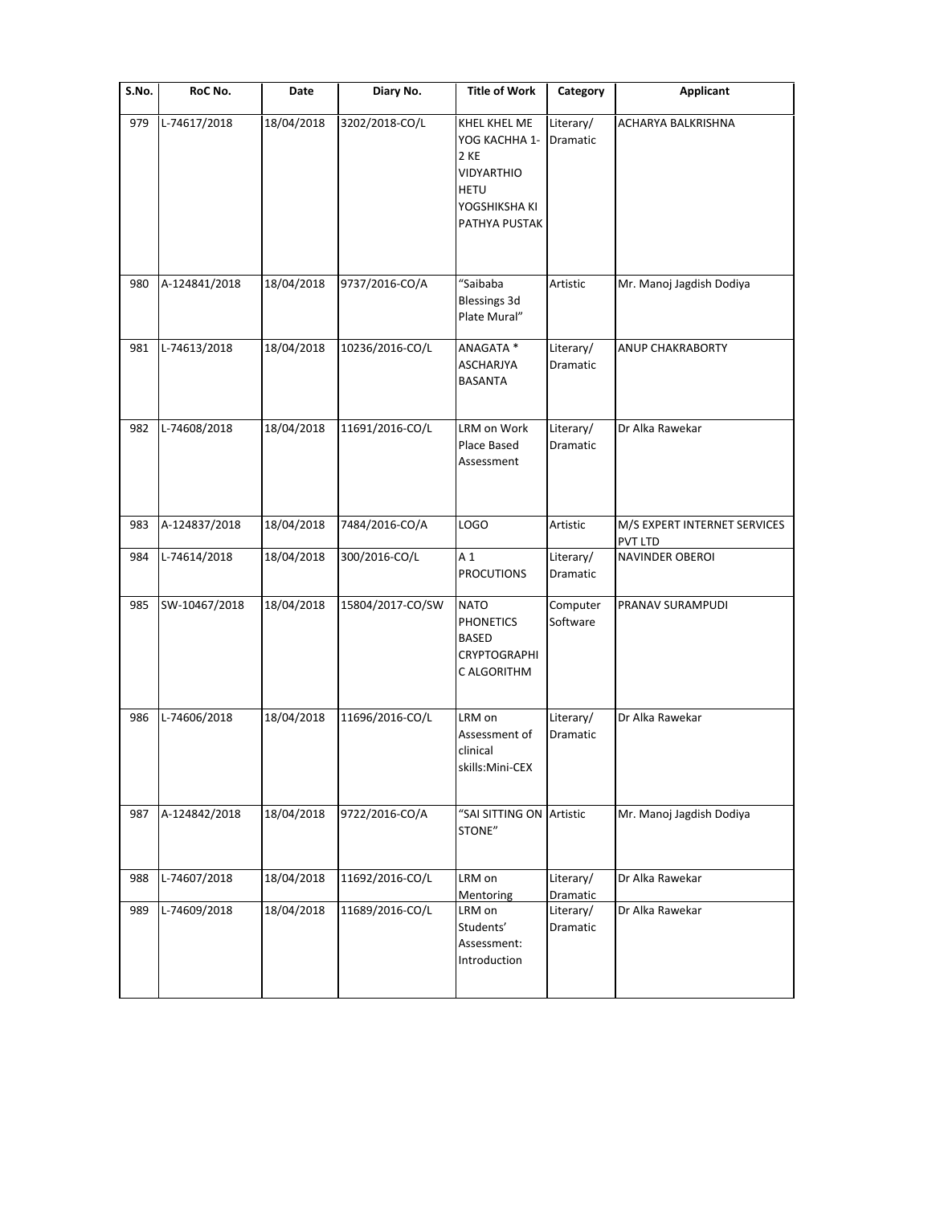| S.No. | RoC No. | Date | Diary No. | Title of Work | Category | Applicant |
| --- | --- | --- | --- | --- | --- | --- |
| 979 | L-74617/2018 | 18/04/2018 | 3202/2018-CO/L | KHEL KHEL ME YOG KACHHA 1-2 KE VIDYARTHIO HETU YOGSHIKSHA KI PATHYA PUSTAK | Literary/ Dramatic | ACHARYA BALKRISHNA |
| 980 | A-124841/2018 | 18/04/2018 | 9737/2016-CO/A | "Saibaba Blessings 3d Plate Mural" | Artistic | Mr. Manoj Jagdish Dodiya |
| 981 | L-74613/2018 | 18/04/2018 | 10236/2016-CO/L | ANAGATA * ASCHARJYA BASANTA | Literary/ Dramatic | ANUP CHAKRABORTY |
| 982 | L-74608/2018 | 18/04/2018 | 11691/2016-CO/L | LRM on Work Place Based Assessment | Literary/ Dramatic | Dr Alka Rawekar |
| 983 | A-124837/2018 | 18/04/2018 | 7484/2016-CO/A | LOGO | Artistic | M/S EXPERT INTERNET SERVICES PVT LTD |
| 984 | L-74614/2018 | 18/04/2018 | 300/2016-CO/L | A 1 PROCUTIONS | Literary/ Dramatic | NAVINDER OBEROI |
| 985 | SW-10467/2018 | 18/04/2018 | 15804/2017-CO/SW | NATO PHONETICS BASED CRYPTOGRAPHIC ALGORITHM | Computer Software | PRANAV SURAMPUDI |
| 986 | L-74606/2018 | 18/04/2018 | 11696/2016-CO/L | LRM on Assessment of clinical skills:Mini-CEX | Literary/ Dramatic | Dr Alka Rawekar |
| 987 | A-124842/2018 | 18/04/2018 | 9722/2016-CO/A | "SAI SITTING ON STONE" | Artistic | Mr. Manoj Jagdish Dodiya |
| 988 | L-74607/2018 | 18/04/2018 | 11692/2016-CO/L | LRM on Mentoring | Literary/ Dramatic | Dr Alka Rawekar |
| 989 | L-74609/2018 | 18/04/2018 | 11689/2016-CO/L | LRM on Students' Assessment: Introduction | Literary/ Dramatic | Dr Alka Rawekar |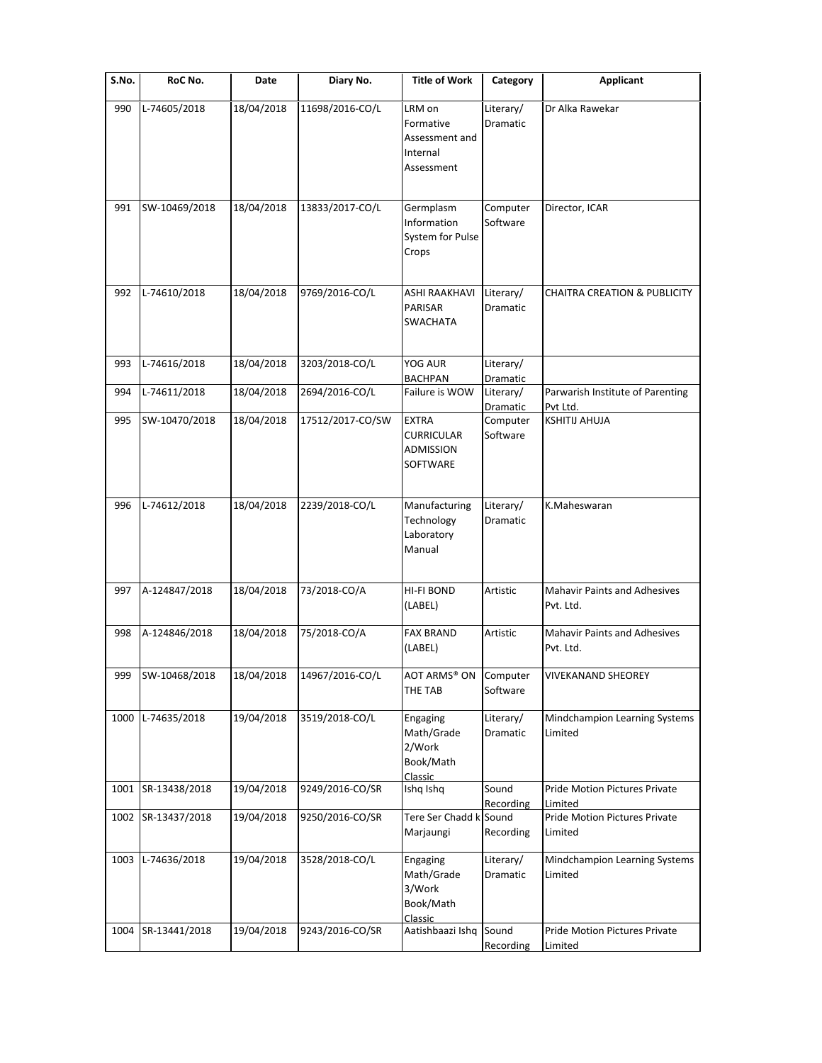| S.No. | RoC No. | Date | Diary No. | Title of Work | Category | Applicant |
|---|---|---|---|---|---|---|
| 990 | L-74605/2018 | 18/04/2018 | 11698/2016-CO/L | LRM on Formative Assessment and Internal Assessment | Literary/ Dramatic | Dr Alka Rawekar |
| 991 | SW-10469/2018 | 18/04/2018 | 13833/2017-CO/L | Germplasm Information System for Pulse Crops | Computer Software | Director, ICAR |
| 992 | L-74610/2018 | 18/04/2018 | 9769/2016-CO/L | ASHI RAAKHAVI PARISAR SWACHATA | Literary/ Dramatic | CHAITRA CREATION & PUBLICITY |
| 993 | L-74616/2018 | 18/04/2018 | 3203/2018-CO/L | YOG AUR BACHPAN | Literary/ Dramatic | |
| 994 | L-74611/2018 | 18/04/2018 | 2694/2016-CO/L | Failure is WOW | Literary/ Dramatic | Parwarish Institute of Parenting Pvt Ltd. |
| 995 | SW-10470/2018 | 18/04/2018 | 17512/2017-CO/SW | EXTRA CURRICULAR ADMISSION SOFTWARE | Computer Software | KSHITIJ AHUJA |
| 996 | L-74612/2018 | 18/04/2018 | 2239/2018-CO/L | Manufacturing Technology Laboratory Manual | Literary/ Dramatic | K.Maheswaran |
| 997 | A-124847/2018 | 18/04/2018 | 73/2018-CO/A | HI-FI BOND (LABEL) | Artistic | Mahavir Paints and Adhesives Pvt. Ltd. |
| 998 | A-124846/2018 | 18/04/2018 | 75/2018-CO/A | FAX BRAND (LABEL) | Artistic | Mahavir Paints and Adhesives Pvt. Ltd. |
| 999 | SW-10468/2018 | 18/04/2018 | 14967/2016-CO/L | AOT ARMS® ON THE TAB | Computer Software | VIVEKANAND SHEOREY |
| 1000 | L-74635/2018 | 19/04/2018 | 3519/2018-CO/L | Engaging Math/Grade 2/Work Book/Math Classic | Literary/ Dramatic | Mindchampion Learning Systems Limited |
| 1001 | SR-13438/2018 | 19/04/2018 | 9249/2016-CO/SR | Ishq Ishq | Sound Recording | Pride Motion Pictures Private Limited |
| 1002 | SR-13437/2018 | 19/04/2018 | 9250/2016-CO/SR | Tere Ser Chadd k Marjaungi | Sound Recording | Pride Motion Pictures Private Limited |
| 1003 | L-74636/2018 | 19/04/2018 | 3528/2018-CO/L | Engaging Math/Grade 3/Work Book/Math Classic | Literary/ Dramatic | Mindchampion Learning Systems Limited |
| 1004 | SR-13441/2018 | 19/04/2018 | 9243/2016-CO/SR | Aatishbaazi Ishq | Sound Recording | Pride Motion Pictures Private Limited |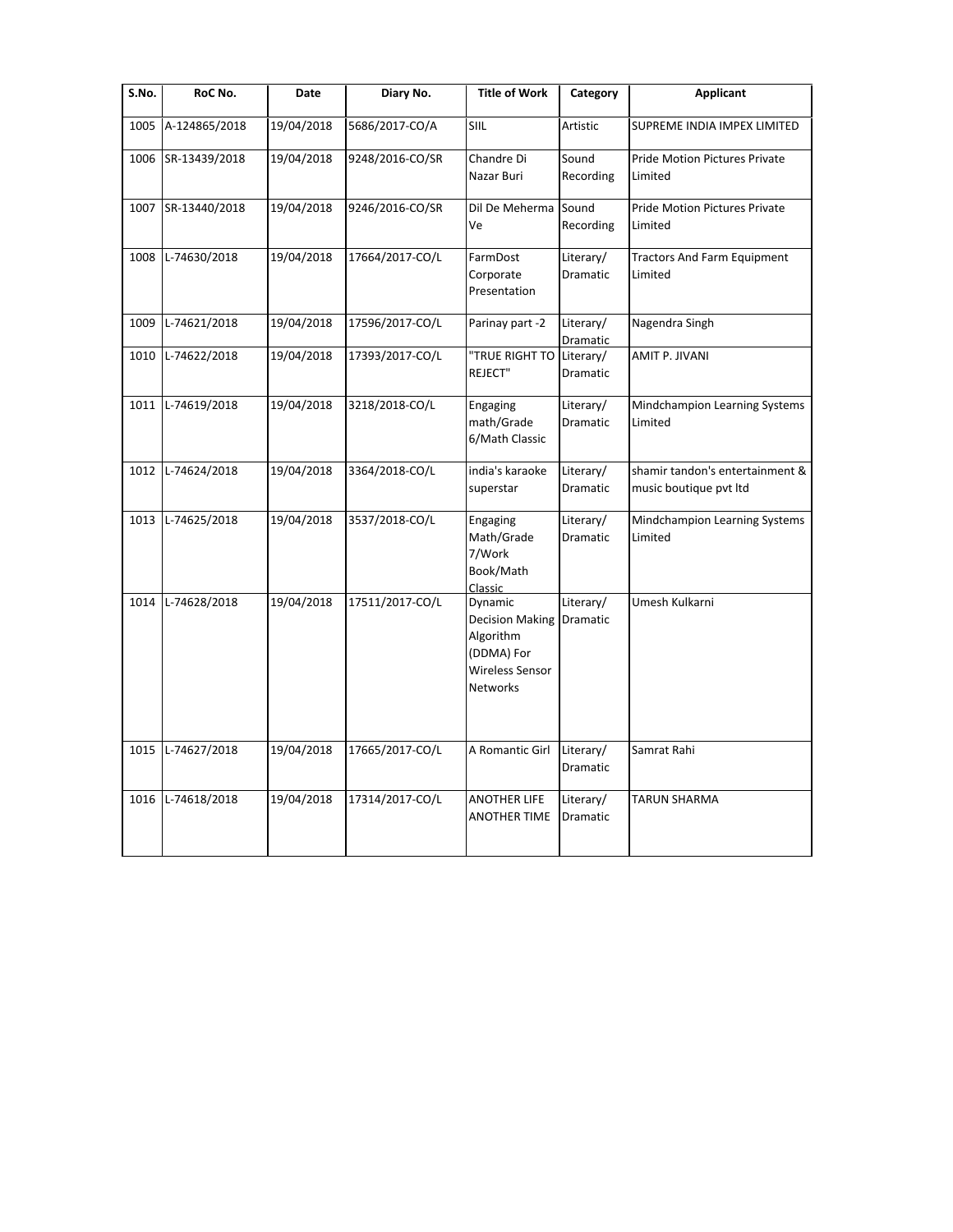| S.No. | RoC No. | Date | Diary No. | Title of Work | Category | Applicant |
|---|---|---|---|---|---|---|
| 1005 | A-124865/2018 | 19/04/2018 | 5686/2017-CO/A | SIIL | Artistic | SUPREME INDIA IMPEX LIMITED |
| 1006 | SR-13439/2018 | 19/04/2018 | 9248/2016-CO/SR | Chandre Di Nazar Buri | Sound Recording | Pride Motion Pictures Private Limited |
| 1007 | SR-13440/2018 | 19/04/2018 | 9246/2016-CO/SR | Dil De Meherma Ve | Sound Recording | Pride Motion Pictures Private Limited |
| 1008 | L-74630/2018 | 19/04/2018 | 17664/2017-CO/L | FarmDost Corporate Presentation | Literary/ Dramatic | Tractors And Farm Equipment Limited |
| 1009 | L-74621/2018 | 19/04/2018 | 17596/2017-CO/L | Parinay part -2 | Literary/ Dramatic | Nagendra Singh |
| 1010 | L-74622/2018 | 19/04/2018 | 17393/2017-CO/L | "TRUE RIGHT TO REJECT" | Literary/ Dramatic | AMIT P. JIVANI |
| 1011 | L-74619/2018 | 19/04/2018 | 3218/2018-CO/L | Engaging math/Grade 6/Math Classic | Literary/ Dramatic | Mindchampion Learning Systems Limited |
| 1012 | L-74624/2018 | 19/04/2018 | 3364/2018-CO/L | india's karaoke superstar | Literary/ Dramatic | shamir tandon's entertainment & music boutique pvt ltd |
| 1013 | L-74625/2018 | 19/04/2018 | 3537/2018-CO/L | Engaging Math/Grade 7/Work Book/Math Classic | Literary/ Dramatic | Mindchampion Learning Systems Limited |
| 1014 | L-74628/2018 | 19/04/2018 | 17511/2017-CO/L | Dynamic Decision Making Algorithm (DDMA) For Wireless Sensor Networks | Literary/ Dramatic | Umesh Kulkarni |
| 1015 | L-74627/2018 | 19/04/2018 | 17665/2017-CO/L | A Romantic Girl | Literary/ Dramatic | Samrat Rahi |
| 1016 | L-74618/2018 | 19/04/2018 | 17314/2017-CO/L | ANOTHER LIFE ANOTHER TIME | Literary/ Dramatic | TARUN SHARMA |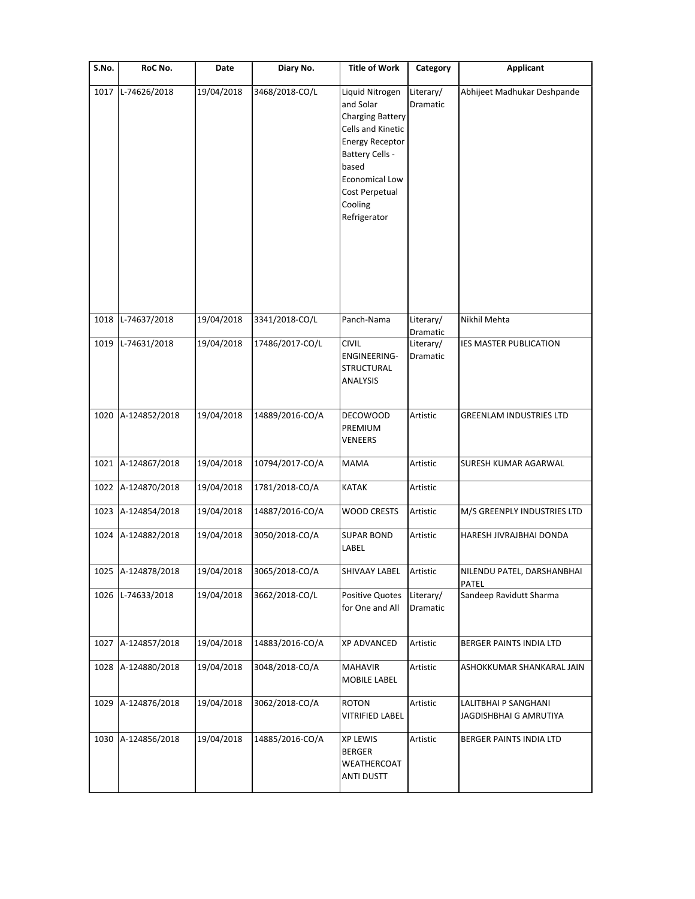| S.No. | RoC No. | Date | Diary No. | Title of Work | Category | Applicant |
|---|---|---|---|---|---|---|
| 1017 | L-74626/2018 | 19/04/2018 | 3468/2018-CO/L | Liquid Nitrogen and Solar Charging Battery Cells and Kinetic Energy Receptor Battery Cells - based Economical Low Cost Perpetual Cooling Refrigerator | Literary/ Dramatic | Abhijeet Madhukar Deshpande |
| 1018 | L-74637/2018 | 19/04/2018 | 3341/2018-CO/L | Panch-Nama | Literary/ Dramatic | Nikhil Mehta |
| 1019 | L-74631/2018 | 19/04/2018 | 17486/2017-CO/L | CIVIL ENGINEERING-STRUCTURAL ANALYSIS | Literary/ Dramatic | IES MASTER PUBLICATION |
| 1020 | A-124852/2018 | 19/04/2018 | 14889/2016-CO/A | DECOWOOD PREMIUM VENEERS | Artistic | GREENLAM INDUSTRIES LTD |
| 1021 | A-124867/2018 | 19/04/2018 | 10794/2017-CO/A | MAMA | Artistic | SURESH KUMAR AGARWAL |
| 1022 | A-124870/2018 | 19/04/2018 | 1781/2018-CO/A | KATAK | Artistic | |
| 1023 | A-124854/2018 | 19/04/2018 | 14887/2016-CO/A | WOOD CRESTS | Artistic | M/S GREENPLY INDUSTRIES LTD |
| 1024 | A-124882/2018 | 19/04/2018 | 3050/2018-CO/A | SUPAR BOND LABEL | Artistic | HARESH JIVRAJBHAI DONDA |
| 1025 | A-124878/2018 | 19/04/2018 | 3065/2018-CO/A | SHIVAAY LABEL | Artistic | NILENDU PATEL, DARSHANBHAI PATEL |
| 1026 | L-74633/2018 | 19/04/2018 | 3662/2018-CO/L | Positive Quotes for One and All | Literary/ Dramatic | Sandeep Ravidutt Sharma |
| 1027 | A-124857/2018 | 19/04/2018 | 14883/2016-CO/A | XP ADVANCED | Artistic | BERGER PAINTS INDIA LTD |
| 1028 | A-124880/2018 | 19/04/2018 | 3048/2018-CO/A | MAHAVIR MOBILE LABEL | Artistic | ASHOKKUMAR SHANKARAL JAIN |
| 1029 | A-124876/2018 | 19/04/2018 | 3062/2018-CO/A | ROTON VITRIFIED LABEL | Artistic | LALITBHAI P SANGHANI JAGDISHBHAI G AMRUTIYA |
| 1030 | A-124856/2018 | 19/04/2018 | 14885/2016-CO/A | XP LEWIS BERGER WEATHERCOAT ANTI DUSTT | Artistic | BERGER PAINTS INDIA LTD |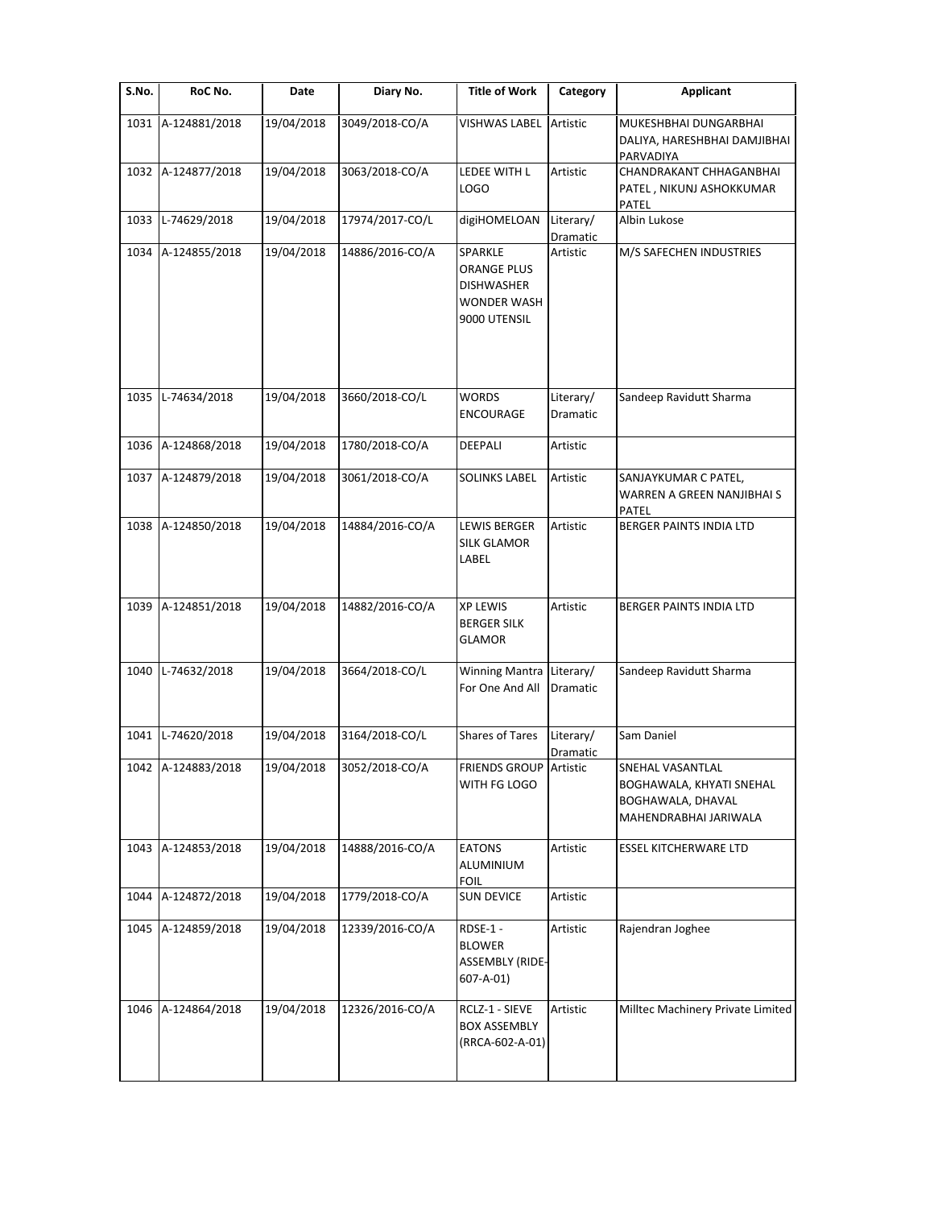| S.No. | RoC No. | Date | Diary No. | Title of Work | Category | Applicant |
|---|---|---|---|---|---|---|
| 1031 | A-124881/2018 | 19/04/2018 | 3049/2018-CO/A | VISHWAS LABEL | Artistic | MUKESHBHAI DUNGARBHAI DALIYA, HARESHBHAI DAMJIBHAI PARVADIYA |
| 1032 | A-124877/2018 | 19/04/2018 | 3063/2018-CO/A | LEDEE WITH L LOGO | Artistic | CHANDRAKANT CHHAGANBHAI PATEL , NIKUNJ ASHOKKUMAR PATEL |
| 1033 | L-74629/2018 | 19/04/2018 | 17974/2017-CO/L | digiHOMELOAN | Literary/ Dramatic | Albin Lukose |
| 1034 | A-124855/2018 | 19/04/2018 | 14886/2016-CO/A | SPARKLE ORANGE PLUS DISHWASHER WONDER WASH 9000 UTENSIL | Artistic | M/S SAFECHEN INDUSTRIES |
| 1035 | L-74634/2018 | 19/04/2018 | 3660/2018-CO/L | WORDS ENCOURAGE | Literary/ Dramatic | Sandeep Ravidutt Sharma |
| 1036 | A-124868/2018 | 19/04/2018 | 1780/2018-CO/A | DEEPALI | Artistic | |
| 1037 | A-124879/2018 | 19/04/2018 | 3061/2018-CO/A | SOLINKS LABEL | Artistic | SANJAYKUMAR C PATEL, WARREN A GREEN NANJIBHAI S PATEL |
| 1038 | A-124850/2018 | 19/04/2018 | 14884/2016-CO/A | LEWIS BERGER SILK GLAMOR LABEL | Artistic | BERGER PAINTS INDIA LTD |
| 1039 | A-124851/2018 | 19/04/2018 | 14882/2016-CO/A | XP LEWIS BERGER SILK GLAMOR | Artistic | BERGER PAINTS INDIA LTD |
| 1040 | L-74632/2018 | 19/04/2018 | 3664/2018-CO/L | Winning Mantra For One And All | Literary/ Dramatic | Sandeep Ravidutt Sharma |
| 1041 | L-74620/2018 | 19/04/2018 | 3164/2018-CO/L | Shares of Tares | Literary/ Dramatic | Sam Daniel |
| 1042 | A-124883/2018 | 19/04/2018 | 3052/2018-CO/A | FRIENDS GROUP WITH FG LOGO | Artistic | SNEHAL VASANTLAL BOGHAWALA, KHYATI SNEHAL BOGHAWALA, DHAVAL MAHENDRABHAI JARIWALA |
| 1043 | A-124853/2018 | 19/04/2018 | 14888/2016-CO/A | EATONS ALUMINIUM FOIL | Artistic | ESSEL KITCHERWARE LTD |
| 1044 | A-124872/2018 | 19/04/2018 | 1779/2018-CO/A | SUN DEVICE | Artistic | |
| 1045 | A-124859/2018 | 19/04/2018 | 12339/2016-CO/A | RDSE-1 - BLOWER ASSEMBLY (RIDE-607-A-01) | Artistic | Rajendran Joghee |
| 1046 | A-124864/2018 | 19/04/2018 | 12326/2016-CO/A | RCLZ-1 - SIEVE BOX ASSEMBLY (RRCA-602-A-01) | Artistic | Milltec Machinery Private Limited |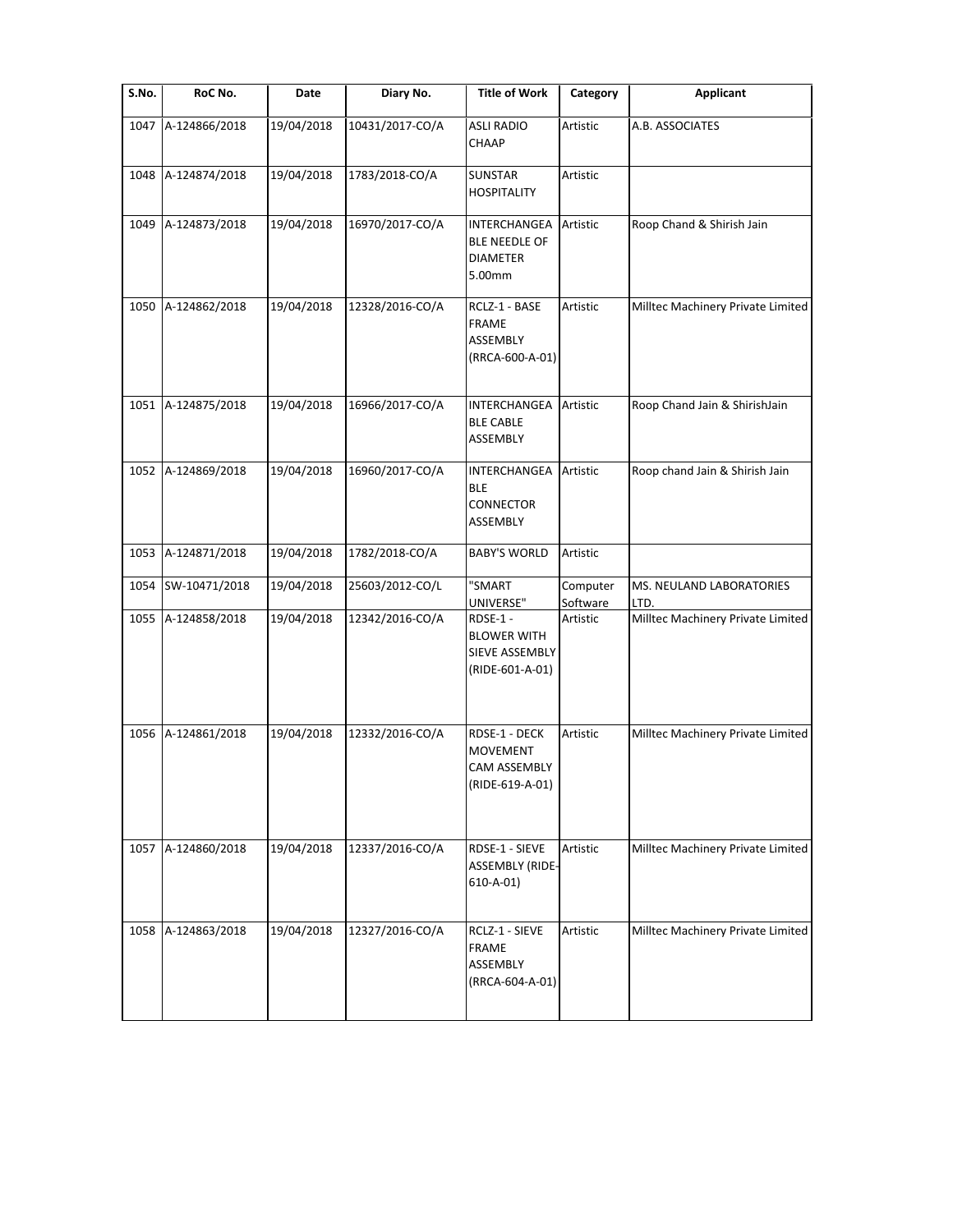| S.No. | RoC No. | Date | Diary No. | Title of Work | Category | Applicant |
|---|---|---|---|---|---|---|
| 1047 | A-124866/2018 | 19/04/2018 | 10431/2017-CO/A | ASLI RADIO CHAAP | Artistic | A.B. ASSOCIATES |
| 1048 | A-124874/2018 | 19/04/2018 | 1783/2018-CO/A | SUNSTAR HOSPITALITY | Artistic | |
| 1049 | A-124873/2018 | 19/04/2018 | 16970/2017-CO/A | INTERCHANGEABLE NEEDLE OF DIAMETER 5.00mm | Artistic | Roop Chand & Shirish Jain |
| 1050 | A-124862/2018 | 19/04/2018 | 12328/2016-CO/A | RCLZ-1 - BASE FRAME ASSEMBLY (RRCA-600-A-01) | Artistic | Milltec Machinery Private Limited |
| 1051 | A-124875/2018 | 19/04/2018 | 16966/2017-CO/A | INTERCHANGEABLE CABLE ASSEMBLY | Artistic | Roop Chand Jain & ShirishJain |
| 1052 | A-124869/2018 | 19/04/2018 | 16960/2017-CO/A | INTERCHANGEABLE CONNECTOR ASSEMBLY | Artistic | Roop chand Jain & Shirish Jain |
| 1053 | A-124871/2018 | 19/04/2018 | 1782/2018-CO/A | BABY'S WORLD | Artistic | |
| 1054 | SW-10471/2018 | 19/04/2018 | 25603/2012-CO/L | "SMART UNIVERSE" | Computer Software | MS. NEULAND LABORATORIES LTD. |
| 1055 | A-124858/2018 | 19/04/2018 | 12342/2016-CO/A | RDSE-1 - BLOWER WITH SIEVE ASSEMBLY (RIDE-601-A-01) | Artistic | Milltec Machinery Private Limited |
| 1056 | A-124861/2018 | 19/04/2018 | 12332/2016-CO/A | RDSE-1 - DECK MOVEMENT CAM ASSEMBLY (RIDE-619-A-01) | Artistic | Milltec Machinery Private Limited |
| 1057 | A-124860/2018 | 19/04/2018 | 12337/2016-CO/A | RDSE-1 - SIEVE ASSEMBLY (RIDE-610-A-01) | Artistic | Milltec Machinery Private Limited |
| 1058 | A-124863/2018 | 19/04/2018 | 12327/2016-CO/A | RCLZ-1 - SIEVE FRAME ASSEMBLY (RRCA-604-A-01) | Artistic | Milltec Machinery Private Limited |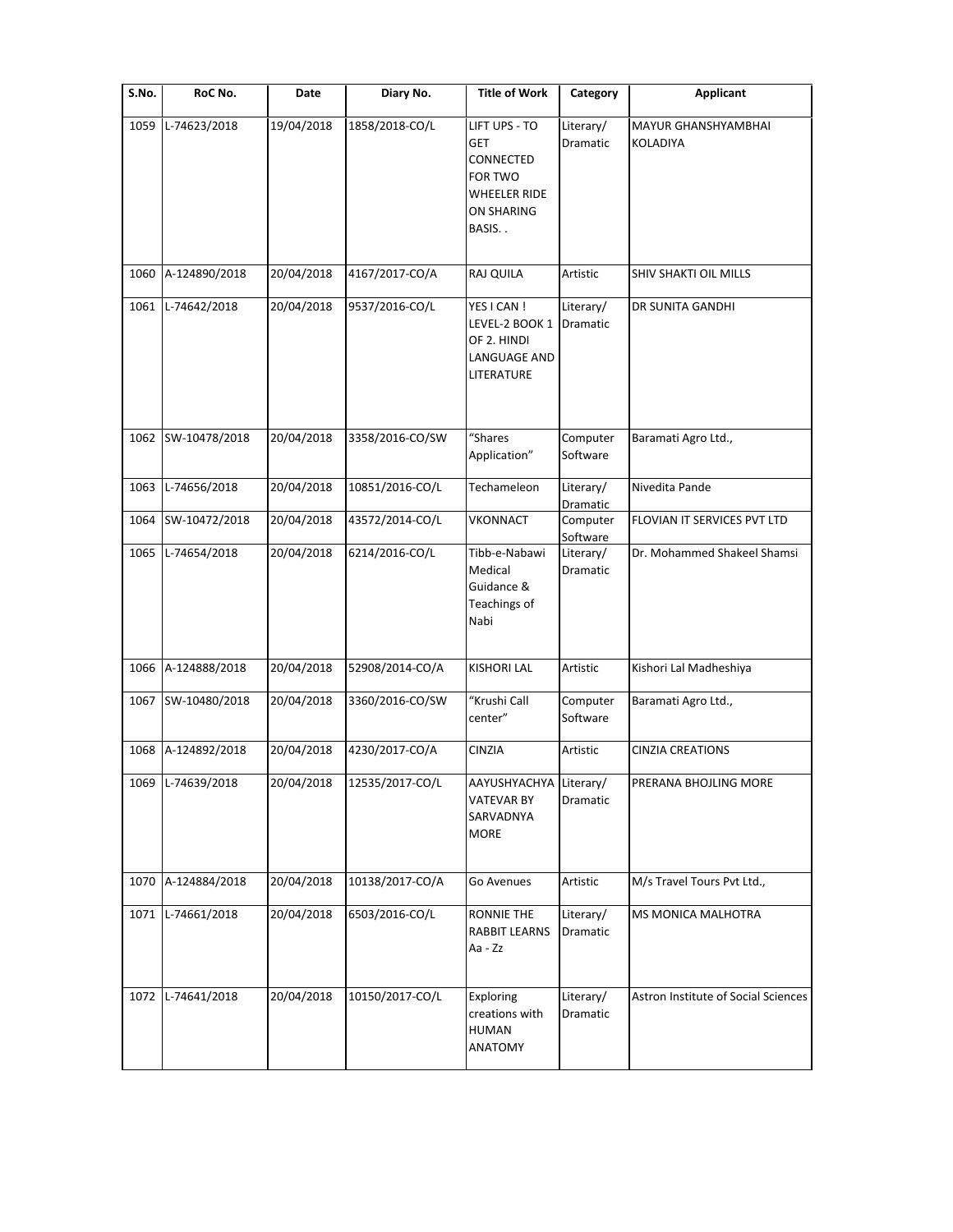| S.No. | RoC No. | Date | Diary No. | Title of Work | Category | Applicant |
|---|---|---|---|---|---|---|
| 1059 | L-74623/2018 | 19/04/2018 | 1858/2018-CO/L | LIFT UPS - TO GET CONNECTED FOR TWO WHEELER RIDE ON SHARING BASIS. . | Literary/ Dramatic | MAYUR GHANSHYAMBHAI KOLADIYA |
| 1060 | A-124890/2018 | 20/04/2018 | 4167/2017-CO/A | RAJ QUILA | Artistic | SHIV SHAKTI OIL MILLS |
| 1061 | L-74642/2018 | 20/04/2018 | 9537/2016-CO/L | YES I CAN ! LEVEL-2 BOOK 1 OF 2. HINDI LANGUAGE AND LITERATURE | Literary/ Dramatic | DR SUNITA GANDHI |
| 1062 | SW-10478/2018 | 20/04/2018 | 3358/2016-CO/SW | "Shares Application" | Computer Software | Baramati Agro Ltd., |
| 1063 | L-74656/2018 | 20/04/2018 | 10851/2016-CO/L | Techameleon | Literary/ Dramatic | Nivedita Pande |
| 1064 | SW-10472/2018 | 20/04/2018 | 43572/2014-CO/L | VKONNACT | Computer Software | FLOVIAN IT SERVICES PVT LTD |
| 1065 | L-74654/2018 | 20/04/2018 | 6214/2016-CO/L | Tibb-e-Nabawi Medical Guidance & Teachings of Nabi | Literary/ Dramatic | Dr. Mohammed Shakeel Shamsi |
| 1066 | A-124888/2018 | 20/04/2018 | 52908/2014-CO/A | KISHORI LAL | Artistic | Kishori Lal Madheshiya |
| 1067 | SW-10480/2018 | 20/04/2018 | 3360/2016-CO/SW | "Krushi Call center" | Computer Software | Baramati Agro Ltd., |
| 1068 | A-124892/2018 | 20/04/2018 | 4230/2017-CO/A | CINZIA | Artistic | CINZIA CREATIONS |
| 1069 | L-74639/2018 | 20/04/2018 | 12535/2017-CO/L | AAYUSHYACHYA VATEVAR BY SARVADNYA MORE | Literary/ Dramatic | PRERANA BHOJLING MORE |
| 1070 | A-124884/2018 | 20/04/2018 | 10138/2017-CO/A | Go Avenues | Artistic | M/s Travel Tours Pvt Ltd., |
| 1071 | L-74661/2018 | 20/04/2018 | 6503/2016-CO/L | RONNIE THE RABBIT LEARNS Aa - Zz | Literary/ Dramatic | MS MONICA MALHOTRA |
| 1072 | L-74641/2018 | 20/04/2018 | 10150/2017-CO/L | Exploring creations with HUMAN ANATOMY | Literary/ Dramatic | Astron Institute of Social Sciences |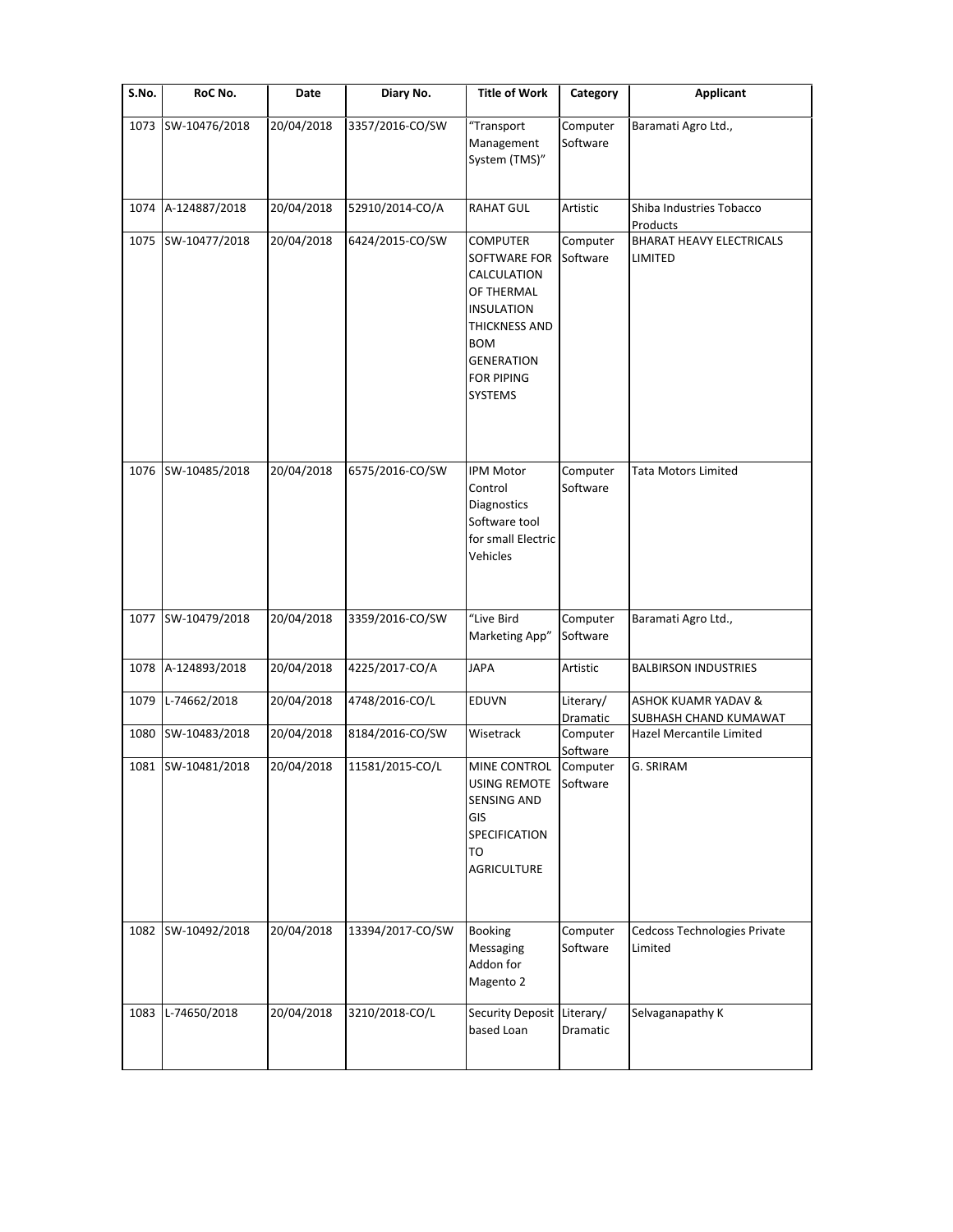| S.No. | RoC No. | Date | Diary No. | Title of Work | Category | Applicant |
|---|---|---|---|---|---|---|
| 1073 | SW-10476/2018 | 20/04/2018 | 3357/2016-CO/SW | “Transport Management System (TMS)” | Computer Software | Baramati Agro Ltd., |
| 1074 | A-124887/2018 | 20/04/2018 | 52910/2014-CO/A | RAHAT GUL | Artistic | Shiba Industries Tobacco Products |
| 1075 | SW-10477/2018 | 20/04/2018 | 6424/2015-CO/SW | COMPUTER SOFTWARE FOR CALCULATION OF THERMAL INSULATION THICKNESS AND BOM GENERATION FOR PIPING SYSTEMS | Computer Software | BHARAT HEAVY ELECTRICALS LIMITED |
| 1076 | SW-10485/2018 | 20/04/2018 | 6575/2016-CO/SW | IPM Motor Control Diagnostics Software tool for small Electric Vehicles | Computer Software | Tata Motors Limited |
| 1077 | SW-10479/2018 | 20/04/2018 | 3359/2016-CO/SW | “Live Bird Marketing App” | Computer Software | Baramati Agro Ltd., |
| 1078 | A-124893/2018 | 20/04/2018 | 4225/2017-CO/A | JAPA | Artistic | BALBIRSON INDUSTRIES |
| 1079 | L-74662/2018 | 20/04/2018 | 4748/2016-CO/L | EDUVN | Literary/ Dramatic | ASHOK KUAMR YADAV & SUBHASH CHAND KUMAWAT |
| 1080 | SW-10483/2018 | 20/04/2018 | 8184/2016-CO/SW | Wisetrack | Computer Software | Hazel Mercantile Limited |
| 1081 | SW-10481/2018 | 20/04/2018 | 11581/2015-CO/L | MINE CONTROL USING REMOTE SENSING AND GIS SPECIFICATION TO AGRICULTURE | Computer Software | G. SRIRAM |
| 1082 | SW-10492/2018 | 20/04/2018 | 13394/2017-CO/SW | Booking Messaging Addon for Magento 2 | Computer Software | Cedcoss Technologies Private Limited |
| 1083 | L-74650/2018 | 20/04/2018 | 3210/2018-CO/L | Security Deposit based Loan | Literary/ Dramatic | Selvaganapathy K |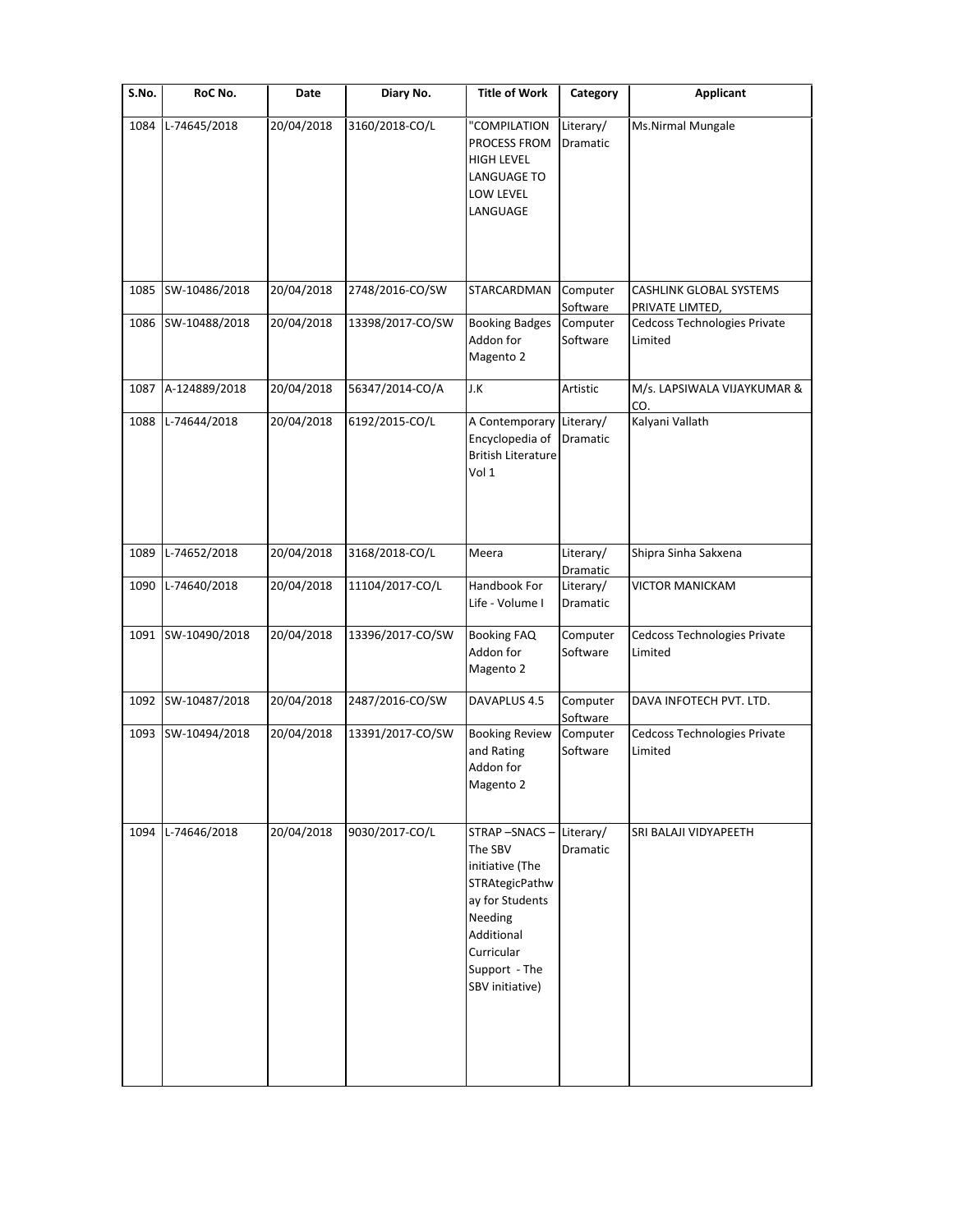| S.No. | RoC No. | Date | Diary No. | Title of Work | Category | Applicant |
|---|---|---|---|---|---|---|
| 1084 | L-74645/2018 | 20/04/2018 | 3160/2018-CO/L | "COMPILATION PROCESS FROM HIGH LEVEL LANGUAGE TO LOW LEVEL LANGUAGE | Literary/ Dramatic | Ms.Nirmal Mungale |
| 1085 | SW-10486/2018 | 20/04/2018 | 2748/2016-CO/SW | STARCARDMAN | Computer Software | CASHLINK GLOBAL SYSTEMS PRIVATE LIMTED, |
| 1086 | SW-10488/2018 | 20/04/2018 | 13398/2017-CO/SW | Booking Badges Addon for Magento 2 | Computer Software | Cedcoss Technologies Private Limited |
| 1087 | A-124889/2018 | 20/04/2018 | 56347/2014-CO/A | J.K | Artistic | M/s. LAPSIWALA VIJAYKUMAR & CO. |
| 1088 | L-74644/2018 | 20/04/2018 | 6192/2015-CO/L | A Contemporary Encyclopedia of British Literature Vol 1 | Literary/ Dramatic | Kalyani Vallath |
| 1089 | L-74652/2018 | 20/04/2018 | 3168/2018-CO/L | Meera | Literary/ Dramatic | Shipra Sinha Sakxena |
| 1090 | L-74640/2018 | 20/04/2018 | 11104/2017-CO/L | Handbook For Life - Volume I | Literary/ Dramatic | VICTOR MANICKAM |
| 1091 | SW-10490/2018 | 20/04/2018 | 13396/2017-CO/SW | Booking FAQ Addon for Magento 2 | Computer Software | Cedcoss Technologies Private Limited |
| 1092 | SW-10487/2018 | 20/04/2018 | 2487/2016-CO/SW | DAVAPLUS 4.5 | Computer Software | DAVA INFOTECH PVT. LTD. |
| 1093 | SW-10494/2018 | 20/04/2018 | 13391/2017-CO/SW | Booking Review and Rating Addon for Magento 2 | Computer Software | Cedcoss Technologies Private Limited |
| 1094 | L-74646/2018 | 20/04/2018 | 9030/2017-CO/L | STRAP –SNACS – The SBV initiative (The STRAtegicPathway for Students Needing Additional Curricular Support - The SBV initiative) | Literary/ Dramatic | SRI BALAJI VIDYAPEETH |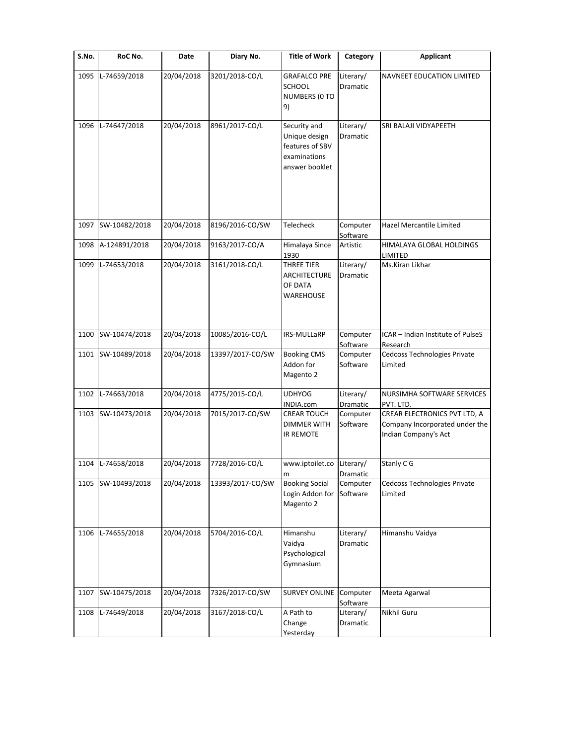| S.No. | RoC No. | Date | Diary No. | Title of Work | Category | Applicant |
|---|---|---|---|---|---|---|
| 1095 | L-74659/2018 | 20/04/2018 | 3201/2018-CO/L | GRAFALCO PRE SCHOOL NUMBERS (0 TO 9) | Literary/ Dramatic | NAVNEET EDUCATION LIMITED |
| 1096 | L-74647/2018 | 20/04/2018 | 8961/2017-CO/L | Security and Unique design features of SBV examinations answer booklet | Literary/ Dramatic | SRI BALAJI VIDYAPEETH |
| 1097 | SW-10482/2018 | 20/04/2018 | 8196/2016-CO/SW | Telecheck | Computer Software | Hazel Mercantile Limited |
| 1098 | A-124891/2018 | 20/04/2018 | 9163/2017-CO/A | Himalaya Since 1930 | Artistic | HIMALAYA GLOBAL HOLDINGS LIMITED |
| 1099 | L-74653/2018 | 20/04/2018 | 3161/2018-CO/L | THREE TIER ARCHITECTURE OF DATA WAREHOUSE | Literary/ Dramatic | Ms.Kiran Likhar |
| 1100 | SW-10474/2018 | 20/04/2018 | 10085/2016-CO/L | IRS-MULLaRP | Computer Software | ICAR – Indian Institute of PulseS Research |
| 1101 | SW-10489/2018 | 20/04/2018 | 13397/2017-CO/SW | Booking CMS Addon for Magento 2 | Computer Software | Cedcoss Technologies Private Limited |
| 1102 | L-74663/2018 | 20/04/2018 | 4775/2015-CO/L | UDHYOG INDIA.com | Literary/ Dramatic | NURSIMHA SOFTWARE SERVICES PVT. LTD. |
| 1103 | SW-10473/2018 | 20/04/2018 | 7015/2017-CO/SW | CREAR TOUCH DIMMER WITH IR REMOTE | Computer Software | CREAR ELECTRONICS PVT LTD, A Company Incorporated under the Indian Company's Act |
| 1104 | L-74658/2018 | 20/04/2018 | 7728/2016-CO/L | www.iptoilet.com | Literary/ Dramatic | Stanly C G |
| 1105 | SW-10493/2018 | 20/04/2018 | 13393/2017-CO/SW | Booking Social Login Addon for Magento 2 | Computer Software | Cedcoss Technologies Private Limited |
| 1106 | L-74655/2018 | 20/04/2018 | 5704/2016-CO/L | Himanshu Vaidya Psychological Gymnasium | Literary/ Dramatic | Himanshu Vaidya |
| 1107 | SW-10475/2018 | 20/04/2018 | 7326/2017-CO/SW | SURVEY ONLINE | Computer Software | Meeta Agarwal |
| 1108 | L-74649/2018 | 20/04/2018 | 3167/2018-CO/L | A Path to Change Yesterday | Literary/ Dramatic | Nikhil Guru |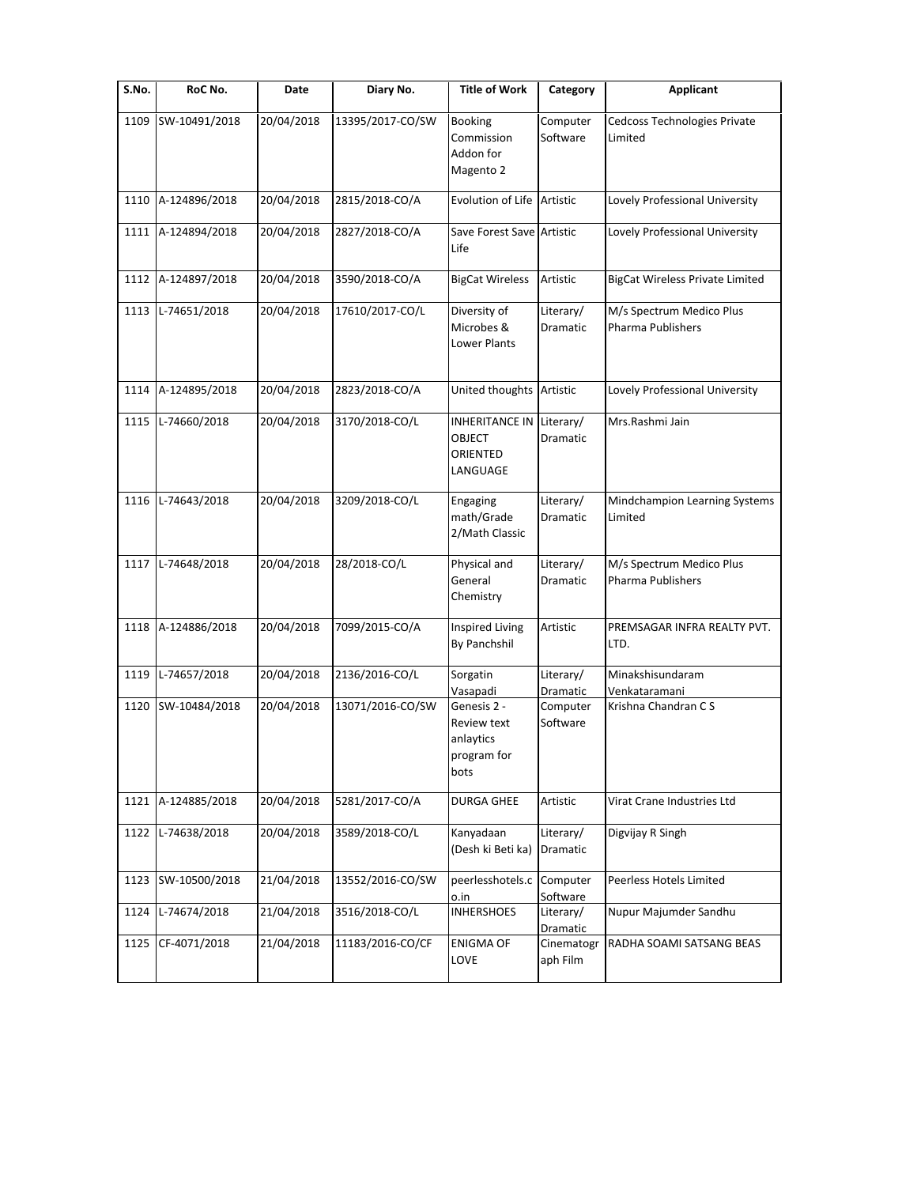| S.No. | RoC No. | Date | Diary No. | Title of Work | Category | Applicant |
|---|---|---|---|---|---|---|
| 1109 | SW-10491/2018 | 20/04/2018 | 13395/2017-CO/SW | Booking Commission Addon for Magento 2 | Computer Software | Cedcoss Technologies Private Limited |
| 1110 | A-124896/2018 | 20/04/2018 | 2815/2018-CO/A | Evolution of Life | Artistic | Lovely Professional University |
| 1111 | A-124894/2018 | 20/04/2018 | 2827/2018-CO/A | Save Forest Save Life | Artistic | Lovely Professional University |
| 1112 | A-124897/2018 | 20/04/2018 | 3590/2018-CO/A | BigCat Wireless | Artistic | BigCat Wireless Private Limited |
| 1113 | L-74651/2018 | 20/04/2018 | 17610/2017-CO/L | Diversity of Microbes & Lower Plants | Literary/ Dramatic | M/s Spectrum Medico Plus Pharma Publishers |
| 1114 | A-124895/2018 | 20/04/2018 | 2823/2018-CO/A | United thoughts | Artistic | Lovely Professional University |
| 1115 | L-74660/2018 | 20/04/2018 | 3170/2018-CO/L | INHERITANCE IN OBJECT ORIENTED LANGUAGE | Literary/ Dramatic | Mrs.Rashmi Jain |
| 1116 | L-74643/2018 | 20/04/2018 | 3209/2018-CO/L | Engaging math/Grade 2/Math Classic | Literary/ Dramatic | Mindchampion Learning Systems Limited |
| 1117 | L-74648/2018 | 20/04/2018 | 28/2018-CO/L | Physical and General Chemistry | Literary/ Dramatic | M/s Spectrum Medico Plus Pharma Publishers |
| 1118 | A-124886/2018 | 20/04/2018 | 7099/2015-CO/A | Inspired Living By Panchshil | Artistic | PREMSAGAR INFRA REALTY PVT. LTD. |
| 1119 | L-74657/2018 | 20/04/2018 | 2136/2016-CO/L | Sorgatin Vasapadi | Literary/ Dramatic | Minakshisundaram Venkataramani |
| 1120 | SW-10484/2018 | 20/04/2018 | 13071/2016-CO/SW | Genesis 2 - Review text anlaytics program for bots | Computer Software | Krishna Chandran C S |
| 1121 | A-124885/2018 | 20/04/2018 | 5281/2017-CO/A | DURGA GHEE | Artistic | Virat Crane Industries Ltd |
| 1122 | L-74638/2018 | 20/04/2018 | 3589/2018-CO/L | Kanyadaan (Desh ki Beti ka) | Literary/ Dramatic | Digvijay R Singh |
| 1123 | SW-10500/2018 | 21/04/2018 | 13552/2016-CO/SW | peerlesshotels.co.in | Computer Software | Peerless Hotels Limited |
| 1124 | L-74674/2018 | 21/04/2018 | 3516/2018-CO/L | INHERSHOES | Literary/ Dramatic | Nupur Majumder Sandhu |
| 1125 | CF-4071/2018 | 21/04/2018 | 11183/2016-CO/CF | ENIGMA OF LOVE | Cinematograph Film | RADHA SOAMI SATSANG BEAS |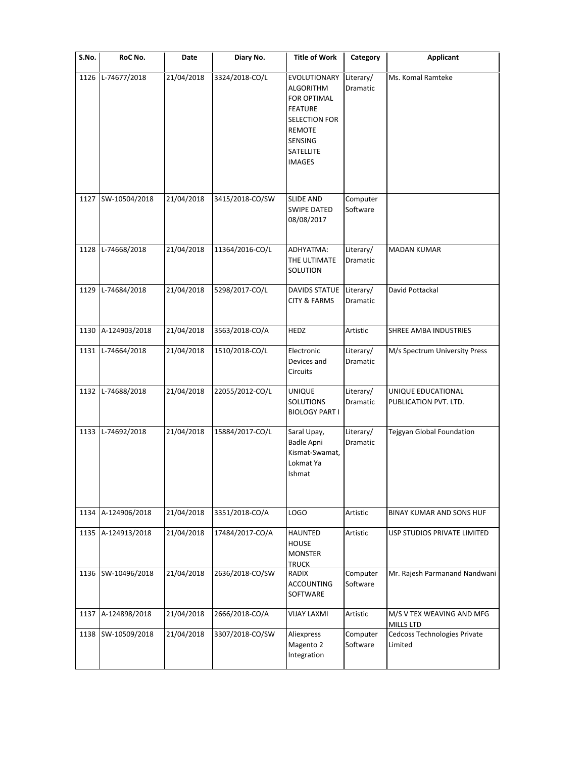| S.No. | RoC No. | Date | Diary No. | Title of Work | Category | Applicant |
| --- | --- | --- | --- | --- | --- | --- |
| 1126 | L-74677/2018 | 21/04/2018 | 3324/2018-CO/L | EVOLUTIONARY ALGORITHM FOR OPTIMAL FEATURE SELECTION FOR REMOTE SENSING SATELLITE IMAGES | Literary/ Dramatic | Ms. Komal Ramteke |
| 1127 | SW-10504/2018 | 21/04/2018 | 3415/2018-CO/SW | SLIDE AND SWIPE DATED 08/08/2017 | Computer Software | |
| 1128 | L-74668/2018 | 21/04/2018 | 11364/2016-CO/L | ADHYATMA: THE ULTIMATE SOLUTION | Literary/ Dramatic | MADAN KUMAR |
| 1129 | L-74684/2018 | 21/04/2018 | 5298/2017-CO/L | DAVIDS STATUE CITY & FARMS | Literary/ Dramatic | David Pottackal |
| 1130 | A-124903/2018 | 21/04/2018 | 3563/2018-CO/A | HEDZ | Artistic | SHREE AMBA INDUSTRIES |
| 1131 | L-74664/2018 | 21/04/2018 | 1510/2018-CO/L | Electronic Devices and Circuits | Literary/ Dramatic | M/s Spectrum University Press |
| 1132 | L-74688/2018 | 21/04/2018 | 22055/2012-CO/L | UNIQUE SOLUTIONS BIOLOGY PART I | Literary/ Dramatic | UNIQUE EDUCATIONAL PUBLICATION PVT. LTD. |
| 1133 | L-74692/2018 | 21/04/2018 | 15884/2017-CO/L | Saral Upay, Badle Apni Kismat-Swamat, Lokmat Ya Ishmat | Literary/ Dramatic | Tejgyan Global Foundation |
| 1134 | A-124906/2018 | 21/04/2018 | 3351/2018-CO/A | LOGO | Artistic | BINAY KUMAR AND SONS HUF |
| 1135 | A-124913/2018 | 21/04/2018 | 17484/2017-CO/A | HAUNTED HOUSE MONSTER TRUCK | Artistic | USP STUDIOS PRIVATE LIMITED |
| 1136 | SW-10496/2018 | 21/04/2018 | 2636/2018-CO/SW | RADIX ACCOUNTING SOFTWARE | Computer Software | Mr. Rajesh Parmanand Nandwani |
| 1137 | A-124898/2018 | 21/04/2018 | 2666/2018-CO/A | VIJAY LAXMI | Artistic | M/S V TEX WEAVING AND MFG MILLS LTD |
| 1138 | SW-10509/2018 | 21/04/2018 | 3307/2018-CO/SW | Aliexpress Magento 2 Integration | Computer Software | Cedcoss Technologies Private Limited |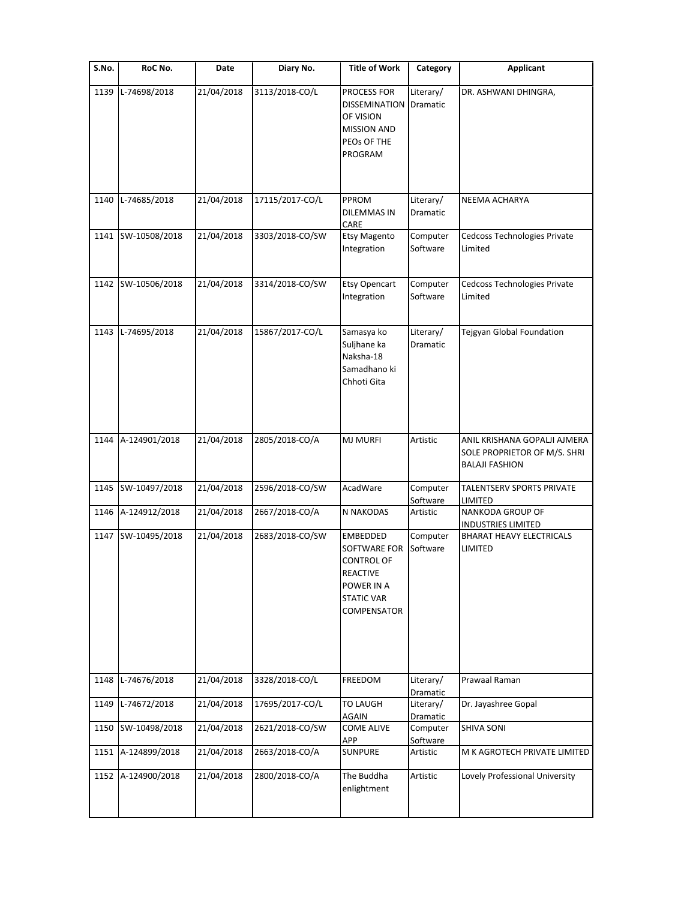| S.No. | RoC No. | Date | Diary No. | Title of Work | Category | Applicant |
|---|---|---|---|---|---|---|
| 1139 | L-74698/2018 | 21/04/2018 | 3113/2018-CO/L | PROCESS FOR DISSEMINATION OF VISION MISSION AND PEOs OF THE PROGRAM | Literary/ Dramatic | DR. ASHWANI DHINGRA, |
| 1140 | L-74685/2018 | 21/04/2018 | 17115/2017-CO/L | PPROM DILEMMAS IN CARE | Literary/ Dramatic | NEEMA ACHARYA |
| 1141 | SW-10508/2018 | 21/04/2018 | 3303/2018-CO/SW | Etsy Magento Integration | Computer Software | Cedcoss Technologies Private Limited |
| 1142 | SW-10506/2018 | 21/04/2018 | 3314/2018-CO/SW | Etsy Opencart Integration | Computer Software | Cedcoss Technologies Private Limited |
| 1143 | L-74695/2018 | 21/04/2018 | 15867/2017-CO/L | Samasya ko Suljhane ka Naksha-18 Samadhano ki Chhoti Gita | Literary/ Dramatic | Tejgyan Global Foundation |
| 1144 | A-124901/2018 | 21/04/2018 | 2805/2018-CO/A | MJ MURFI | Artistic | ANIL KRISHANA GOPALJI AJMERA SOLE PROPRIETOR OF M/S. SHRI BALAJI FASHION |
| 1145 | SW-10497/2018 | 21/04/2018 | 2596/2018-CO/SW | AcadWare | Computer Software | TALENTSERV SPORTS PRIVATE LIMITED |
| 1146 | A-124912/2018 | 21/04/2018 | 2667/2018-CO/A | N NAKODAS | Artistic | NANKODA GROUP OF INDUSTRIES LIMITED |
| 1147 | SW-10495/2018 | 21/04/2018 | 2683/2018-CO/SW | EMBEDDED SOFTWARE FOR CONTROL OF REACTIVE POWER IN A STATIC VAR COMPENSATOR | Computer Software | BHARAT HEAVY ELECTRICALS LIMITED |
| 1148 | L-74676/2018 | 21/04/2018 | 3328/2018-CO/L | FREEDOM | Literary/ Dramatic | Prawaal Raman |
| 1149 | L-74672/2018 | 21/04/2018 | 17695/2017-CO/L | TO LAUGH AGAIN | Literary/ Dramatic | Dr. Jayashree Gopal |
| 1150 | SW-10498/2018 | 21/04/2018 | 2621/2018-CO/SW | COME ALIVE APP | Computer Software | SHIVA SONI |
| 1151 | A-124899/2018 | 21/04/2018 | 2663/2018-CO/A | SUNPURE | Artistic | M K AGROTECH PRIVATE LIMITED |
| 1152 | A-124900/2018 | 21/04/2018 | 2800/2018-CO/A | The Buddha enlightment | Artistic | Lovely Professional University |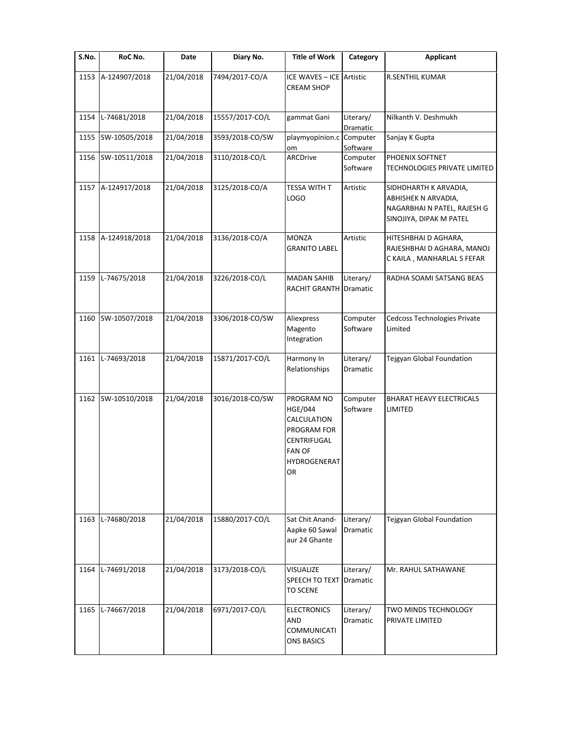| S.No. | RoC No. | Date | Diary No. | Title of Work | Category | Applicant |
|---|---|---|---|---|---|---|
| 1153 | A-124907/2018 | 21/04/2018 | 7494/2017-CO/A | ICE WAVES – ICE CREAM SHOP | Artistic | R.SENTHIL KUMAR |
| 1154 | L-74681/2018 | 21/04/2018 | 15557/2017-CO/L | gammat Gani | Literary/ Dramatic | Nilkanth V. Deshmukh |
| 1155 | SW-10505/2018 | 21/04/2018 | 3593/2018-CO/SW | playmyopinion.com | Computer Software | Sanjay K Gupta |
| 1156 | SW-10511/2018 | 21/04/2018 | 3110/2018-CO/L | ARCDrive | Computer Software | PHOENIX SOFTNET TECHNOLOGIES PRIVATE LIMITED |
| 1157 | A-124917/2018 | 21/04/2018 | 3125/2018-CO/A | TESSA WITH T LOGO | Artistic | SIDHDHARTH K ARVADIA, ABHISHEK N ARVADIA, NAGARBHAI N PATEL, RAJESH G SINOJIYA, DIPAK M PATEL |
| 1158 | A-124918/2018 | 21/04/2018 | 3136/2018-CO/A | MONZA GRANITO LABEL | Artistic | HITESHBHAI D AGHARA, RAJESHBHAI D AGHARA, MANOJ C KAILA , MANHARLAL S FEFAR |
| 1159 | L-74675/2018 | 21/04/2018 | 3226/2018-CO/L | MADAN SAHIB RACHIT GRANTH | Literary/ Dramatic | RADHA SOAMI SATSANG BEAS |
| 1160 | SW-10507/2018 | 21/04/2018 | 3306/2018-CO/SW | Aliexpress Magento Integration | Computer Software | Cedcoss Technologies Private Limited |
| 1161 | L-74693/2018 | 21/04/2018 | 15871/2017-CO/L | Harmony In Relationships | Literary/ Dramatic | Tejgyan Global Foundation |
| 1162 | SW-10510/2018 | 21/04/2018 | 3016/2018-CO/SW | PROGRAM NO HGE/044 CALCULATION PROGRAM FOR CENTRIFUGAL FAN OF HYDROGENERATOR | Computer Software | BHARAT HEAVY ELECTRICALS LIMITED |
| 1163 | L-74680/2018 | 21/04/2018 | 15880/2017-CO/L | Sat Chit Anand- Aapke 60 Sawal aur 24 Ghante | Literary/ Dramatic | Tejgyan Global Foundation |
| 1164 | L-74691/2018 | 21/04/2018 | 3173/2018-CO/L | VISUALIZE SPEECH TO TEXT TO SCENE | Literary/ Dramatic | Mr. RAHUL SATHAWANE |
| 1165 | L-74667/2018 | 21/04/2018 | 6971/2017-CO/L | ELECTRONICS AND COMMUNICATIONS BASICS | Literary/ Dramatic | TWO MINDS TECHNOLOGY PRIVATE LIMITED |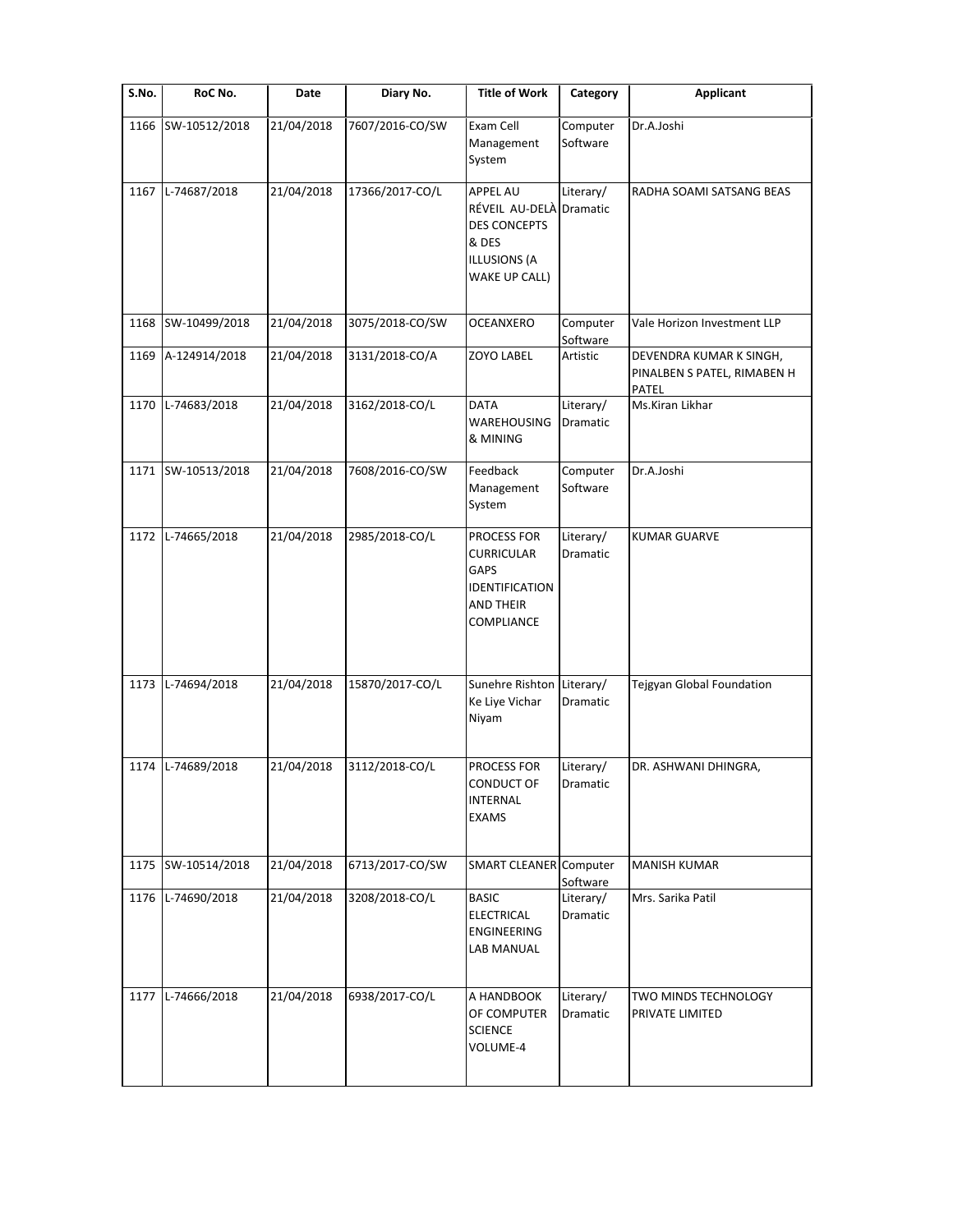| S.No. | RoC No. | Date | Diary No. | Title of Work | Category | Applicant |
|---|---|---|---|---|---|---|
| 1166 | SW-10512/2018 | 21/04/2018 | 7607/2016-CO/SW | Exam Cell Management System | Computer Software | Dr.A.Joshi |
| 1167 | L-74687/2018 | 21/04/2018 | 17366/2017-CO/L | APPEL AU RÉVEIL AU-DELÀ DES CONCEPTS & DES ILLUSIONS (A WAKE UP CALL) | Literary/ Dramatic | RADHA SOAMI SATSANG BEAS |
| 1168 | SW-10499/2018 | 21/04/2018 | 3075/2018-CO/SW | OCEANXERO | Computer Software | Vale Horizon Investment LLP |
| 1169 | A-124914/2018 | 21/04/2018 | 3131/2018-CO/A | ZOYO LABEL | Artistic | DEVENDRA KUMAR K SINGH, PINALBEN S PATEL, RIMABEN H PATEL |
| 1170 | L-74683/2018 | 21/04/2018 | 3162/2018-CO/L | DATA WAREHOUSING & MINING | Literary/ Dramatic | Ms.Kiran Likhar |
| 1171 | SW-10513/2018 | 21/04/2018 | 7608/2016-CO/SW | Feedback Management System | Computer Software | Dr.A.Joshi |
| 1172 | L-74665/2018 | 21/04/2018 | 2985/2018-CO/L | PROCESS FOR CURRICULAR GAPS IDENTIFICATION AND THEIR COMPLIANCE | Literary/ Dramatic | KUMAR GUARVE |
| 1173 | L-74694/2018 | 21/04/2018 | 15870/2017-CO/L | Sunehre Rishton Ke Liye Vichar Niyam | Literary/ Dramatic | Tejgyan Global Foundation |
| 1174 | L-74689/2018 | 21/04/2018 | 3112/2018-CO/L | PROCESS FOR CONDUCT OF INTERNAL EXAMS | Literary/ Dramatic | DR. ASHWANI DHINGRA, |
| 1175 | SW-10514/2018 | 21/04/2018 | 6713/2017-CO/SW | SMART CLEANER | Computer Software | MANISH KUMAR |
| 1176 | L-74690/2018 | 21/04/2018 | 3208/2018-CO/L | BASIC ELECTRICAL ENGINEERING LAB MANUAL | Literary/ Dramatic | Mrs. Sarika Patil |
| 1177 | L-74666/2018 | 21/04/2018 | 6938/2017-CO/L | A HANDBOOK OF COMPUTER SCIENCE VOLUME-4 | Literary/ Dramatic | TWO MINDS TECHNOLOGY PRIVATE LIMITED |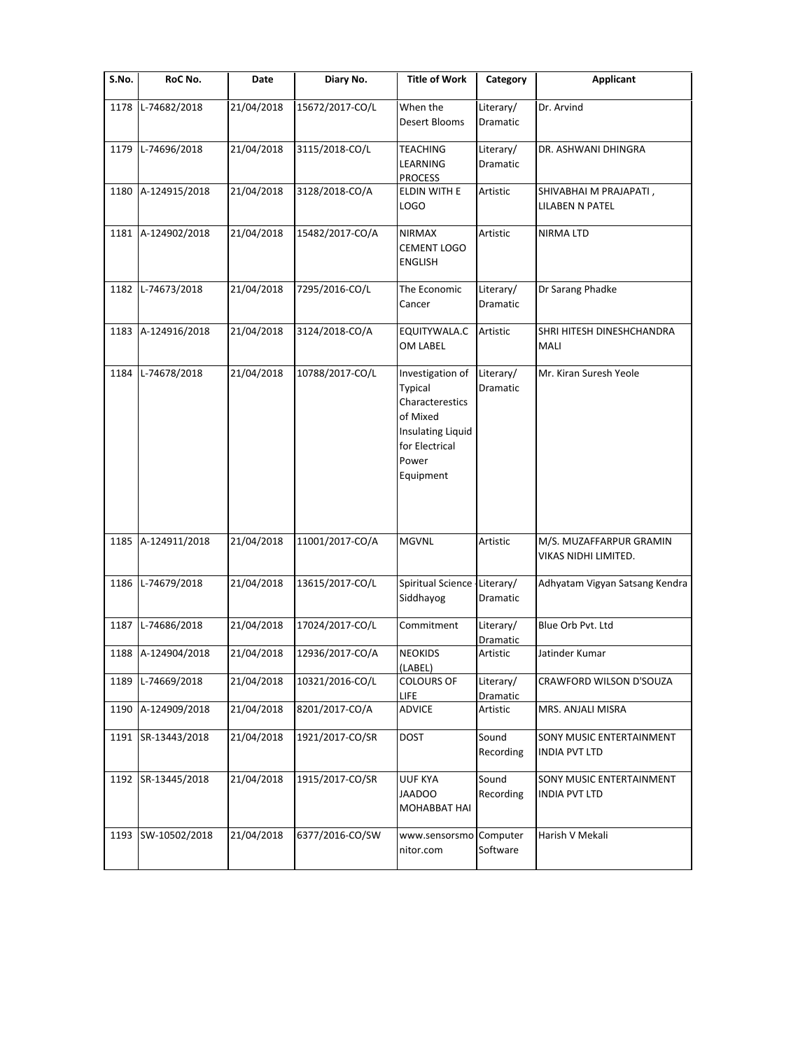| S.No. | RoC No. | Date | Diary No. | Title of Work | Category | Applicant |
|---|---|---|---|---|---|---|
| 1178 | L-74682/2018 | 21/04/2018 | 15672/2017-CO/L | When the Desert Blooms | Literary/ Dramatic | Dr. Arvind |
| 1179 | L-74696/2018 | 21/04/2018 | 3115/2018-CO/L | TEACHING LEARNING PROCESS | Literary/ Dramatic | DR. ASHWANI DHINGRA |
| 1180 | A-124915/2018 | 21/04/2018 | 3128/2018-CO/A | ELDIN WITH E LOGO | Artistic | SHIVABHAI M PRAJAPATI , LILABEN N PATEL |
| 1181 | A-124902/2018 | 21/04/2018 | 15482/2017-CO/A | NIRMAX CEMENT LOGO ENGLISH | Artistic | NIRMA LTD |
| 1182 | L-74673/2018 | 21/04/2018 | 7295/2016-CO/L | The Economic Cancer | Literary/ Dramatic | Dr Sarang Phadke |
| 1183 | A-124916/2018 | 21/04/2018 | 3124/2018-CO/A | EQUITYWALA.COM LABEL | Artistic | SHRI HITESH DINESHCHANDRA MALI |
| 1184 | L-74678/2018 | 21/04/2018 | 10788/2017-CO/L | Investigation of Typical Characterestics of Mixed Insulating Liquid for Electrical Power Equipment | Literary/ Dramatic | Mr. Kiran Suresh Yeole |
| 1185 | A-124911/2018 | 21/04/2018 | 11001/2017-CO/A | MGVNL | Artistic | M/S. MUZAFFARPUR GRAMIN VIKAS NIDHI LIMITED. |
| 1186 | L-74679/2018 | 21/04/2018 | 13615/2017-CO/L | Spiritual Science - Siddhayog | Literary/ Dramatic | Adhyatam Vigyan Satsang Kendra |
| 1187 | L-74686/2018 | 21/04/2018 | 17024/2017-CO/L | Commitment | Literary/ Dramatic | Blue Orb Pvt. Ltd |
| 1188 | A-124904/2018 | 21/04/2018 | 12936/2017-CO/A | NEOKIDS (LABEL) | Artistic | Jatinder Kumar |
| 1189 | L-74669/2018 | 21/04/2018 | 10321/2016-CO/L | COLOURS OF LIFE | Literary/ Dramatic | CRAWFORD WILSON D'SOUZA |
| 1190 | A-124909/2018 | 21/04/2018 | 8201/2017-CO/A | ADVICE | Artistic | MRS. ANJALI MISRA |
| 1191 | SR-13443/2018 | 21/04/2018 | 1921/2017-CO/SR | DOST | Sound Recording | SONY MUSIC ENTERTAINMENT INDIA PVT LTD |
| 1192 | SR-13445/2018 | 21/04/2018 | 1915/2017-CO/SR | UUF KYA JAADOO MOHABBAT HAI | Sound Recording | SONY MUSIC ENTERTAINMENT INDIA PVT LTD |
| 1193 | SW-10502/2018 | 21/04/2018 | 6377/2016-CO/SW | www.sensorsmonitor.com | Computer Software | Harish V Mekali |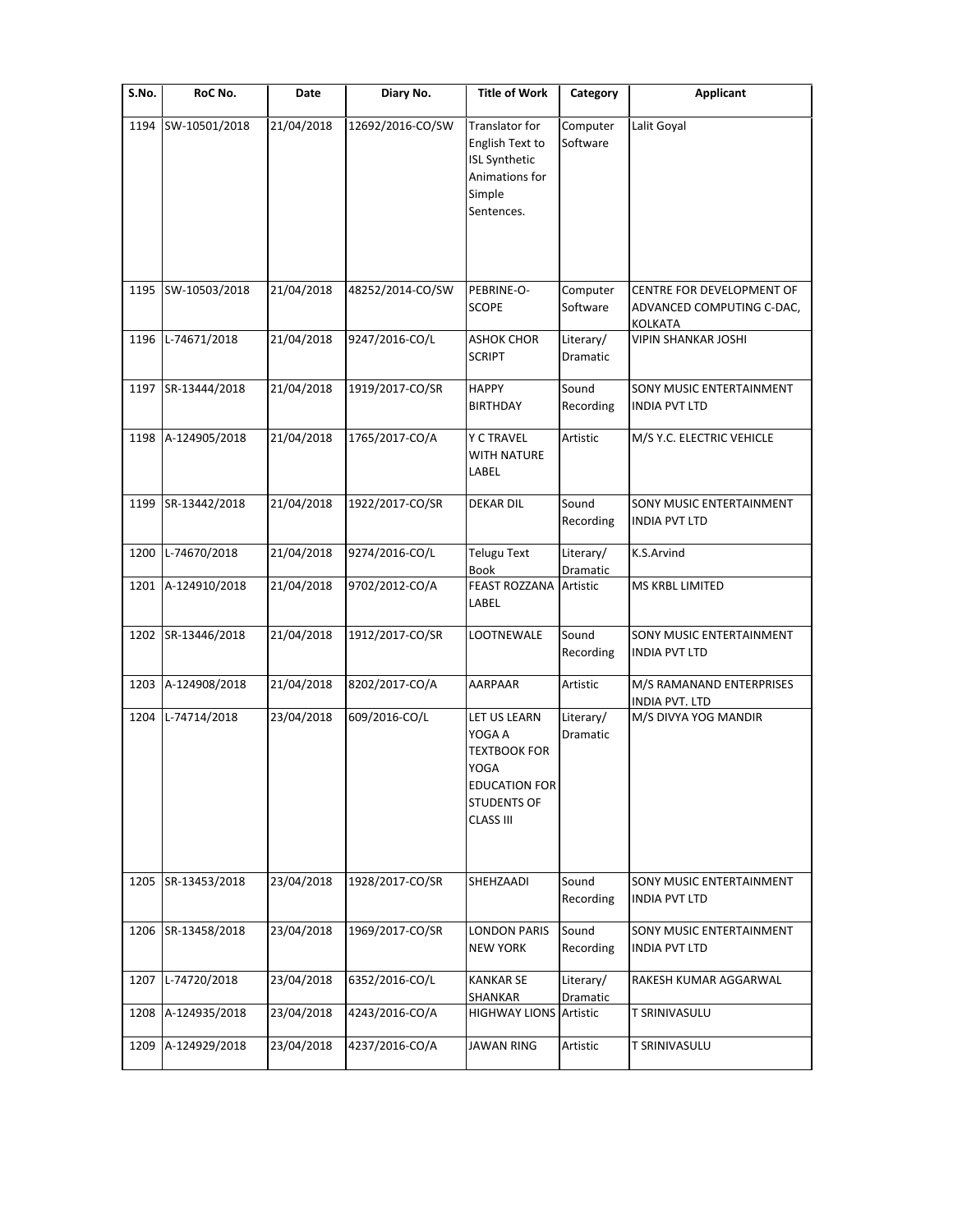| S.No. | RoC No. | Date | Diary No. | Title of Work | Category | Applicant |
|---|---|---|---|---|---|---|
| 1194 | SW-10501/2018 | 21/04/2018 | 12692/2016-CO/SW | Translator for English Text to ISL Synthetic Animations for Simple Sentences. | Computer Software | Lalit Goyal |
| 1195 | SW-10503/2018 | 21/04/2018 | 48252/2014-CO/SW | PEBRINE-O-SCOPE | Computer Software | CENTRE FOR DEVELOPMENT OF ADVANCED COMPUTING C-DAC, KOLKATA |
| 1196 | L-74671/2018 | 21/04/2018 | 9247/2016-CO/L | ASHOK CHOR SCRIPT | Literary/ Dramatic | VIPIN SHANKAR JOSHI |
| 1197 | SR-13444/2018 | 21/04/2018 | 1919/2017-CO/SR | HAPPY BIRTHDAY | Sound Recording | SONY MUSIC ENTERTAINMENT INDIA PVT LTD |
| 1198 | A-124905/2018 | 21/04/2018 | 1765/2017-CO/A | Y C TRAVEL WITH NATURE LABEL | Artistic | M/S Y.C. ELECTRIC VEHICLE |
| 1199 | SR-13442/2018 | 21/04/2018 | 1922/2017-CO/SR | DEKAR DIL | Sound Recording | SONY MUSIC ENTERTAINMENT INDIA PVT LTD |
| 1200 | L-74670/2018 | 21/04/2018 | 9274/2016-CO/L | Telugu Text Book | Literary/ Dramatic | K.S.Arvind |
| 1201 | A-124910/2018 | 21/04/2018 | 9702/2012-CO/A | FEAST ROZZANA LABEL | Artistic | MS KRBL LIMITED |
| 1202 | SR-13446/2018 | 21/04/2018 | 1912/2017-CO/SR | LOOTNEWALE | Sound Recording | SONY MUSIC ENTERTAINMENT INDIA PVT LTD |
| 1203 | A-124908/2018 | 21/04/2018 | 8202/2017-CO/A | AARPAAR | Artistic | M/S RAMANAND ENTERPRISES INDIA PVT. LTD |
| 1204 | L-74714/2018 | 23/04/2018 | 609/2016-CO/L | LET US LEARN YOGA A TEXTBOOK FOR YOGA EDUCATION FOR STUDENTS OF CLASS III | Literary/ Dramatic | M/S DIVYA YOG MANDIR |
| 1205 | SR-13453/2018 | 23/04/2018 | 1928/2017-CO/SR | SHEHZAADI | Sound Recording | SONY MUSIC ENTERTAINMENT INDIA PVT LTD |
| 1206 | SR-13458/2018 | 23/04/2018 | 1969/2017-CO/SR | LONDON PARIS NEW YORK | Sound Recording | SONY MUSIC ENTERTAINMENT INDIA PVT LTD |
| 1207 | L-74720/2018 | 23/04/2018 | 6352/2016-CO/L | KANKAR SE SHANKAR | Literary/ Dramatic | RAKESH KUMAR AGGARWAL |
| 1208 | A-124935/2018 | 23/04/2018 | 4243/2016-CO/A | HIGHWAY LIONS | Artistic | T SRINIVASULU |
| 1209 | A-124929/2018 | 23/04/2018 | 4237/2016-CO/A | JAWAN RING | Artistic | T SRINIVASULU |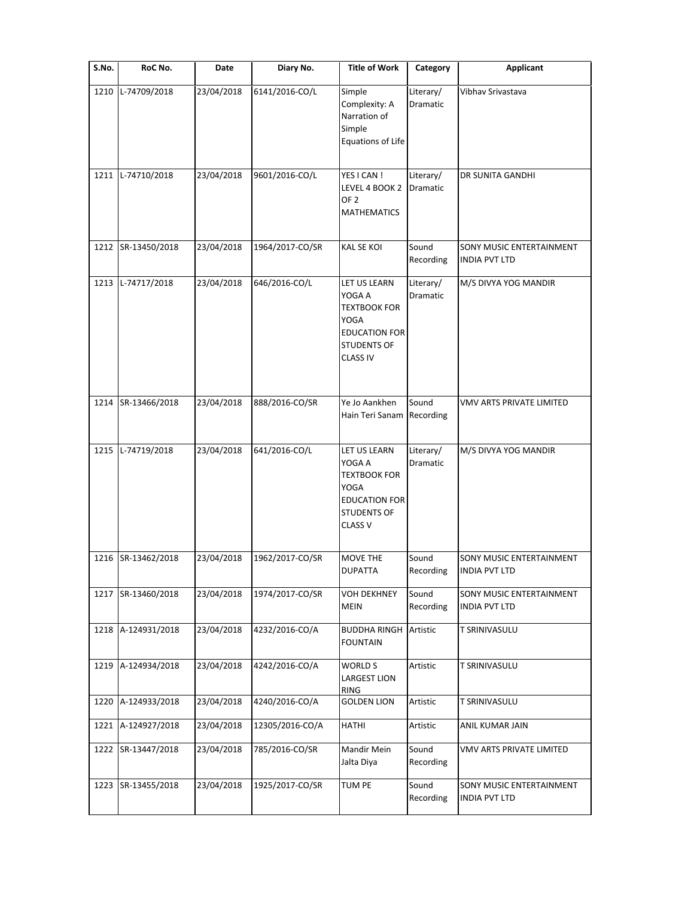| S.No. | RoC No. | Date | Diary No. | Title of Work | Category | Applicant |
| --- | --- | --- | --- | --- | --- | --- |
| 1210 | L-74709/2018 | 23/04/2018 | 6141/2016-CO/L | Simple Complexity: A Narration of Simple Equations of Life | Literary/ Dramatic | Vibhav Srivastava |
| 1211 | L-74710/2018 | 23/04/2018 | 9601/2016-CO/L | YES I CAN ! LEVEL 4 BOOK 2 OF 2 MATHEMATICS | Literary/ Dramatic | DR SUNITA GANDHI |
| 1212 | SR-13450/2018 | 23/04/2018 | 1964/2017-CO/SR | KAL SE KOI | Sound Recording | SONY MUSIC ENTERTAINMENT INDIA PVT LTD |
| 1213 | L-74717/2018 | 23/04/2018 | 646/2016-CO/L | LET US LEARN YOGA A TEXTBOOK FOR YOGA EDUCATION FOR STUDENTS OF CLASS IV | Literary/ Dramatic | M/S DIVYA YOG MANDIR |
| 1214 | SR-13466/2018 | 23/04/2018 | 888/2016-CO/SR | Ye Jo Aankhen Hain Teri Sanam | Sound Recording | VMV ARTS PRIVATE LIMITED |
| 1215 | L-74719/2018 | 23/04/2018 | 641/2016-CO/L | LET US LEARN YOGA A TEXTBOOK FOR YOGA EDUCATION FOR STUDENTS OF CLASS V | Literary/ Dramatic | M/S DIVYA YOG MANDIR |
| 1216 | SR-13462/2018 | 23/04/2018 | 1962/2017-CO/SR | MOVE THE DUPATTA | Sound Recording | SONY MUSIC ENTERTAINMENT INDIA PVT LTD |
| 1217 | SR-13460/2018 | 23/04/2018 | 1974/2017-CO/SR | VOH DEKHNEY MEIN | Sound Recording | SONY MUSIC ENTERTAINMENT INDIA PVT LTD |
| 1218 | A-124931/2018 | 23/04/2018 | 4232/2016-CO/A | BUDDHA RINGH FOUNTAIN | Artistic | T SRINIVASULU |
| 1219 | A-124934/2018 | 23/04/2018 | 4242/2016-CO/A | WORLD S LARGEST LION RING | Artistic | T SRINIVASULU |
| 1220 | A-124933/2018 | 23/04/2018 | 4240/2016-CO/A | GOLDEN LION | Artistic | T SRINIVASULU |
| 1221 | A-124927/2018 | 23/04/2018 | 12305/2016-CO/A | HATHI | Artistic | ANIL KUMAR JAIN |
| 1222 | SR-13447/2018 | 23/04/2018 | 785/2016-CO/SR | Mandir Mein Jalta Diya | Sound Recording | VMV ARTS PRIVATE LIMITED |
| 1223 | SR-13455/2018 | 23/04/2018 | 1925/2017-CO/SR | TUM PE | Sound Recording | SONY MUSIC ENTERTAINMENT INDIA PVT LTD |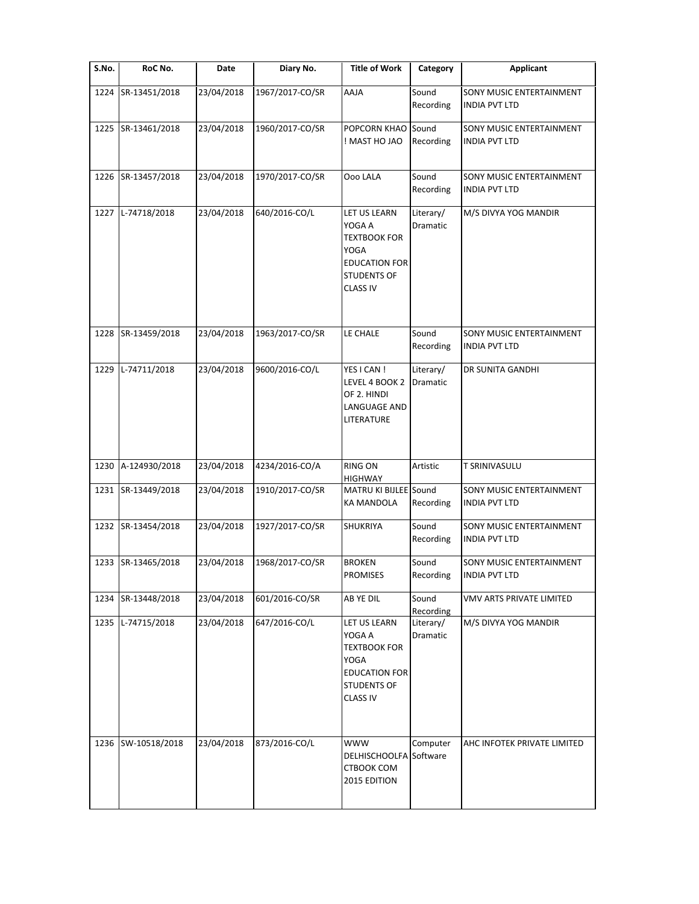| S.No. | RoC No. | Date | Diary No. | Title of Work | Category | Applicant |
|---|---|---|---|---|---|---|
| 1224 | SR-13451/2018 | 23/04/2018 | 1967/2017-CO/SR | AAJA | Sound Recording | SONY MUSIC ENTERTAINMENT INDIA PVT LTD |
| 1225 | SR-13461/2018 | 23/04/2018 | 1960/2017-CO/SR | POPCORN KHAO ! MAST HO JAO | Sound Recording | SONY MUSIC ENTERTAINMENT INDIA PVT LTD |
| 1226 | SR-13457/2018 | 23/04/2018 | 1970/2017-CO/SR | Ooo LALA | Sound Recording | SONY MUSIC ENTERTAINMENT INDIA PVT LTD |
| 1227 | L-74718/2018 | 23/04/2018 | 640/2016-CO/L | LET US LEARN YOGA A TEXTBOOK FOR YOGA EDUCATION FOR STUDENTS OF CLASS IV | Literary/ Dramatic | M/S DIVYA YOG MANDIR |
| 1228 | SR-13459/2018 | 23/04/2018 | 1963/2017-CO/SR | LE CHALE | Sound Recording | SONY MUSIC ENTERTAINMENT INDIA PVT LTD |
| 1229 | L-74711/2018 | 23/04/2018 | 9600/2016-CO/L | YES I CAN ! LEVEL 4 BOOK 2 OF 2. HINDI LANGUAGE AND LITERATURE | Literary/ Dramatic | DR SUNITA GANDHI |
| 1230 | A-124930/2018 | 23/04/2018 | 4234/2016-CO/A | RING ON HIGHWAY | Artistic | T SRINIVASULU |
| 1231 | SR-13449/2018 | 23/04/2018 | 1910/2017-CO/SR | MATRU KI BIJLEE KA MANDOLA | Sound Recording | SONY MUSIC ENTERTAINMENT INDIA PVT LTD |
| 1232 | SR-13454/2018 | 23/04/2018 | 1927/2017-CO/SR | SHUKRIYA | Sound Recording | SONY MUSIC ENTERTAINMENT INDIA PVT LTD |
| 1233 | SR-13465/2018 | 23/04/2018 | 1968/2017-CO/SR | BROKEN PROMISES | Sound Recording | SONY MUSIC ENTERTAINMENT INDIA PVT LTD |
| 1234 | SR-13448/2018 | 23/04/2018 | 601/2016-CO/SR | AB YE DIL | Sound Recording | VMV ARTS PRIVATE LIMITED |
| 1235 | L-74715/2018 | 23/04/2018 | 647/2016-CO/L | LET US LEARN YOGA A TEXTBOOK FOR YOGA EDUCATION FOR STUDENTS OF CLASS IV | Literary/ Dramatic | M/S DIVYA YOG MANDIR |
| 1236 | SW-10518/2018 | 23/04/2018 | 873/2016-CO/L | WWW DELHISCHOOLFACTBOOK COM 2015 EDITION | Computer Software | AHC INFOTEK PRIVATE LIMITED |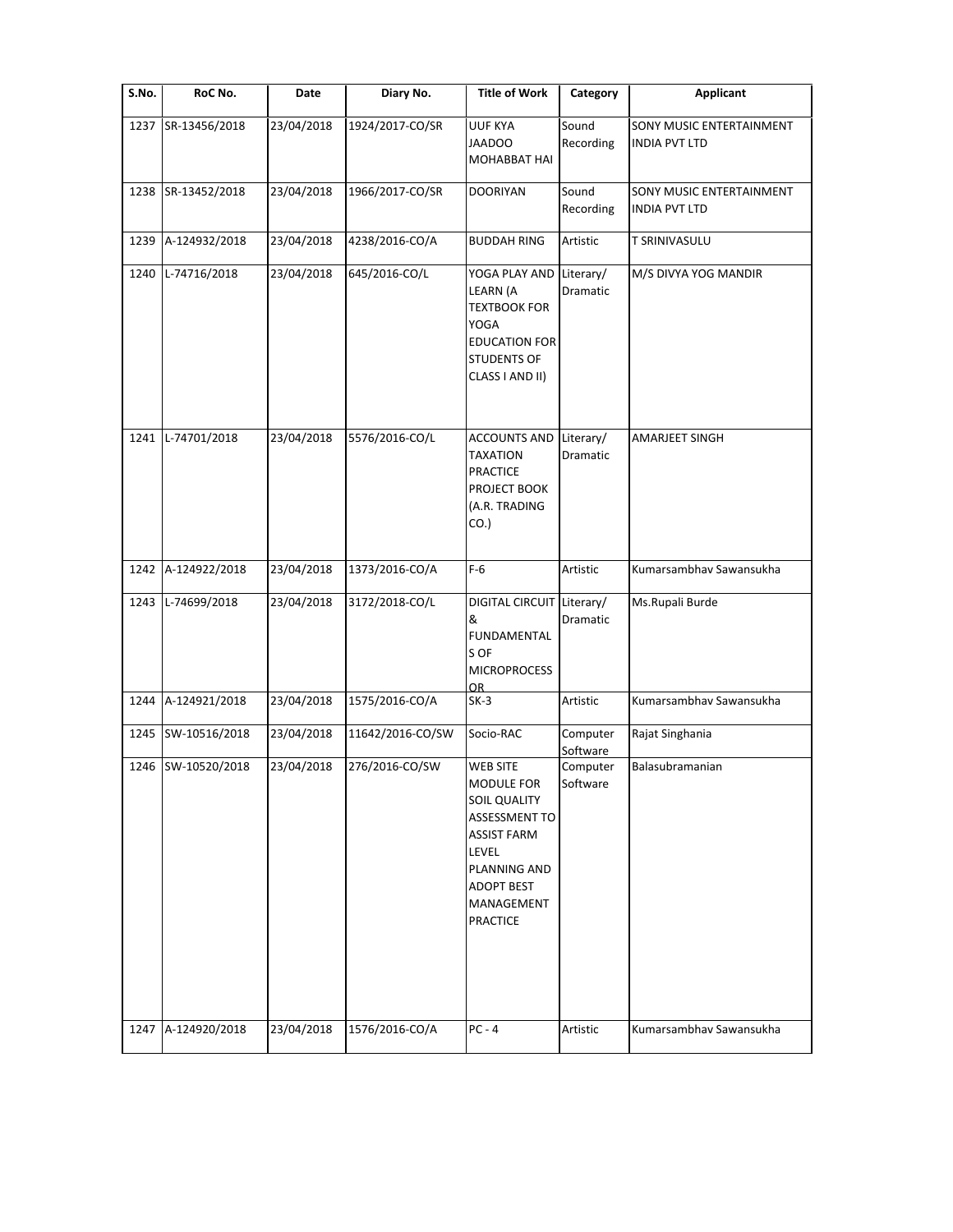| S.No. | RoC No. | Date | Diary No. | Title of Work | Category | Applicant |
|---|---|---|---|---|---|---|
| 1237 | SR-13456/2018 | 23/04/2018 | 1924/2017-CO/SR | UUF KYA JAADOO MOHABBAT HAI | Sound Recording | SONY MUSIC ENTERTAINMENT INDIA PVT LTD |
| 1238 | SR-13452/2018 | 23/04/2018 | 1966/2017-CO/SR | DOORIYAN | Sound Recording | SONY MUSIC ENTERTAINMENT INDIA PVT LTD |
| 1239 | A-124932/2018 | 23/04/2018 | 4238/2016-CO/A | BUDDAH RING | Artistic | T SRINIVASULU |
| 1240 | L-74716/2018 | 23/04/2018 | 645/2016-CO/L | YOGA PLAY AND LEARN (A TEXTBOOK FOR YOGA EDUCATION FOR STUDENTS OF CLASS I AND II) | Literary/ Dramatic | M/S DIVYA YOG MANDIR |
| 1241 | L-74701/2018 | 23/04/2018 | 5576/2016-CO/L | ACCOUNTS AND TAXATION PRACTICE PROJECT BOOK (A.R. TRADING CO.) | Literary/ Dramatic | AMARJEET SINGH |
| 1242 | A-124922/2018 | 23/04/2018 | 1373/2016-CO/A | F-6 | Artistic | Kumarsambhav Sawansukha |
| 1243 | L-74699/2018 | 23/04/2018 | 3172/2018-CO/L | DIGITAL CIRCUIT & FUNDAMENTALS OF MICROPROCESSOR | Literary/ Dramatic | Ms.Rupali Burde |
| 1244 | A-124921/2018 | 23/04/2018 | 1575/2016-CO/A | SK-3 | Artistic | Kumarsambhav Sawansukha |
| 1245 | SW-10516/2018 | 23/04/2018 | 11642/2016-CO/SW | Socio-RAC | Computer Software | Rajat Singhania |
| 1246 | SW-10520/2018 | 23/04/2018 | 276/2016-CO/SW | WEB SITE MODULE FOR SOIL QUALITY ASSESSMENT TO ASSIST FARM LEVEL PLANNING AND ADOPT BEST MANAGEMENT PRACTICE | Computer Software | Balasubramanian |
| 1247 | A-124920/2018 | 23/04/2018 | 1576/2016-CO/A | PC - 4 | Artistic | Kumarsambhav Sawansukha |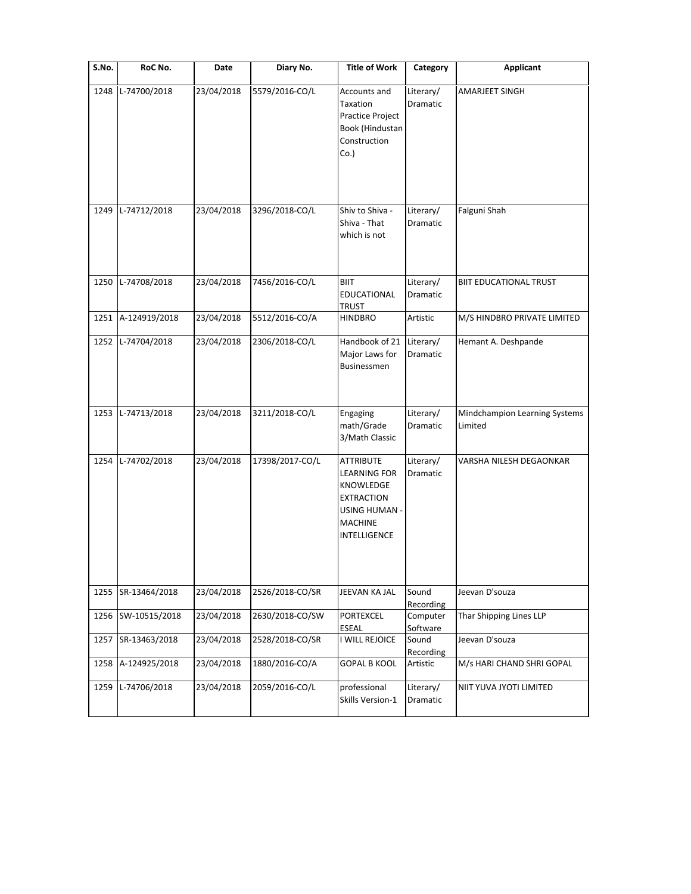| S.No. | RoC No. | Date | Diary No. | Title of Work | Category | Applicant |
|---|---|---|---|---|---|---|
| 1248 | L-74700/2018 | 23/04/2018 | 5579/2016-CO/L | Accounts and Taxation Practice Project Book (Hindustan Construction Co.) | Literary/ Dramatic | AMARJEET SINGH |
| 1249 | L-74712/2018 | 23/04/2018 | 3296/2018-CO/L | Shiv to Shiva - Shiva - That which is not | Literary/ Dramatic | Falguni Shah |
| 1250 | L-74708/2018 | 23/04/2018 | 7456/2016-CO/L | BIIT EDUCATIONAL TRUST | Literary/ Dramatic | BIIT EDUCATIONAL TRUST |
| 1251 | A-124919/2018 | 23/04/2018 | 5512/2016-CO/A | HINDBRO | Artistic | M/S HINDBRO PRIVATE LIMITED |
| 1252 | L-74704/2018 | 23/04/2018 | 2306/2018-CO/L | Handbook of 21 Major Laws for Businessmen | Literary/ Dramatic | Hemant A. Deshpande |
| 1253 | L-74713/2018 | 23/04/2018 | 3211/2018-CO/L | Engaging math/Grade 3/Math Classic | Literary/ Dramatic | Mindchampion Learning Systems Limited |
| 1254 | L-74702/2018 | 23/04/2018 | 17398/2017-CO/L | ATTRIBUTE LEARNING FOR KNOWLEDGE EXTRACTION USING HUMAN - MACHINE INTELLIGENCE | Literary/ Dramatic | VARSHA NILESH DEGAONKAR |
| 1255 | SR-13464/2018 | 23/04/2018 | 2526/2018-CO/SR | JEEVAN KA JAL | Sound Recording | Jeevan D'souza |
| 1256 | SW-10515/2018 | 23/04/2018 | 2630/2018-CO/SW | PORTEXCEL ESEAL | Computer Software | Thar Shipping Lines LLP |
| 1257 | SR-13463/2018 | 23/04/2018 | 2528/2018-CO/SR | I WILL REJOICE | Sound Recording | Jeevan D'souza |
| 1258 | A-124925/2018 | 23/04/2018 | 1880/2016-CO/A | GOPAL B KOOL | Artistic | M/s HARI CHAND SHRI GOPAL |
| 1259 | L-74706/2018 | 23/04/2018 | 2059/2016-CO/L | professional Skills Version-1 | Literary/ Dramatic | NIIT YUVA JYOTI LIMITED |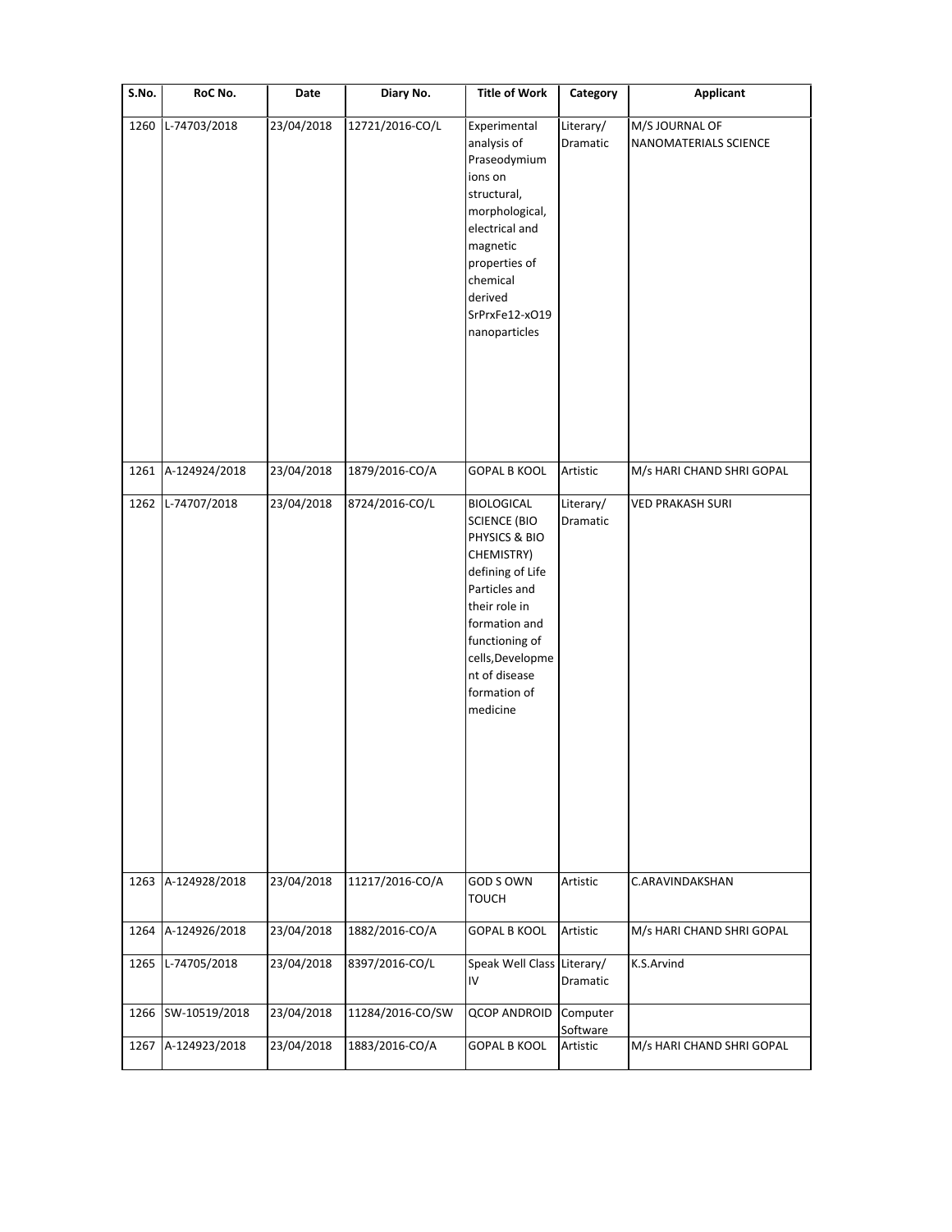| S.No. | RoC No. | Date | Diary No. | Title of Work | Category | Applicant |
|---|---|---|---|---|---|---|
| 1260 | L-74703/2018 | 23/04/2018 | 12721/2016-CO/L | Experimental analysis of Praseodymium ions on structural, morphological, electrical and magnetic properties of chemical derived SrPrxFe12-xO19 nanoparticles | Literary/ Dramatic | M/S JOURNAL OF NANOMATERIALS SCIENCE |
| 1261 | A-124924/2018 | 23/04/2018 | 1879/2016-CO/A | GOPAL B KOOL | Artistic | M/s HARI CHAND SHRI GOPAL |
| 1262 | L-74707/2018 | 23/04/2018 | 8724/2016-CO/L | BIOLOGICAL SCIENCE (BIO PHYSICS & BIO CHEMISTRY) defining of Life Particles and their role in formation and functioning of cells,Development of disease formation of medicine | Literary/ Dramatic | VED PRAKASH SURI |
| 1263 | A-124928/2018 | 23/04/2018 | 11217/2016-CO/A | GOD S OWN TOUCH | Artistic | C.ARAVINDAKSHAN |
| 1264 | A-124926/2018 | 23/04/2018 | 1882/2016-CO/A | GOPAL B KOOL | Artistic | M/s HARI CHAND SHRI GOPAL |
| 1265 | L-74705/2018 | 23/04/2018 | 8397/2016-CO/L | Speak Well Class IV | Literary/ Dramatic | K.S.Arvind |
| 1266 | SW-10519/2018 | 23/04/2018 | 11284/2016-CO/SW | QCOP ANDROID | Computer Software | |
| 1267 | A-124923/2018 | 23/04/2018 | 1883/2016-CO/A | GOPAL B KOOL | Artistic | M/s HARI CHAND SHRI GOPAL |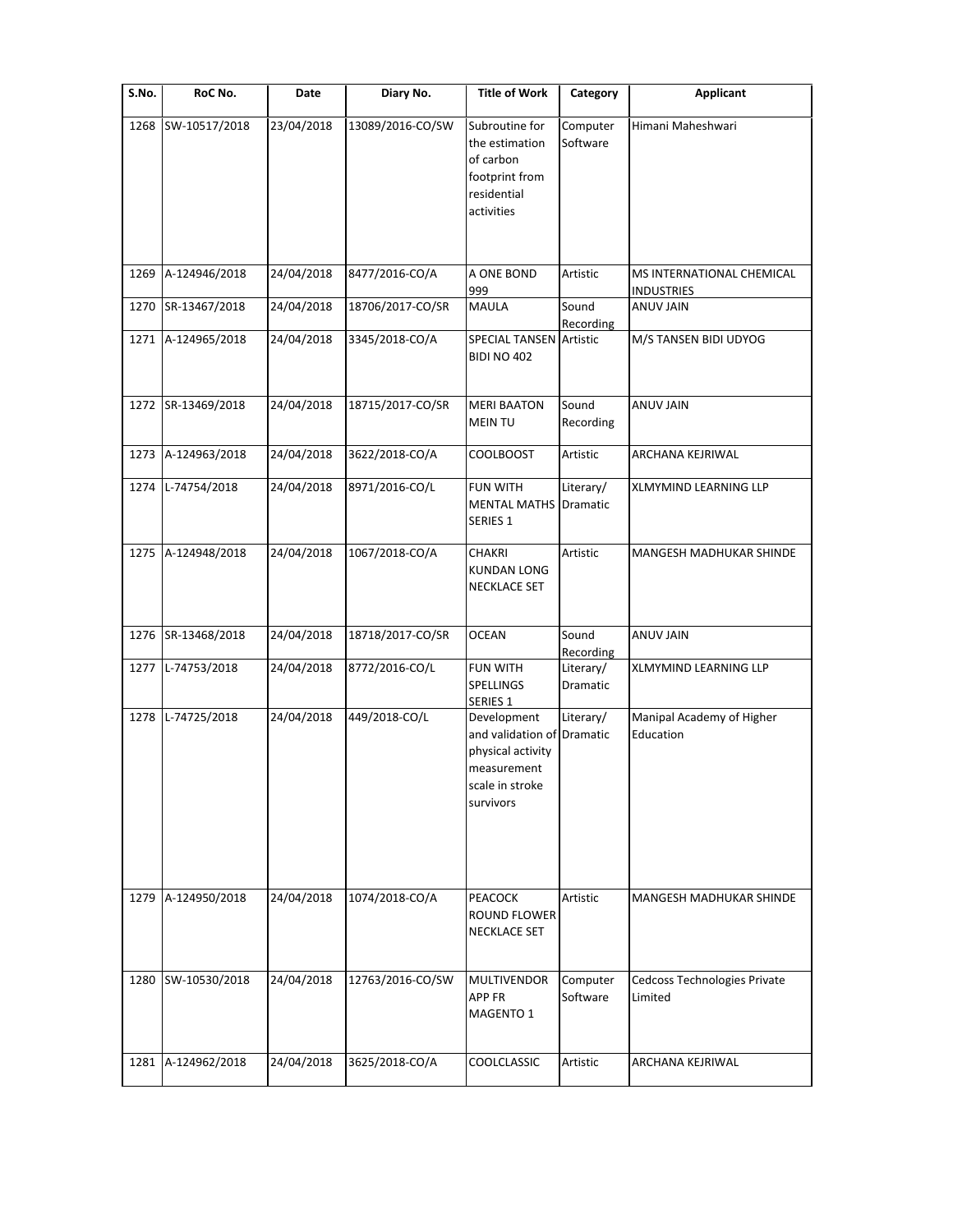| S.No. | RoC No. | Date | Diary No. | Title of Work | Category | Applicant |
|---|---|---|---|---|---|---|
| 1268 | SW-10517/2018 | 23/04/2018 | 13089/2016-CO/SW | Subroutine for the estimation of carbon footprint from residential activities | Computer Software | Himani Maheshwari |
| 1269 | A-124946/2018 | 24/04/2018 | 8477/2016-CO/A | A ONE BOND 999 | Artistic | MS INTERNATIONAL CHEMICAL INDUSTRIES |
| 1270 | SR-13467/2018 | 24/04/2018 | 18706/2017-CO/SR | MAULA | Sound Recording | ANUV JAIN |
| 1271 | A-124965/2018 | 24/04/2018 | 3345/2018-CO/A | SPECIAL TANSEN BIDI NO 402 | Artistic | M/S TANSEN BIDI UDYOG |
| 1272 | SR-13469/2018 | 24/04/2018 | 18715/2017-CO/SR | MERI BAATON MEIN TU | Sound Recording | ANUV JAIN |
| 1273 | A-124963/2018 | 24/04/2018 | 3622/2018-CO/A | COOLBOOST | Artistic | ARCHANA KEJRIWAL |
| 1274 | L-74754/2018 | 24/04/2018 | 8971/2016-CO/L | FUN WITH MENTAL MATHS SERIES 1 | Literary/ Dramatic | XLMYMIND LEARNING LLP |
| 1275 | A-124948/2018 | 24/04/2018 | 1067/2018-CO/A | CHAKRI KUNDAN LONG NECKLACE SET | Artistic | MANGESH MADHUKAR SHINDE |
| 1276 | SR-13468/2018 | 24/04/2018 | 18718/2017-CO/SR | OCEAN | Sound Recording | ANUV JAIN |
| 1277 | L-74753/2018 | 24/04/2018 | 8772/2016-CO/L | FUN WITH SPELLINGS SERIES 1 | Literary/ Dramatic | XLMYMIND LEARNING LLP |
| 1278 | L-74725/2018 | 24/04/2018 | 449/2018-CO/L | Development and validation of physical activity measurement scale in stroke survivors | Literary/ Dramatic | Manipal Academy of Higher Education |
| 1279 | A-124950/2018 | 24/04/2018 | 1074/2018-CO/A | PEACOCK ROUND FLOWER NECKLACE SET | Artistic | MANGESH MADHUKAR SHINDE |
| 1280 | SW-10530/2018 | 24/04/2018 | 12763/2016-CO/SW | MULTIVENDOR APP FR MAGENTO 1 | Computer Software | Cedcoss Technologies Private Limited |
| 1281 | A-124962/2018 | 24/04/2018 | 3625/2018-CO/A | COOLCLASSIC | Artistic | ARCHANA KEJRIWAL |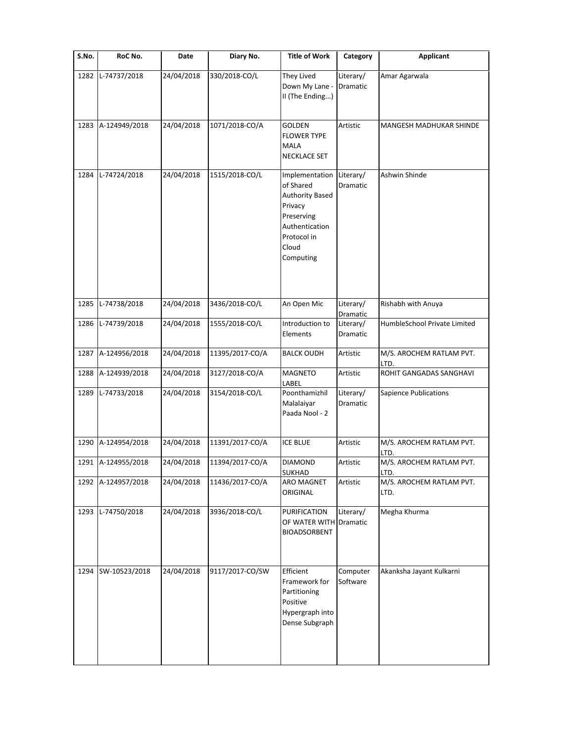| S.No. | RoC No. | Date | Diary No. | Title of Work | Category | Applicant |
|---|---|---|---|---|---|---|
| 1282 | L-74737/2018 | 24/04/2018 | 330/2018-CO/L | They Lived Down My Lane - II (The Ending...) | Literary/ Dramatic | Amar Agarwala |
| 1283 | A-124949/2018 | 24/04/2018 | 1071/2018-CO/A | GOLDEN FLOWER TYPE MALA NECKLACE SET | Artistic | MANGESH MADHUKAR SHINDE |
| 1284 | L-74724/2018 | 24/04/2018 | 1515/2018-CO/L | Implementation of Shared Authority Based Privacy Preserving Authentication Protocol in Cloud Computing | Literary/ Dramatic | Ashwin Shinde |
| 1285 | L-74738/2018 | 24/04/2018 | 3436/2018-CO/L | An Open Mic | Literary/ Dramatic | Rishabh with Anuya |
| 1286 | L-74739/2018 | 24/04/2018 | 1555/2018-CO/L | Introduction to Elements | Literary/ Dramatic | HumbleSchool Private Limited |
| 1287 | A-124956/2018 | 24/04/2018 | 11395/2017-CO/A | BALCK OUDH | Artistic | M/S. AROCHEM RATLAM PVT. LTD. |
| 1288 | A-124939/2018 | 24/04/2018 | 3127/2018-CO/A | MAGNETO LABEL | Artistic | ROHIT GANGADAS SANGHAVI |
| 1289 | L-74733/2018 | 24/04/2018 | 3154/2018-CO/L | Poonthamizhil Malalaiyar Paada Nool - 2 | Literary/ Dramatic | Sapience Publications |
| 1290 | A-124954/2018 | 24/04/2018 | 11391/2017-CO/A | ICE BLUE | Artistic | M/S. AROCHEM RATLAM PVT. LTD. |
| 1291 | A-124955/2018 | 24/04/2018 | 11394/2017-CO/A | DIAMOND SUKHAD | Artistic | M/S. AROCHEM RATLAM PVT. LTD. |
| 1292 | A-124957/2018 | 24/04/2018 | 11436/2017-CO/A | ARO MAGNET ORIGINAL | Artistic | M/S. AROCHEM RATLAM PVT. LTD. |
| 1293 | L-74750/2018 | 24/04/2018 | 3936/2018-CO/L | PURIFICATION OF WATER WITH BIOADSORBENT | Literary/ Dramatic | Megha Khurma |
| 1294 | SW-10523/2018 | 24/04/2018 | 9117/2017-CO/SW | Efficient Framework for Partitioning Positive Hypergraph into Dense Subgraph | Computer Software | Akanksha Jayant Kulkarni |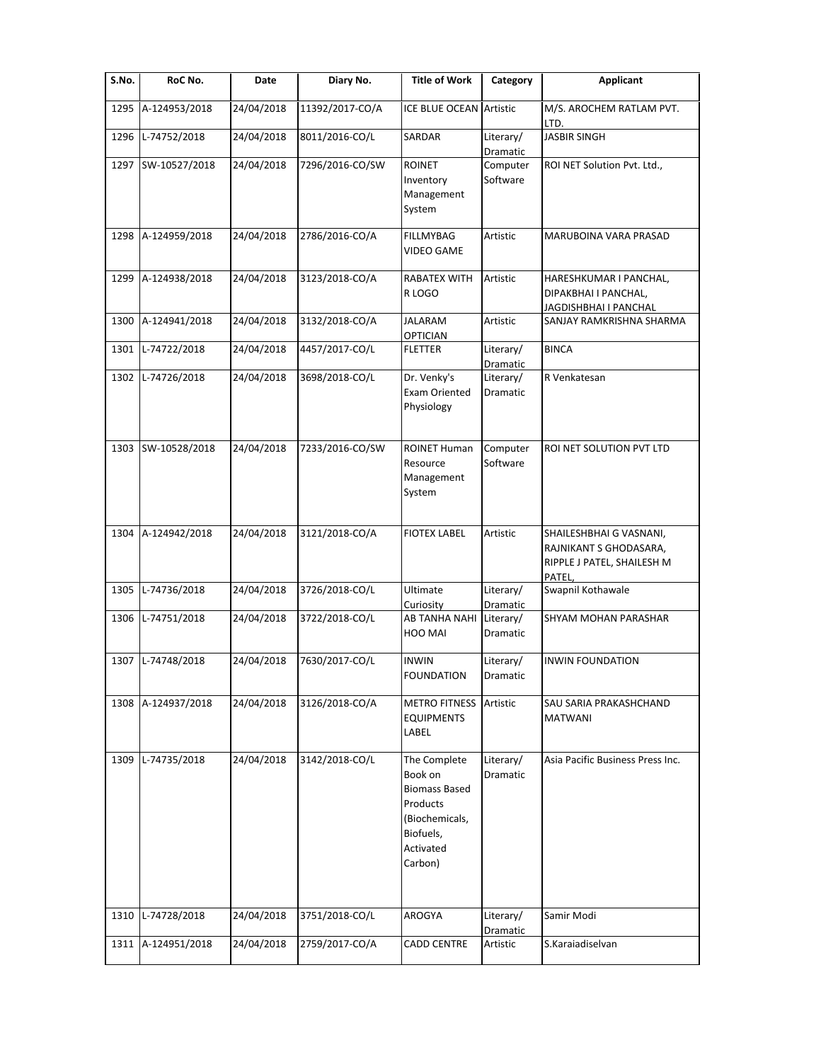| S.No. | RoC No. | Date | Diary No. | Title of Work | Category | Applicant |
|---|---|---|---|---|---|---|
| 1295 | A-124953/2018 | 24/04/2018 | 11392/2017-CO/A | ICE BLUE OCEAN | Artistic | M/S. AROCHEM RATLAM PVT. LTD. |
| 1296 | L-74752/2018 | 24/04/2018 | 8011/2016-CO/L | SARDAR | Literary/ Dramatic | JASBIR SINGH |
| 1297 | SW-10527/2018 | 24/04/2018 | 7296/2016-CO/SW | ROINET Inventory Management System | Computer Software | ROI NET Solution Pvt. Ltd., |
| 1298 | A-124959/2018 | 24/04/2018 | 2786/2016-CO/A | FILLMYBAG VIDEO GAME | Artistic | MARUBOINA VARA PRASAD |
| 1299 | A-124938/2018 | 24/04/2018 | 3123/2018-CO/A | RABATEX WITH R LOGO | Artistic | HARESHKUMAR I PANCHAL, DIPAKBHAI I PANCHAL, JAGDISHBHAI I PANCHAL |
| 1300 | A-124941/2018 | 24/04/2018 | 3132/2018-CO/A | JALARAM OPTICIAN | Artistic | SANJAY RAMKRISHNA SHARMA |
| 1301 | L-74722/2018 | 24/04/2018 | 4457/2017-CO/L | FLETTER | Literary/ Dramatic | BINCA |
| 1302 | L-74726/2018 | 24/04/2018 | 3698/2018-CO/L | Dr. Venky's Exam Oriented Physiology | Literary/ Dramatic | R Venkatesan |
| 1303 | SW-10528/2018 | 24/04/2018 | 7233/2016-CO/SW | ROINET Human Resource Management System | Computer Software | ROI NET SOLUTION PVT LTD |
| 1304 | A-124942/2018 | 24/04/2018 | 3121/2018-CO/A | FIOTEX LABEL | Artistic | SHAILESHBHAI G VASNANI, RAJNIKANT S GHODASARA, RIPPLE J PATEL, SHAILESH M PATEL, |
| 1305 | L-74736/2018 | 24/04/2018 | 3726/2018-CO/L | Ultimate Curiosity | Literary/ Dramatic | Swapnil Kothawale |
| 1306 | L-74751/2018 | 24/04/2018 | 3722/2018-CO/L | AB TANHA NAHI HOO MAI | Literary/ Dramatic | SHYAM MOHAN PARASHAR |
| 1307 | L-74748/2018 | 24/04/2018 | 7630/2017-CO/L | INWIN FOUNDATION | Literary/ Dramatic | INWIN FOUNDATION |
| 1308 | A-124937/2018 | 24/04/2018 | 3126/2018-CO/A | METRO FITNESS EQUIPMENTS LABEL | Artistic | SAU SARIA PRAKASHCHAND MATWANI |
| 1309 | L-74735/2018 | 24/04/2018 | 3142/2018-CO/L | The Complete Book on Biomass Based Products (Biochemicals, Biofuels, Activated Carbon) | Literary/ Dramatic | Asia Pacific Business Press Inc. |
| 1310 | L-74728/2018 | 24/04/2018 | 3751/2018-CO/L | AROGYA | Literary/ Dramatic | Samir Modi |
| 1311 | A-124951/2018 | 24/04/2018 | 2759/2017-CO/A | CADD CENTRE | Artistic | S.Karaiadiselvan |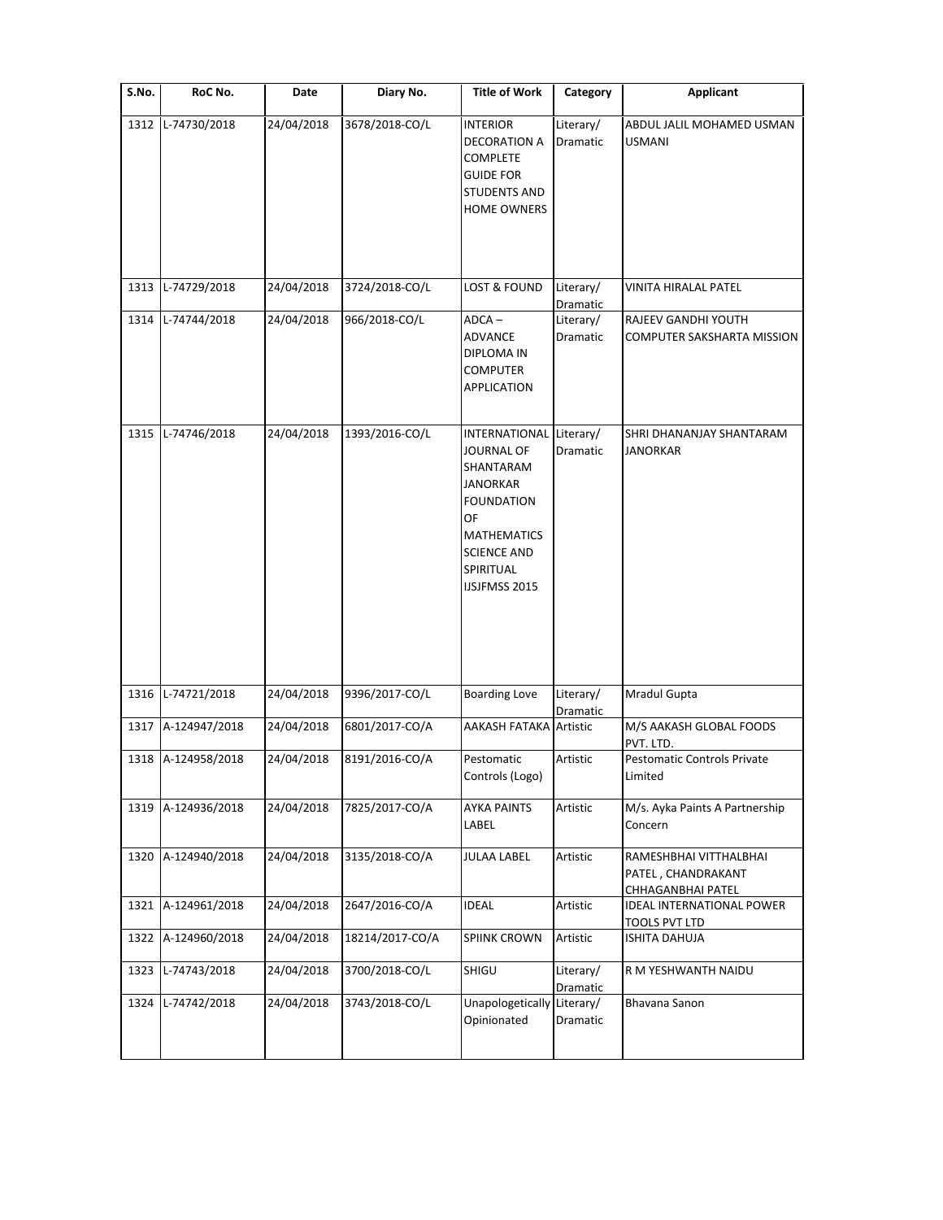| S.No. | RoC No. | Date | Diary No. | Title of Work | Category | Applicant |
|---|---|---|---|---|---|---|
| 1312 | L-74730/2018 | 24/04/2018 | 3678/2018-CO/L | INTERIOR DECORATION A COMPLETE GUIDE FOR STUDENTS AND HOME OWNERS | Literary/ Dramatic | ABDUL JALIL MOHAMED USMAN USMANI |
| 1313 | L-74729/2018 | 24/04/2018 | 3724/2018-CO/L | LOST & FOUND | Literary/ Dramatic | VINITA HIRALAL PATEL |
| 1314 | L-74744/2018 | 24/04/2018 | 966/2018-CO/L | ADCA – ADVANCE DIPLOMA IN COMPUTER APPLICATION | Literary/ Dramatic | RAJEEV GANDHI YOUTH COMPUTER SAKSHARTA MISSION |
| 1315 | L-74746/2018 | 24/04/2018 | 1393/2016-CO/L | INTERNATIONAL JOURNAL OF SHANTARAM JANORKAR FOUNDATION OF MATHEMATICS SCIENCE AND SPIRITUAL IJSJFMSS 2015 | Literary/ Dramatic | SHRI DHANANJAY SHANTARAM JANORKAR |
| 1316 | L-74721/2018 | 24/04/2018 | 9396/2017-CO/L | Boarding Love | Literary/ Dramatic | Mradul Gupta |
| 1317 | A-124947/2018 | 24/04/2018 | 6801/2017-CO/A | AAKASH FATAKA | Artistic | M/S AAKASH GLOBAL FOODS PVT. LTD. |
| 1318 | A-124958/2018 | 24/04/2018 | 8191/2016-CO/A | Pestomatic Controls (Logo) | Artistic | Pestomatic Controls Private Limited |
| 1319 | A-124936/2018 | 24/04/2018 | 7825/2017-CO/A | AYKA PAINTS LABEL | Artistic | M/s. Ayka Paints A Partnership Concern |
| 1320 | A-124940/2018 | 24/04/2018 | 3135/2018-CO/A | JULAA LABEL | Artistic | RAMESHBHAI VITTHALBHAI PATEL , CHANDRAKANT CHHAGANBHAI PATEL |
| 1321 | A-124961/2018 | 24/04/2018 | 2647/2016-CO/A | IDEAL | Artistic | IDEAL INTERNATIONAL POWER TOOLS PVT LTD |
| 1322 | A-124960/2018 | 24/04/2018 | 18214/2017-CO/A | SPIINK CROWN | Artistic | ISHITA DAHUJA |
| 1323 | L-74743/2018 | 24/04/2018 | 3700/2018-CO/L | SHIGU | Literary/ Dramatic | R M YESHWANTH NAIDU |
| 1324 | L-74742/2018 | 24/04/2018 | 3743/2018-CO/L | Unapologetically Opinionated | Literary/ Dramatic | Bhavana Sanon |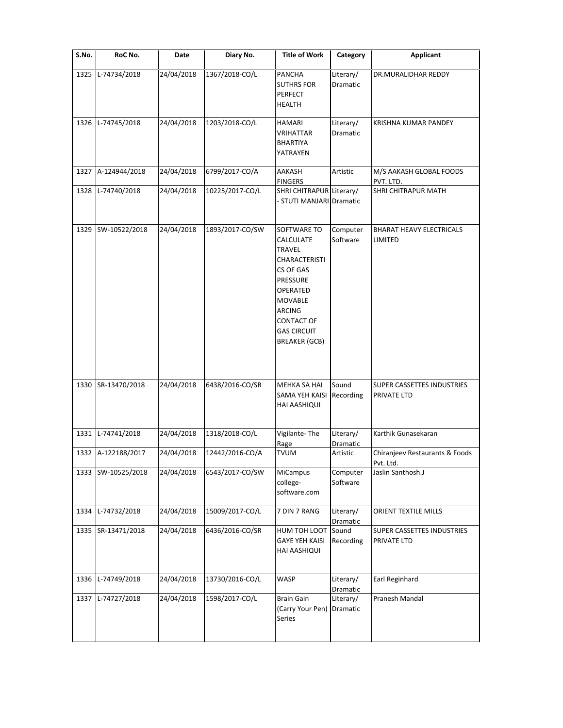| S.No. | RoC No. | Date | Diary No. | Title of Work | Category | Applicant |
|---|---|---|---|---|---|---|
| 1325 | L-74734/2018 | 24/04/2018 | 1367/2018-CO/L | PANCHA SUTHRS FOR PERFECT HEALTH | Literary/ Dramatic | DR.MURALIDHAR REDDY |
| 1326 | L-74745/2018 | 24/04/2018 | 1203/2018-CO/L | HAMARI VRIHATTAR BHARTIYA YATRAYEN | Literary/ Dramatic | KRISHNA KUMAR PANDEY |
| 1327 | A-124944/2018 | 24/04/2018 | 6799/2017-CO/A | AAKASH FINGERS | Artistic | M/S AAKASH GLOBAL FOODS PVT. LTD. |
| 1328 | L-74740/2018 | 24/04/2018 | 10225/2017-CO/L | SHRI CHITRAPUR - STUTI MANJARI | Literary/ Dramatic | SHRI CHITRAPUR MATH |
| 1329 | SW-10522/2018 | 24/04/2018 | 1893/2017-CO/SW | SOFTWARE TO CALCULATE TRAVEL CHARACTERISTICS OF GAS PRESSURE OPERATED MOVABLE ARCING CONTACT OF GAS CIRCUIT BREAKER (GCB) | Computer Software | BHARAT HEAVY ELECTRICALS LIMITED |
| 1330 | SR-13470/2018 | 24/04/2018 | 6438/2016-CO/SR | MEHKA SA HAI SAMA YEH KAISI HAI AASHIQUI | Sound Recording | SUPER CASSETTES INDUSTRIES PRIVATE LTD |
| 1331 | L-74741/2018 | 24/04/2018 | 1318/2018-CO/L | Vigilante- The Rage | Literary/ Dramatic | Karthik Gunasekaran |
| 1332 | A-122188/2017 | 24/04/2018 | 12442/2016-CO/A | TVUM | Artistic | Chiranjeev Restaurants & Foods Pvt. Ltd. |
| 1333 | SW-10525/2018 | 24/04/2018 | 6543/2017-CO/SW | MiCampus college-software.com | Computer Software | Jaslin Santhosh.J |
| 1334 | L-74732/2018 | 24/04/2018 | 15009/2017-CO/L | 7 DIN 7 RANG | Literary/ Dramatic | ORIENT TEXTILE MILLS |
| 1335 | SR-13471/2018 | 24/04/2018 | 6436/2016-CO/SR | HUM TOH LOOT GAYE YEH KAISI HAI AASHIQUI | Sound Recording | SUPER CASSETTES INDUSTRIES PRIVATE LTD |
| 1336 | L-74749/2018 | 24/04/2018 | 13730/2016-CO/L | WASP | Literary/ Dramatic | Earl Reginhard |
| 1337 | L-74727/2018 | 24/04/2018 | 1598/2017-CO/L | Brain Gain (Carry Your Pen) Series | Literary/ Dramatic | Pranesh Mandal |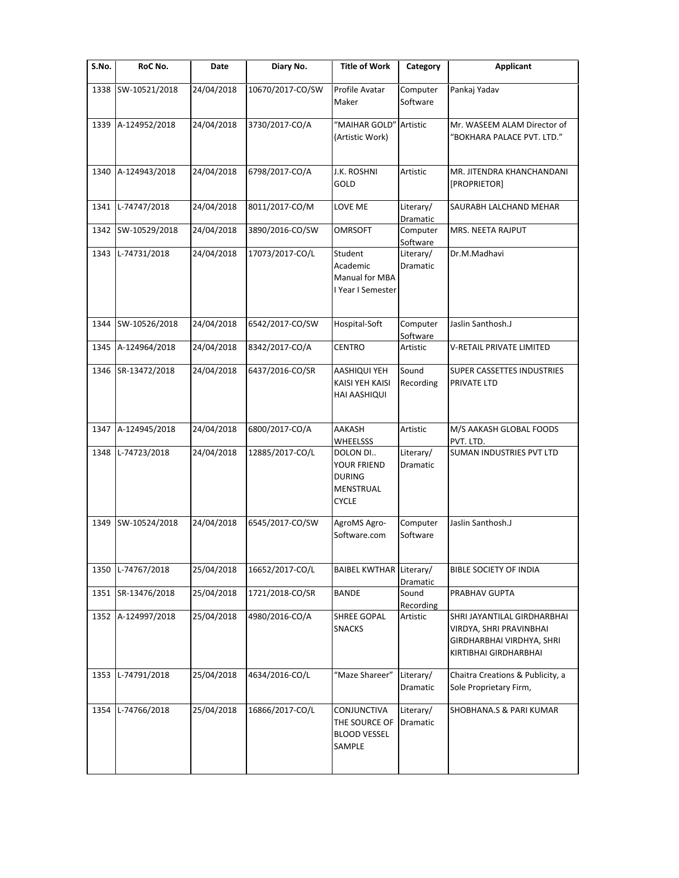| S.No. | RoC No. | Date | Diary No. | Title of Work | Category | Applicant |
|---|---|---|---|---|---|---|
| 1338 | SW-10521/2018 | 24/04/2018 | 10670/2017-CO/SW | Profile Avatar Maker | Computer Software | Pankaj Yadav |
| 1339 | A-124952/2018 | 24/04/2018 | 3730/2017-CO/A | "MAIHAR GOLD" (Artistic Work) | Artistic | Mr. WASEEM ALAM Director of "BOKHARA PALACE PVT. LTD." |
| 1340 | A-124943/2018 | 24/04/2018 | 6798/2017-CO/A | J.K. ROSHNI GOLD | Artistic | MR. JITENDRA KHANCHANDANI [PROPRIETOR] |
| 1341 | L-74747/2018 | 24/04/2018 | 8011/2017-CO/M | LOVE ME | Literary/ Dramatic | SAURABH LALCHAND MEHAR |
| 1342 | SW-10529/2018 | 24/04/2018 | 3890/2016-CO/SW | OMRSOFT | Computer Software | MRS. NEETA RAJPUT |
| 1343 | L-74731/2018 | 24/04/2018 | 17073/2017-CO/L | Student Academic Manual for MBA I Year I Semester | Literary/ Dramatic | Dr.M.Madhavi |
| 1344 | SW-10526/2018 | 24/04/2018 | 6542/2017-CO/SW | Hospital-Soft | Computer Software | Jaslin Santhosh.J |
| 1345 | A-124964/2018 | 24/04/2018 | 8342/2017-CO/A | CENTRO | Artistic | V-RETAIL PRIVATE LIMITED |
| 1346 | SR-13472/2018 | 24/04/2018 | 6437/2016-CO/SR | AASHIQUI YEH KAISI YEH KAISI HAI AASHIQUI | Sound Recording | SUPER CASSETTES INDUSTRIES PRIVATE LTD |
| 1347 | A-124945/2018 | 24/04/2018 | 6800/2017-CO/A | AAKASH WHEELSSS | Artistic | M/S AAKASH GLOBAL FOODS PVT. LTD. |
| 1348 | L-74723/2018 | 24/04/2018 | 12885/2017-CO/L | DOLON DI.. YOUR FRIEND DURING MENSTRUAL CYCLE | Literary/ Dramatic | SUMAN INDUSTRIES PVT LTD |
| 1349 | SW-10524/2018 | 24/04/2018 | 6545/2017-CO/SW | AgroMS Agro-Software.com | Computer Software | Jaslin Santhosh.J |
| 1350 | L-74767/2018 | 25/04/2018 | 16652/2017-CO/L | BAIBEL KWTHAR | Literary/ Dramatic | BIBLE SOCIETY OF INDIA |
| 1351 | SR-13476/2018 | 25/04/2018 | 1721/2018-CO/SR | BANDE | Sound Recording | PRABHAV GUPTA |
| 1352 | A-124997/2018 | 25/04/2018 | 4980/2016-CO/A | SHREE GOPAL SNACKS | Artistic | SHRI JAYANTILAL GIRDHARBHAI VIRDYA, SHRI PRAVINBHAI GIRDHARBHAI VIRDHYA, SHRI KIRTIBHAI GIRDHARBHAI |
| 1353 | L-74791/2018 | 25/04/2018 | 4634/2016-CO/L | "Maze Shareer" | Literary/ Dramatic | Chaitra Creations & Publicity, a Sole Proprietary Firm, |
| 1354 | L-74766/2018 | 25/04/2018 | 16866/2017-CO/L | CONJUNCTIVA THE SOURCE OF BLOOD VESSEL SAMPLE | Literary/ Dramatic | SHOBHANA.S & PARI KUMAR |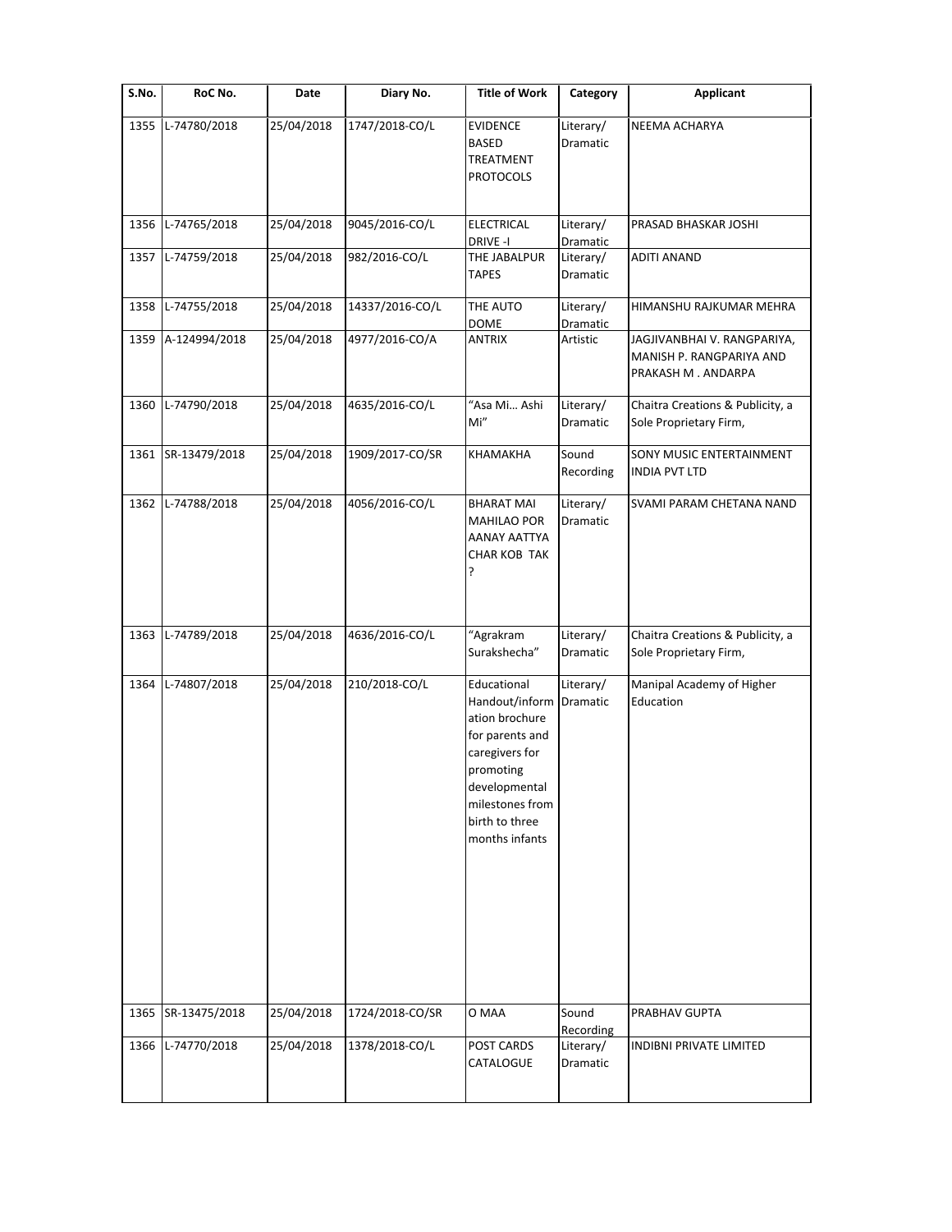| S.No. | RoC No. | Date | Diary No. | Title of Work | Category | Applicant |
|---|---|---|---|---|---|---|
| 1355 | L-74780/2018 | 25/04/2018 | 1747/2018-CO/L | EVIDENCE BASED TREATMENT PROTOCOLS | Literary/ Dramatic | NEEMA ACHARYA |
| 1356 | L-74765/2018 | 25/04/2018 | 9045/2016-CO/L | ELECTRICAL DRIVE -I | Literary/ Dramatic | PRASAD BHASKAR JOSHI |
| 1357 | L-74759/2018 | 25/04/2018 | 982/2016-CO/L | THE JABALPUR TAPES | Literary/ Dramatic | ADITI ANAND |
| 1358 | L-74755/2018 | 25/04/2018 | 14337/2016-CO/L | THE AUTO DOME | Literary/ Dramatic | HIMANSHU RAJKUMAR MEHRA |
| 1359 | A-124994/2018 | 25/04/2018 | 4977/2016-CO/A | ANTRIX | Artistic | JAGJIVANBHAI V. RANGPARIYA, MANISH P. RANGPARIYA AND PRAKASH M . ANDARPA |
| 1360 | L-74790/2018 | 25/04/2018 | 4635/2016-CO/L | "Asa Mi… Ashi Mi" | Literary/ Dramatic | Chaitra Creations & Publicity, a Sole Proprietary Firm, |
| 1361 | SR-13479/2018 | 25/04/2018 | 1909/2017-CO/SR | KHAMAKHA | Sound Recording | SONY MUSIC ENTERTAINMENT INDIA PVT LTD |
| 1362 | L-74788/2018 | 25/04/2018 | 4056/2016-CO/L | BHARAT MAI MAHILAO POR AANAY AATTYA CHAR KOB TAK ? | Literary/ Dramatic | SVAMI PARAM CHETANA NAND |
| 1363 | L-74789/2018 | 25/04/2018 | 4636/2016-CO/L | "Agrakram Surakshecha" | Literary/ Dramatic | Chaitra Creations & Publicity, a Sole Proprietary Firm, |
| 1364 | L-74807/2018 | 25/04/2018 | 210/2018-CO/L | Educational Handout/information brochure for parents and caregivers for promoting developmental milestones from birth to three months infants | Literary/ Dramatic | Manipal Academy of Higher Education |
| 1365 | SR-13475/2018 | 25/04/2018 | 1724/2018-CO/SR | O MAA | Sound Recording | PRABHAV GUPTA |
| 1366 | L-74770/2018 | 25/04/2018 | 1378/2018-CO/L | POST CARDS CATALOGUE | Literary/ Dramatic | INDIBNI PRIVATE LIMITED |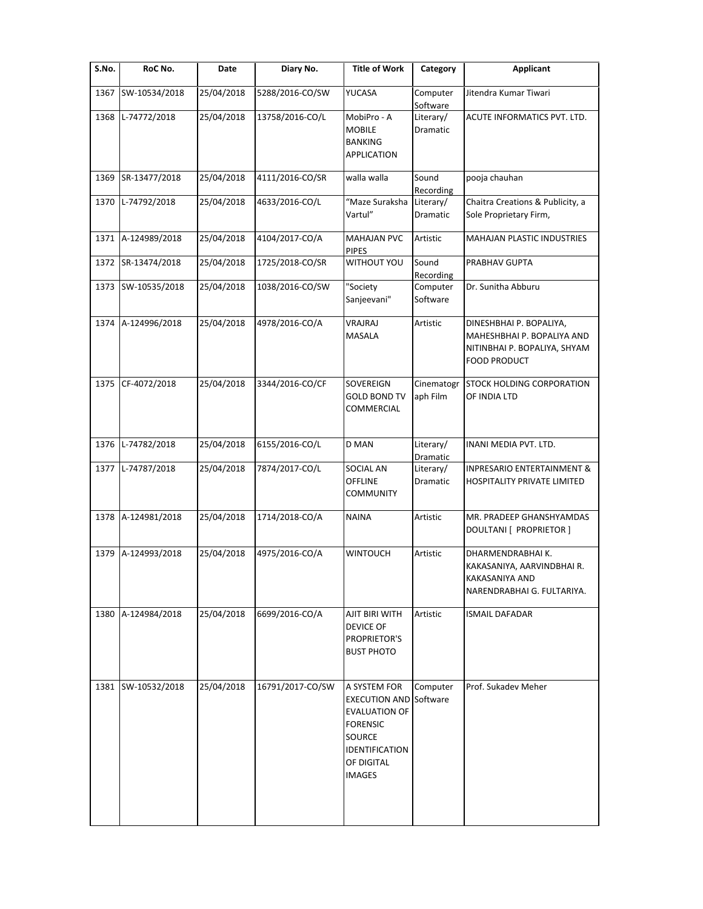| S.No. | RoC No. | Date | Diary No. | Title of Work | Category | Applicant |
|---|---|---|---|---|---|---|
| 1367 | SW-10534/2018 | 25/04/2018 | 5288/2016-CO/SW | YUCASA | Computer Software | Jitendra Kumar Tiwari |
| 1368 | L-74772/2018 | 25/04/2018 | 13758/2016-CO/L | MobiPro - A MOBILE BANKING APPLICATION | Literary/ Dramatic | ACUTE INFORMATICS PVT. LTD. |
| 1369 | SR-13477/2018 | 25/04/2018 | 4111/2016-CO/SR | walla walla | Sound Recording | pooja chauhan |
| 1370 | L-74792/2018 | 25/04/2018 | 4633/2016-CO/L | "Maze Suraksha Vartul" | Literary/ Dramatic | Chaitra Creations & Publicity, a Sole Proprietary Firm, |
| 1371 | A-124989/2018 | 25/04/2018 | 4104/2017-CO/A | MAHAJAN PVC PIPES | Artistic | MAHAJAN PLASTIC INDUSTRIES |
| 1372 | SR-13474/2018 | 25/04/2018 | 1725/2018-CO/SR | WITHOUT YOU | Sound Recording | PRABHAV GUPTA |
| 1373 | SW-10535/2018 | 25/04/2018 | 1038/2016-CO/SW | "Society Sanjeevani" | Computer Software | Dr. Sunitha Abburu |
| 1374 | A-124996/2018 | 25/04/2018 | 4978/2016-CO/A | VRAJRAJ MASALA | Artistic | DINESHBHAI P. BOPALIYA, MAHESHBHAI P. BOPALIYA AND NITINBHAI P. BOPALIYA, SHYAM FOOD PRODUCT |
| 1375 | CF-4072/2018 | 25/04/2018 | 3344/2016-CO/CF | SOVEREIGN GOLD BOND TV COMMERCIAL | Cinematograph Film | STOCK HOLDING CORPORATION OF INDIA LTD |
| 1376 | L-74782/2018 | 25/04/2018 | 6155/2016-CO/L | D MAN | Literary/ Dramatic | INANI MEDIA PVT. LTD. |
| 1377 | L-74787/2018 | 25/04/2018 | 7874/2017-CO/L | SOCIAL AN OFFLINE COMMUNITY | Literary/ Dramatic | INPRESARIO ENTERTAINMENT & HOSPITALITY PRIVATE LIMITED |
| 1378 | A-124981/2018 | 25/04/2018 | 1714/2018-CO/A | NAINA | Artistic | MR. PRADEEP GHANSHYAMDAS DOULTANI [ PROPRIETOR ] |
| 1379 | A-124993/2018 | 25/04/2018 | 4975/2016-CO/A | WINTOUCH | Artistic | DHARMENDRABHAI K. KAKASANIYA, AARVINDBHAI R. KAKASANIYA AND NARENDRABHAI G. FULTARIYA. |
| 1380 | A-124984/2018 | 25/04/2018 | 6699/2016-CO/A | AJIT BIRI WITH DEVICE OF PROPRIETOR'S BUST PHOTO | Artistic | ISMAIL DAFADAR |
| 1381 | SW-10532/2018 | 25/04/2018 | 16791/2017-CO/SW | A SYSTEM FOR EXECUTION AND EVALUATION OF FORENSIC SOURCE IDENTIFICATION OF DIGITAL IMAGES | Computer Software | Prof. Sukadev Meher |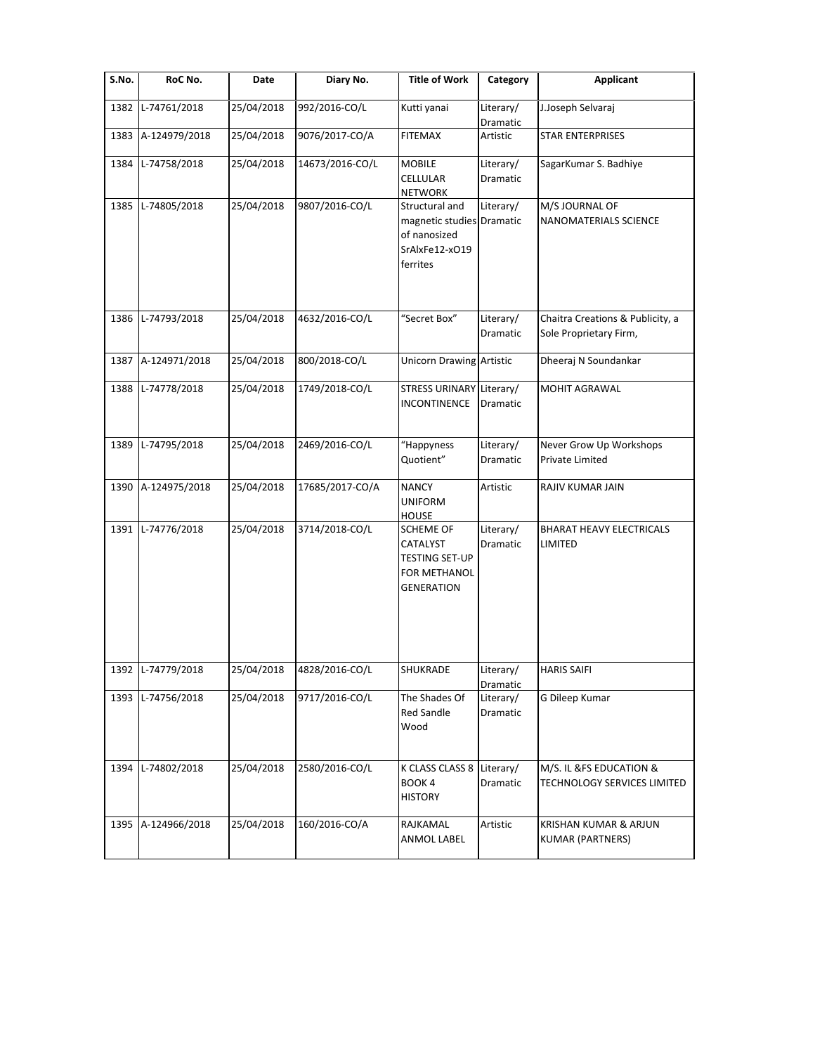| S.No. | RoC No. | Date | Diary No. | Title of Work | Category | Applicant |
|---|---|---|---|---|---|---|
| 1382 | L-74761/2018 | 25/04/2018 | 992/2016-CO/L | Kutti yanai | Literary/ Dramatic | J.Joseph Selvaraj |
| 1383 | A-124979/2018 | 25/04/2018 | 9076/2017-CO/A | FITEMAX | Artistic | STAR ENTERPRISES |
| 1384 | L-74758/2018 | 25/04/2018 | 14673/2016-CO/L | MOBILE CELLULAR NETWORK | Literary/ Dramatic | SagarKumar S. Badhiye |
| 1385 | L-74805/2018 | 25/04/2018 | 9807/2016-CO/L | Structural and magnetic studies of nanosized SrAlxFe12-xO19 ferrites | Literary/ Dramatic | M/S JOURNAL OF NANOMATERIALS SCIENCE |
| 1386 | L-74793/2018 | 25/04/2018 | 4632/2016-CO/L | "Secret Box" | Literary/ Dramatic | Chaitra Creations & Publicity, a Sole Proprietary Firm, |
| 1387 | A-124971/2018 | 25/04/2018 | 800/2018-CO/L | Unicorn Drawing | Artistic | Dheeraj N Soundankar |
| 1388 | L-74778/2018 | 25/04/2018 | 1749/2018-CO/L | STRESS URINARY INCONTINENCE | Literary/ Dramatic | MOHIT AGRAWAL |
| 1389 | L-74795/2018 | 25/04/2018 | 2469/2016-CO/L | "Happyness Quotient" | Literary/ Dramatic | Never Grow Up Workshops Private Limited |
| 1390 | A-124975/2018 | 25/04/2018 | 17685/2017-CO/A | NANCY UNIFORM HOUSE | Artistic | RAJIV KUMAR JAIN |
| 1391 | L-74776/2018 | 25/04/2018 | 3714/2018-CO/L | SCHEME OF CATALYST TESTING SET-UP FOR METHANOL GENERATION | Literary/ Dramatic | BHARAT HEAVY ELECTRICALS LIMITED |
| 1392 | L-74779/2018 | 25/04/2018 | 4828/2016-CO/L | SHUKRADE | Literary/ Dramatic | HARIS SAIFI |
| 1393 | L-74756/2018 | 25/04/2018 | 9717/2016-CO/L | The Shades Of Red Sandle Wood | Literary/ Dramatic | G Dileep Kumar |
| 1394 | L-74802/2018 | 25/04/2018 | 2580/2016-CO/L | K CLASS CLASS 8 BOOK 4 HISTORY | Literary/ Dramatic | M/S. IL &FS EDUCATION & TECHNOLOGY SERVICES LIMITED |
| 1395 | A-124966/2018 | 25/04/2018 | 160/2016-CO/A | RAJKAMAL ANMOL LABEL | Artistic | KRISHAN KUMAR & ARJUN KUMAR (PARTNERS) |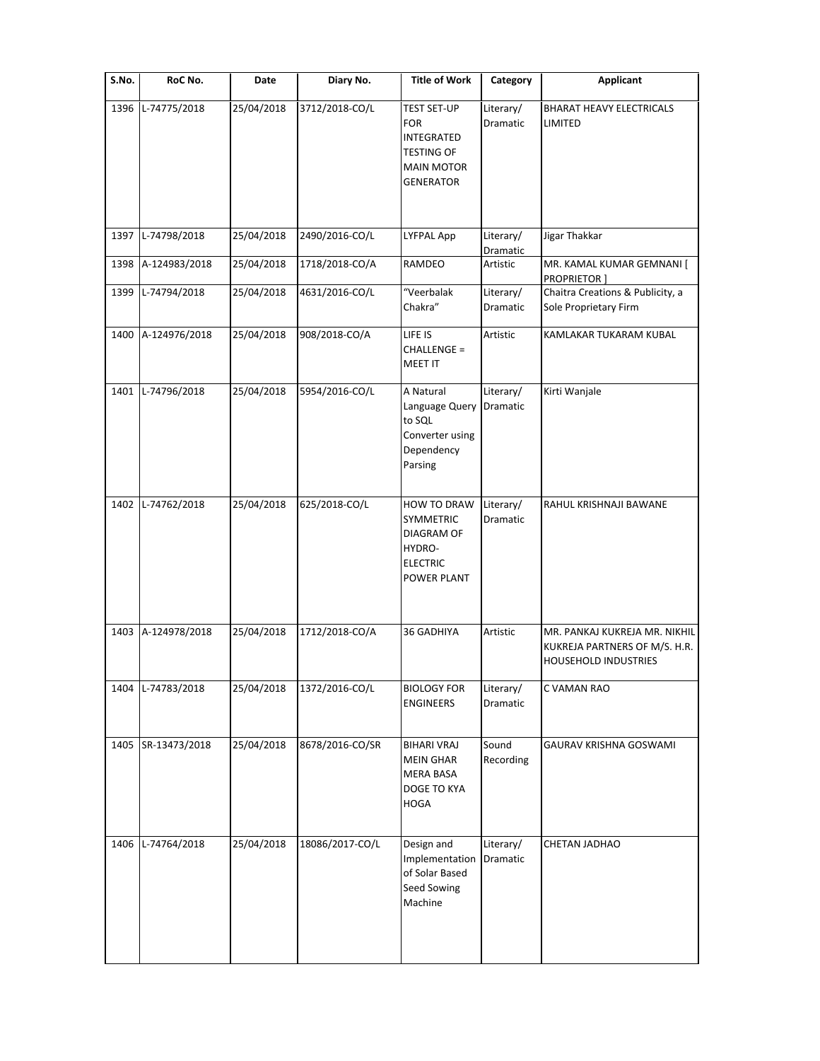| S.No. | RoC No. | Date | Diary No. | Title of Work | Category | Applicant |
|---|---|---|---|---|---|---|
| 1396 | L-74775/2018 | 25/04/2018 | 3712/2018-CO/L | TEST SET-UP FOR INTEGRATED TESTING OF MAIN MOTOR GENERATOR | Literary/ Dramatic | BHARAT HEAVY ELECTRICALS LIMITED |
| 1397 | L-74798/2018 | 25/04/2018 | 2490/2016-CO/L | LYFPAL App | Literary/ Dramatic | Jigar Thakkar |
| 1398 | A-124983/2018 | 25/04/2018 | 1718/2018-CO/A | RAMDEO | Artistic | MR. KAMAL KUMAR GEMNANI [ PROPRIETOR ] |
| 1399 | L-74794/2018 | 25/04/2018 | 4631/2016-CO/L | "Veerbalak Chakra" | Literary/ Dramatic | Chaitra Creations & Publicity, a Sole Proprietary Firm |
| 1400 | A-124976/2018 | 25/04/2018 | 908/2018-CO/A | LIFE IS CHALLENGE = MEET IT | Artistic | KAMLAKAR TUKARAM KUBAL |
| 1401 | L-74796/2018 | 25/04/2018 | 5954/2016-CO/L | A Natural Language Query to SQL Converter using Dependency Parsing | Literary/ Dramatic | Kirti Wanjale |
| 1402 | L-74762/2018 | 25/04/2018 | 625/2018-CO/L | HOW TO DRAW SYMMETRIC DIAGRAM OF HYDRO-ELECTRIC POWER PLANT | Literary/ Dramatic | RAHUL KRISHNAJI BAWANE |
| 1403 | A-124978/2018 | 25/04/2018 | 1712/2018-CO/A | 36 GADHIYA | Artistic | MR. PANKAJ KUKREJA MR. NIKHIL KUKREJA PARTNERS OF M/S. H.R. HOUSEHOLD INDUSTRIES |
| 1404 | L-74783/2018 | 25/04/2018 | 1372/2016-CO/L | BIOLOGY FOR ENGINEERS | Literary/ Dramatic | C VAMAN RAO |
| 1405 | SR-13473/2018 | 25/04/2018 | 8678/2016-CO/SR | BIHARI VRAJ MEIN GHAR MERA BASA DOGE TO KYA HOGA | Sound Recording | GAURAV KRISHNA GOSWAMI |
| 1406 | L-74764/2018 | 25/04/2018 | 18086/2017-CO/L | Design and Implementation of Solar Based Seed Sowing Machine | Literary/ Dramatic | CHETAN JADHAO |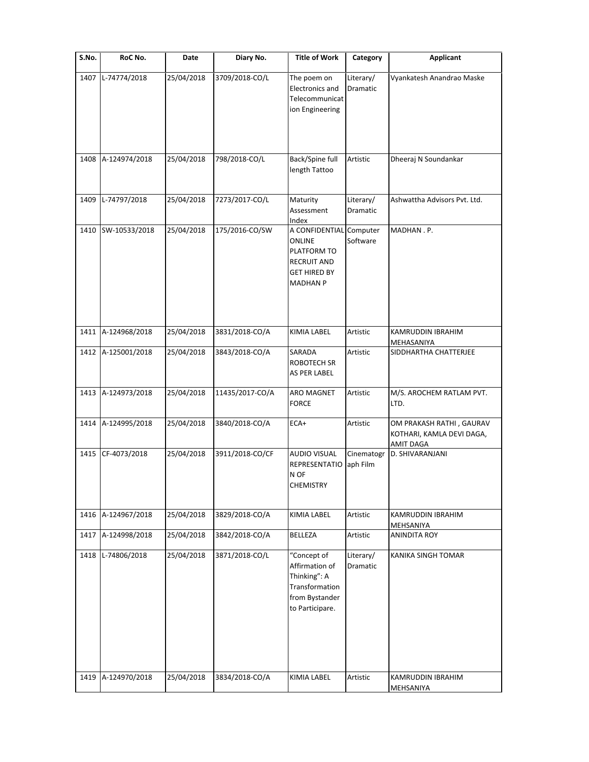| S.No. | RoC No. | Date | Diary No. | Title of Work | Category | Applicant |
|---|---|---|---|---|---|---|
| 1407 | L-74774/2018 | 25/04/2018 | 3709/2018-CO/L | The poem on Electronics and Telecommunication Engineering | Literary/ Dramatic | Vyankatesh Anandrao Maske |
| 1408 | A-124974/2018 | 25/04/2018 | 798/2018-CO/L | Back/Spine full length Tattoo | Artistic | Dheeraj N Soundankar |
| 1409 | L-74797/2018 | 25/04/2018 | 7273/2017-CO/L | Maturity Assessment Index | Literary/ Dramatic | Ashwattha Advisors Pvt. Ltd. |
| 1410 | SW-10533/2018 | 25/04/2018 | 175/2016-CO/SW | A CONFIDENTIAL ONLINE PLATFORM TO RECRUIT AND GET HIRED BY MADHAN P | Computer Software | MADHAN . P. |
| 1411 | A-124968/2018 | 25/04/2018 | 3831/2018-CO/A | KIMIA LABEL | Artistic | KAMRUDDIN IBRAHIM MEHASANIYA |
| 1412 | A-125001/2018 | 25/04/2018 | 3843/2018-CO/A | SARADA ROBOTECH SR AS PER LABEL | Artistic | SIDDHARTHA CHATTERJEE |
| 1413 | A-124973/2018 | 25/04/2018 | 11435/2017-CO/A | ARO MAGNET FORCE | Artistic | M/S. AROCHEM RATLAM PVT. LTD. |
| 1414 | A-124995/2018 | 25/04/2018 | 3840/2018-CO/A | ECA+ | Artistic | OM PRAKASH RATHI , GAURAV KOTHARI, KAMLA DEVI DAGA, AMIT DAGA |
| 1415 | CF-4073/2018 | 25/04/2018 | 3911/2018-CO/CF | AUDIO VISUAL REPRESENTATION OF CHEMISTRY | Cinematograph Film | D. SHIVARANJANI |
| 1416 | A-124967/2018 | 25/04/2018 | 3829/2018-CO/A | KIMIA LABEL | Artistic | KAMRUDDIN IBRAHIM MEHSANIYA |
| 1417 | A-124998/2018 | 25/04/2018 | 3842/2018-CO/A | BELLEZA | Artistic | ANINDITA ROY |
| 1418 | L-74806/2018 | 25/04/2018 | 3871/2018-CO/L | "Concept of Affirmation of Thinking": A Transformation from Bystander to Participare. | Literary/ Dramatic | KANIKA SINGH TOMAR |
| 1419 | A-124970/2018 | 25/04/2018 | 3834/2018-CO/A | KIMIA LABEL | Artistic | KAMRUDDIN IBRAHIM MEHSANIYA |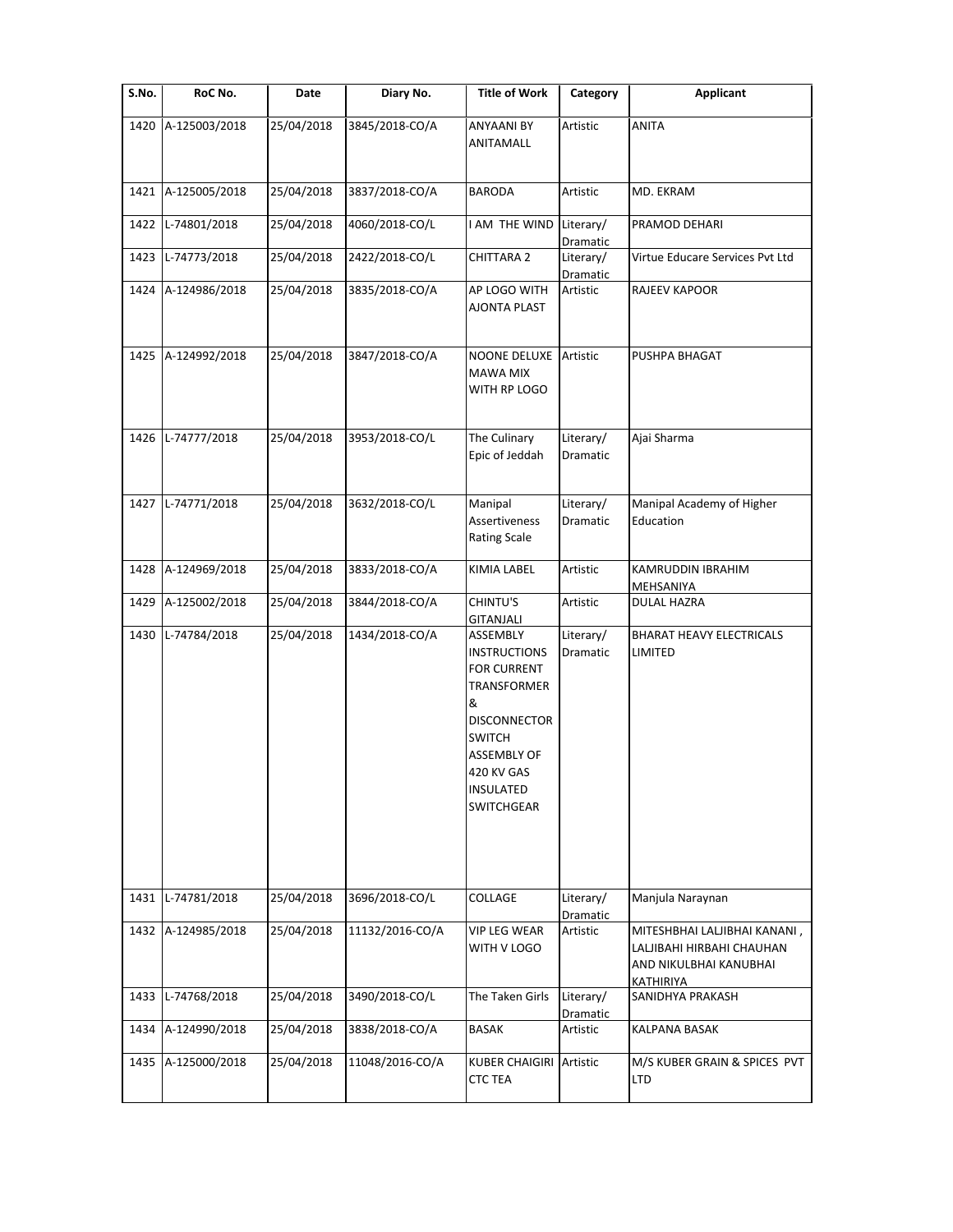| S.No. | RoC No. | Date | Diary No. | Title of Work | Category | Applicant |
|---|---|---|---|---|---|---|
| 1420 | A-125003/2018 | 25/04/2018 | 3845/2018-CO/A | ANYAANI BY ANITAMALL | Artistic | ANITA |
| 1421 | A-125005/2018 | 25/04/2018 | 3837/2018-CO/A | BARODA | Artistic | MD. EKRAM |
| 1422 | L-74801/2018 | 25/04/2018 | 4060/2018-CO/L | I AM THE WIND | Literary/ Dramatic | PRAMOD DEHARI |
| 1423 | L-74773/2018 | 25/04/2018 | 2422/2018-CO/L | CHITTARA 2 | Literary/ Dramatic | Virtue Educare Services Pvt Ltd |
| 1424 | A-124986/2018 | 25/04/2018 | 3835/2018-CO/A | AP LOGO WITH AJONTA PLAST | Artistic | RAJEEV KAPOOR |
| 1425 | A-124992/2018 | 25/04/2018 | 3847/2018-CO/A | NOONE DELUXE MAWA MIX WITH RP LOGO | Artistic | PUSHPA BHAGAT |
| 1426 | L-74777/2018 | 25/04/2018 | 3953/2018-CO/L | The Culinary Epic of Jeddah | Literary/ Dramatic | Ajai Sharma |
| 1427 | L-74771/2018 | 25/04/2018 | 3632/2018-CO/L | Manipal Assertiveness Rating Scale | Literary/ Dramatic | Manipal Academy of Higher Education |
| 1428 | A-124969/2018 | 25/04/2018 | 3833/2018-CO/A | KIMIA LABEL | Artistic | KAMRUDDIN IBRAHIM MEHSANIYA |
| 1429 | A-125002/2018 | 25/04/2018 | 3844/2018-CO/A | CHINTU'S GITANJALI | Artistic | DULAL HAZRA |
| 1430 | L-74784/2018 | 25/04/2018 | 1434/2018-CO/A | ASSEMBLY INSTRUCTIONS FOR CURRENT TRANSFORMER & DISCONNECTOR SWITCH ASSEMBLY OF 420 KV GAS INSULATED SWITCHGEAR | Literary/ Dramatic | BHARAT HEAVY ELECTRICALS LIMITED |
| 1431 | L-74781/2018 | 25/04/2018 | 3696/2018-CO/L | COLLAGE | Literary/ Dramatic | Manjula Naraynan |
| 1432 | A-124985/2018 | 25/04/2018 | 11132/2016-CO/A | VIP LEG WEAR WITH V LOGO | Artistic | MITESHBHAI LALJIBHAI KANANI , LALJIBAHI HIRBAHI CHAUHAN AND NIKULBHAI KANUBHAI KATHIRIYA |
| 1433 | L-74768/2018 | 25/04/2018 | 3490/2018-CO/L | The Taken Girls | Literary/ Dramatic | SANIDHYA PRAKASH |
| 1434 | A-124990/2018 | 25/04/2018 | 3838/2018-CO/A | BASAK | Artistic | KALPANA BASAK |
| 1435 | A-125000/2018 | 25/04/2018 | 11048/2016-CO/A | KUBER CHAIGIRI CTC TEA | Artistic | M/S KUBER GRAIN & SPICES PVT LTD |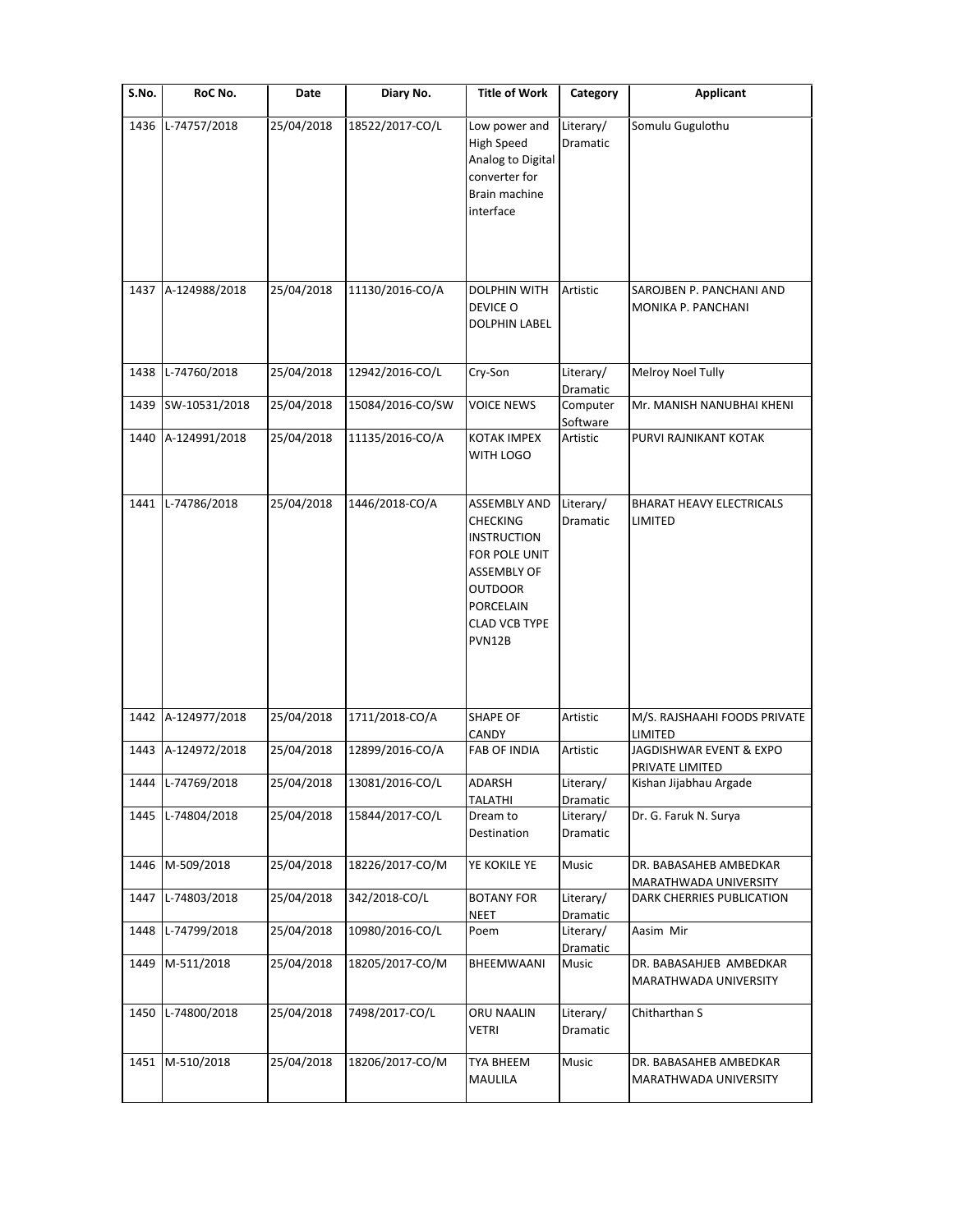| S.No. | RoC No. | Date | Diary No. | Title of Work | Category | Applicant |
|---|---|---|---|---|---|---|
| 1436 | L-74757/2018 | 25/04/2018 | 18522/2017-CO/L | Low power and High Speed Analog to Digital converter for Brain machine interface | Literary/ Dramatic | Somulu Gugulothu |
| 1437 | A-124988/2018 | 25/04/2018 | 11130/2016-CO/A | DOLPHIN WITH DEVICE O DOLPHIN LABEL | Artistic | SAROJBEN P. PANCHANI AND MONIKA P. PANCHANI |
| 1438 | L-74760/2018 | 25/04/2018 | 12942/2016-CO/L | Cry-Son | Literary/ Dramatic | Melroy Noel Tully |
| 1439 | SW-10531/2018 | 25/04/2018 | 15084/2016-CO/SW | VOICE NEWS | Computer Software | Mr. MANISH NANUBHAI KHENI |
| 1440 | A-124991/2018 | 25/04/2018 | 11135/2016-CO/A | KOTAK IMPEX WITH LOGO | Artistic | PURVI RAJNIKANT KOTAK |
| 1441 | L-74786/2018 | 25/04/2018 | 1446/2018-CO/A | ASSEMBLY AND CHECKING INSTRUCTION FOR POLE UNIT ASSEMBLY OF OUTDOOR PORCELAIN CLAD VCB TYPE PVN12B | Literary/ Dramatic | BHARAT HEAVY ELECTRICALS LIMITED |
| 1442 | A-124977/2018 | 25/04/2018 | 1711/2018-CO/A | SHAPE OF CANDY | Artistic | M/S. RAJSHAAHI FOODS PRIVATE LIMITED |
| 1443 | A-124972/2018 | 25/04/2018 | 12899/2016-CO/A | FAB OF INDIA | Artistic | JAGDISHWAR EVENT & EXPO PRIVATE LIMITED |
| 1444 | L-74769/2018 | 25/04/2018 | 13081/2016-CO/L | ADARSH TALATHI | Literary/ Dramatic | Kishan Jijabhau Argade |
| 1445 | L-74804/2018 | 25/04/2018 | 15844/2017-CO/L | Dream to Destination | Literary/ Dramatic | Dr. G. Faruk N. Surya |
| 1446 | M-509/2018 | 25/04/2018 | 18226/2017-CO/M | YE KOKILE YE | Music | DR. BABASAHEB AMBEDKAR MARATHWADA UNIVERSITY |
| 1447 | L-74803/2018 | 25/04/2018 | 342/2018-CO/L | BOTANY FOR NEET | Literary/ Dramatic | DARK CHERRIES PUBLICATION |
| 1448 | L-74799/2018 | 25/04/2018 | 10980/2016-CO/L | Poem | Literary/ Dramatic | Aasim Mir |
| 1449 | M-511/2018 | 25/04/2018 | 18205/2017-CO/M | BHEEMWAANI | Music | DR. BABASAHJEB AMBEDKAR MARATHWADA UNIVERSITY |
| 1450 | L-74800/2018 | 25/04/2018 | 7498/2017-CO/L | ORU NAALIN VETRI | Literary/ Dramatic | Chitharthan S |
| 1451 | M-510/2018 | 25/04/2018 | 18206/2017-CO/M | TYA BHEEM MAULILA | Music | DR. BABASAHEB AMBEDKAR MARATHWADA UNIVERSITY |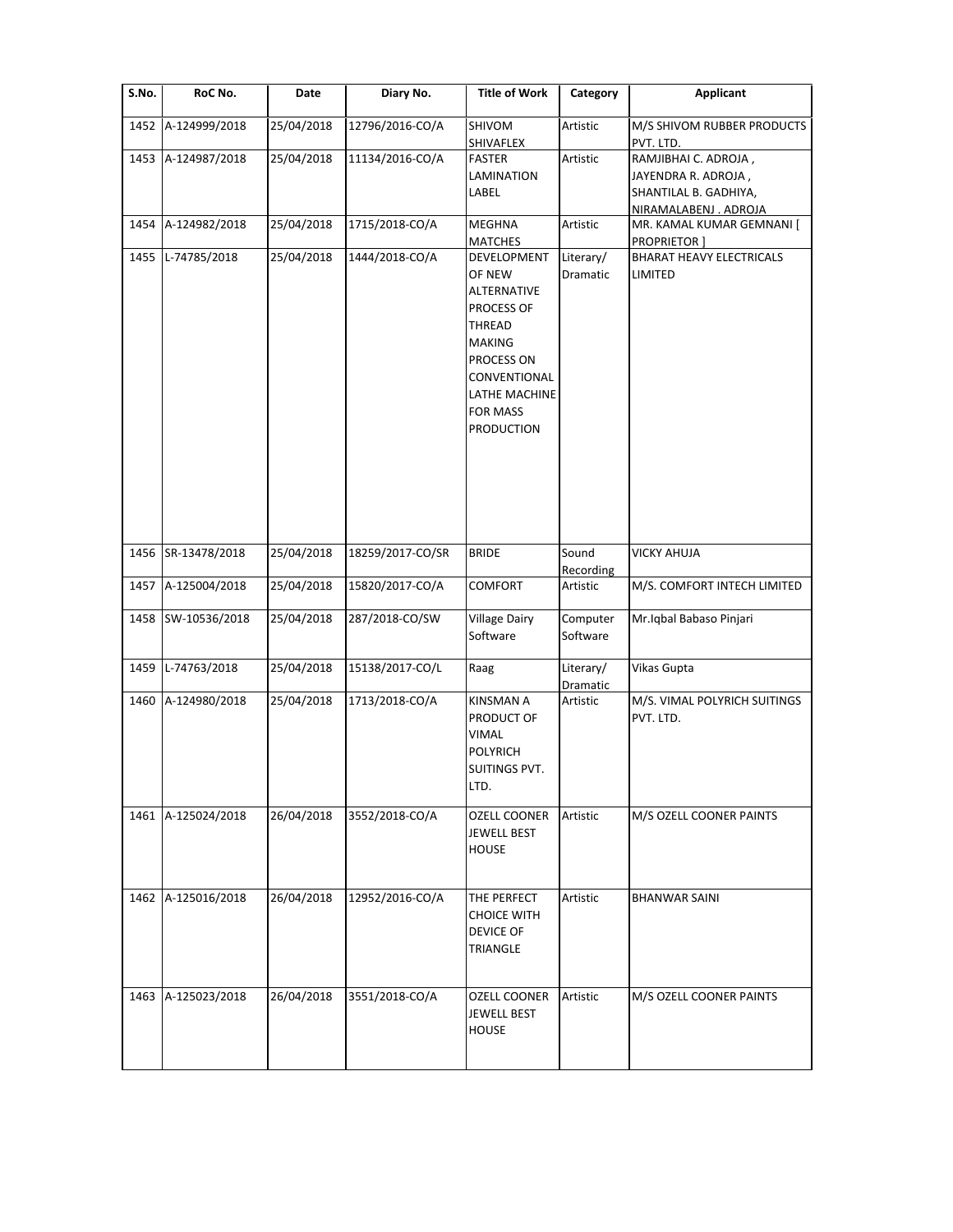| S.No. | RoC No. | Date | Diary No. | Title of Work | Category | Applicant |
|---|---|---|---|---|---|---|
| 1452 | A-124999/2018 | 25/04/2018 | 12796/2016-CO/A | SHIVOM SHIVAFLEX | Artistic | M/S SHIVOM RUBBER PRODUCTS PVT. LTD. |
| 1453 | A-124987/2018 | 25/04/2018 | 11134/2016-CO/A | FASTER LAMINATION LABEL | Artistic | RAMJIBHAI C. ADROJA , JAYENDRA R. ADROJA , SHANTILAL B. GADHIYA, NIRAMALABENJ . ADROJA |
| 1454 | A-124982/2018 | 25/04/2018 | 1715/2018-CO/A | MEGHNA MATCHES | Artistic | MR. KAMAL KUMAR GEMNANI [ PROPRIETOR ] |
| 1455 | L-74785/2018 | 25/04/2018 | 1444/2018-CO/A | DEVELOPMENT OF NEW ALTERNATIVE PROCESS OF THREAD MAKING PROCESS ON CONVENTIONAL LATHE MACHINE FOR MASS PRODUCTION | Literary/ Dramatic | BHARAT HEAVY ELECTRICALS LIMITED |
| 1456 | SR-13478/2018 | 25/04/2018 | 18259/2017-CO/SR | BRIDE | Sound Recording | VICKY AHUJA |
| 1457 | A-125004/2018 | 25/04/2018 | 15820/2017-CO/A | COMFORT | Artistic | M/S. COMFORT INTECH LIMITED |
| 1458 | SW-10536/2018 | 25/04/2018 | 287/2018-CO/SW | Village Dairy Software | Computer Software | Mr.Iqbal Babaso Pinjari |
| 1459 | L-74763/2018 | 25/04/2018 | 15138/2017-CO/L | Raag | Literary/ Dramatic | Vikas Gupta |
| 1460 | A-124980/2018 | 25/04/2018 | 1713/2018-CO/A | KINSMAN A PRODUCT OF VIMAL POLYRICH SUITINGS PVT. LTD. | Artistic | M/S. VIMAL POLYRICH SUITINGS PVT. LTD. |
| 1461 | A-125024/2018 | 26/04/2018 | 3552/2018-CO/A | OZELL COONER JEWELL BEST HOUSE | Artistic | M/S OZELL COONER PAINTS |
| 1462 | A-125016/2018 | 26/04/2018 | 12952/2016-CO/A | THE PERFECT CHOICE WITH DEVICE OF TRIANGLE | Artistic | BHANWAR SAINI |
| 1463 | A-125023/2018 | 26/04/2018 | 3551/2018-CO/A | OZELL COONER JEWELL BEST HOUSE | Artistic | M/S OZELL COONER PAINTS |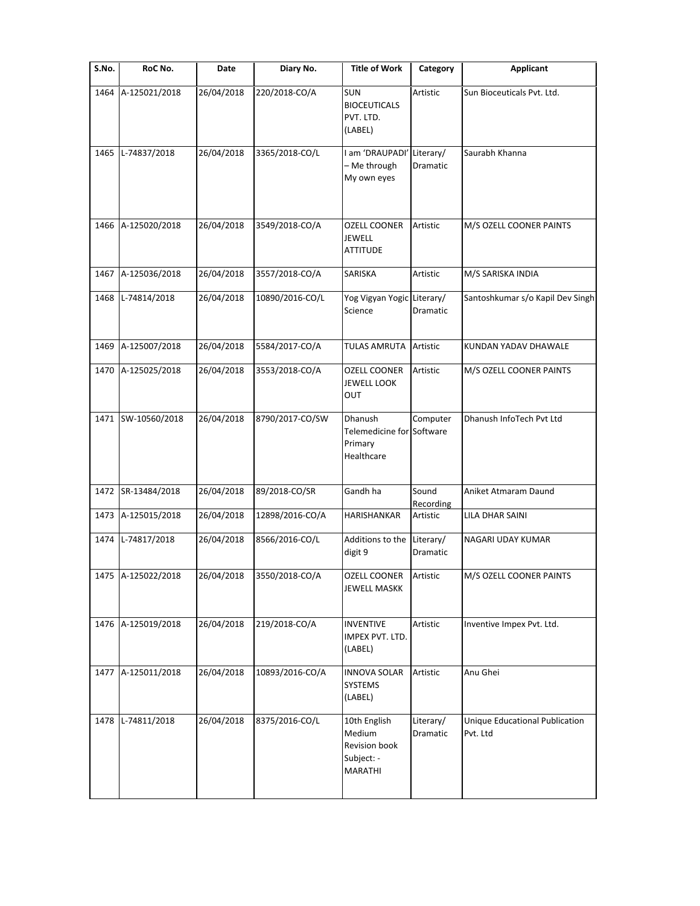| S.No. | RoC No. | Date | Diary No. | Title of Work | Category | Applicant |
|---|---|---|---|---|---|---|
| 1464 | A-125021/2018 | 26/04/2018 | 220/2018-CO/A | SUN BIOCEUTICALS PVT. LTD. (LABEL) | Artistic | Sun Bioceuticals Pvt. Ltd. |
| 1465 | L-74837/2018 | 26/04/2018 | 3365/2018-CO/L | I am 'DRAUPADI' – Me through My own eyes | Literary/ Dramatic | Saurabh Khanna |
| 1466 | A-125020/2018 | 26/04/2018 | 3549/2018-CO/A | OZELL COONER JEWELL ATTITUDE | Artistic | M/S OZELL COONER PAINTS |
| 1467 | A-125036/2018 | 26/04/2018 | 3557/2018-CO/A | SARISKA | Artistic | M/S SARISKA INDIA |
| 1468 | L-74814/2018 | 26/04/2018 | 10890/2016-CO/L | Yog Vigyan Yogic Science | Literary/ Dramatic | Santoshkumar s/o Kapil Dev Singh |
| 1469 | A-125007/2018 | 26/04/2018 | 5584/2017-CO/A | TULAS AMRUTA | Artistic | KUNDAN YADAV DHAWALE |
| 1470 | A-125025/2018 | 26/04/2018 | 3553/2018-CO/A | OZELL COONER JEWELL LOOK OUT | Artistic | M/S OZELL COONER PAINTS |
| 1471 | SW-10560/2018 | 26/04/2018 | 8790/2017-CO/SW | Dhanush Telemedicine for Primary Healthcare | Computer Software | Dhanush InfoTech Pvt Ltd |
| 1472 | SR-13484/2018 | 26/04/2018 | 89/2018-CO/SR | Gandh ha | Sound Recording | Aniket Atmaram Daund |
| 1473 | A-125015/2018 | 26/04/2018 | 12898/2016-CO/A | HARISHANKAR | Artistic | LILA DHAR SAINI |
| 1474 | L-74817/2018 | 26/04/2018 | 8566/2016-CO/L | Additions to the digit 9 | Literary/ Dramatic | NAGARI UDAY KUMAR |
| 1475 | A-125022/2018 | 26/04/2018 | 3550/2018-CO/A | OZELL COONER JEWELL MASKK | Artistic | M/S OZELL COONER PAINTS |
| 1476 | A-125019/2018 | 26/04/2018 | 219/2018-CO/A | INVENTIVE IMPEX PVT. LTD. (LABEL) | Artistic | Inventive Impex Pvt. Ltd. |
| 1477 | A-125011/2018 | 26/04/2018 | 10893/2016-CO/A | INNOVA SOLAR SYSTEMS (LABEL) | Artistic | Anu Ghei |
| 1478 | L-74811/2018 | 26/04/2018 | 8375/2016-CO/L | 10th English Medium Revision book Subject: - MARATHI | Literary/ Dramatic | Unique Educational Publication Pvt. Ltd |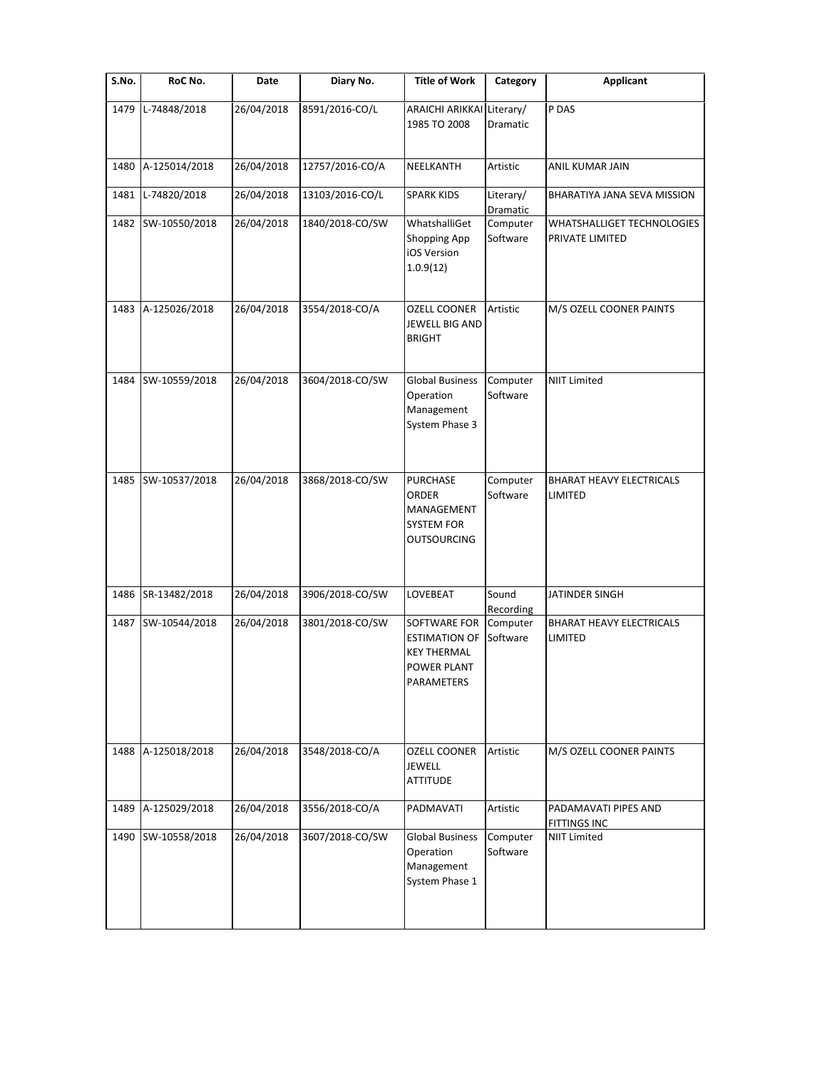| S.No. | RoC No. | Date | Diary No. | Title of Work | Category | Applicant |
|---|---|---|---|---|---|---|
| 1479 | L-74848/2018 | 26/04/2018 | 8591/2016-CO/L | ARAICHI ARIKKAI 1985 TO 2008 | Literary/ Dramatic | P DAS |
| 1480 | A-125014/2018 | 26/04/2018 | 12757/2016-CO/A | NEELKANTH | Artistic | ANIL KUMAR JAIN |
| 1481 | L-74820/2018 | 26/04/2018 | 13103/2016-CO/L | SPARK KIDS | Literary/ Dramatic | BHARATIYA JANA SEVA MISSION |
| 1482 | SW-10550/2018 | 26/04/2018 | 1840/2018-CO/SW | WhatshalliGet Shopping App iOS Version 1.0.9(12) | Computer Software | WHATSHALLIGET TECHNOLOGIES PRIVATE LIMITED |
| 1483 | A-125026/2018 | 26/04/2018 | 3554/2018-CO/A | OZELL COONER JEWELL BIG AND BRIGHT | Artistic | M/S OZELL COONER PAINTS |
| 1484 | SW-10559/2018 | 26/04/2018 | 3604/2018-CO/SW | Global Business Operation Management System Phase 3 | Computer Software | NIIT Limited |
| 1485 | SW-10537/2018 | 26/04/2018 | 3868/2018-CO/SW | PURCHASE ORDER MANAGEMENT SYSTEM FOR OUTSOURCING | Computer Software | BHARAT HEAVY ELECTRICALS LIMITED |
| 1486 | SR-13482/2018 | 26/04/2018 | 3906/2018-CO/SW | LOVEBEAT | Sound Recording | JATINDER SINGH |
| 1487 | SW-10544/2018 | 26/04/2018 | 3801/2018-CO/SW | SOFTWARE FOR ESTIMATION OF KEY THERMAL POWER PLANT PARAMETERS | Computer Software | BHARAT HEAVY ELECTRICALS LIMITED |
| 1488 | A-125018/2018 | 26/04/2018 | 3548/2018-CO/A | OZELL COONER JEWELL ATTITUDE | Artistic | M/S OZELL COONER PAINTS |
| 1489 | A-125029/2018 | 26/04/2018 | 3556/2018-CO/A | PADMAVATI | Artistic | PADAMAVATI PIPES AND FITTINGS INC |
| 1490 | SW-10558/2018 | 26/04/2018 | 3607/2018-CO/SW | Global Business Operation Management System Phase 1 | Computer Software | NIIT Limited |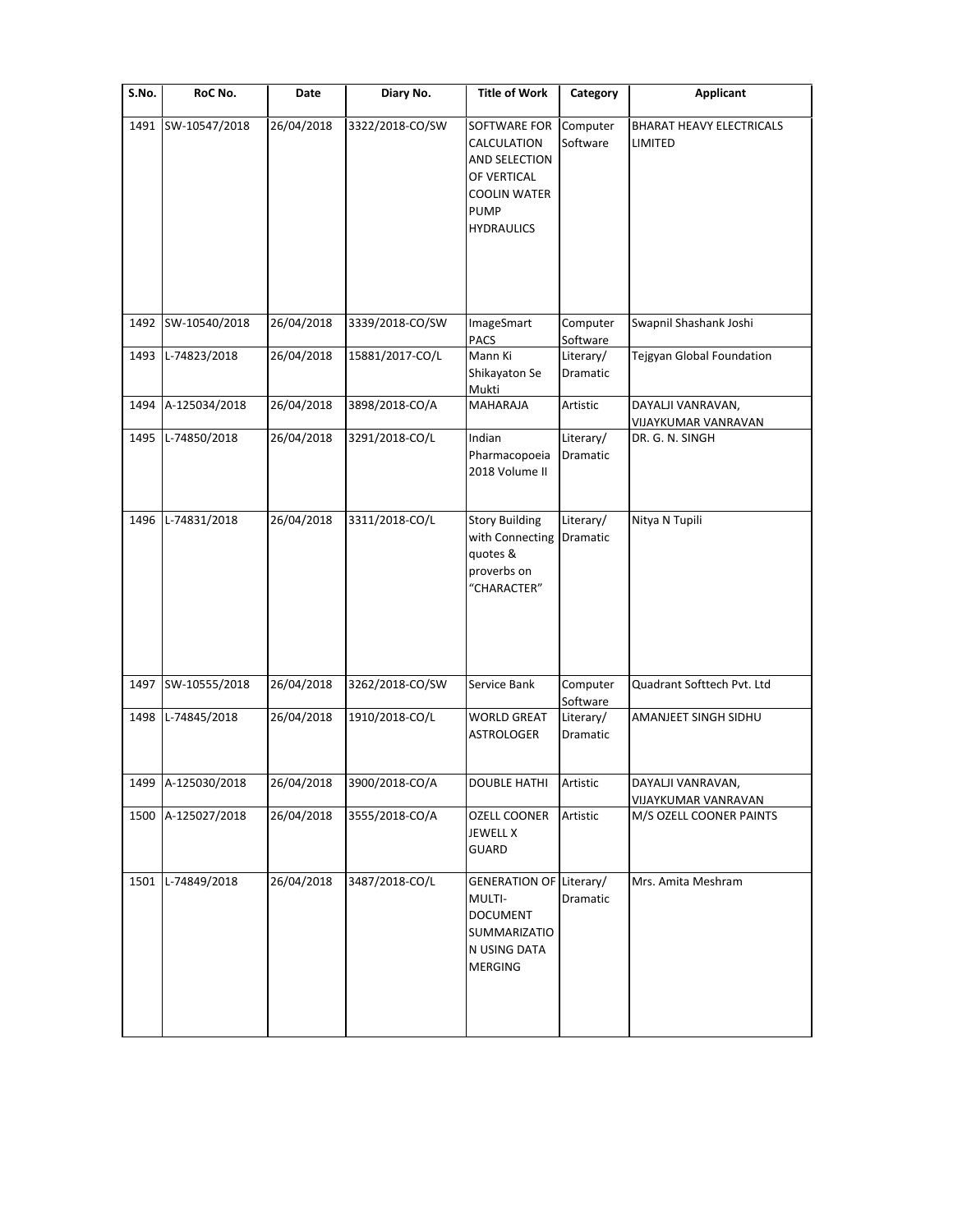| S.No. | RoC No. | Date | Diary No. | Title of Work | Category | Applicant |
|---|---|---|---|---|---|---|
| 1491 | SW-10547/2018 | 26/04/2018 | 3322/2018-CO/SW | SOFTWARE FOR CALCULATION AND SELECTION OF VERTICAL COOLIN WATER PUMP HYDRAULICS | Computer Software | BHARAT HEAVY ELECTRICALS LIMITED |
| 1492 | SW-10540/2018 | 26/04/2018 | 3339/2018-CO/SW | ImageSmart PACS | Computer Software | Swapnil Shashank Joshi |
| 1493 | L-74823/2018 | 26/04/2018 | 15881/2017-CO/L | Mann Ki Shikayaton Se Mukti | Literary/ Dramatic | Tejgyan Global Foundation |
| 1494 | A-125034/2018 | 26/04/2018 | 3898/2018-CO/A | MAHARAJA | Artistic | DAYALJI VANRAVAN, VIJAYKUMAR VANRAVAN |
| 1495 | L-74850/2018 | 26/04/2018 | 3291/2018-CO/L | Indian Pharmacopoeia 2018 Volume II | Literary/ Dramatic | DR. G. N. SINGH |
| 1496 | L-74831/2018 | 26/04/2018 | 3311/2018-CO/L | Story Building with Connecting quotes & proverbs on "CHARACTER" | Literary/ Dramatic | Nitya N Tupili |
| 1497 | SW-10555/2018 | 26/04/2018 | 3262/2018-CO/SW | Service Bank | Computer Software | Quadrant Softtech Pvt. Ltd |
| 1498 | L-74845/2018 | 26/04/2018 | 1910/2018-CO/L | WORLD GREAT ASTROLOGER | Literary/ Dramatic | AMANJEET SINGH SIDHU |
| 1499 | A-125030/2018 | 26/04/2018 | 3900/2018-CO/A | DOUBLE HATHI | Artistic | DAYALJI VANRAVAN, VIJAYKUMAR VANRAVAN |
| 1500 | A-125027/2018 | 26/04/2018 | 3555/2018-CO/A | OZELL COONER JEWELL X GUARD | Artistic | M/S OZELL COONER PAINTS |
| 1501 | L-74849/2018 | 26/04/2018 | 3487/2018-CO/L | GENERATION OF MULTI-DOCUMENT SUMMARIZATION USING DATA MERGING | Literary/ Dramatic | Mrs. Amita Meshram |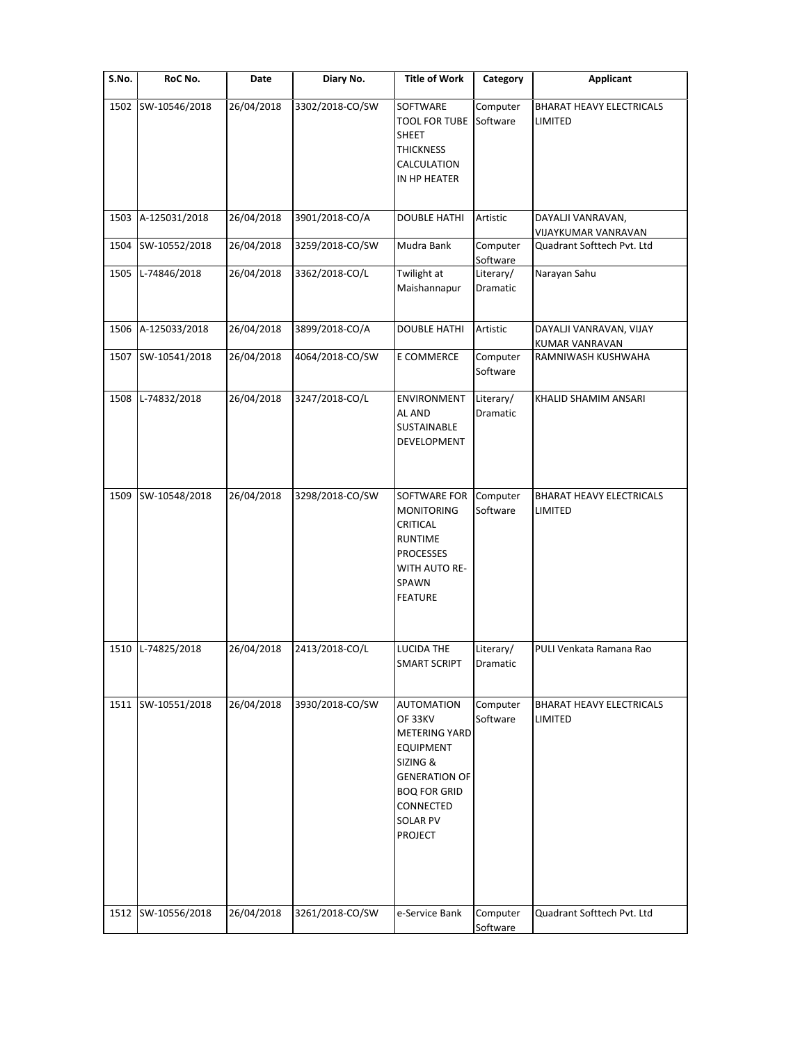| S.No. | RoC No. | Date | Diary No. | Title of Work | Category | Applicant |
|---|---|---|---|---|---|---|
| 1502 | SW-10546/2018 | 26/04/2018 | 3302/2018-CO/SW | SOFTWARE TOOL FOR TUBE SHEET THICKNESS CALCULATION IN HP HEATER | Computer Software | BHARAT HEAVY ELECTRICALS LIMITED |
| 1503 | A-125031/2018 | 26/04/2018 | 3901/2018-CO/A | DOUBLE HATHI | Artistic | DAYALJI VANRAVAN, VIJAYKUMAR VANRAVAN |
| 1504 | SW-10552/2018 | 26/04/2018 | 3259/2018-CO/SW | Mudra Bank | Computer Software | Quadrant Softtech Pvt. Ltd |
| 1505 | L-74846/2018 | 26/04/2018 | 3362/2018-CO/L | Twilight at Maishannapur | Literary/ Dramatic | Narayan Sahu |
| 1506 | A-125033/2018 | 26/04/2018 | 3899/2018-CO/A | DOUBLE HATHI | Artistic | DAYALJI VANRAVAN, VIJAY KUMAR VANRAVAN |
| 1507 | SW-10541/2018 | 26/04/2018 | 4064/2018-CO/SW | E COMMERCE | Computer Software | RAMNIWASH KUSHWAHA |
| 1508 | L-74832/2018 | 26/04/2018 | 3247/2018-CO/L | ENVIRONMENT AL AND SUSTAINABLE DEVELOPMENT | Literary/ Dramatic | KHALID SHAMIM ANSARI |
| 1509 | SW-10548/2018 | 26/04/2018 | 3298/2018-CO/SW | SOFTWARE FOR MONITORING CRITICAL RUNTIME PROCESSES WITH AUTO RE-SPAWN FEATURE | Computer Software | BHARAT HEAVY ELECTRICALS LIMITED |
| 1510 | L-74825/2018 | 26/04/2018 | 2413/2018-CO/L | LUCIDA THE SMART SCRIPT | Literary/ Dramatic | PULI Venkata Ramana Rao |
| 1511 | SW-10551/2018 | 26/04/2018 | 3930/2018-CO/SW | AUTOMATION OF 33KV METERING YARD EQUIPMENT SIZING & GENERATION OF BOQ FOR GRID CONNECTED SOLAR PV PROJECT | Computer Software | BHARAT HEAVY ELECTRICALS LIMITED |
| 1512 | SW-10556/2018 | 26/04/2018 | 3261/2018-CO/SW | e-Service Bank | Computer Software | Quadrant Softtech Pvt. Ltd |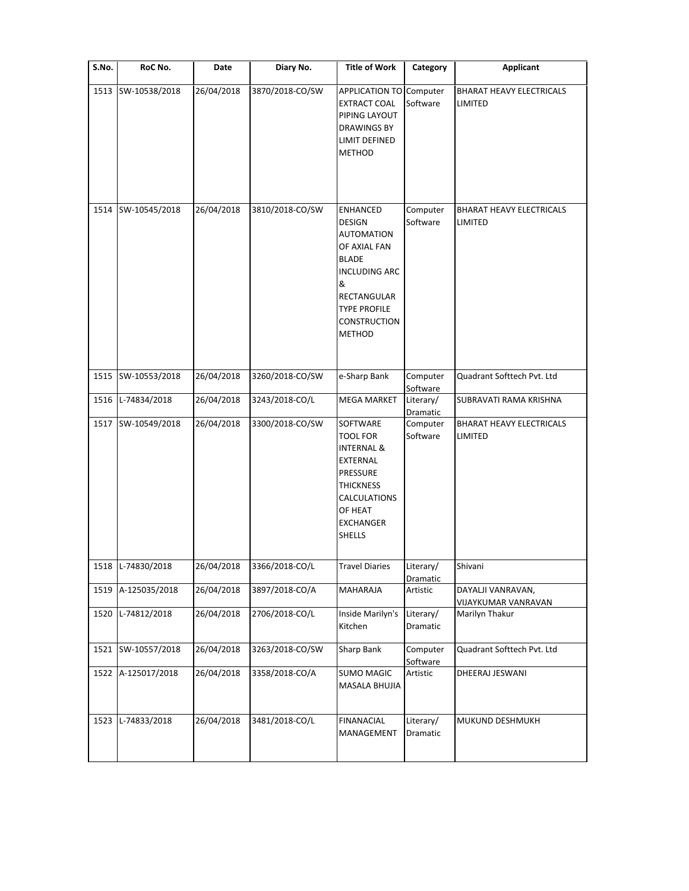| S.No. | RoC No. | Date | Diary No. | Title of Work | Category | Applicant |
|---|---|---|---|---|---|---|
| 1513 | SW-10538/2018 | 26/04/2018 | 3870/2018-CO/SW | APPLICATION TO EXTRACT COAL PIPING LAYOUT DRAWINGS BY LIMIT DEFINED METHOD | Computer Software | BHARAT HEAVY ELECTRICALS LIMITED |
| 1514 | SW-10545/2018 | 26/04/2018 | 3810/2018-CO/SW | ENHANCED DESIGN AUTOMATION OF AXIAL FAN BLADE INCLUDING ARC & RECTANGULAR TYPE PROFILE CONSTRUCTION METHOD | Computer Software | BHARAT HEAVY ELECTRICALS LIMITED |
| 1515 | SW-10553/2018 | 26/04/2018 | 3260/2018-CO/SW | e-Sharp Bank | Computer Software | Quadrant Softtech Pvt. Ltd |
| 1516 | L-74834/2018 | 26/04/2018 | 3243/2018-CO/L | MEGA MARKET | Literary/ Dramatic | SUBRAVATI RAMA KRISHNA |
| 1517 | SW-10549/2018 | 26/04/2018 | 3300/2018-CO/SW | SOFTWARE TOOL FOR INTERNAL & EXTERNAL PRESSURE THICKNESS CALCULATIONS OF HEAT EXCHANGER SHELLS | Computer Software | BHARAT HEAVY ELECTRICALS LIMITED |
| 1518 | L-74830/2018 | 26/04/2018 | 3366/2018-CO/L | Travel Diaries | Literary/ Dramatic | Shivani |
| 1519 | A-125035/2018 | 26/04/2018 | 3897/2018-CO/A | MAHARAJA | Artistic | DAYALJI VANRAVAN, VIJAYKUMAR VANRAVAN |
| 1520 | L-74812/2018 | 26/04/2018 | 2706/2018-CO/L | Inside Marilyn's Kitchen | Literary/ Dramatic | Marilyn Thakur |
| 1521 | SW-10557/2018 | 26/04/2018 | 3263/2018-CO/SW | Sharp Bank | Computer Software | Quadrant Softtech Pvt. Ltd |
| 1522 | A-125017/2018 | 26/04/2018 | 3358/2018-CO/A | SUMO MAGIC MASALA BHUJIA | Artistic | DHEERAJ JESWANI |
| 1523 | L-74833/2018 | 26/04/2018 | 3481/2018-CO/L | FINANACIAL MANAGEMENT | Literary/ Dramatic | MUKUND DESHMUKH |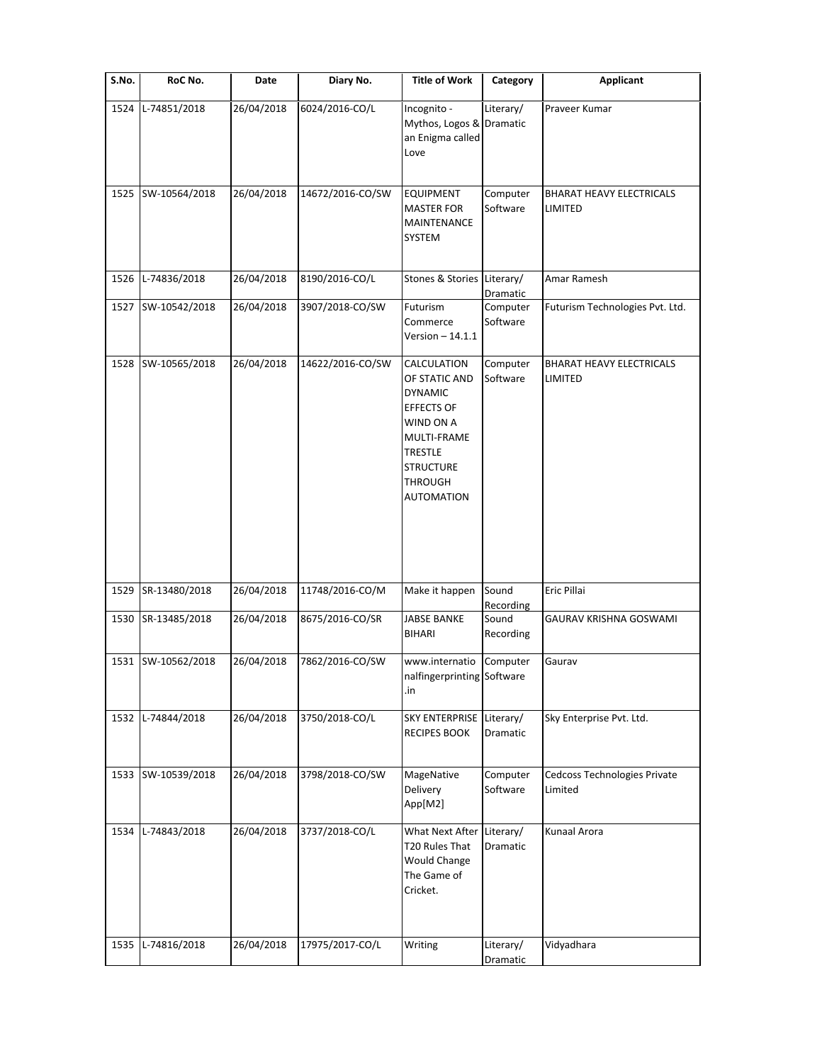| S.No. | RoC No. | Date | Diary No. | Title of Work | Category | Applicant |
|---|---|---|---|---|---|---|
| 1524 | L-74851/2018 | 26/04/2018 | 6024/2016-CO/L | Incognito - Mythos, Logos & an Enigma called Love | Literary/ Dramatic | Praveer Kumar |
| 1525 | SW-10564/2018 | 26/04/2018 | 14672/2016-CO/SW | EQUIPMENT MASTER FOR MAINTENANCE SYSTEM | Computer Software | BHARAT HEAVY ELECTRICALS LIMITED |
| 1526 | L-74836/2018 | 26/04/2018 | 8190/2016-CO/L | Stones & Stories | Literary/ Dramatic | Amar Ramesh |
| 1527 | SW-10542/2018 | 26/04/2018 | 3907/2018-CO/SW | Futurism Commerce Version – 14.1.1 | Computer Software | Futurism Technologies Pvt. Ltd. |
| 1528 | SW-10565/2018 | 26/04/2018 | 14622/2016-CO/SW | CALCULATION OF STATIC AND DYNAMIC EFFECTS OF WIND ON A MULTI-FRAME TRESTLE STRUCTURE THROUGH AUTOMATION | Computer Software | BHARAT HEAVY ELECTRICALS LIMITED |
| 1529 | SR-13480/2018 | 26/04/2018 | 11748/2016-CO/M | Make it happen | Sound Recording | Eric Pillai |
| 1530 | SR-13485/2018 | 26/04/2018 | 8675/2016-CO/SR | JABSE BANKE BIHARI | Sound Recording | GAURAV KRISHNA GOSWAMI |
| 1531 | SW-10562/2018 | 26/04/2018 | 7862/2016-CO/SW | www.internationalfingerprinting.in | Computer Software | Gaurav |
| 1532 | L-74844/2018 | 26/04/2018 | 3750/2018-CO/L | SKY ENTERPRISE RECIPES BOOK | Literary/ Dramatic | Sky Enterprise Pvt. Ltd. |
| 1533 | SW-10539/2018 | 26/04/2018 | 3798/2018-CO/SW | MageNative Delivery App[M2] | Computer Software | Cedcoss Technologies Private Limited |
| 1534 | L-74843/2018 | 26/04/2018 | 3737/2018-CO/L | What Next After T20 Rules That Would Change The Game of Cricket. | Literary/ Dramatic | Kunaal Arora |
| 1535 | L-74816/2018 | 26/04/2018 | 17975/2017-CO/L | Writing | Literary/ Dramatic | Vidyadhara |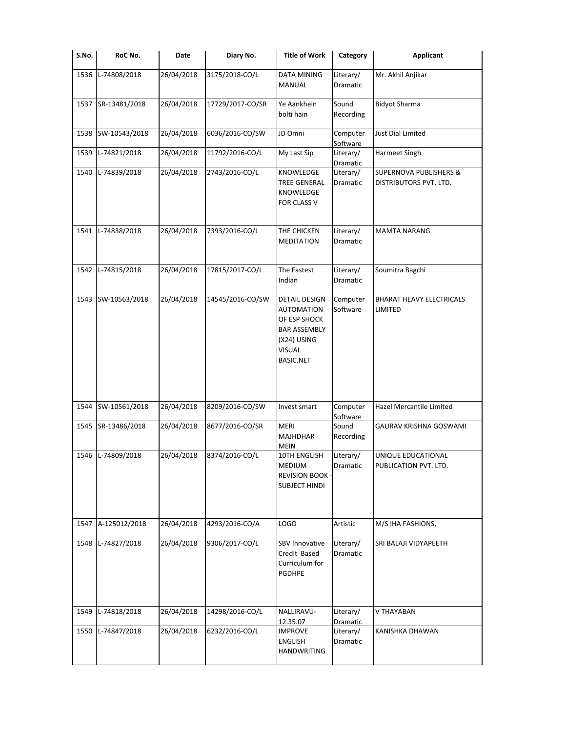| S.No. | RoC No. | Date | Diary No. | Title of Work | Category | Applicant |
|---|---|---|---|---|---|---|
| 1536 | L-74808/2018 | 26/04/2018 | 3175/2018-CO/L | DATA MINING MANUAL | Literary/ Dramatic | Mr. Akhil Anjikar |
| 1537 | SR-13481/2018 | 26/04/2018 | 17729/2017-CO/SR | Ye Aankhein bolti hain | Sound Recording | Bidyot Sharma |
| 1538 | SW-10543/2018 | 26/04/2018 | 6036/2016-CO/SW | JD Omni | Computer Software | Just Dial Limited |
| 1539 | L-74821/2018 | 26/04/2018 | 11792/2016-CO/L | My Last Sip | Literary/ Dramatic | Harmeet Singh |
| 1540 | L-74839/2018 | 26/04/2018 | 2743/2016-CO/L | KNOWLEDGE TREE GENERAL KNOWLEDGE FOR CLASS V | Literary/ Dramatic | SUPERNOVA PUBLISHERS & DISTRIBUTORS PVT. LTD. |
| 1541 | L-74838/2018 | 26/04/2018 | 7393/2016-CO/L | THE CHICKEN MEDITATION | Literary/ Dramatic | MAMTA NARANG |
| 1542 | L-74815/2018 | 26/04/2018 | 17815/2017-CO/L | The Fastest Indian | Literary/ Dramatic | Soumitra Bagchi |
| 1543 | SW-10563/2018 | 26/04/2018 | 14545/2016-CO/SW | DETAIL DESIGN AUTOMATION OF ESP SHOCK BAR ASSEMBLY (X24) USING VISUAL BASIC.NET | Computer Software | BHARAT HEAVY ELECTRICALS LIMITED |
| 1544 | SW-10561/2018 | 26/04/2018 | 8209/2016-CO/SW | Invest smart | Computer Software | Hazel Mercantile Limited |
| 1545 | SR-13486/2018 | 26/04/2018 | 8677/2016-CO/SR | MERI MAJHDHAR MEIN | Sound Recording | GAURAV KRISHNA GOSWAMI |
| 1546 | L-74809/2018 | 26/04/2018 | 8374/2016-CO/L | 10TH ENGLISH MEDIUM REVISION BOOK - SUBJECT HINDI | Literary/ Dramatic | UNIQUE EDUCATIONAL PUBLICATION PVT. LTD. |
| 1547 | A-125012/2018 | 26/04/2018 | 4293/2016-CO/A | LOGO | Artistic | M/S IHA FASHIONS, |
| 1548 | L-74827/2018 | 26/04/2018 | 9306/2017-CO/L | SBV Innovative Credit Based Curriculum for PGDHPE | Literary/ Dramatic | SRI BALAJI VIDYAPEETH |
| 1549 | L-74818/2018 | 26/04/2018 | 14298/2016-CO/L | NALLIRAVU-12.35.07 | Literary/ Dramatic | V THAYABAN |
| 1550 | L-74847/2018 | 26/04/2018 | 6232/2016-CO/L | IMPROVE ENGLISH HANDWRITING | Literary/ Dramatic | KANISHKA DHAWAN |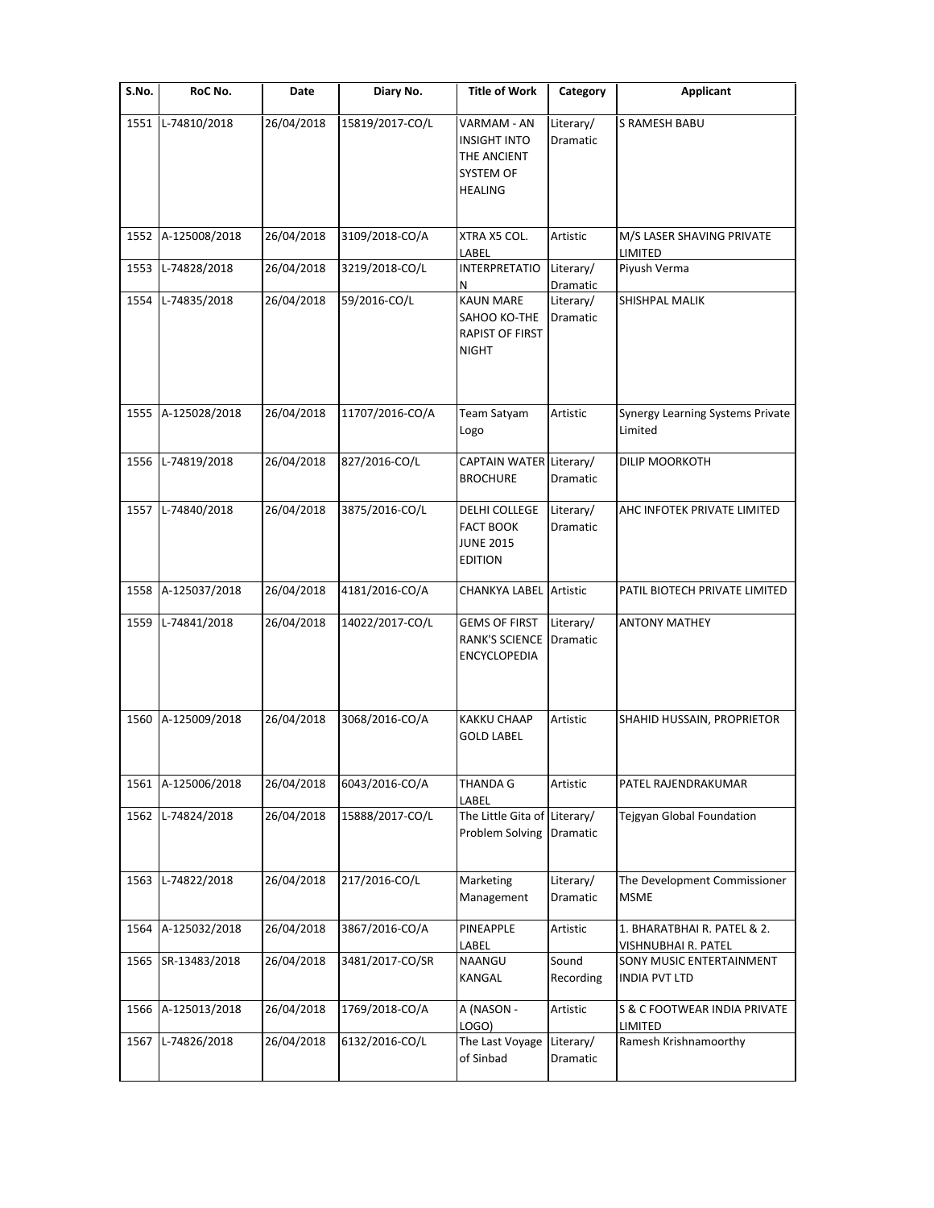| S.No. | RoC No. | Date | Diary No. | Title of Work | Category | Applicant |
|---|---|---|---|---|---|---|
| 1551 | L-74810/2018 | 26/04/2018 | 15819/2017-CO/L | VARMAM - AN INSIGHT INTO THE ANCIENT SYSTEM OF HEALING | Literary/ Dramatic | S RAMESH BABU |
| 1552 | A-125008/2018 | 26/04/2018 | 3109/2018-CO/A | XTRA X5 COL. LABEL | Artistic | M/S LASER SHAVING PRIVATE LIMITED |
| 1553 | L-74828/2018 | 26/04/2018 | 3219/2018-CO/L | INTERPRETATIO N | Literary/ Dramatic | Piyush Verma |
| 1554 | L-74835/2018 | 26/04/2018 | 59/2016-CO/L | KAUN MARE SAHOO KO-THE RAPIST OF FIRST NIGHT | Literary/ Dramatic | SHISHPAL MALIK |
| 1555 | A-125028/2018 | 26/04/2018 | 11707/2016-CO/A | Team Satyam Logo | Artistic | Synergy Learning Systems Private Limited |
| 1556 | L-74819/2018 | 26/04/2018 | 827/2016-CO/L | CAPTAIN WATER BROCHURE | Literary/ Dramatic | DILIP MOORKOTH |
| 1557 | L-74840/2018 | 26/04/2018 | 3875/2016-CO/L | DELHI COLLEGE FACT BOOK JUNE 2015 EDITION | Literary/ Dramatic | AHC INFOTEK PRIVATE LIMITED |
| 1558 | A-125037/2018 | 26/04/2018 | 4181/2016-CO/A | CHANKYA LABEL | Artistic | PATIL BIOTECH PRIVATE LIMITED |
| 1559 | L-74841/2018 | 26/04/2018 | 14022/2017-CO/L | GEMS OF FIRST RANK'S SCIENCE ENCYCLOPEDIA | Literary/ Dramatic | ANTONY MATHEY |
| 1560 | A-125009/2018 | 26/04/2018 | 3068/2016-CO/A | KAKKU CHAAP GOLD LABEL | Artistic | SHAHID HUSSAIN, PROPRIETOR |
| 1561 | A-125006/2018 | 26/04/2018 | 6043/2016-CO/A | THANDA G LABEL | Artistic | PATEL RAJENDRAKUMAR |
| 1562 | L-74824/2018 | 26/04/2018 | 15888/2017-CO/L | The Little Gita of Problem Solving | Literary/ Dramatic | Tejgyan Global Foundation |
| 1563 | L-74822/2018 | 26/04/2018 | 217/2016-CO/L | Marketing Management | Literary/ Dramatic | The Development Commissioner MSME |
| 1564 | A-125032/2018 | 26/04/2018 | 3867/2016-CO/A | PINEAPPLE LABEL | Artistic | 1. BHARATBHAI R. PATEL & 2. VISHNUBHAI R. PATEL |
| 1565 | SR-13483/2018 | 26/04/2018 | 3481/2017-CO/SR | NAANGU KANGAL | Sound Recording | SONY MUSIC ENTERTAINMENT INDIA PVT LTD |
| 1566 | A-125013/2018 | 26/04/2018 | 1769/2018-CO/A | A (NASON - LOGO) | Artistic | S & C FOOTWEAR INDIA PRIVATE LIMITED |
| 1567 | L-74826/2018 | 26/04/2018 | 6132/2016-CO/L | The Last Voyage of Sinbad | Literary/ Dramatic | Ramesh Krishnamoorthy |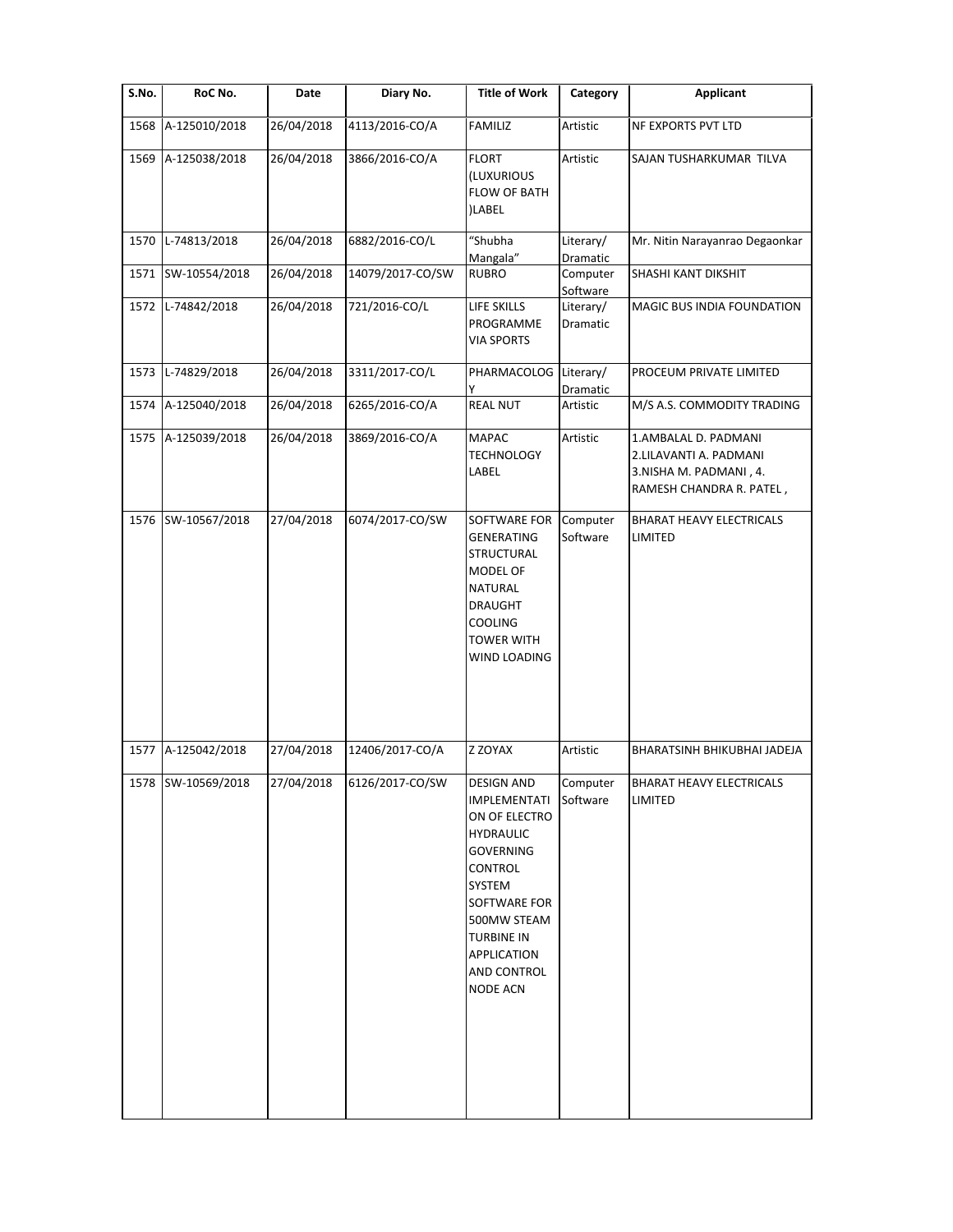| S.No. | RoC No. | Date | Diary No. | Title of Work | Category | Applicant |
|---|---|---|---|---|---|---|
| 1568 | A-125010/2018 | 26/04/2018 | 4113/2016-CO/A | FAMILIZ | Artistic | NF EXPORTS PVT LTD |
| 1569 | A-125038/2018 | 26/04/2018 | 3866/2016-CO/A | FLORT (LUXURIOUS FLOW OF BATH )LABEL | Artistic | SAJAN TUSHARKUMAR TILVA |
| 1570 | L-74813/2018 | 26/04/2018 | 6882/2016-CO/L | "Shubha Mangala" | Literary/ Dramatic | Mr. Nitin Narayanrao Degaonkar |
| 1571 | SW-10554/2018 | 26/04/2018 | 14079/2017-CO/SW | RUBRO | Computer Software | SHASHI KANT DIKSHIT |
| 1572 | L-74842/2018 | 26/04/2018 | 721/2016-CO/L | LIFE SKILLS PROGRAMME VIA SPORTS | Literary/ Dramatic | MAGIC BUS INDIA FOUNDATION |
| 1573 | L-74829/2018 | 26/04/2018 | 3311/2017-CO/L | PHARMACOLOGY | Literary/ Dramatic | PROCEUM PRIVATE LIMITED |
| 1574 | A-125040/2018 | 26/04/2018 | 6265/2016-CO/A | REAL NUT | Artistic | M/S A.S. COMMODITY TRADING |
| 1575 | A-125039/2018 | 26/04/2018 | 3869/2016-CO/A | MAPAC TECHNOLOGY LABEL | Artistic | 1.AMBALAL D. PADMANI 2.LILAVANTI A. PADMANI 3.NISHA M. PADMANI , 4. RAMESH CHANDRA R. PATEL , |
| 1576 | SW-10567/2018 | 27/04/2018 | 6074/2017-CO/SW | SOFTWARE FOR GENERATING STRUCTURAL MODEL OF NATURAL DRAUGHT COOLING TOWER WITH WIND LOADING | Computer Software | BHARAT HEAVY ELECTRICALS LIMITED |
| 1577 | A-125042/2018 | 27/04/2018 | 12406/2017-CO/A | Z ZOYAX | Artistic | BHARATSINH BHIKUBHAI JADEJA |
| 1578 | SW-10569/2018 | 27/04/2018 | 6126/2017-CO/SW | DESIGN AND IMPLEMENTATION OF ELECTRO HYDRAULIC GOVERNING CONTROL SYSTEM SOFTWARE FOR 500MW STEAM TURBINE IN APPLICATION AND CONTROL NODE ACN | Computer Software | BHARAT HEAVY ELECTRICALS LIMITED |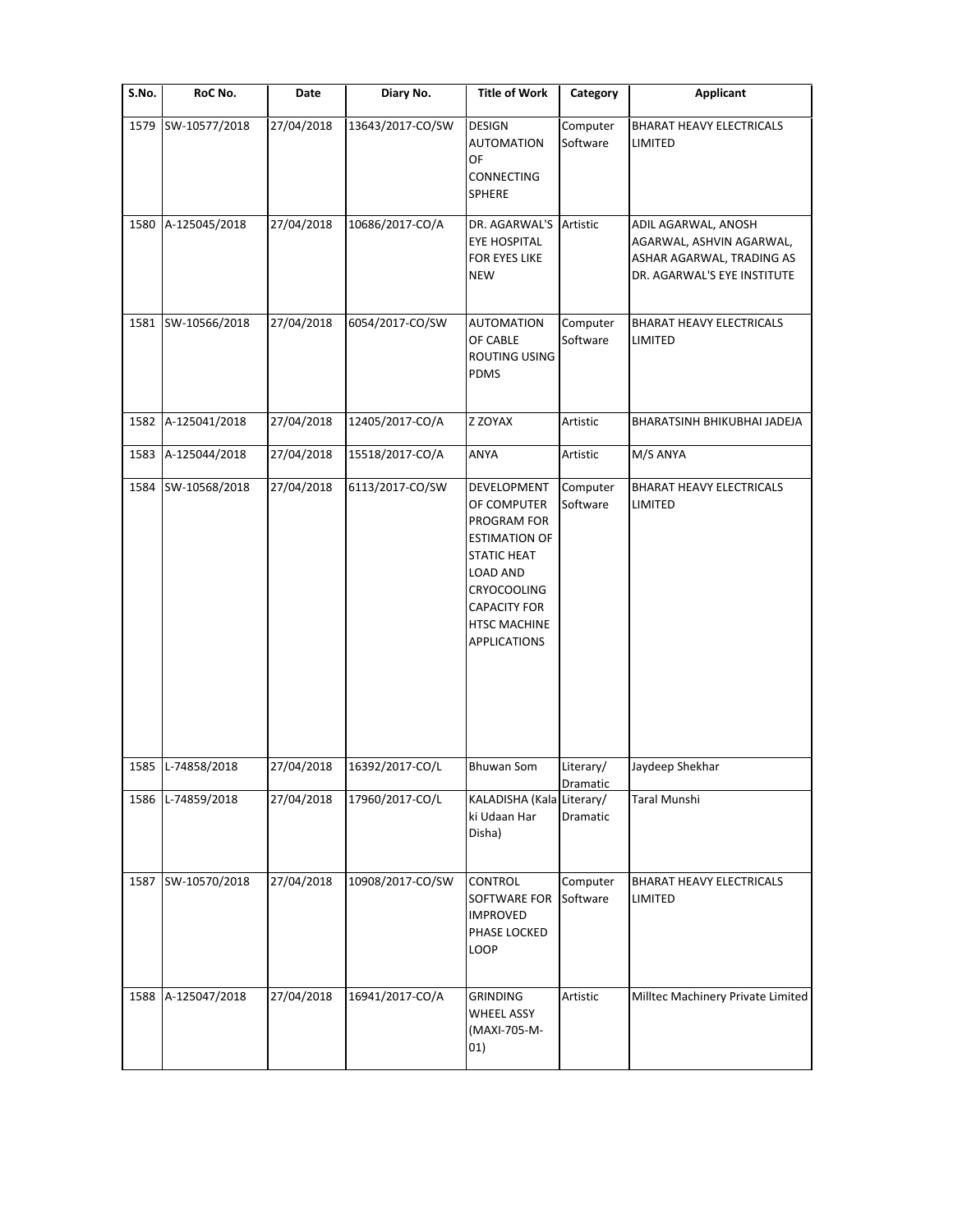| S.No. | RoC No. | Date | Diary No. | Title of Work | Category | Applicant |
|---|---|---|---|---|---|---|
| 1579 | SW-10577/2018 | 27/04/2018 | 13643/2017-CO/SW | DESIGN AUTOMATION OF CONNECTING SPHERE | Computer Software | BHARAT HEAVY ELECTRICALS LIMITED |
| 1580 | A-125045/2018 | 27/04/2018 | 10686/2017-CO/A | DR. AGARWAL'S EYE HOSPITAL FOR EYES LIKE NEW | Artistic | ADIL AGARWAL, ANOSH AGARWAL, ASHVIN AGARWAL, ASHAR AGARWAL, TRADING AS DR. AGARWAL'S EYE INSTITUTE |
| 1581 | SW-10566/2018 | 27/04/2018 | 6054/2017-CO/SW | AUTOMATION OF CABLE ROUTING USING PDMS | Computer Software | BHARAT HEAVY ELECTRICALS LIMITED |
| 1582 | A-125041/2018 | 27/04/2018 | 12405/2017-CO/A | Z ZOYAX | Artistic | BHARATSINH BHIKUBHAI JADEJA |
| 1583 | A-125044/2018 | 27/04/2018 | 15518/2017-CO/A | ANYA | Artistic | M/S ANYA |
| 1584 | SW-10568/2018 | 27/04/2018 | 6113/2017-CO/SW | DEVELOPMENT OF COMPUTER PROGRAM FOR ESTIMATION OF STATIC HEAT LOAD AND CRYOCOOLING CAPACITY FOR HTSC MACHINE APPLICATIONS | Computer Software | BHARAT HEAVY ELECTRICALS LIMITED |
| 1585 | L-74858/2018 | 27/04/2018 | 16392/2017-CO/L | Bhuwan Som | Literary/ Dramatic | Jaydeep Shekhar |
| 1586 | L-74859/2018 | 27/04/2018 | 17960/2017-CO/L | KALADISHA (Kala ki Udaan Har Disha) | Literary/ Dramatic | Taral Munshi |
| 1587 | SW-10570/2018 | 27/04/2018 | 10908/2017-CO/SW | CONTROL SOFTWARE FOR IMPROVED PHASE LOCKED LOOP | Computer Software | BHARAT HEAVY ELECTRICALS LIMITED |
| 1588 | A-125047/2018 | 27/04/2018 | 16941/2017-CO/A | GRINDING WHEEL ASSY (MAXI-705-M-01) | Artistic | Milltec Machinery Private Limited |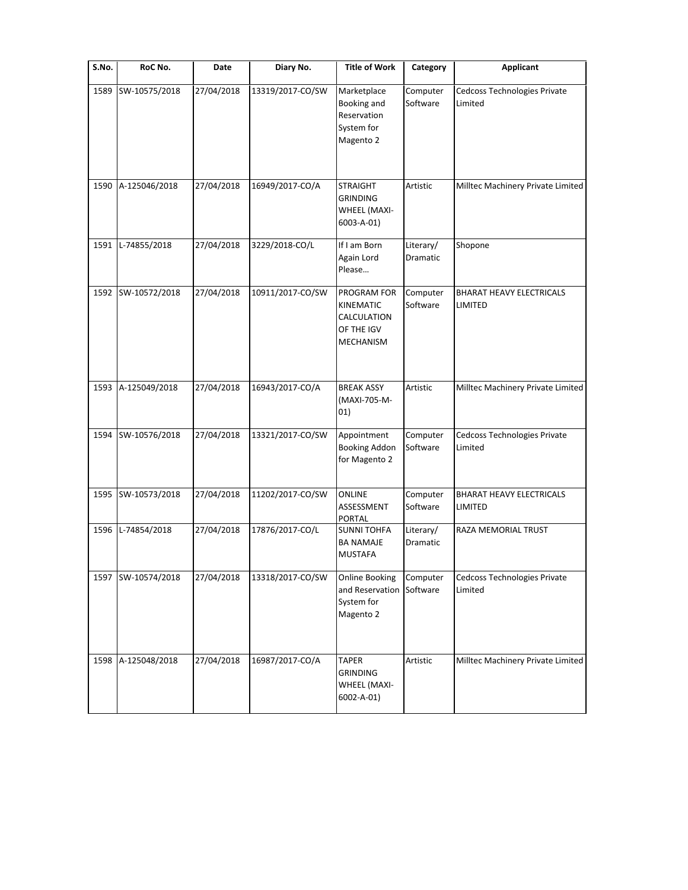| S.No. | RoC No. | Date | Diary No. | Title of Work | Category | Applicant |
|---|---|---|---|---|---|---|
| 1589 | SW-10575/2018 | 27/04/2018 | 13319/2017-CO/SW | Marketplace Booking and Reservation System for Magento 2 | Computer Software | Cedcoss Technologies Private Limited |
| 1590 | A-125046/2018 | 27/04/2018 | 16949/2017-CO/A | STRAIGHT GRINDING WHEEL (MAXI-6003-A-01) | Artistic | Milltec Machinery Private Limited |
| 1591 | L-74855/2018 | 27/04/2018 | 3229/2018-CO/L | If I am Born Again Lord Please… | Literary/ Dramatic | Shopone |
| 1592 | SW-10572/2018 | 27/04/2018 | 10911/2017-CO/SW | PROGRAM FOR KINEMATIC CALCULATION OF THE IGV MECHANISM | Computer Software | BHARAT HEAVY ELECTRICALS LIMITED |
| 1593 | A-125049/2018 | 27/04/2018 | 16943/2017-CO/A | BREAK ASSY (MAXI-705-M-01) | Artistic | Milltec Machinery Private Limited |
| 1594 | SW-10576/2018 | 27/04/2018 | 13321/2017-CO/SW | Appointment Booking Addon for Magento 2 | Computer Software | Cedcoss Technologies Private Limited |
| 1595 | SW-10573/2018 | 27/04/2018 | 11202/2017-CO/SW | ONLINE ASSESSMENT PORTAL | Computer Software | BHARAT HEAVY ELECTRICALS LIMITED |
| 1596 | L-74854/2018 | 27/04/2018 | 17876/2017-CO/L | SUNNI TOHFA BA NAMAJE MUSTAFA | Literary/ Dramatic | RAZA MEMORIAL TRUST |
| 1597 | SW-10574/2018 | 27/04/2018 | 13318/2017-CO/SW | Online Booking and Reservation System for Magento 2 | Computer Software | Cedcoss Technologies Private Limited |
| 1598 | A-125048/2018 | 27/04/2018 | 16987/2017-CO/A | TAPER GRINDING WHEEL (MAXI-6002-A-01) | Artistic | Milltec Machinery Private Limited |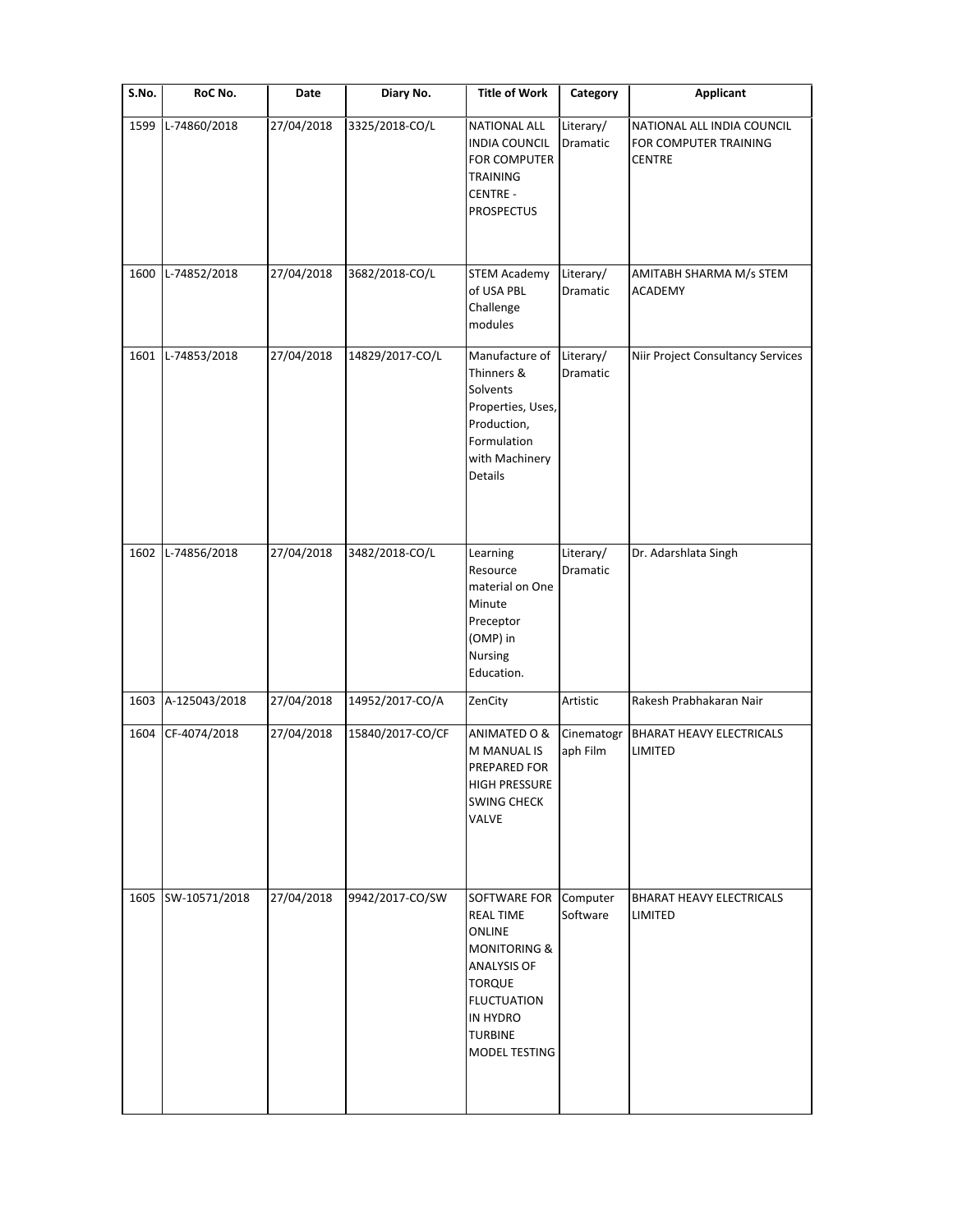| S.No. | RoC No. | Date | Diary No. | Title of Work | Category | Applicant |
|---|---|---|---|---|---|---|
| 1599 | L-74860/2018 | 27/04/2018 | 3325/2018-CO/L | NATIONAL ALL INDIA COUNCIL FOR COMPUTER TRAINING CENTRE - PROSPECTUS | Literary/ Dramatic | NATIONAL ALL INDIA COUNCIL FOR COMPUTER TRAINING CENTRE |
| 1600 | L-74852/2018 | 27/04/2018 | 3682/2018-CO/L | STEM Academy of USA PBL Challenge modules | Literary/ Dramatic | AMITABH SHARMA M/s STEM ACADEMY |
| 1601 | L-74853/2018 | 27/04/2018 | 14829/2017-CO/L | Manufacture of Thinners & Solvents Properties, Uses, Production, Formulation with Machinery Details | Literary/ Dramatic | Niir Project Consultancy Services |
| 1602 | L-74856/2018 | 27/04/2018 | 3482/2018-CO/L | Learning Resource material on One Minute Preceptor (OMP) in Nursing Education. | Literary/ Dramatic | Dr. Adarshlata Singh |
| 1603 | A-125043/2018 | 27/04/2018 | 14952/2017-CO/A | ZenCity | Artistic | Rakesh Prabhakaran Nair |
| 1604 | CF-4074/2018 | 27/04/2018 | 15840/2017-CO/CF | ANIMATED O & M MANUAL IS PREPARED FOR HIGH PRESSURE SWING CHECK VALVE | Cinematograph Film | BHARAT HEAVY ELECTRICALS LIMITED |
| 1605 | SW-10571/2018 | 27/04/2018 | 9942/2017-CO/SW | SOFTWARE FOR REAL TIME ONLINE MONITORING & ANALYSIS OF TORQUE FLUCTUATION IN HYDRO TURBINE MODEL TESTING | Computer Software | BHARAT HEAVY ELECTRICALS LIMITED |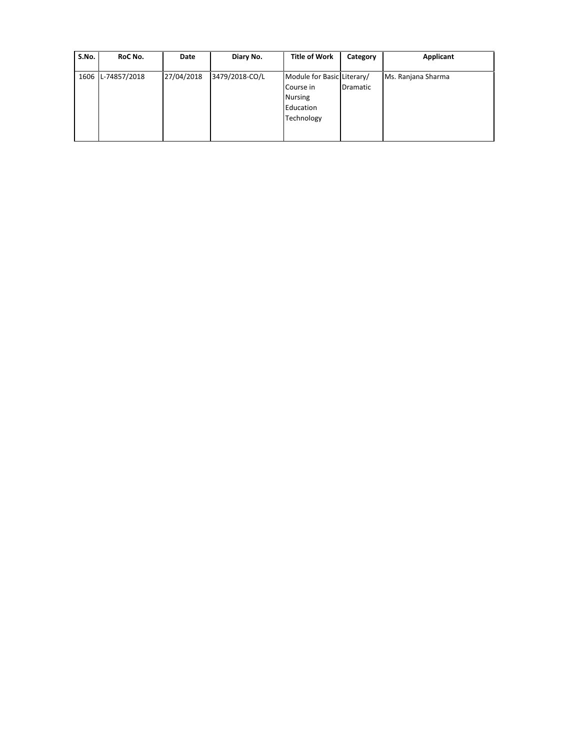| S.No. | RoC No. | Date | Diary No. | Title of Work | Category | Applicant |
|---|---|---|---|---|---|---|
| 1606 | L-74857/2018 | 27/04/2018 | 3479/2018-CO/L | Module for Basic Course in Nursing Education Technology | Literary/ Dramatic | Ms. Ranjana Sharma |